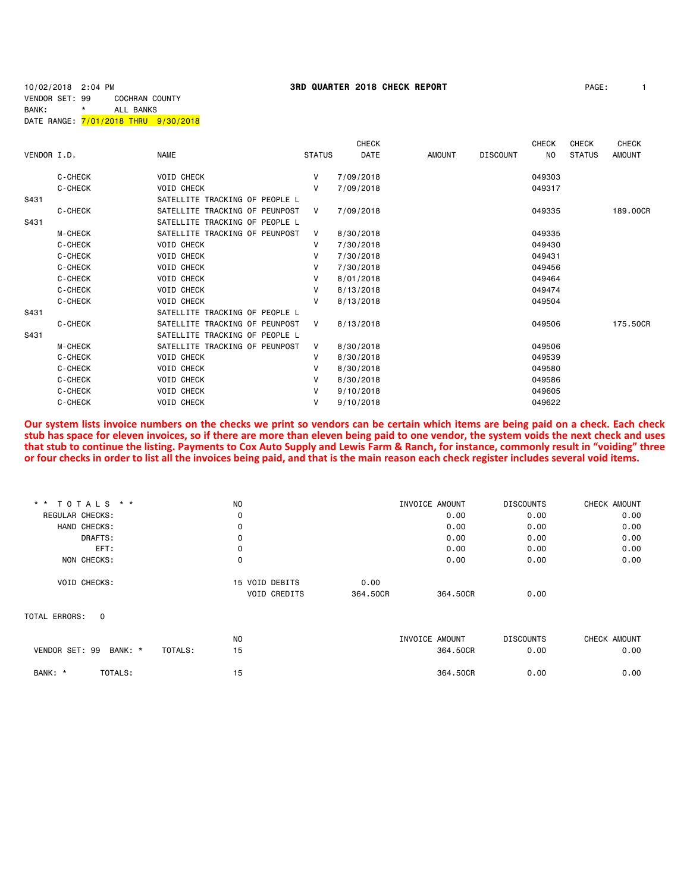10/02/2018 2:04 PM

**3RD QUARTER 2018 CHECK REPORT**

VENDOR SET: 99 COCHRAN COUNTY
BANK: * ALL BANKS
DATE RANGE: 7/01/2018 THRU 9/30/2018

| VENDOR I.D. | NAME | STATUS | CHECK DATE | AMOUNT | DISCOUNT | CHECK NO | CHECK STATUS | CHECK AMOUNT |
|---|---|---|---|---|---|---|---|---|
| C-CHECK | VOID CHECK | V | 7/09/2018 | | | 049303 | | |
| C-CHECK | VOID CHECK | V | 7/09/2018 | | | 049317 | | |
| S431 | SATELLITE TRACKING OF PEOPLE L | | | | | | | |
| C-CHECK | SATELLITE TRACKING OF PEUNPOST | V | 7/09/2018 | | | 049335 | | 189.00CR |
| S431 | SATELLITE TRACKING OF PEOPLE L | | | | | | | |
| M-CHECK | SATELLITE TRACKING OF PEUNPOST | V | 8/30/2018 | | | 049335 | | |
| C-CHECK | VOID CHECK | V | 7/30/2018 | | | 049430 | | |
| C-CHECK | VOID CHECK | V | 7/30/2018 | | | 049431 | | |
| C-CHECK | VOID CHECK | V | 7/30/2018 | | | 049456 | | |
| C-CHECK | VOID CHECK | V | 8/01/2018 | | | 049464 | | |
| C-CHECK | VOID CHECK | V | 8/13/2018 | | | 049474 | | |
| C-CHECK | VOID CHECK | V | 8/13/2018 | | | 049504 | | |
| S431 | SATELLITE TRACKING OF PEOPLE L | | | | | | | |
| C-CHECK | SATELLITE TRACKING OF PEUNPOST | V | 8/13/2018 | | | 049506 | | 175.50CR |
| S431 | SATELLITE TRACKING OF PEOPLE L | | | | | | | |
| M-CHECK | SATELLITE TRACKING OF PEUNPOST | V | 8/30/2018 | | | 049506 | | |
| C-CHECK | VOID CHECK | V | 8/30/2018 | | | 049539 | | |
| C-CHECK | VOID CHECK | V | 8/30/2018 | | | 049580 | | |
| C-CHECK | VOID CHECK | V | 8/30/2018 | | | 049586 | | |
| C-CHECK | VOID CHECK | V | 9/10/2018 | | | 049605 | | |
| C-CHECK | VOID CHECK | V | 9/10/2018 | | | 049622 | | |

**Our system lists invoice numbers on the checks we print so vendors can be certain which items are being paid on a check. Each check stub has space for eleven invoices, so if there are more than eleven being paid to one vendor, the system voids the next check and uses that stub to continue the listing. Payments to Cox Auto Supply and Lewis Farm & Ranch, for instance, commonly result in "voiding" three or four checks in order to list all the invoices being paid, and that is the main reason each check register includes several void items.**

| ** TOTALS ** | NO | | | INVOICE AMOUNT | DISCOUNTS | CHECK AMOUNT |
|---|---|---|---|---|---|---|
| REGULAR CHECKS: | 0 | | | 0.00 | 0.00 | 0.00 |
| HAND CHECKS: | 0 | | | 0.00 | 0.00 | 0.00 |
| DRAFTS: | 0 | | | 0.00 | 0.00 | 0.00 |
| EFT: | 0 | | | 0.00 | 0.00 | 0.00 |
| NON CHECKS: | 0 | | | 0.00 | 0.00 | 0.00 |
| VOID CHECKS: | 15 | VOID DEBITS | 0.00 | | | |
| | | VOID CREDITS | 364.50CR | 364.50CR | 0.00 | |

TOTAL ERRORS: 0

| | NO | INVOICE AMOUNT | DISCOUNTS | CHECK AMOUNT |
|---|---|---|---|---|
| VENDOR SET: 99 BANK: * TOTALS: | 15 | 364.50CR | 0.00 | 0.00 |
| BANK: * TOTALS: | 15 | 364.50CR | 0.00 | 0.00 |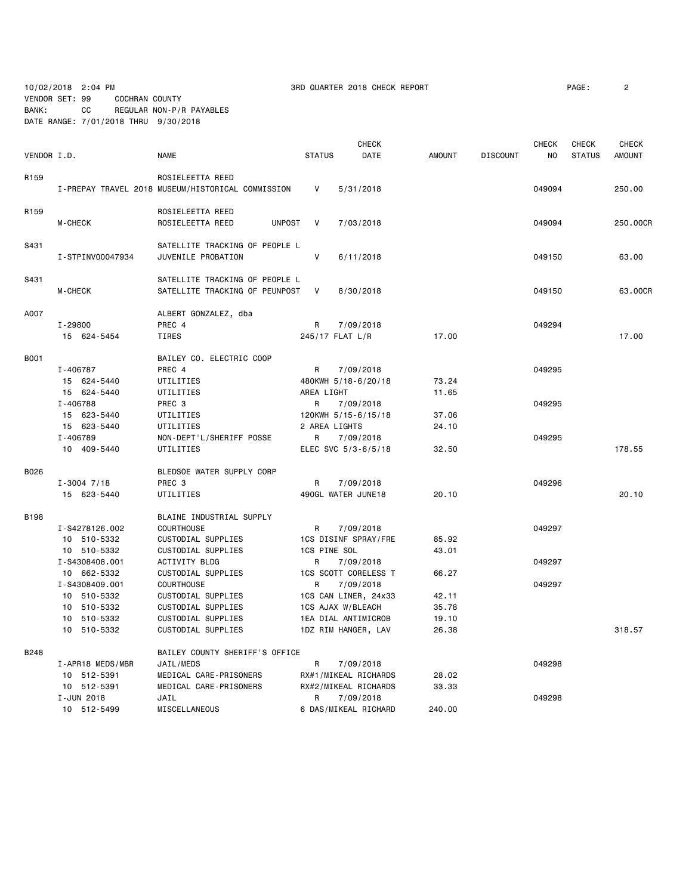10/02/2018 2:04 PM 3RD QUARTER 2018 CHECK REPORT
VENDOR SET: 99 COCHRAN COUNTY
BANK: CC REGULAR NON-P/R PAYABLES
DATE RANGE: 7/01/2018 THRU 9/30/2018

| VENDOR I.D. | | NAME | STATUS | CHECK DATE | AMOUNT | DISCOUNT | CHECK NO | CHECK STATUS | CHECK AMOUNT |
|---|---|---|---|---|---|---|---|---|---|
| R159 | | ROSIELEETTA REED | | | | | | | |
| | I-PREPAY TRAVEL 2018 | MUSEUM/HISTORICAL COMMISSION | V | 5/31/2018 | | | 049094 | | 250.00 |
| R159 | | ROSIELEETTA REED | | | | | | | |
| | M-CHECK | ROSIELEETTA REED UNPOST | V | 7/03/2018 | | | 049094 | | 250.00CR |
| S431 | | SATELLITE TRACKING OF PEOPLE L | | | | | | | |
| | I-STPINV00047934 | JUVENILE PROBATION | V | 6/11/2018 | | | 049150 | | 63.00 |
| S431 | | SATELLITE TRACKING OF PEOPLE L | | | | | | | |
| | M-CHECK | SATELLITE TRACKING OF PEUNPOST | V | 8/30/2018 | | | 049150 | | 63.00CR |
| A007 | | ALBERT GONZALEZ, dba | | | | | | | |
| | I-29800 | PREC 4 | R | 7/09/2018 | | | 049294 | | |
| | 15 624-5454 | TIRES | 245/17 FLAT L/R | | 17.00 | | | | 17.00 |
| B001 | | BAILEY CO. ELECTRIC COOP | | | | | | | |
| | I-406787 | PREC 4 | R | 7/09/2018 | | | 049295 | | |
| | 15 624-5440 | UTILITIES | 480KWH 5/18-6/20/18 | | 73.24 | | | | |
| | 15 624-5440 | UTILITIES | AREA LIGHT | | 11.65 | | | | |
| | I-406788 | PREC 3 | R | 7/09/2018 | | | 049295 | | |
| | 15 623-5440 | UTILITIES | 120KWH 5/15-6/15/18 | | 37.06 | | | | |
| | 15 623-5440 | UTILITIES | 2 AREA LIGHTS | | 24.10 | | | | |
| | I-406789 | NON-DEPT'L/SHERIFF POSSE | R | 7/09/2018 | | | 049295 | | |
| | 10 409-5440 | UTILITIES | ELEC SVC 5/3-6/5/18 | | 32.50 | | | | 178.55 |
| B026 | | BLEDSOE WATER SUPPLY CORP | | | | | | | |
| | I-3004 7/18 | PREC 3 | R | 7/09/2018 | | | 049296 | | |
| | 15 623-5440 | UTILITIES | 490GL WATER JUNE18 | | 20.10 | | | | 20.10 |
| B198 | | BLAINE INDUSTRIAL SUPPLY | | | | | | | |
| | I-S4278126.002 | COURTHOUSE | R | 7/09/2018 | | | 049297 | | |
| | 10 510-5332 | CUSTODIAL SUPPLIES | 1CS DISINF SPRAY/FRE | | 85.92 | | | | |
| | 10 510-5332 | CUSTODIAL SUPPLIES | 1CS PINE SOL | | 43.01 | | | | |
| | I-S4308408.001 | ACTIVITY BLDG | R | 7/09/2018 | | | 049297 | | |
| | 10 662-5332 | CUSTODIAL SUPPLIES | 1CS SCOTT CORELESS T | | 66.27 | | | | |
| | I-S4308409.001 | COURTHOUSE | R | 7/09/2018 | | | 049297 | | |
| | 10 510-5332 | CUSTODIAL SUPPLIES | 1CS CAN LINER, 24x33 | | 42.11 | | | | |
| | 10 510-5332 | CUSTODIAL SUPPLIES | 1CS AJAX W/BLEACH | | 35.78 | | | | |
| | 10 510-5332 | CUSTODIAL SUPPLIES | 1EA DIAL ANTIMICROB | | 19.10 | | | | |
| | 10 510-5332 | CUSTODIAL SUPPLIES | 1DZ RIM HANGER, LAV | | 26.38 | | | | 318.57 |
| B248 | | BAILEY COUNTY SHERIFF'S OFFICE | | | | | | | |
| | I-APR18 MEDS/MBR | JAIL/MEDS | R | 7/09/2018 | | | 049298 | | |
| | 10 512-5391 | MEDICAL CARE-PRISONERS | RX#1/MIKEAL RICHARDS | | 28.02 | | | | |
| | 10 512-5391 | MEDICAL CARE-PRISONERS | RX#2/MIKEAL RICHARDS | | 33.33 | | | | |
| | I-JUN 2018 | JAIL | R | 7/09/2018 | | | 049298 | | |
| | 10 512-5499 | MISCELLANEOUS | 6 DAS/MIKEAL RICHARD | | 240.00 | | | | |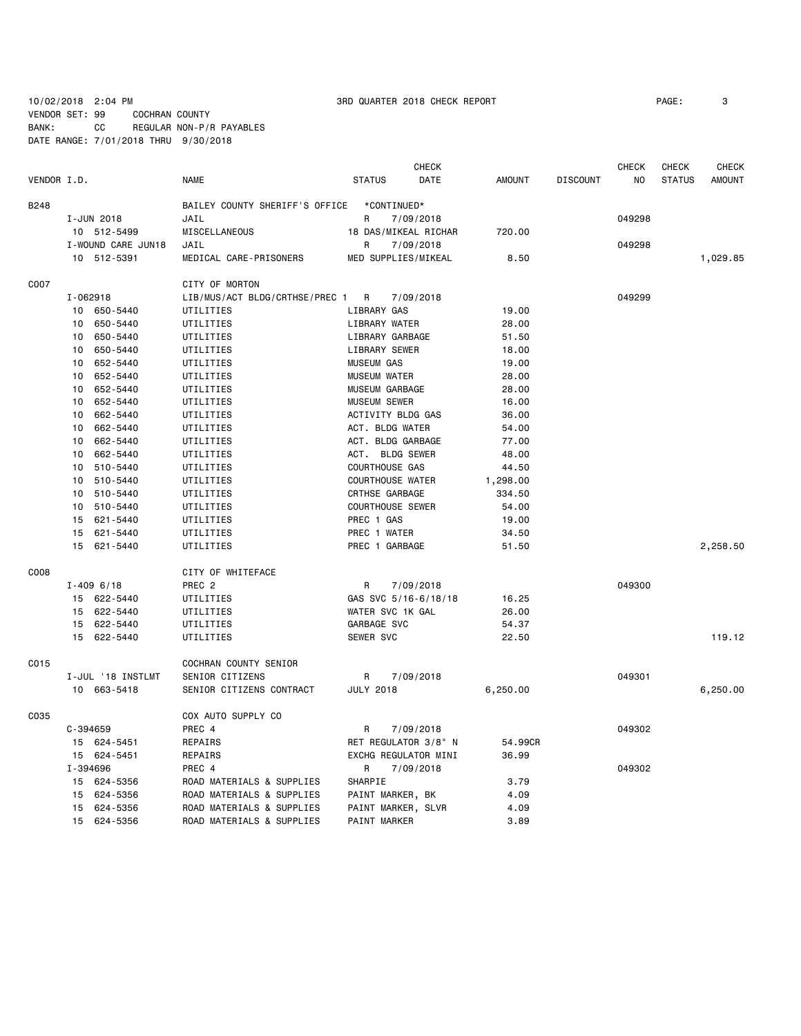10/02/2018 2:04 PM 3RD QUARTER 2018 CHECK REPORT PAGE: 3
VENDOR SET: 99 COCHRAN COUNTY
BANK: CC REGULAR NON-P/R PAYABLES
DATE RANGE: 7/01/2018 THRU 9/30/2018

| VENDOR I.D. | NAME | STATUS | CHECK DATE | AMOUNT | DISCOUNT | CHECK NO | CHECK STATUS | CHECK AMOUNT |
|---|---|---|---|---|---|---|---|---|
| B248 | BAILEY COUNTY SHERIFF'S OFFICE | *CONTINUED* | | | | | | |
| I-JUN 2018 | JAIL | R | 7/09/2018 | | | 049298 | | |
| 10 512-5499 | MISCELLANEOUS | 18 DAS/MIKEAL RICHAR | | 720.00 | | | | |
| I-WOUND CARE JUN18 | JAIL | R | 7/09/2018 | | | 049298 | | |
| 10 512-5391 | MEDICAL CARE-PRISONERS | MED SUPPLIES/MIKEAL | | 8.50 | | | | 1,029.85 |
| C007 | CITY OF MORTON | | | | | | | |
| I-062918 | LIB/MUS/ACT BLDG/CRTHSE/PREC 1 | R | 7/09/2018 | | | 049299 | | |
| 10 650-5440 | UTILITIES | LIBRARY GAS | | 19.00 | | | | |
| 10 650-5440 | UTILITIES | LIBRARY WATER | | 28.00 | | | | |
| 10 650-5440 | UTILITIES | LIBRARY GARBAGE | | 51.50 | | | | |
| 10 650-5440 | UTILITIES | LIBRARY SEWER | | 18.00 | | | | |
| 10 652-5440 | UTILITIES | MUSEUM GAS | | 19.00 | | | | |
| 10 652-5440 | UTILITIES | MUSEUM WATER | | 28.00 | | | | |
| 10 652-5440 | UTILITIES | MUSEUM GARBAGE | | 28.00 | | | | |
| 10 652-5440 | UTILITIES | MUSEUM SEWER | | 16.00 | | | | |
| 10 662-5440 | UTILITIES | ACTIVITY BLDG GAS | | 36.00 | | | | |
| 10 662-5440 | UTILITIES | ACT. BLDG WATER | | 54.00 | | | | |
| 10 662-5440 | UTILITIES | ACT. BLDG GARBAGE | | 77.00 | | | | |
| 10 662-5440 | UTILITIES | ACT. BLDG SEWER | | 48.00 | | | | |
| 10 510-5440 | UTILITIES | COURTHOUSE GAS | | 44.50 | | | | |
| 10 510-5440 | UTILITIES | COURTHOUSE WATER | | 1,298.00 | | | | |
| 10 510-5440 | UTILITIES | CRTHSE GARBAGE | | 334.50 | | | | |
| 10 510-5440 | UTILITIES | COURTHOUSE SEWER | | 54.00 | | | | |
| 15 621-5440 | UTILITIES | PREC 1 GAS | | 19.00 | | | | |
| 15 621-5440 | UTILITIES | PREC 1 WATER | | 34.50 | | | | |
| 15 621-5440 | UTILITIES | PREC 1 GARBAGE | | 51.50 | | | | 2,258.50 |
| C008 | CITY OF WHITEFACE | | | | | | | |
| I-409 6/18 | PREC 2 | R | 7/09/2018 | | | 049300 | | |
| 15 622-5440 | UTILITIES | GAS SVC 5/16-6/18/18 | | 16.25 | | | | |
| 15 622-5440 | UTILITIES | WATER SVC 1K GAL | | 26.00 | | | | |
| 15 622-5440 | UTILITIES | GARBAGE SVC | | 54.37 | | | | |
| 15 622-5440 | UTILITIES | SEWER SVC | | 22.50 | | | | 119.12 |
| C015 | COCHRAN COUNTY SENIOR | | | | | | | |
| I-JUL '18 INSTLMT | SENIOR CITIZENS | R | 7/09/2018 | | | 049301 | | |
| 10 663-5418 | SENIOR CITIZENS CONTRACT | JULY 2018 | | 6,250.00 | | | | 6,250.00 |
| C035 | COX AUTO SUPPLY CO | | | | | | | |
| C-394659 | PREC 4 | R | 7/09/2018 | | | 049302 | | |
| 15 624-5451 | REPAIRS | RET REGULATOR 3/8" N | | 54.99CR | | | | |
| 15 624-5451 | REPAIRS | EXCHG REGULATOR MINI | | 36.99 | | | | |
| I-394696 | PREC 4 | R | 7/09/2018 | | | 049302 | | |
| 15 624-5356 | ROAD MATERIALS & SUPPLIES | SHARPIE | | 3.79 | | | | |
| 15 624-5356 | ROAD MATERIALS & SUPPLIES | PAINT MARKER, BK | | 4.09 | | | | |
| 15 624-5356 | ROAD MATERIALS & SUPPLIES | PAINT MARKER, SLVR | | 4.09 | | | | |
| 15 624-5356 | ROAD MATERIALS & SUPPLIES | PAINT MARKER | | 3.89 | | | | |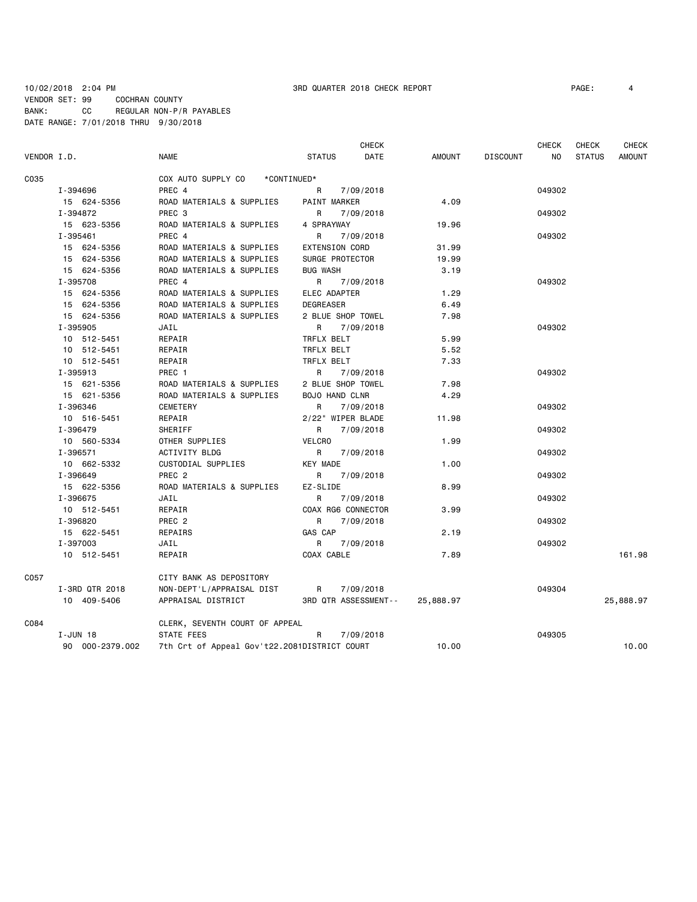10/02/2018 2:04 PM 3RD QUARTER 2018 CHECK REPORT PAGE: 4

VENDOR SET: 99 COCHRAN COUNTY

BANK: CC REGULAR NON-P/R PAYABLES

DATE RANGE: 7/01/2018 THRU 9/30/2018

| VENDOR I.D. | NAME | STATUS | CHECK DATE | AMOUNT | DISCOUNT | CHECK NO | CHECK STATUS | CHECK AMOUNT |
|---|---|---|---|---|---|---|---|---|
| C035 | COX AUTO SUPPLY CO *CONTINUED* | | | | | | | |
| I-394696 | PREC 4 | R | 7/09/2018 | | | 049302 | | |
| 15 624-5356 | ROAD MATERIALS & SUPPLIES | PAINT MARKER | | 4.09 | | | | |
| I-394872 | PREC 3 | R | 7/09/2018 | | | 049302 | | |
| 15 623-5356 | ROAD MATERIALS & SUPPLIES | 4 SPRAYWAY | | 19.96 | | | | |
| I-395461 | PREC 4 | R | 7/09/2018 | | | 049302 | | |
| 15 624-5356 | ROAD MATERIALS & SUPPLIES | EXTENSION CORD | | 31.99 | | | | |
| 15 624-5356 | ROAD MATERIALS & SUPPLIES | SURGE PROTECTOR | | 19.99 | | | | |
| 15 624-5356 | ROAD MATERIALS & SUPPLIES | BUG WASH | | 3.19 | | | | |
| I-395708 | PREC 4 | R | 7/09/2018 | | | 049302 | | |
| 15 624-5356 | ROAD MATERIALS & SUPPLIES | ELEC ADAPTER | | 1.29 | | | | |
| 15 624-5356 | ROAD MATERIALS & SUPPLIES | DEGREASER | | 6.49 | | | | |
| 15 624-5356 | ROAD MATERIALS & SUPPLIES | 2 BLUE SHOP TOWEL | | 7.98 | | | | |
| I-395905 | JAIL | R | 7/09/2018 | | | 049302 | | |
| 10 512-5451 | REPAIR | TRFLX BELT | | 5.99 | | | | |
| 10 512-5451 | REPAIR | TRFLX BELT | | 5.52 | | | | |
| 10 512-5451 | REPAIR | TRFLX BELT | | 7.33 | | | | |
| I-395913 | PREC 1 | R | 7/09/2018 | | | 049302 | | |
| 15 621-5356 | ROAD MATERIALS & SUPPLIES | 2 BLUE SHOP TOWEL | | 7.98 | | | | |
| 15 621-5356 | ROAD MATERIALS & SUPPLIES | BOJO HAND CLNR | | 4.29 | | | | |
| I-396346 | CEMETERY | R | 7/09/2018 | | | 049302 | | |
| 10 516-5451 | REPAIR | 2/22" WIPER BLADE | | 11.98 | | | | |
| I-396479 | SHERIFF | R | 7/09/2018 | | | 049302 | | |
| 10 560-5334 | OTHER SUPPLIES | VELCRO | | 1.99 | | | | |
| I-396571 | ACTIVITY BLDG | R | 7/09/2018 | | | 049302 | | |
| 10 662-5332 | CUSTODIAL SUPPLIES | KEY MADE | | 1.00 | | | | |
| I-396649 | PREC 2 | R | 7/09/2018 | | | 049302 | | |
| 15 622-5356 | ROAD MATERIALS & SUPPLIES | EZ-SLIDE | | 8.99 | | | | |
| I-396675 | JAIL | R | 7/09/2018 | | | 049302 | | |
| 10 512-5451 | REPAIR | COAX RG6 CONNECTOR | | 3.99 | | | | |
| I-396820 | PREC 2 | R | 7/09/2018 | | | 049302 | | |
| 15 622-5451 | REPAIRS | GAS CAP | | 2.19 | | | | |
| I-397003 | JAIL | R | 7/09/2018 | | | 049302 | | |
| 10 512-5451 | REPAIR | COAX CABLE | | 7.89 | | | | 161.98 |
| C057 | CITY BANK AS DEPOSITORY | | | | | | | |
| I-3RD QTR 2018 | NON-DEPT'L/APPRAISAL DIST | R | 7/09/2018 | | | 049304 | | |
| 10 409-5406 | APPRAISAL DISTRICT | 3RD QTR ASSESSMENT-- | | 25,888.97 | | | | 25,888.97 |
| C084 | CLERK, SEVENTH COURT OF APPEAL | | | | | | | |
| I-JUN 18 | STATE FEES | R | 7/09/2018 | | | 049305 | | |
| 90 000-2379.002 | 7th Crt of Appeal Gov't22.2081 | DISTRICT COURT | | 10.00 | | | | 10.00 |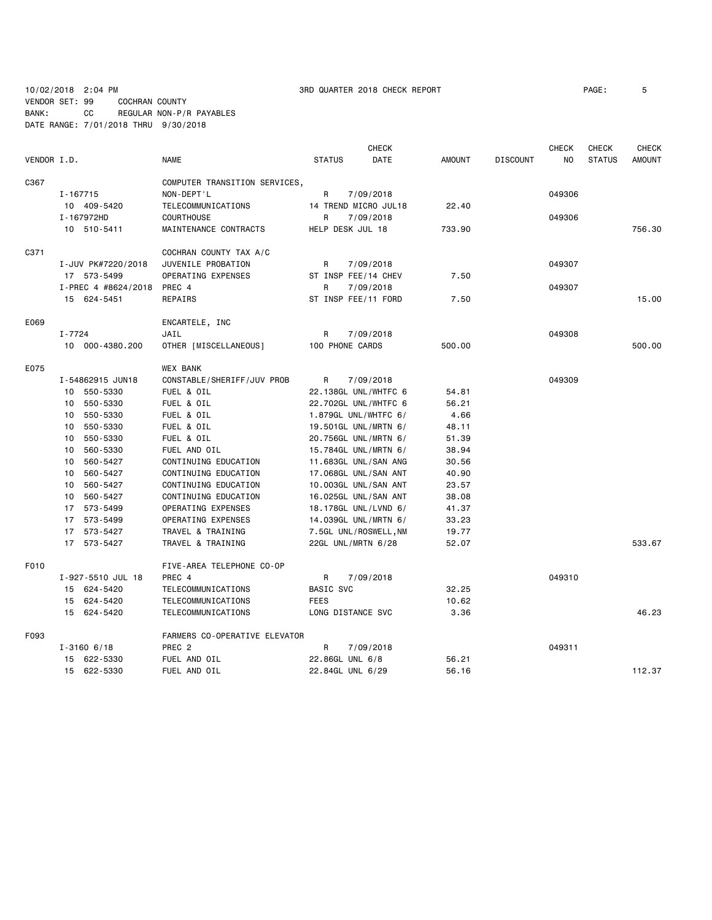10/02/2018 2:04 PM 3RD QUARTER 2018 CHECK REPORT PAGE: 5
VENDOR SET: 99 COCHRAN COUNTY
BANK: CC REGULAR NON-P/R PAYABLES
DATE RANGE: 7/01/2018 THRU 9/30/2018

| VENDOR I.D. | NAME | STATUS | CHECK DATE | AMOUNT | DISCOUNT | CHECK NO | CHECK STATUS | CHECK AMOUNT |
|---|---|---|---|---|---|---|---|---|
| C367 | COMPUTER TRANSITION SERVICES, | | | | | | | |
| I-167715 | NON-DEPT'L | R | 7/09/2018 | | | 049306 | | |
| 10 409-5420 | TELECOMMUNICATIONS | 14 TREND MICRO JUL18 | | 22.40 | | | | |
| I-167972HD | COURTHOUSE | R | 7/09/2018 | | | 049306 | | |
| 10 510-5411 | MAINTENANCE CONTRACTS | HELP DESK JUL 18 | | 733.90 | | | | 756.30 |
| C371 | COCHRAN COUNTY TAX A/C | | | | | | | |
| I-JUV PK#7220/2018 | JUVENILE PROBATION | R | 7/09/2018 | | | 049307 | | |
| 17 573-5499 | OPERATING EXPENSES | ST INSP FEE/14 CHEV | | 7.50 | | | | |
| I-PREC 4 #8624/2018 | PREC 4 | R | 7/09/2018 | | | 049307 | | |
| 15 624-5451 | REPAIRS | ST INSP FEE/11 FORD | | 7.50 | | | | 15.00 |
| E069 | ENCARTELE, INC | | | | | | | |
| I-7724 | JAIL | R | 7/09/2018 | | | 049308 | | |
| 10 000-4380.200 | OTHER [MISCELLANEOUS] | 100 PHONE CARDS | | 500.00 | | | | 500.00 |
| E075 | WEX BANK | | | | | | | |
| I-54862915 JUN18 | CONSTABLE/SHERIFF/JUV PROB | R | 7/09/2018 | | | 049309 | | |
| 10 550-5330 | FUEL & OIL | 22.138GL UNL/WHTFC 6 | | 54.81 | | | | |
| 10 550-5330 | FUEL & OIL | 22.702GL UNL/WHTFC 6 | | 56.21 | | | | |
| 10 550-5330 | FUEL & OIL | 1.879GL UNL/WHTFC 6/ | | 4.66 | | | | |
| 10 550-5330 | FUEL & OIL | 19.501GL UNL/MRTN 6/ | | 48.11 | | | | |
| 10 550-5330 | FUEL & OIL | 20.756GL UNL/MRTN 6/ | | 51.39 | | | | |
| 10 560-5330 | FUEL AND OIL | 15.784GL UNL/MRTN 6/ | | 38.94 | | | | |
| 10 560-5427 | CONTINUING EDUCATION | 11.683GL UNL/SAN ANG | | 30.56 | | | | |
| 10 560-5427 | CONTINUING EDUCATION | 17.068GL UNL/SAN ANT | | 40.90 | | | | |
| 10 560-5427 | CONTINUING EDUCATION | 10.003GL UNL/SAN ANT | | 23.57 | | | | |
| 10 560-5427 | CONTINUING EDUCATION | 16.025GL UNL/SAN ANT | | 38.08 | | | | |
| 17 573-5499 | OPERATING EXPENSES | 18.178GL UNL/LVND 6/ | | 41.37 | | | | |
| 17 573-5499 | OPERATING EXPENSES | 14.039GL UNL/MRTN 6/ | | 33.23 | | | | |
| 17 573-5427 | TRAVEL & TRAINING | 7.5GL UNL/ROSWELL,NM | | 19.77 | | | | |
| 17 573-5427 | TRAVEL & TRAINING | 22GL UNL/MRTN 6/28 | | 52.07 | | | | 533.67 |
| F010 | FIVE-AREA TELEPHONE CO-OP | | | | | | | |
| I-927-5510 JUL 18 | PREC 4 | R | 7/09/2018 | | | 049310 | | |
| 15 624-5420 | TELECOMMUNICATIONS | BASIC SVC | | 32.25 | | | | |
| 15 624-5420 | TELECOMMUNICATIONS | FEES | | 10.62 | | | | |
| 15 624-5420 | TELECOMMUNICATIONS | LONG DISTANCE SVC | | 3.36 | | | | 46.23 |
| F093 | FARMERS CO-OPERATIVE ELEVATOR | | | | | | | |
| I-3160 6/18 | PREC 2 | R | 7/09/2018 | | | 049311 | | |
| 15 622-5330 | FUEL AND OIL | 22.86GL UNL 6/8 | | 56.21 | | | | |
| 15 622-5330 | FUEL AND OIL | 22.84GL UNL 6/29 | | 56.16 | | | | 112.37 |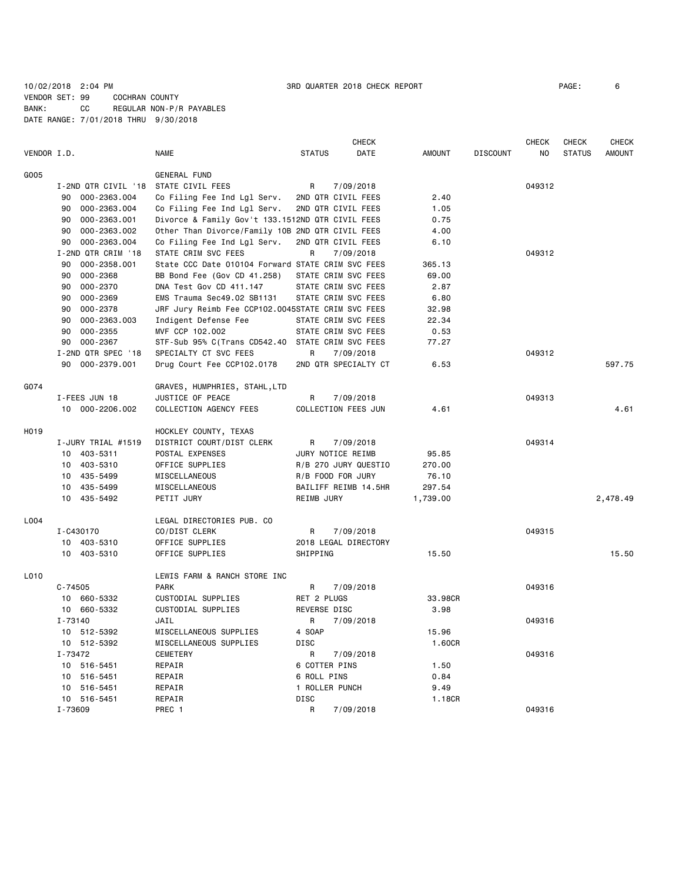10/02/2018 2:04 PM 3RD QUARTER 2018 CHECK REPORT

VENDOR SET: 99 COCHRAN COUNTY
BANK: CC REGULAR NON-P/R PAYABLES
DATE RANGE: 7/01/2018 THRU 9/30/2018

| VENDOR I.D. | NAME | STATUS | CHECK DATE | AMOUNT | DISCOUNT | CHECK NO | CHECK STATUS | CHECK AMOUNT |
|---|---|---|---|---|---|---|---|---|
| G005 | GENERAL FUND | | | | | | | |
| I-2ND QTR CIVIL '18 | STATE CIVIL FEES | R | 7/09/2018 | | | 049312 | | |
| 90 000-2363.004 | Co Filing Fee Ind Lgl Serv. | 2ND QTR CIVIL FEES | | 2.40 | | | | |
| 90 000-2363.004 | Co Filing Fee Ind Lgl Serv. | 2ND QTR CIVIL FEES | | 1.05 | | | | |
| 90 000-2363.001 | Divorce & Family Gov't 133.151 | 2ND QTR CIVIL FEES | | 0.75 | | | | |
| 90 000-2363.002 | Other Than Divorce/Family 10B | 2ND QTR CIVIL FEES | | 4.00 | | | | |
| 90 000-2363.004 | Co Filing Fee Ind Lgl Serv. | 2ND QTR CIVIL FEES | | 6.10 | | | | |
| I-2ND QTR CRIM '18 | STATE CRIM SVC FEES | R | 7/09/2018 | | | 049312 | | |
| 90 000-2358.001 | State CCC Date 010104 Forward | STATE CRIM SVC FEES | | 365.13 | | | | |
| 90 000-2368 | BB Bond Fee (Gov CD 41.258) | STATE CRIM SVC FEES | | 69.00 | | | | |
| 90 000-2370 | DNA Test Gov CD 411.147 | STATE CRIM SVC FEES | | 2.87 | | | | |
| 90 000-2369 | EMS Trauma Sec49.02 SB1131 | STATE CRIM SVC FEES | | 6.80 | | | | |
| 90 000-2378 | JRF Jury Reimb Fee CCP102.0045 | STATE CRIM SVC FEES | | 32.98 | | | | |
| 90 000-2363.003 | Indigent Defense Fee | STATE CRIM SVC FEES | | 22.34 | | | | |
| 90 000-2355 | MVF CCP 102.002 | STATE CRIM SVC FEES | | 0.53 | | | | |
| 90 000-2367 | STF-Sub 95% C(Trans CD542.40 | STATE CRIM SVC FEES | | 77.27 | | | | |
| I-2ND QTR SPEC '18 | SPECIALTY CT SVC FEES | R | 7/09/2018 | | | 049312 | | |
| 90 000-2379.001 | Drug Court Fee CCP102.0178 | 2ND QTR SPECIALTY CT | | 6.53 | | | | 597.75 |
| G074 | GRAVES, HUMPHRIES, STAHL,LTD | | | | | | | |
| I-FEES JUN 18 | JUSTICE OF PEACE | R | 7/09/2018 | | | 049313 | | |
| 10 000-2206.002 | COLLECTION AGENCY FEES | COLLECTION FEES JUN | | 4.61 | | | | 4.61 |
| H019 | HOCKLEY COUNTY, TEXAS | | | | | | | |
| I-JURY TRIAL #1519 | DISTRICT COURT/DIST CLERK | R | 7/09/2018 | | | 049314 | | |
| 10 403-5311 | POSTAL EXPENSES | JURY NOTICE REIMB | | 95.85 | | | | |
| 10 403-5310 | OFFICE SUPPLIES | R/B 270 JURY QUESTIO | | 270.00 | | | | |
| 10 435-5499 | MISCELLANEOUS | R/B FOOD FOR JURY | | 76.10 | | | | |
| 10 435-5499 | MISCELLANEOUS | BAILIFF REIMB 14.5HR | | 297.54 | | | | |
| 10 435-5492 | PETIT JURY | REIMB JURY | | 1,739.00 | | | | 2,478.49 |
| L004 | LEGAL DIRECTORIES PUB. CO | | | | | | | |
| I-C430170 | CO/DIST CLERK | R | 7/09/2018 | | | 049315 | | |
| 10 403-5310 | OFFICE SUPPLIES | 2018 LEGAL DIRECTORY | | | | | | |
| 10 403-5310 | OFFICE SUPPLIES | SHIPPING | | 15.50 | | | | 15.50 |
| L010 | LEWIS FARM & RANCH STORE INC | | | | | | | |
| C-74505 | PARK | R | 7/09/2018 | | | 049316 | | |
| 10 660-5332 | CUSTODIAL SUPPLIES | RET 2 PLUGS | | 33.98CR | | | | |
| 10 660-5332 | CUSTODIAL SUPPLIES | REVERSE DISC | | 3.98 | | | | |
| I-73140 | JAIL | R | 7/09/2018 | | | 049316 | | |
| 10 512-5392 | MISCELLANEOUS SUPPLIES | 4 SOAP | | 15.96 | | | | |
| 10 512-5392 | MISCELLANEOUS SUPPLIES | DISC | | 1.60CR | | | | |
| I-73472 | CEMETERY | R | 7/09/2018 | | | 049316 | | |
| 10 516-5451 | REPAIR | 6 COTTER PINS | | 1.50 | | | | |
| 10 516-5451 | REPAIR | 6 ROLL PINS | | 0.84 | | | | |
| 10 516-5451 | REPAIR | 1 ROLLER PUNCH | | 9.49 | | | | |
| 10 516-5451 | REPAIR | DISC | | 1.18CR | | | | |
| I-73609 | PREC 1 | R | 7/09/2018 | | | 049316 | | |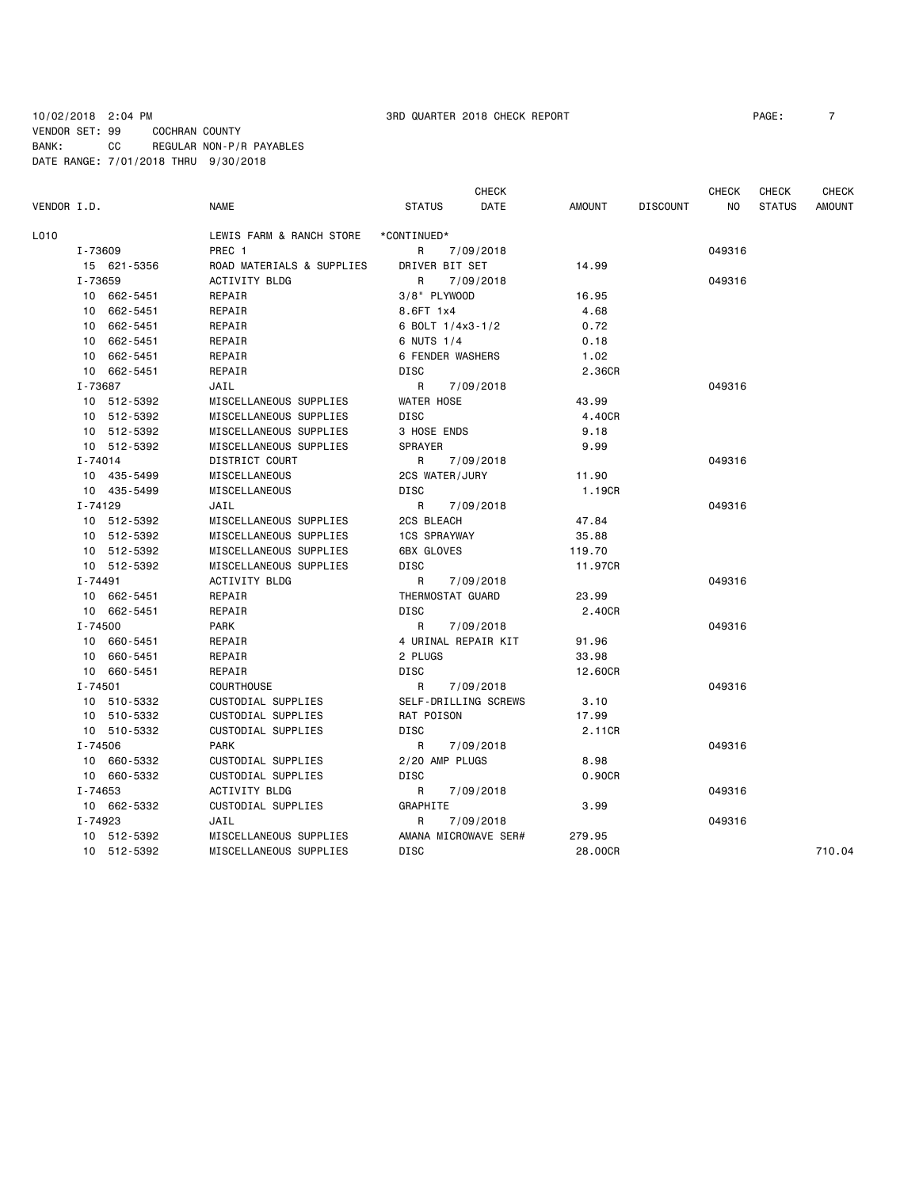10/02/2018 2:04 PM 3RD QUARTER 2018 CHECK REPORT PAGE: 7

VENDOR SET: 99 COCHRAN COUNTY
BANK: CC REGULAR NON-P/R PAYABLES
DATE RANGE: 7/01/2018 THRU 9/30/2018

| VENDOR I.D. | NAME | STATUS | CHECK DATE | AMOUNT | DISCOUNT | CHECK NO | CHECK STATUS | CHECK AMOUNT |
|---|---|---|---|---|---|---|---|---|
| L010 | LEWIS FARM & RANCH STORE | *CONTINUED* | | | | | | |
| I-73609 | PREC 1 | R | 7/09/2018 | | | 049316 | | |
| 15 621-5356 | ROAD MATERIALS & SUPPLIES | DRIVER BIT SET | | 14.99 | | | | |
| I-73659 | ACTIVITY BLDG | R | 7/09/2018 | | | 049316 | | |
| 10 662-5451 | REPAIR | 3/8" PLYWOOD | | 16.95 | | | | |
| 10 662-5451 | REPAIR | 8.6FT 1x4 | | 4.68 | | | | |
| 10 662-5451 | REPAIR | 6 BOLT 1/4x3-1/2 | | 0.72 | | | | |
| 10 662-5451 | REPAIR | 6 NUTS 1/4 | | 0.18 | | | | |
| 10 662-5451 | REPAIR | 6 FENDER WASHERS | | 1.02 | | | | |
| 10 662-5451 | REPAIR | DISC | | 2.36CR | | | | |
| I-73687 | JAIL | R | 7/09/2018 | | | 049316 | | |
| 10 512-5392 | MISCELLANEOUS SUPPLIES | WATER HOSE | | 43.99 | | | | |
| 10 512-5392 | MISCELLANEOUS SUPPLIES | DISC | | 4.40CR | | | | |
| 10 512-5392 | MISCELLANEOUS SUPPLIES | 3 HOSE ENDS | | 9.18 | | | | |
| 10 512-5392 | MISCELLANEOUS SUPPLIES | SPRAYER | | 9.99 | | | | |
| I-74014 | DISTRICT COURT | R | 7/09/2018 | | | 049316 | | |
| 10 435-5499 | MISCELLANEOUS | 2CS WATER/JURY | | 11.90 | | | | |
| 10 435-5499 | MISCELLANEOUS | DISC | | 1.19CR | | | | |
| I-74129 | JAIL | R | 7/09/2018 | | | 049316 | | |
| 10 512-5392 | MISCELLANEOUS SUPPLIES | 2CS BLEACH | | 47.84 | | | | |
| 10 512-5392 | MISCELLANEOUS SUPPLIES | 1CS SPRAYWAY | | 35.88 | | | | |
| 10 512-5392 | MISCELLANEOUS SUPPLIES | 6BX GLOVES | | 119.70 | | | | |
| 10 512-5392 | MISCELLANEOUS SUPPLIES | DISC | | 11.97CR | | | | |
| I-74491 | ACTIVITY BLDG | R | 7/09/2018 | | | 049316 | | |
| 10 662-5451 | REPAIR | THERMOSTAT GUARD | | 23.99 | | | | |
| 10 662-5451 | REPAIR | DISC | | 2.40CR | | | | |
| I-74500 | PARK | R | 7/09/2018 | | | 049316 | | |
| 10 660-5451 | REPAIR | 4 URINAL REPAIR KIT | | 91.96 | | | | |
| 10 660-5451 | REPAIR | 2 PLUGS | | 33.98 | | | | |
| 10 660-5451 | REPAIR | DISC | | 12.60CR | | | | |
| I-74501 | COURTHOUSE | R | 7/09/2018 | | | 049316 | | |
| 10 510-5332 | CUSTODIAL SUPPLIES | SELF-DRILLING SCREWS | | 3.10 | | | | |
| 10 510-5332 | CUSTODIAL SUPPLIES | RAT POISON | | 17.99 | | | | |
| 10 510-5332 | CUSTODIAL SUPPLIES | DISC | | 2.11CR | | | | |
| I-74506 | PARK | R | 7/09/2018 | | | 049316 | | |
| 10 660-5332 | CUSTODIAL SUPPLIES | 2/20 AMP PLUGS | | 8.98 | | | | |
| 10 660-5332 | CUSTODIAL SUPPLIES | DISC | | 0.90CR | | | | |
| I-74653 | ACTIVITY BLDG | R | 7/09/2018 | | | 049316 | | |
| 10 662-5332 | CUSTODIAL SUPPLIES | GRAPHITE | | 3.99 | | | | |
| I-74923 | JAIL | R | 7/09/2018 | | | 049316 | | |
| 10 512-5392 | MISCELLANEOUS SUPPLIES | AMANA MICROWAVE SER# | | 279.95 | | | | |
| 10 512-5392 | MISCELLANEOUS SUPPLIES | DISC | | 28.00CR | | | | 710.04 |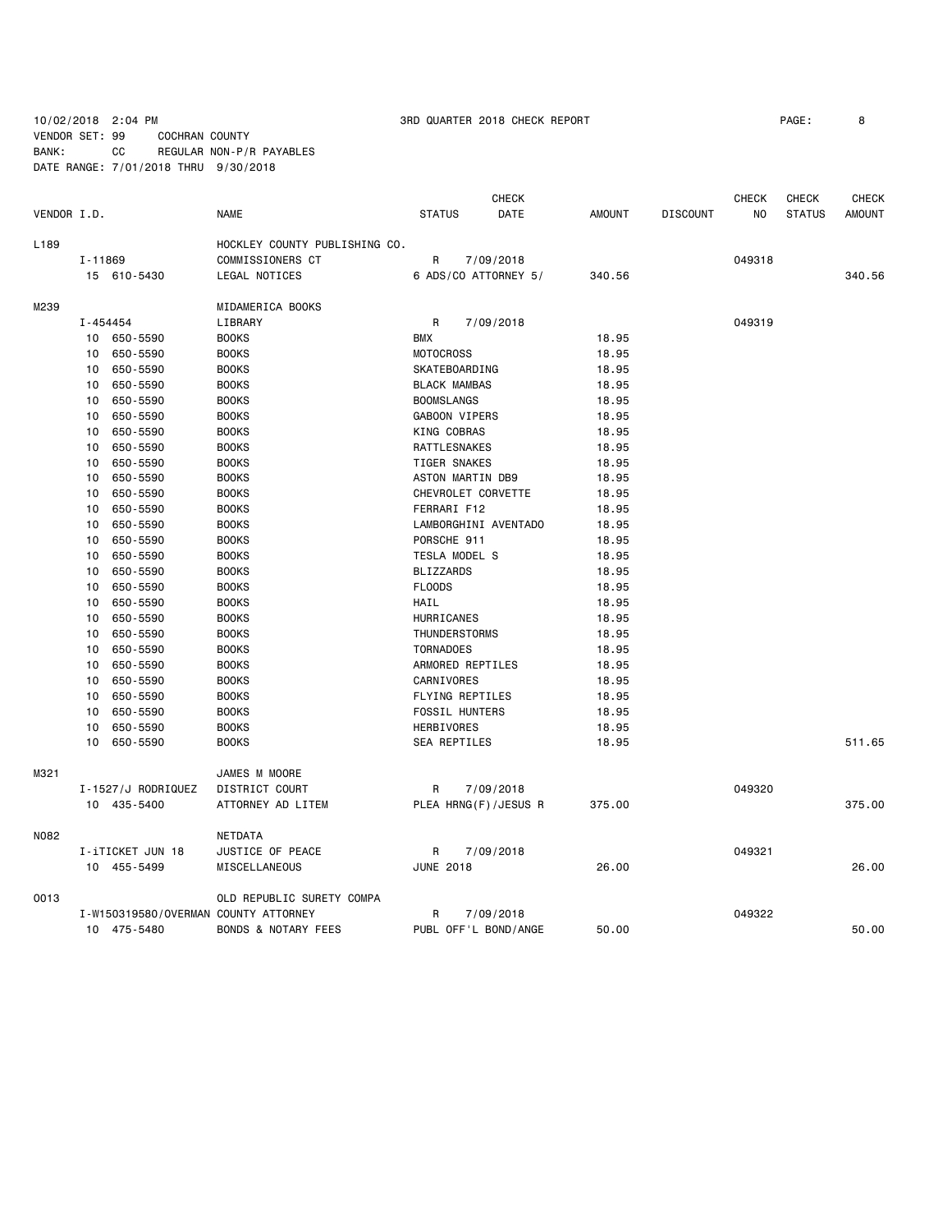10/02/2018 2:04 PM 3RD QUARTER 2018 CHECK REPORT

VENDOR SET: 99 COCHRAN COUNTY
BANK: CC REGULAR NON-P/R PAYABLES
DATE RANGE: 7/01/2018 THRU 9/30/2018

| VENDOR I.D. | | NAME | STATUS | CHECK DATE | AMOUNT | DISCOUNT | CHECK NO | CHECK STATUS | CHECK AMOUNT |
|---|---|---|---|---|---|---|---|---|---|
| L189 | | HOCKLEY COUNTY PUBLISHING CO. | | | | | | | |
| | I-11869 | COMMISSIONERS CT | R | 7/09/2018 | | | 049318 | | |
| | 15 610-5430 | LEGAL NOTICES | 6 ADS/CO ATTORNEY 5/ | | 340.56 | | | | 340.56 |
| M239 | | MIDAMERICA BOOKS | | | | | | | |
| | I-454454 | LIBRARY | R | 7/09/2018 | | | 049319 | | |
| | 10 650-5590 | BOOKS | BMX | | 18.95 | | | | |
| | 10 650-5590 | BOOKS | MOTOCROSS | | 18.95 | | | | |
| | 10 650-5590 | BOOKS | SKATEBOARDING | | 18.95 | | | | |
| | 10 650-5590 | BOOKS | BLACK MAMBAS | | 18.95 | | | | |
| | 10 650-5590 | BOOKS | BOOMSLANGS | | 18.95 | | | | |
| | 10 650-5590 | BOOKS | GABOON VIPERS | | 18.95 | | | | |
| | 10 650-5590 | BOOKS | KING COBRAS | | 18.95 | | | | |
| | 10 650-5590 | BOOKS | RATTLESNAKES | | 18.95 | | | | |
| | 10 650-5590 | BOOKS | TIGER SNAKES | | 18.95 | | | | |
| | 10 650-5590 | BOOKS | ASTON MARTIN DB9 | | 18.95 | | | | |
| | 10 650-5590 | BOOKS | CHEVROLET CORVETTE | | 18.95 | | | | |
| | 10 650-5590 | BOOKS | FERRARI F12 | | 18.95 | | | | |
| | 10 650-5590 | BOOKS | LAMBORGHINI AVENTADO | | 18.95 | | | | |
| | 10 650-5590 | BOOKS | PORSCHE 911 | | 18.95 | | | | |
| | 10 650-5590 | BOOKS | TESLA MODEL S | | 18.95 | | | | |
| | 10 650-5590 | BOOKS | BLIZZARDS | | 18.95 | | | | |
| | 10 650-5590 | BOOKS | FLOODS | | 18.95 | | | | |
| | 10 650-5590 | BOOKS | HAIL | | 18.95 | | | | |
| | 10 650-5590 | BOOKS | HURRICANES | | 18.95 | | | | |
| | 10 650-5590 | BOOKS | THUNDERSTORMS | | 18.95 | | | | |
| | 10 650-5590 | BOOKS | TORNADOES | | 18.95 | | | | |
| | 10 650-5590 | BOOKS | ARMORED REPTILES | | 18.95 | | | | |
| | 10 650-5590 | BOOKS | CARNIVORES | | 18.95 | | | | |
| | 10 650-5590 | BOOKS | FLYING REPTILES | | 18.95 | | | | |
| | 10 650-5590 | BOOKS | FOSSIL HUNTERS | | 18.95 | | | | |
| | 10 650-5590 | BOOKS | HERBIVORES | | 18.95 | | | | |
| | 10 650-5590 | BOOKS | SEA REPTILES | | 18.95 | | | | 511.65 |
| M321 | | JAMES M MOORE | | | | | | | |
| | I-1527/J RODRIQUEZ | DISTRICT COURT | R | 7/09/2018 | | | 049320 | | |
| | 10 435-5400 | ATTORNEY AD LITEM | PLEA HRNG(F)/JESUS R | | 375.00 | | | | 375.00 |
| N082 | | NETDATA | | | | | | | |
| | I-iTICKET JUN 18 | JUSTICE OF PEACE | R | 7/09/2018 | | | 049321 | | |
| | 10 455-5499 | MISCELLANEOUS | JUNE 2018 | | 26.00 | | | | 26.00 |
| O013 | | OLD REPUBLIC SURETY COMPA | | | | | | | |
| | I-W150319580/OVERMAN | COUNTY ATTORNEY | R | 7/09/2018 | | | 049322 | | |
| | 10 475-5480 | BONDS & NOTARY FEES | PUBL OFF'L BOND/ANGE | | 50.00 | | | | 50.00 |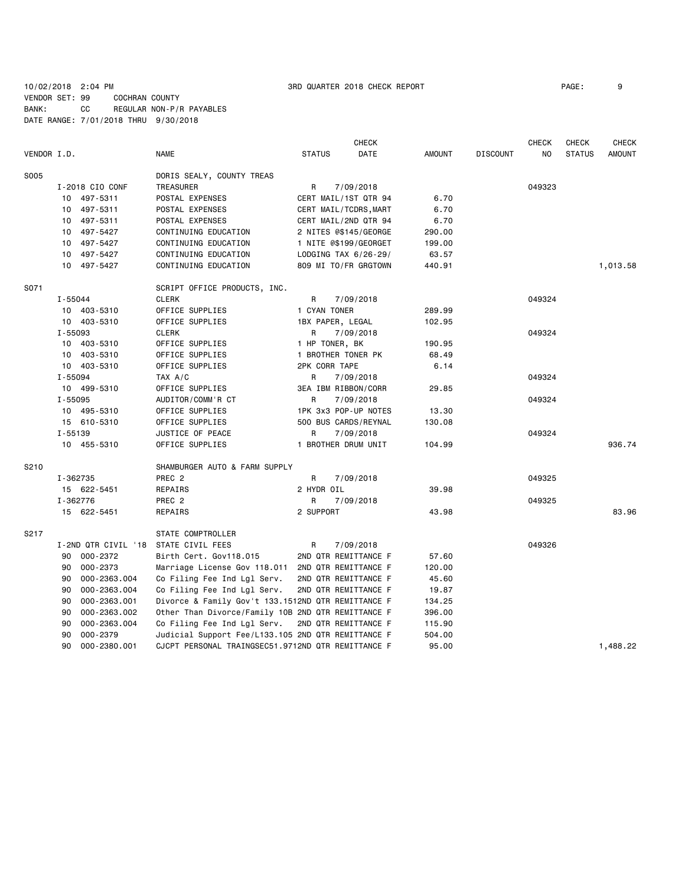10/02/2018 2:04 PM 3RD QUARTER 2018 CHECK REPORT
VENDOR SET: 99 COCHRAN COUNTY
BANK: CC REGULAR NON-P/R PAYABLES
DATE RANGE: 7/01/2018 THRU 9/30/2018

| VENDOR I.D. | NAME | STATUS | CHECK DATE | AMOUNT | DISCOUNT | CHECK NO | CHECK STATUS | CHECK AMOUNT |
|---|---|---|---|---|---|---|---|---|
| S005 | DORIS SEALY, COUNTY TREAS | | | | | | | |
| I-2018 CIO CONF | TREASURER | R | 7/09/2018 | | | 049323 | | |
| 10 497-5311 | POSTAL EXPENSES | CERT MAIL/1ST QTR 94 | | 6.70 | | | | |
| 10 497-5311 | POSTAL EXPENSES | CERT MAIL/TCDRS,MART | | 6.70 | | | | |
| 10 497-5311 | POSTAL EXPENSES | CERT MAIL/2ND QTR 94 | | 6.70 | | | | |
| 10 497-5427 | CONTINUING EDUCATION | 2 NITES @$145/GEORGE | | 290.00 | | | | |
| 10 497-5427 | CONTINUING EDUCATION | 1 NITE @$199/GEORGET | | 199.00 | | | | |
| 10 497-5427 | CONTINUING EDUCATION | LODGING TAX 6/26-29/ | | 63.57 | | | | |
| 10 497-5427 | CONTINUING EDUCATION | 809 MI TO/FR GRGTOWN | | 440.91 | | | | 1,013.58 |
| S071 | SCRIPT OFFICE PRODUCTS, INC. | | | | | | | |
| I-55044 | CLERK | R | 7/09/2018 | | | 049324 | | |
| 10 403-5310 | OFFICE SUPPLIES | 1 CYAN TONER | | 289.99 | | | | |
| 10 403-5310 | OFFICE SUPPLIES | 1BX PAPER, LEGAL | | 102.95 | | | | |
| I-55093 | CLERK | R | 7/09/2018 | | | 049324 | | |
| 10 403-5310 | OFFICE SUPPLIES | 1 HP TONER, BK | | 190.95 | | | | |
| 10 403-5310 | OFFICE SUPPLIES | 1 BROTHER TONER PK | | 68.49 | | | | |
| 10 403-5310 | OFFICE SUPPLIES | 2PK CORR TAPE | | 6.14 | | | | |
| I-55094 | TAX A/C | R | 7/09/2018 | | | 049324 | | |
| 10 499-5310 | OFFICE SUPPLIES | 3EA IBM RIBBON/CORR | | 29.85 | | | | |
| I-55095 | AUDITOR/COMM'R CT | R | 7/09/2018 | | | 049324 | | |
| 10 495-5310 | OFFICE SUPPLIES | 1PK 3x3 POP-UP NOTES | | 13.30 | | | | |
| 15 610-5310 | OFFICE SUPPLIES | 500 BUS CARDS/REYNAL | | 130.08 | | | | |
| I-55139 | JUSTICE OF PEACE | R | 7/09/2018 | | | 049324 | | |
| 10 455-5310 | OFFICE SUPPLIES | 1 BROTHER DRUM UNIT | | 104.99 | | | | 936.74 |
| S210 | SHAMBURGER AUTO & FARM SUPPLY | | | | | | | |
| I-362735 | PREC 2 | R | 7/09/2018 | | | 049325 | | |
| 15 622-5451 | REPAIRS | 2 HYDR OIL | | 39.98 | | | | |
| I-362776 | PREC 2 | R | 7/09/2018 | | | 049325 | | |
| 15 622-5451 | REPAIRS | 2 SUPPORT | | 43.98 | | | | 83.96 |
| S217 | STATE COMPTROLLER | | | | | | | |
| I-2ND QTR CIVIL '18 | STATE CIVIL FEES | R | 7/09/2018 | | | 049326 | | |
| 90 000-2372 | Birth Cert. Gov118.015 | 2ND QTR REMITTANCE F | | 57.60 | | | | |
| 90 000-2373 | Marriage License Gov 118.011 | 2ND QTR REMITTANCE F | | 120.00 | | | | |
| 90 000-2363.004 | Co Filing Fee Ind Lgl Serv. | 2ND QTR REMITTANCE F | | 45.60 | | | | |
| 90 000-2363.004 | Co Filing Fee Ind Lgl Serv. | 2ND QTR REMITTANCE F | | 19.87 | | | | |
| 90 000-2363.001 | Divorce & Family Gov't 133.151 | 2ND QTR REMITTANCE F | | 134.25 | | | | |
| 90 000-2363.002 | Other Than Divorce/Family 10B | 2ND QTR REMITTANCE F | | 396.00 | | | | |
| 90 000-2363.004 | Co Filing Fee Ind Lgl Serv. | 2ND QTR REMITTANCE F | | 115.90 | | | | |
| 90 000-2379 | Judicial Support Fee/L133.105 | 2ND QTR REMITTANCE F | | 504.00 | | | | |
| 90 000-2380.001 | CJCPT PERSONAL TRAINGSEC51.971 | 2ND QTR REMITTANCE F | | 95.00 | | | | 1,488.22 |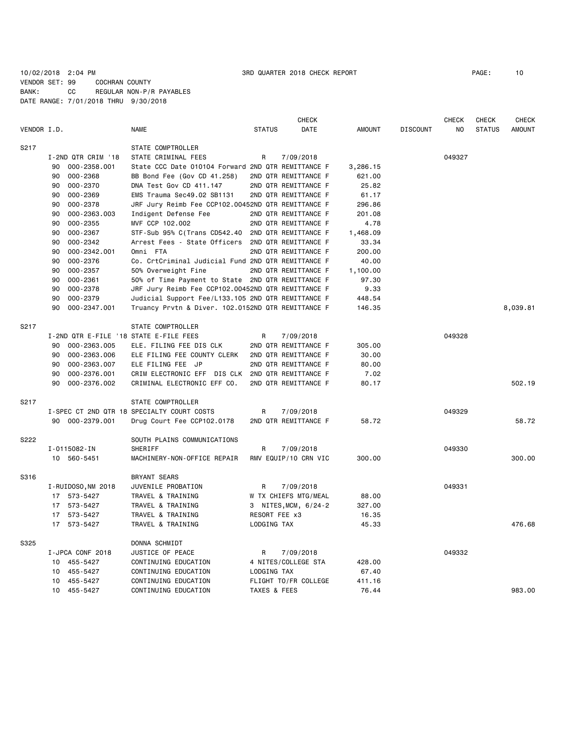10/02/2018 2:04 PM  3RD QUARTER 2018 CHECK REPORT

VENDOR SET: 99  COCHRAN COUNTY
BANK: CC  REGULAR NON-P/R PAYABLES
DATE RANGE: 7/01/2018 THRU 9/30/2018

| VENDOR I.D. | | NAME | STATUS | CHECK DATE | AMOUNT | DISCOUNT | CHECK NO | CHECK STATUS | CHECK AMOUNT |
|---|---|---|---|---|---|---|---|---|---|
| S217 | | STATE COMPTROLLER | | | | | | | |
| | I-2ND QTR CRIM '18 | STATE CRIMINAL FEES | R | 7/09/2018 | | | 049327 | | |
| | 90 000-2358.001 | State CCC Date 010104 Forward | 2ND QTR REMITTANCE F | | 3,286.15 | | | | |
| | 90 000-2368 | BB Bond Fee (Gov CD 41.258) | 2ND QTR REMITTANCE F | | 621.00 | | | | |
| | 90 000-2370 | DNA Test Gov CD 411.147 | 2ND QTR REMITTANCE F | | 25.82 | | | | |
| | 90 000-2369 | EMS Trauma Sec49.02 SB1131 | 2ND QTR REMITTANCE F | | 61.17 | | | | |
| | 90 000-2378 | JRF Jury Reimb Fee CCP102.0045 | 2ND QTR REMITTANCE F | | 296.86 | | | | |
| | 90 000-2363.003 | Indigent Defense Fee | 2ND QTR REMITTANCE F | | 201.08 | | | | |
| | 90 000-2355 | MVF CCP 102.002 | 2ND QTR REMITTANCE F | | 4.78 | | | | |
| | 90 000-2367 | STF-Sub 95% C(Trans CD542.40 | 2ND QTR REMITTANCE F | | 1,468.09 | | | | |
| | 90 000-2342 | Arrest Fees - State Officers | 2ND QTR REMITTANCE F | | 33.34 | | | | |
| | 90 000-2342.001 | Omni FTA | 2ND QTR REMITTANCE F | | 200.00 | | | | |
| | 90 000-2376 | Co. CrtCriminal Judicial Fund | 2ND QTR REMITTANCE F | | 40.00 | | | | |
| | 90 000-2357 | 50% Overweight Fine | 2ND QTR REMITTANCE F | | 1,100.00 | | | | |
| | 90 000-2361 | 50% of Time Payment to State | 2ND QTR REMITTANCE F | | 97.30 | | | | |
| | 90 000-2378 | JRF Jury Reimb Fee CCP102.0045 | 2ND QTR REMITTANCE F | | 9.33 | | | | |
| | 90 000-2379 | Judicial Support Fee/L133.105 | 2ND QTR REMITTANCE F | | 448.54 | | | | |
| | 90 000-2347.001 | Truancy Prvtn & Diver. 102.015 | 2ND QTR REMITTANCE F | | 146.35 | | | | 8,039.81 |
| S217 | | STATE COMPTROLLER | | | | | | | |
| | I-2ND QTR E-FILE '18 | STATE E-FILE FEES | R | 7/09/2018 | | | 049328 | | |
| | 90 000-2363.005 | ELE. FILING FEE DIS CLK | 2ND QTR REMITTANCE F | | 305.00 | | | | |
| | 90 000-2363.006 | ELE FILING FEE COUNTY CLERK | 2ND QTR REMITTANCE F | | 30.00 | | | | |
| | 90 000-2363.007 | ELE FILING FEE JP | 2ND QTR REMITTANCE F | | 80.00 | | | | |
| | 90 000-2376.001 | CRIM ELECTRONIC EFF DIS CLK | 2ND QTR REMITTANCE F | | 7.02 | | | | |
| | 90 000-2376.002 | CRIMINAL ELECTRONIC EFF CO. | 2ND QTR REMITTANCE F | | 80.17 | | | | 502.19 |
| S217 | | STATE COMPTROLLER | | | | | | | |
| | I-SPEC CT 2ND QTR 18 | SPECIALTY COURT COSTS | R | 7/09/2018 | | | 049329 | | |
| | 90 000-2379.001 | Drug Court Fee CCP102.0178 | 2ND QTR REMITTANCE F | | 58.72 | | | | 58.72 |
| S222 | | SOUTH PLAINS COMMUNICATIONS | | | | | | | |
| | I-0115082-IN | SHERIFF | R | 7/09/2018 | | | 049330 | | |
| | 10 560-5451 | MACHINERY-NON-OFFICE REPAIR | RMV EQUIP/10 CRN VIC | | 300.00 | | | | 300.00 |
| S316 | | BRYANT SEARS | | | | | | | |
| | I-RUIDOSO,NM 2018 | JUVENILE PROBATION | R | 7/09/2018 | | | 049331 | | |
| | 17 573-5427 | TRAVEL & TRAINING | W TX CHIEFS MTG/MEAL | | 88.00 | | | | |
| | 17 573-5427 | TRAVEL & TRAINING | 3 NITES,MCM, 6/24-2 | | 327.00 | | | | |
| | 17 573-5427 | TRAVEL & TRAINING | RESORT FEE x3 | | 16.35 | | | | |
| | 17 573-5427 | TRAVEL & TRAINING | LODGING TAX | | 45.33 | | | | 476.68 |
| S325 | | DONNA SCHMIDT | | | | | | | |
| | I-JPCA CONF 2018 | JUSTICE OF PEACE | R | 7/09/2018 | | | 049332 | | |
| | 10 455-5427 | CONTINUING EDUCATION | 4 NITES/COLLEGE STA | | 428.00 | | | | |
| | 10 455-5427 | CONTINUING EDUCATION | LODGING TAX | | 67.40 | | | | |
| | 10 455-5427 | CONTINUING EDUCATION | FLIGHT TO/FR COLLEGE | | 411.16 | | | | |
| | 10 455-5427 | CONTINUING EDUCATION | TAXES & FEES | | 76.44 | | | | 983.00 |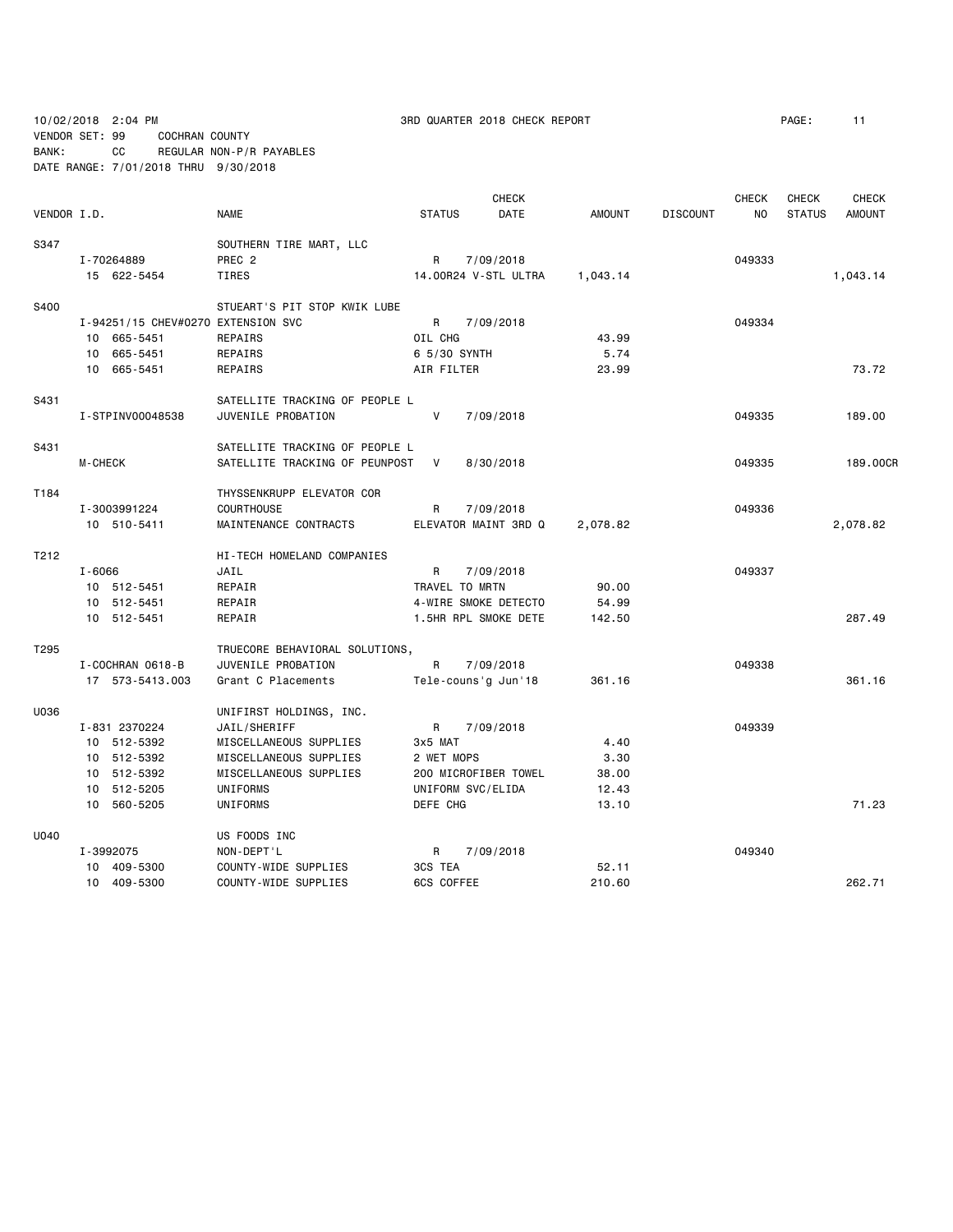10/02/2018 2:04 PM 3RD QUARTER 2018 CHECK REPORT

VENDOR SET: 99 COCHRAN COUNTY
BANK: CC REGULAR NON-P/R PAYABLES
DATE RANGE: 7/01/2018 THRU 9/30/2018

| VENDOR I.D. | NAME | STATUS | CHECK DATE | AMOUNT | DISCOUNT | CHECK NO | CHECK STATUS | CHECK AMOUNT |
|---|---|---|---|---|---|---|---|---|
| S347 | SOUTHERN TIRE MART, LLC | | | | | | | |
| I-70264889 | PREC 2 | R | 7/09/2018 | | | 049333 | | |
| 15 622-5454 | TIRES | 14.00R24 V-STL ULTRA | | 1,043.14 | | | | 1,043.14 |
| S400 | STUEART'S PIT STOP KWIK LUBE | | | | | | | |
| I-94251/15 CHEV#0270 | EXTENSION SVC | R | 7/09/2018 | | | 049334 | | |
| 10 665-5451 | REPAIRS | OIL CHG | | 43.99 | | | | |
| 10 665-5451 | REPAIRS | 6 5/30 SYNTH | | 5.74 | | | | |
| 10 665-5451 | REPAIRS | AIR FILTER | | 23.99 | | | | 73.72 |
| S431 | SATELLITE TRACKING OF PEOPLE L | | | | | | | |
| I-STPINV00048538 | JUVENILE PROBATION | V | 7/09/2018 | | | 049335 | | 189.00 |
| S431 | SATELLITE TRACKING OF PEOPLE L | | | | | | | |
| M-CHECK | SATELLITE TRACKING OF PEUNPOST | V | 8/30/2018 | | | 049335 | | 189.00CR |
| T184 | THYSSENKRUPP ELEVATOR COR | | | | | | | |
| I-3003991224 | COURTHOUSE | R | 7/09/2018 | | | 049336 | | |
| 10 510-5411 | MAINTENANCE CONTRACTS | ELEVATOR MAINT 3RD Q | | 2,078.82 | | | | 2,078.82 |
| T212 | HI-TECH HOMELAND COMPANIES | | | | | | | |
| I-6066 | JAIL | R | 7/09/2018 | | | 049337 | | |
| 10 512-5451 | REPAIR | TRAVEL TO MRTN | | 90.00 | | | | |
| 10 512-5451 | REPAIR | 4-WIRE SMOKE DETECTO | | 54.99 | | | | |
| 10 512-5451 | REPAIR | 1.5HR RPL SMOKE DETE | | 142.50 | | | | 287.49 |
| T295 | TRUECORE BEHAVIORAL SOLUTIONS, | | | | | | | |
| I-COCHRAN 0618-B | JUVENILE PROBATION | R | 7/09/2018 | | | 049338 | | |
| 17 573-5413.003 | Grant C Placements | Tele-couns'g Jun'18 | | 361.16 | | | | 361.16 |
| U036 | UNIFIRST HOLDINGS, INC. | | | | | | | |
| I-831 2370224 | JAIL/SHERIFF | R | 7/09/2018 | | | 049339 | | |
| 10 512-5392 | MISCELLANEOUS SUPPLIES | 3x5 MAT | | 4.40 | | | | |
| 10 512-5392 | MISCELLANEOUS SUPPLIES | 2 WET MOPS | | 3.30 | | | | |
| 10 512-5392 | MISCELLANEOUS SUPPLIES | 200 MICROFIBER TOWEL | | 38.00 | | | | |
| 10 512-5205 | UNIFORMS | UNIFORM SVC/ELIDA | | 12.43 | | | | |
| 10 560-5205 | UNIFORMS | DEFE CHG | | 13.10 | | | | 71.23 |
| U040 | US FOODS INC | | | | | | | |
| I-3992075 | NON-DEPT'L | R | 7/09/2018 | | | 049340 | | |
| 10 409-5300 | COUNTY-WIDE SUPPLIES | 3CS TEA | | 52.11 | | | | |
| 10 409-5300 | COUNTY-WIDE SUPPLIES | 6CS COFFEE | | 210.60 | | | | 262.71 |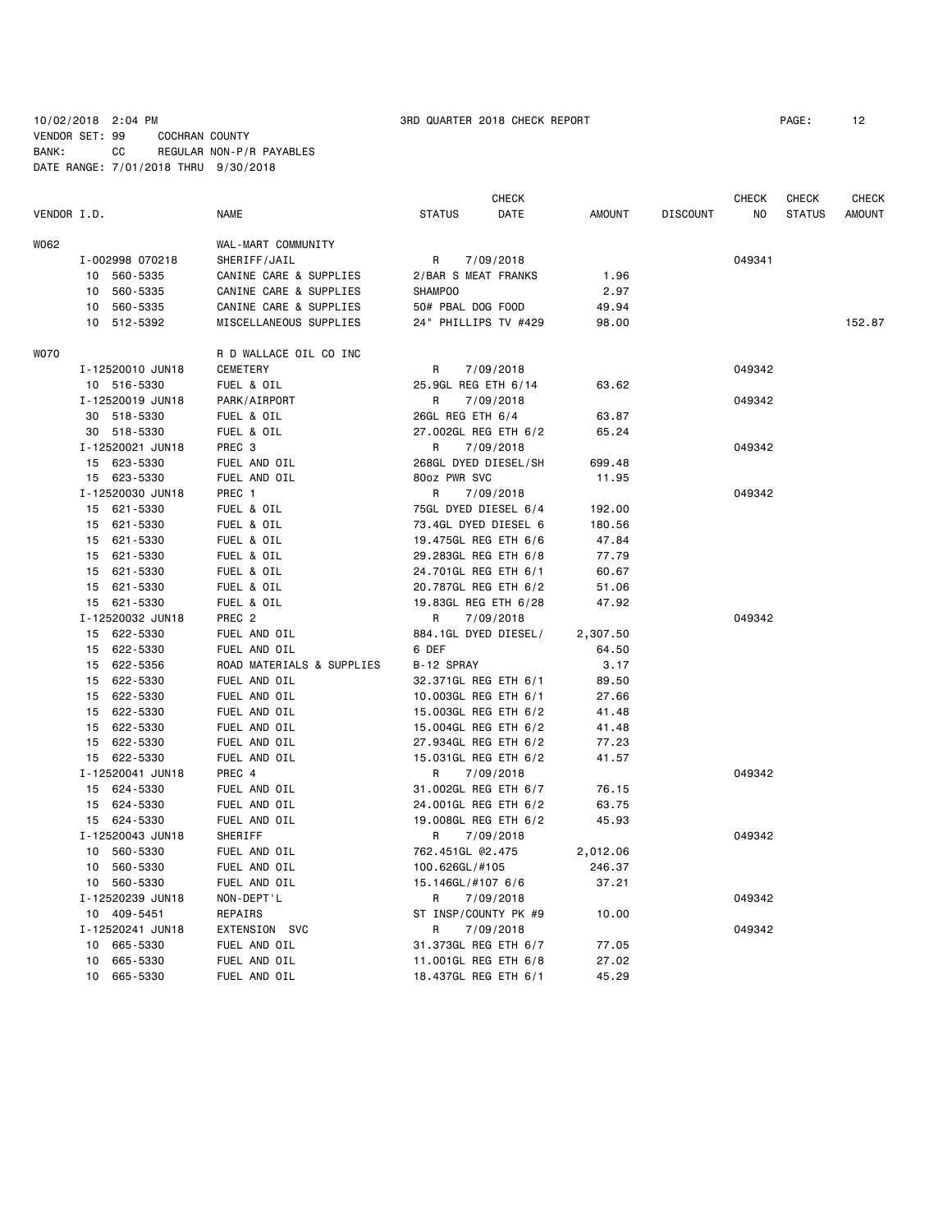10/02/2018 2:04 PM 3RD QUARTER 2018 CHECK REPORT PAGE: 12
VENDOR SET: 99 COCHRAN COUNTY
BANK: CC REGULAR NON-P/R PAYABLES
DATE RANGE: 7/01/2018 THRU 9/30/2018

| VENDOR I.D. | NAME | STATUS | CHECK DATE | AMOUNT | DISCOUNT | CHECK NO | CHECK STATUS | CHECK AMOUNT |
|---|---|---|---|---|---|---|---|---|
| W062 | WAL-MART COMMUNITY | | | | | | | |
| I-002998 070218 | SHERIFF/JAIL | R | 7/09/2018 | | | 049341 | | |
| 10 560-5335 | CANINE CARE & SUPPLIES | 2/BAR S MEAT FRANKS | | 1.96 | | | | |
| 10 560-5335 | CANINE CARE & SUPPLIES | SHAMPOO | | 2.97 | | | | |
| 10 560-5335 | CANINE CARE & SUPPLIES | 50# PBAL DOG FOOD | | 49.94 | | | | |
| 10 512-5392 | MISCELLANEOUS SUPPLIES | 24" PHILLIPS TV #429 | | 98.00 | | | | 152.87 |
| W070 | R D WALLACE OIL CO INC | | | | | | | |
| I-12520010 JUN18 | CEMETERY | R | 7/09/2018 | | | 049342 | | |
| 10 516-5330 | FUEL & OIL | 25.9GL REG ETH 6/14 | | 63.62 | | | | |
| I-12520019 JUN18 | PARK/AIRPORT | R | 7/09/2018 | | | 049342 | | |
| 30 518-5330 | FUEL & OIL | 26GL REG ETH 6/4 | | 63.87 | | | | |
| 30 518-5330 | FUEL & OIL | 27.002GL REG ETH 6/2 | | 65.24 | | | | |
| I-12520021 JUN18 | PREC 3 | R | 7/09/2018 | | | 049342 | | |
| 15 623-5330 | FUEL AND OIL | 268GL DYED DIESEL/SH | | 699.48 | | | | |
| 15 623-5330 | FUEL AND OIL | 80oz PWR SVC | | 11.95 | | | | |
| I-12520030 JUN18 | PREC 1 | R | 7/09/2018 | | | 049342 | | |
| 15 621-5330 | FUEL & OIL | 75GL DYED DIESEL 6/4 | | 192.00 | | | | |
| 15 621-5330 | FUEL & OIL | 73.4GL DYED DIESEL 6 | | 180.56 | | | | |
| 15 621-5330 | FUEL & OIL | 19.475GL REG ETH 6/6 | | 47.84 | | | | |
| 15 621-5330 | FUEL & OIL | 29.283GL REG ETH 6/8 | | 77.79 | | | | |
| 15 621-5330 | FUEL & OIL | 24.701GL REG ETH 6/1 | | 60.67 | | | | |
| 15 621-5330 | FUEL & OIL | 20.787GL REG ETH 6/2 | | 51.06 | | | | |
| 15 621-5330 | FUEL & OIL | 19.83GL REG ETH 6/28 | | 47.92 | | | | |
| I-12520032 JUN18 | PREC 2 | R | 7/09/2018 | | | 049342 | | |
| 15 622-5330 | FUEL AND OIL | 884.1GL DYED DIESEL/ | | 2,307.50 | | | | |
| 15 622-5330 | FUEL AND OIL | 6 DEF | | 64.50 | | | | |
| 15 622-5356 | ROAD MATERIALS & SUPPLIES | B-12 SPRAY | | 3.17 | | | | |
| 15 622-5330 | FUEL AND OIL | 32.371GL REG ETH 6/1 | | 89.50 | | | | |
| 15 622-5330 | FUEL AND OIL | 10.003GL REG ETH 6/1 | | 27.66 | | | | |
| 15 622-5330 | FUEL AND OIL | 15.003GL REG ETH 6/2 | | 41.48 | | | | |
| 15 622-5330 | FUEL AND OIL | 15.004GL REG ETH 6/2 | | 41.48 | | | | |
| 15 622-5330 | FUEL AND OIL | 27.934GL REG ETH 6/2 | | 77.23 | | | | |
| 15 622-5330 | FUEL AND OIL | 15.031GL REG ETH 6/2 | | 41.57 | | | | |
| I-12520041 JUN18 | PREC 4 | R | 7/09/2018 | | | 049342 | | |
| 15 624-5330 | FUEL AND OIL | 31.002GL REG ETH 6/7 | | 76.15 | | | | |
| 15 624-5330 | FUEL AND OIL | 24.001GL REG ETH 6/2 | | 63.75 | | | | |
| 15 624-5330 | FUEL AND OIL | 19.008GL REG ETH 6/2 | | 45.93 | | | | |
| I-12520043 JUN18 | SHERIFF | R | 7/09/2018 | | | 049342 | | |
| 10 560-5330 | FUEL AND OIL | 762.451GL @2.475 | | 2,012.06 | | | | |
| 10 560-5330 | FUEL AND OIL | 100.626GL/#105 | | 246.37 | | | | |
| 10 560-5330 | FUEL AND OIL | 15.146GL/#107 6/6 | | 37.21 | | | | |
| I-12520239 JUN18 | NON-DEPT'L | R | 7/09/2018 | | | 049342 | | |
| 10 409-5451 | REPAIRS | ST INSP/COUNTY PK #9 | | 10.00 | | | | |
| I-12520241 JUN18 | EXTENSION SVC | R | 7/09/2018 | | | 049342 | | |
| 10 665-5330 | FUEL AND OIL | 31.373GL REG ETH 6/7 | | 77.05 | | | | |
| 10 665-5330 | FUEL AND OIL | 11.001GL REG ETH 6/8 | | 27.02 | | | | |
| 10 665-5330 | FUEL AND OIL | 18.437GL REG ETH 6/1 | | 45.29 | | | | |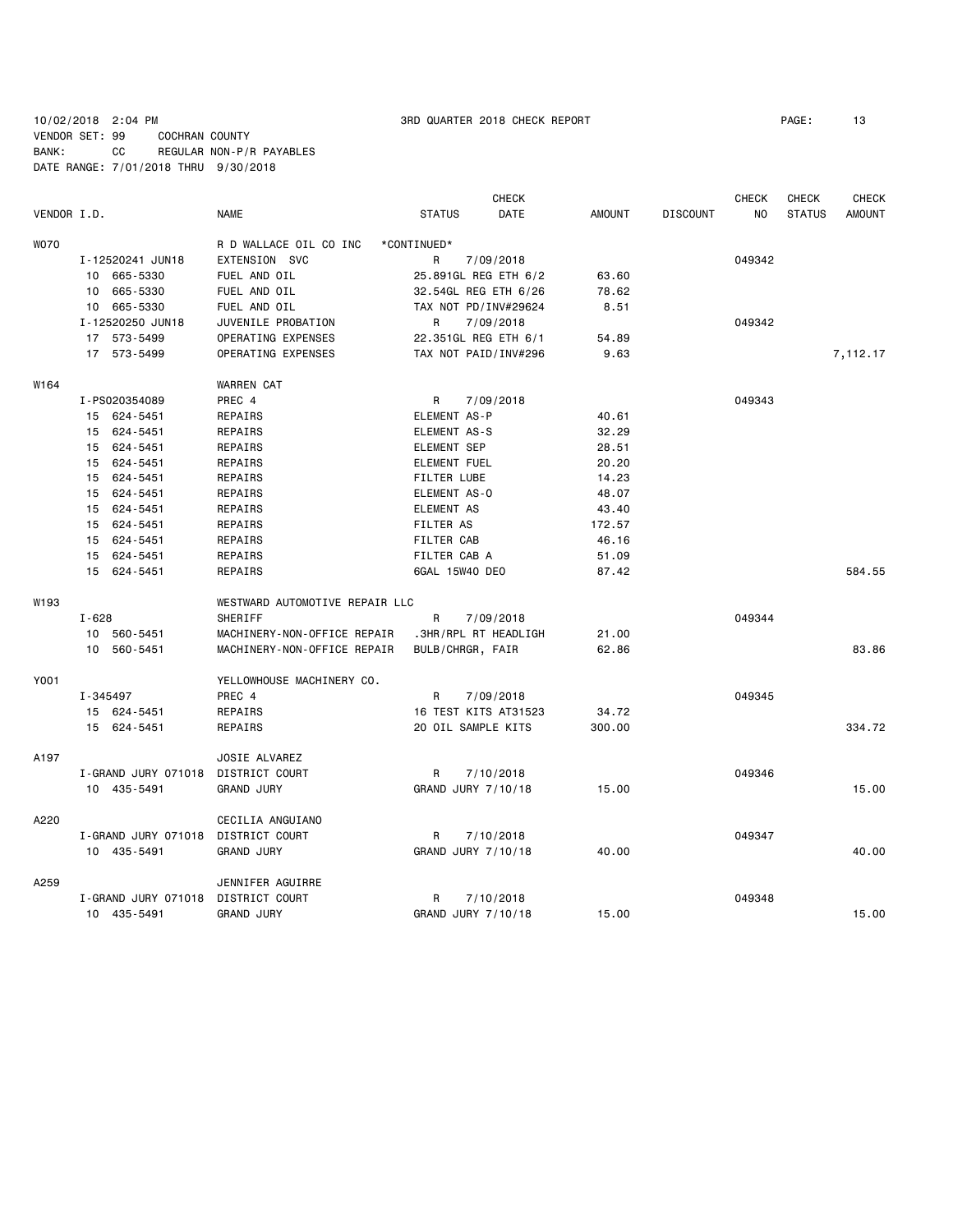10/02/2018 2:04 PM    3RD QUARTER 2018 CHECK REPORT

VENDOR SET: 99    COCHRAN COUNTY
BANK: CC    REGULAR NON-P/R PAYABLES
DATE RANGE: 7/01/2018 THRU 9/30/2018

| VENDOR I.D. | NAME | STATUS | CHECK DATE | AMOUNT | DISCOUNT | CHECK NO | CHECK STATUS | CHECK AMOUNT |
|---|---|---|---|---|---|---|---|---|
| W070 | R D WALLACE OIL CO INC | *CONTINUED* | | | | | | |
| I-12520241 JUN18 | EXTENSION SVC | R | 7/09/2018 | | | 049342 | | |
| 10 665-5330 | FUEL AND OIL | 25.891GL REG ETH 6/2 | | 63.60 | | | | |
| 10 665-5330 | FUEL AND OIL | 32.54GL REG ETH 6/26 | | 78.62 | | | | |
| 10 665-5330 | FUEL AND OIL | TAX NOT PD/INV#29624 | | 8.51 | | | | |
| I-12520250 JUN18 | JUVENILE PROBATION | R | 7/09/2018 | | | 049342 | | |
| 17 573-5499 | OPERATING EXPENSES | 22.351GL REG ETH 6/1 | | 54.89 | | | | |
| 17 573-5499 | OPERATING EXPENSES | TAX NOT PAID/INV#296 | | 9.63 | | | | 7,112.17 |
| W164 | WARREN CAT | | | | | | | |
| I-PS020354089 | PREC 4 | R | 7/09/2018 | | | 049343 | | |
| 15 624-5451 | REPAIRS | ELEMENT AS-P | | 40.61 | | | | |
| 15 624-5451 | REPAIRS | ELEMENT AS-S | | 32.29 | | | | |
| 15 624-5451 | REPAIRS | ELEMENT SEP | | 28.51 | | | | |
| 15 624-5451 | REPAIRS | ELEMENT FUEL | | 20.20 | | | | |
| 15 624-5451 | REPAIRS | FILTER LUBE | | 14.23 | | | | |
| 15 624-5451 | REPAIRS | ELEMENT AS-O | | 48.07 | | | | |
| 15 624-5451 | REPAIRS | ELEMENT AS | | 43.40 | | | | |
| 15 624-5451 | REPAIRS | FILTER AS | | 172.57 | | | | |
| 15 624-5451 | REPAIRS | FILTER CAB | | 46.16 | | | | |
| 15 624-5451 | REPAIRS | FILTER CAB A | | 51.09 | | | | |
| 15 624-5451 | REPAIRS | 6GAL 15W40 DEO | | 87.42 | | | | 584.55 |
| W193 | WESTWARD AUTOMOTIVE REPAIR LLC | | | | | | | |
| I-628 | SHERIFF | R | 7/09/2018 | | | 049344 | | |
| 10 560-5451 | MACHINERY-NON-OFFICE REPAIR | .3HR/RPL RT HEADLIGH | | 21.00 | | | | |
| 10 560-5451 | MACHINERY-NON-OFFICE REPAIR | BULB/CHRGR, FAIR | | 62.86 | | | | 83.86 |
| Y001 | YELLOWHOUSE MACHINERY CO. | | | | | | | |
| I-345497 | PREC 4 | R | 7/09/2018 | | | 049345 | | |
| 15 624-5451 | REPAIRS | 16 TEST KITS AT31523 | | 34.72 | | | | |
| 15 624-5451 | REPAIRS | 20 OIL SAMPLE KITS | | 300.00 | | | | 334.72 |
| A197 | JOSIE ALVAREZ | | | | | | | |
| I-GRAND JURY 071018 | DISTRICT COURT | R | 7/10/2018 | | | 049346 | | |
| 10 435-5491 | GRAND JURY | GRAND JURY 7/10/18 | | 15.00 | | | | 15.00 |
| A220 | CECILIA ANGUIANO | | | | | | | |
| I-GRAND JURY 071018 | DISTRICT COURT | R | 7/10/2018 | | | 049347 | | |
| 10 435-5491 | GRAND JURY | GRAND JURY 7/10/18 | | 40.00 | | | | 40.00 |
| A259 | JENNIFER AGUIRRE | | | | | | | |
| I-GRAND JURY 071018 | DISTRICT COURT | R | 7/10/2018 | | | 049348 | | |
| 10 435-5491 | GRAND JURY | GRAND JURY 7/10/18 | | 15.00 | | | | 15.00 |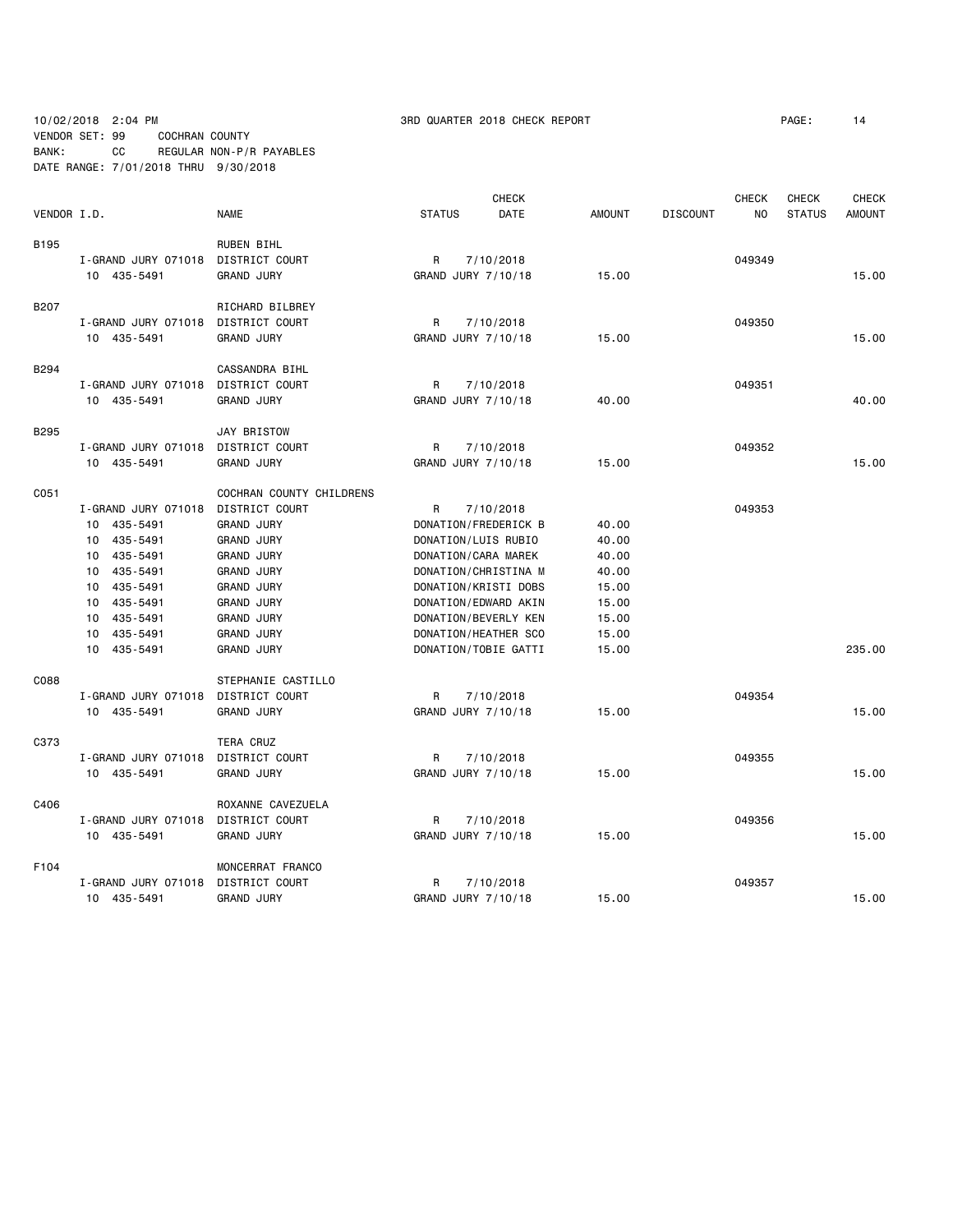10/02/2018 2:04 PM 3RD QUARTER 2018 CHECK REPORT
VENDOR SET: 99 COCHRAN COUNTY
BANK: CC REGULAR NON-P/R PAYABLES
DATE RANGE: 7/01/2018 THRU 9/30/2018

| VENDOR I.D. | NAME | STATUS | CHECK DATE | AMOUNT | DISCOUNT | CHECK NO | CHECK STATUS | CHECK AMOUNT |
|---|---|---|---|---|---|---|---|---|
| B195 | RUBEN BIHL | | | | | | | |
| I-GRAND JURY 071018 | DISTRICT COURT | R | 7/10/2018 | | | 049349 | | |
| 10 435-5491 | GRAND JURY | GRAND JURY 7/10/18 | | 15.00 | | | | 15.00 |
| B207 | RICHARD BILBREY | | | | | | | |
| I-GRAND JURY 071018 | DISTRICT COURT | R | 7/10/2018 | | | 049350 | | |
| 10 435-5491 | GRAND JURY | GRAND JURY 7/10/18 | | 15.00 | | | | 15.00 |
| B294 | CASSANDRA BIHL | | | | | | | |
| I-GRAND JURY 071018 | DISTRICT COURT | R | 7/10/2018 | | | 049351 | | |
| 10 435-5491 | GRAND JURY | GRAND JURY 7/10/18 | | 40.00 | | | | 40.00 |
| B295 | JAY BRISTOW | | | | | | | |
| I-GRAND JURY 071018 | DISTRICT COURT | R | 7/10/2018 | | | 049352 | | |
| 10 435-5491 | GRAND JURY | GRAND JURY 7/10/18 | | 15.00 | | | | 15.00 |
| C051 | COCHRAN COUNTY CHILDRENS | | | | | | | |
| I-GRAND JURY 071018 | DISTRICT COURT | R | 7/10/2018 | | | 049353 | | |
| 10 435-5491 | GRAND JURY | DONATION/FREDERICK B | | 40.00 | | | | |
| 10 435-5491 | GRAND JURY | DONATION/LUIS RUBIO | | 40.00 | | | | |
| 10 435-5491 | GRAND JURY | DONATION/CARA MAREK | | 40.00 | | | | |
| 10 435-5491 | GRAND JURY | DONATION/CHRISTINA M | | 40.00 | | | | |
| 10 435-5491 | GRAND JURY | DONATION/KRISTI DOBS | | 15.00 | | | | |
| 10 435-5491 | GRAND JURY | DONATION/EDWARD AKIN | | 15.00 | | | | |
| 10 435-5491 | GRAND JURY | DONATION/BEVERLY KEN | | 15.00 | | | | |
| 10 435-5491 | GRAND JURY | DONATION/HEATHER SCO | | 15.00 | | | | |
| 10 435-5491 | GRAND JURY | DONATION/TOBIE GATTI | | 15.00 | | | | 235.00 |
| C088 | STEPHANIE CASTILLO | | | | | | | |
| I-GRAND JURY 071018 | DISTRICT COURT | R | 7/10/2018 | | | 049354 | | |
| 10 435-5491 | GRAND JURY | GRAND JURY 7/10/18 | | 15.00 | | | | 15.00 |
| C373 | TERA CRUZ | | | | | | | |
| I-GRAND JURY 071018 | DISTRICT COURT | R | 7/10/2018 | | | 049355 | | |
| 10 435-5491 | GRAND JURY | GRAND JURY 7/10/18 | | 15.00 | | | | 15.00 |
| C406 | ROXANNE CAVEZUELA | | | | | | | |
| I-GRAND JURY 071018 | DISTRICT COURT | R | 7/10/2018 | | | 049356 | | |
| 10 435-5491 | GRAND JURY | GRAND JURY 7/10/18 | | 15.00 | | | | 15.00 |
| F104 | MONCERRAT FRANCO | | | | | | | |
| I-GRAND JURY 071018 | DISTRICT COURT | R | 7/10/2018 | | | 049357 | | |
| 10 435-5491 | GRAND JURY | GRAND JURY 7/10/18 | | 15.00 | | | | 15.00 |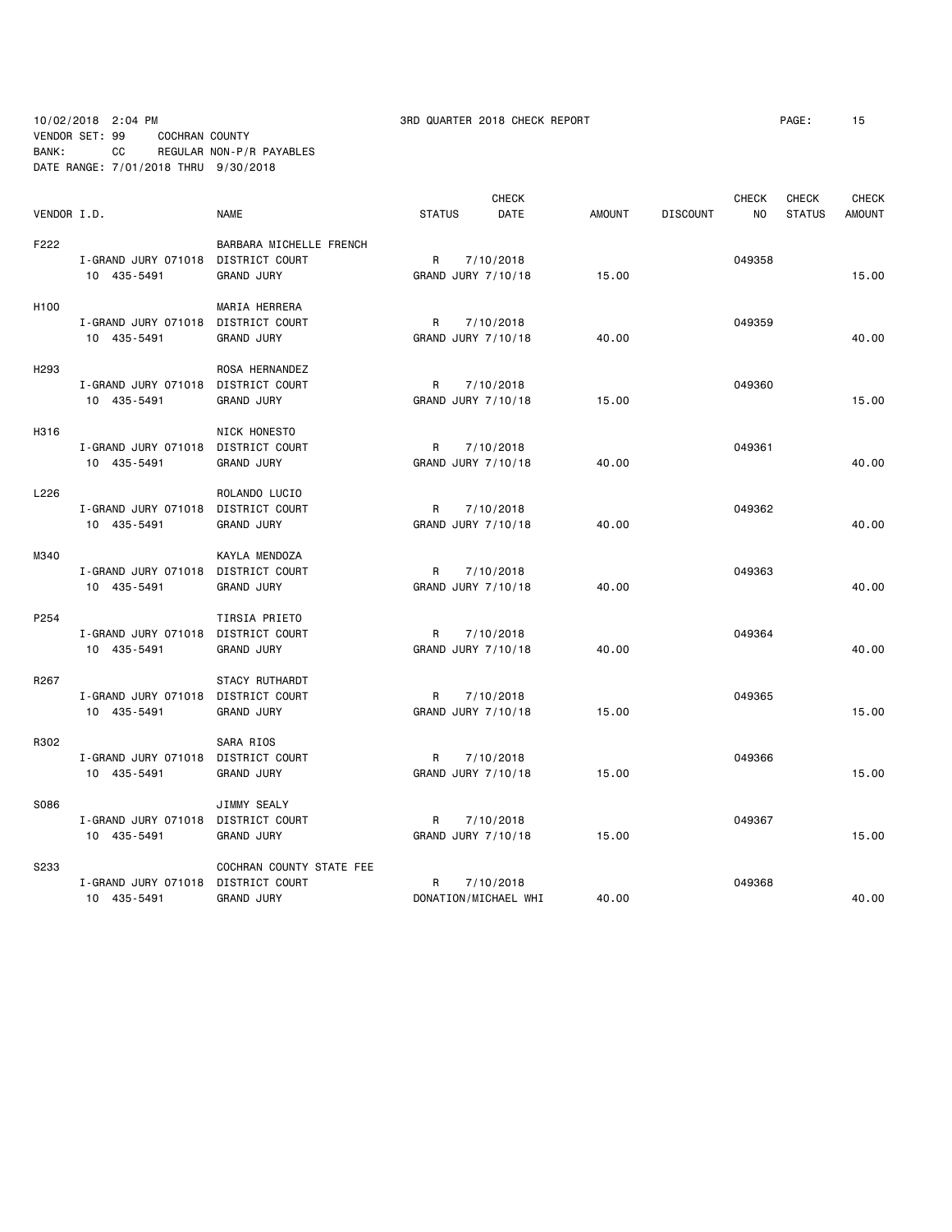10/02/2018 2:04 PM 3RD QUARTER 2018 CHECK REPORT PAGE: 15
VENDOR SET: 99 COCHRAN COUNTY
BANK: CC REGULAR NON-P/R PAYABLES
DATE RANGE: 7/01/2018 THRU 9/30/2018

| VENDOR I.D. | NAME | STATUS | CHECK DATE | AMOUNT | DISCOUNT | CHECK NO | CHECK STATUS | CHECK AMOUNT |
|---|---|---|---|---|---|---|---|---|
| F222 | BARBARA MICHELLE FRENCH | | | | | | | |
| I-GRAND JURY 071018 | DISTRICT COURT | R | 7/10/2018 | | | 049358 | | |
| 10 435-5491 | GRAND JURY | GRAND JURY 7/10/18 | | 15.00 | | | | 15.00 |
| H100 | MARIA HERRERA | | | | | | | |
| I-GRAND JURY 071018 | DISTRICT COURT | R | 7/10/2018 | | | 049359 | | |
| 10 435-5491 | GRAND JURY | GRAND JURY 7/10/18 | | 40.00 | | | | 40.00 |
| H293 | ROSA HERNANDEZ | | | | | | | |
| I-GRAND JURY 071018 | DISTRICT COURT | R | 7/10/2018 | | | 049360 | | |
| 10 435-5491 | GRAND JURY | GRAND JURY 7/10/18 | | 15.00 | | | | 15.00 |
| H316 | NICK HONESTO | | | | | | | |
| I-GRAND JURY 071018 | DISTRICT COURT | R | 7/10/2018 | | | 049361 | | |
| 10 435-5491 | GRAND JURY | GRAND JURY 7/10/18 | | 40.00 | | | | 40.00 |
| L226 | ROLANDO LUCIO | | | | | | | |
| I-GRAND JURY 071018 | DISTRICT COURT | R | 7/10/2018 | | | 049362 | | |
| 10 435-5491 | GRAND JURY | GRAND JURY 7/10/18 | | 40.00 | | | | 40.00 |
| M340 | KAYLA MENDOZA | | | | | | | |
| I-GRAND JURY 071018 | DISTRICT COURT | R | 7/10/2018 | | | 049363 | | |
| 10 435-5491 | GRAND JURY | GRAND JURY 7/10/18 | | 40.00 | | | | 40.00 |
| P254 | TIRSIA PRIETO | | | | | | | |
| I-GRAND JURY 071018 | DISTRICT COURT | R | 7/10/2018 | | | 049364 | | |
| 10 435-5491 | GRAND JURY | GRAND JURY 7/10/18 | | 40.00 | | | | 40.00 |
| R267 | STACY RUTHARDT | | | | | | | |
| I-GRAND JURY 071018 | DISTRICT COURT | R | 7/10/2018 | | | 049365 | | |
| 10 435-5491 | GRAND JURY | GRAND JURY 7/10/18 | | 15.00 | | | | 15.00 |
| R302 | SARA RIOS | | | | | | | |
| I-GRAND JURY 071018 | DISTRICT COURT | R | 7/10/2018 | | | 049366 | | |
| 10 435-5491 | GRAND JURY | GRAND JURY 7/10/18 | | 15.00 | | | | 15.00 |
| S086 | JIMMY SEALY | | | | | | | |
| I-GRAND JURY 071018 | DISTRICT COURT | R | 7/10/2018 | | | 049367 | | |
| 10 435-5491 | GRAND JURY | GRAND JURY 7/10/18 | | 15.00 | | | | 15.00 |
| S233 | COCHRAN COUNTY STATE FEE | | | | | | | |
| I-GRAND JURY 071018 | DISTRICT COURT | R | 7/10/2018 | | | 049368 | | |
| 10 435-5491 | GRAND JURY | DONATION/MICHAEL WHI | | 40.00 | | | | 40.00 |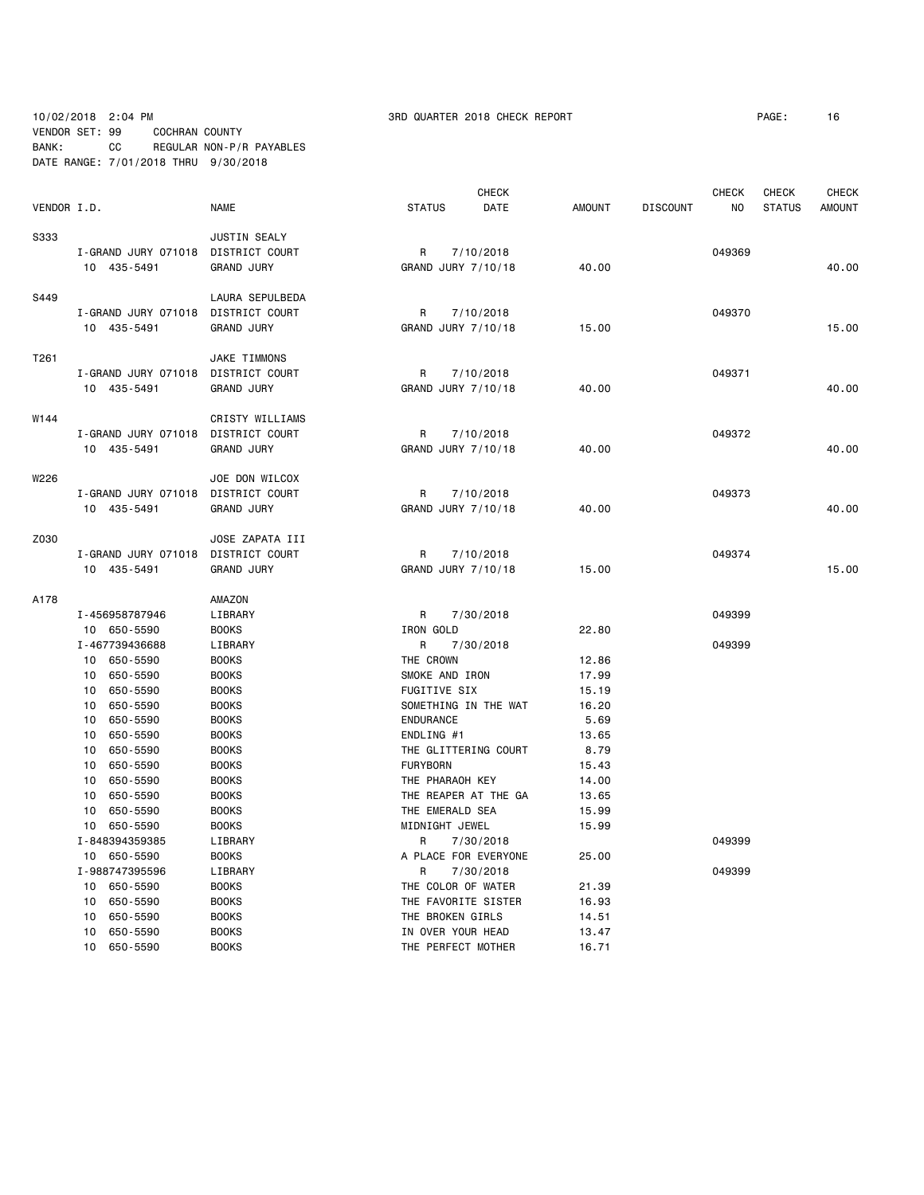10/02/2018 2:04 PM 3RD QUARTER 2018 CHECK REPORT PAGE: 16
VENDOR SET: 99 COCHRAN COUNTY
BANK: CC REGULAR NON-P/R PAYABLES
DATE RANGE: 7/01/2018 THRU 9/30/2018

| VENDOR I.D. | | NAME | STATUS | CHECK DATE | AMOUNT | DISCOUNT | CHECK NO | CHECK STATUS | CHECK AMOUNT |
|---|---|---|---|---|---|---|---|---|---|
| S333 | | JUSTIN SEALY | | | | | | | |
| | I-GRAND JURY 071018 | DISTRICT COURT | R | 7/10/2018 | | | 049369 | | |
| | 10 435-5491 | GRAND JURY | GRAND JURY 7/10/18 | | 40.00 | | | | 40.00 |
| S449 | | LAURA SEPULBEDA | | | | | | | |
| | I-GRAND JURY 071018 | DISTRICT COURT | R | 7/10/2018 | | | 049370 | | |
| | 10 435-5491 | GRAND JURY | GRAND JURY 7/10/18 | | 15.00 | | | | 15.00 |
| T261 | | JAKE TIMMONS | | | | | | | |
| | I-GRAND JURY 071018 | DISTRICT COURT | R | 7/10/2018 | | | 049371 | | |
| | 10 435-5491 | GRAND JURY | GRAND JURY 7/10/18 | | 40.00 | | | | 40.00 |
| W144 | | CRISTY WILLIAMS | | | | | | | |
| | I-GRAND JURY 071018 | DISTRICT COURT | R | 7/10/2018 | | | 049372 | | |
| | 10 435-5491 | GRAND JURY | GRAND JURY 7/10/18 | | 40.00 | | | | 40.00 |
| W226 | | JOE DON WILCOX | | | | | | | |
| | I-GRAND JURY 071018 | DISTRICT COURT | R | 7/10/2018 | | | 049373 | | |
| | 10 435-5491 | GRAND JURY | GRAND JURY 7/10/18 | | 40.00 | | | | 40.00 |
| Z030 | | JOSE ZAPATA III | | | | | | | |
| | I-GRAND JURY 071018 | DISTRICT COURT | R | 7/10/2018 | | | 049374 | | |
| | 10 435-5491 | GRAND JURY | GRAND JURY 7/10/18 | | 15.00 | | | | 15.00 |
| A178 | | AMAZON | | | | | | | |
| | I-456958787946 | LIBRARY | R | 7/30/2018 | | | 049399 | | |
| | 10 650-5590 | BOOKS | IRON GOLD | | 22.80 | | | | |
| | I-467739436688 | LIBRARY | R | 7/30/2018 | | | 049399 | | |
| | 10 650-5590 | BOOKS | THE CROWN | | 12.86 | | | | |
| | 10 650-5590 | BOOKS | SMOKE AND IRON | | 17.99 | | | | |
| | 10 650-5590 | BOOKS | FUGITIVE SIX | | 15.19 | | | | |
| | 10 650-5590 | BOOKS | SOMETHING IN THE WAT | | 16.20 | | | | |
| | 10 650-5590 | BOOKS | ENDURANCE | | 5.69 | | | | |
| | 10 650-5590 | BOOKS | ENDLING #1 | | 13.65 | | | | |
| | 10 650-5590 | BOOKS | THE GLITTERING COURT | | 8.79 | | | | |
| | 10 650-5590 | BOOKS | FURYBORN | | 15.43 | | | | |
| | 10 650-5590 | BOOKS | THE PHARAOH KEY | | 14.00 | | | | |
| | 10 650-5590 | BOOKS | THE REAPER AT THE GA | | 13.65 | | | | |
| | 10 650-5590 | BOOKS | THE EMERALD SEA | | 15.99 | | | | |
| | 10 650-5590 | BOOKS | MIDNIGHT JEWEL | | 15.99 | | | | |
| | I-848394359385 | LIBRARY | R | 7/30/2018 | | | 049399 | | |
| | 10 650-5590 | BOOKS | A PLACE FOR EVERYONE | | 25.00 | | | | |
| | I-988747395596 | LIBRARY | R | 7/30/2018 | | | 049399 | | |
| | 10 650-5590 | BOOKS | THE COLOR OF WATER | | 21.39 | | | | |
| | 10 650-5590 | BOOKS | THE FAVORITE SISTER | | 16.93 | | | | |
| | 10 650-5590 | BOOKS | THE BROKEN GIRLS | | 14.51 | | | | |
| | 10 650-5590 | BOOKS | IN OVER YOUR HEAD | | 13.47 | | | | |
| | 10 650-5590 | BOOKS | THE PERFECT MOTHER | | 16.71 | | | | |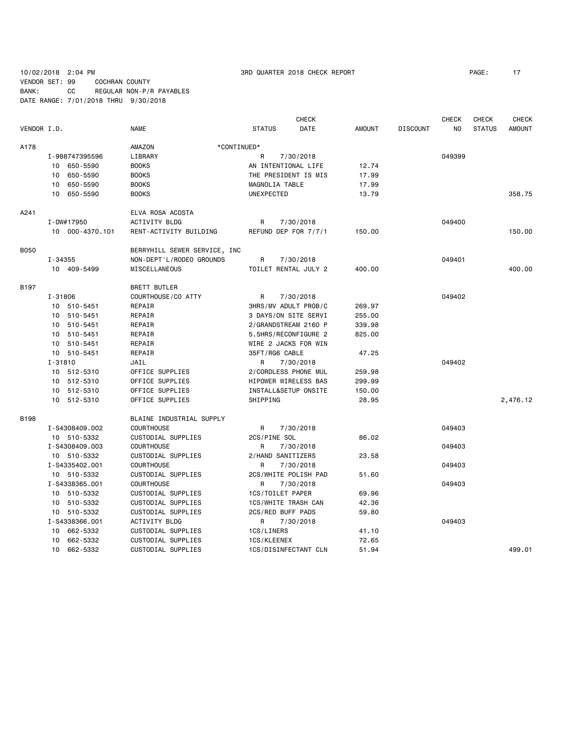10/02/2018 2:04 PM 3RD QUARTER 2018 CHECK REPORT

VENDOR SET: 99 COCHRAN COUNTY
BANK: CC REGULAR NON-P/R PAYABLES
DATE RANGE: 7/01/2018 THRU 9/30/2018

| VENDOR I.D. | NAME | STATUS | CHECK DATE | AMOUNT | DISCOUNT | CHECK NO | CHECK STATUS | CHECK AMOUNT |
|---|---|---|---|---|---|---|---|---|
| A178 | AMAZON *CONTINUED* | | | | | | | |
| I-988747395596 | LIBRARY | R | 7/30/2018 | | | 049399 | | |
| 10 650-5590 | BOOKS | AN INTENTIONAL LIFE | | 12.74 | | | | |
| 10 650-5590 | BOOKS | THE PRESIDENT IS MIS | | 17.99 | | | | |
| 10 650-5590 | BOOKS | MAGNOLIA TABLE | | 17.99 | | | | |
| 10 650-5590 | BOOKS | UNEXPECTED | | 13.79 | | | | 358.75 |
| A241 | ELVA ROSA ACOSTA | | | | | | | |
| I-DW#17950 | ACTIVITY BLDG | R | 7/30/2018 | | | 049400 | | |
| 10 000-4370.101 | RENT-ACTIVITY BUILDING | REFUND DEP FOR 7/7/1 | | 150.00 | | | | 150.00 |
| B050 | BERRYHILL SEWER SERVICE, INC | | | | | | | |
| I-34355 | NON-DEPT'L/RODEO GROUNDS | R | 7/30/2018 | | | 049401 | | |
| 10 409-5499 | MISCELLANEOUS | TOILET RENTAL JULY 2 | | 400.00 | | | | 400.00 |
| B197 | BRETT BUTLER | | | | | | | |
| I-31806 | COURTHOUSE/CO ATTY | R | 7/30/2018 | | | 049402 | | |
| 10 510-5451 | REPAIR | 3HRS/MV ADULT PROB/C | | 269.97 | | | | |
| 10 510-5451 | REPAIR | 3 DAYS/ON SITE SERVI | | 255.00 | | | | |
| 10 510-5451 | REPAIR | 2/GRANDSTREAM 2160 P | | 339.98 | | | | |
| 10 510-5451 | REPAIR | 5.5HRS/RECONFIGURE 2 | | 825.00 | | | | |
| 10 510-5451 | REPAIR | WIRE 2 JACKS FOR WIN | | | | | | |
| 10 510-5451 | REPAIR | 35FT/RG6 CABLE | | 47.25 | | | | |
| I-31810 | JAIL | R | 7/30/2018 | | | 049402 | | |
| 10 512-5310 | OFFICE SUPPLIES | 2/CORDLESS PHONE MUL | | 259.98 | | | | |
| 10 512-5310 | OFFICE SUPPLIES | HIPOWER WIRELESS BAS | | 299.99 | | | | |
| 10 512-5310 | OFFICE SUPPLIES | INSTALL&SETUP ONSITE | | 150.00 | | | | |
| 10 512-5310 | OFFICE SUPPLIES | SHIPPING | | 28.95 | | | | 2,476.12 |
| B198 | BLAINE INDUSTRIAL SUPPLY | | | | | | | |
| I-S4308409.002 | COURTHOUSE | R | 7/30/2018 | | | 049403 | | |
| 10 510-5332 | CUSTODIAL SUPPLIES | 2CS/PINE SOL | | 86.02 | | | | |
| I-S4308409.003 | COURTHOUSE | R | 7/30/2018 | | | 049403 | | |
| 10 510-5332 | CUSTODIAL SUPPLIES | 2/HAND SANITIZERS | | 23.58 | | | | |
| I-S4335402.001 | COURTHOUSE | R | 7/30/2018 | | | 049403 | | |
| 10 510-5332 | CUSTODIAL SUPPLIES | 2CS/WHITE POLISH PAD | | 51.60 | | | | |
| I-S4338365.001 | COURTHOUSE | R | 7/30/2018 | | | 049403 | | |
| 10 510-5332 | CUSTODIAL SUPPLIES | 1CS/TOILET PAPER | | 69.96 | | | | |
| 10 510-5332 | CUSTODIAL SUPPLIES | 1CS/WHITE TRASH CAN | | 42.36 | | | | |
| 10 510-5332 | CUSTODIAL SUPPLIES | 2CS/RED BUFF PADS | | 59.80 | | | | |
| I-S4338366.001 | ACTIVITY BLDG | R | 7/30/2018 | | | 049403 | | |
| 10 662-5332 | CUSTODIAL SUPPLIES | 1CS/LINERS | | 41.10 | | | | |
| 10 662-5332 | CUSTODIAL SUPPLIES | 1CS/KLEENEX | | 72.65 | | | | |
| 10 662-5332 | CUSTODIAL SUPPLIES | 1CS/DISINFECTANT CLN | | 51.94 | | | | 499.01 |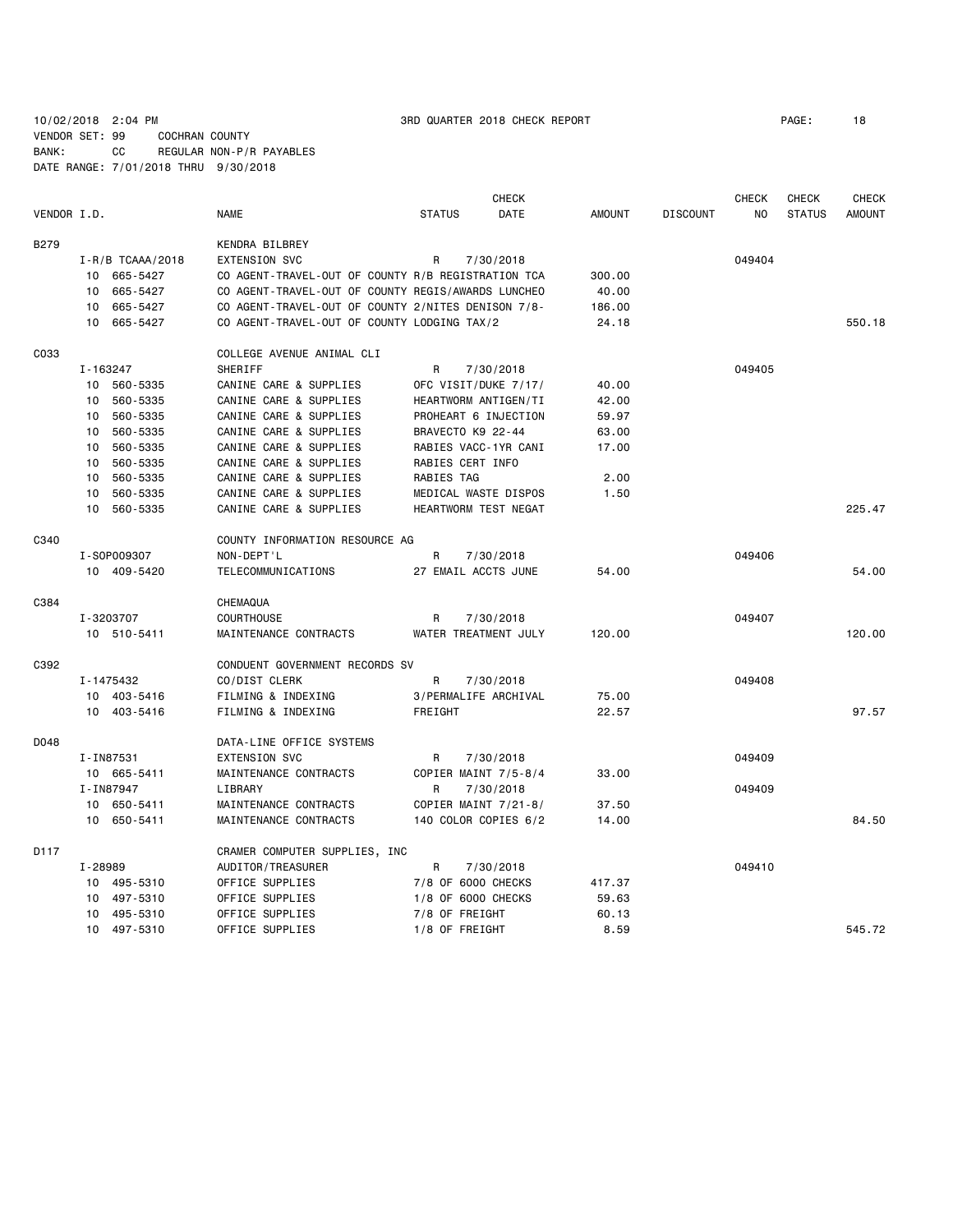10/02/2018 2:04 PM 3RD QUARTER 2018 CHECK REPORT PAGE: 18
VENDOR SET: 99 COCHRAN COUNTY
BANK: CC REGULAR NON-P/R PAYABLES
DATE RANGE: 7/01/2018 THRU 9/30/2018

| VENDOR I.D. | NAME | STATUS | CHECK DATE | AMOUNT | DISCOUNT | CHECK NO | CHECK STATUS | CHECK AMOUNT |
|---|---|---|---|---|---|---|---|---|
| B279 | KENDRA BILBREY | | | | | | | |
| I-R/B TCAAA/2018 | EXTENSION SVC | R | 7/30/2018 | | | 049404 | | |
| 10 665-5427 | CO AGENT-TRAVEL-OUT OF COUNTY R/B REGISTRATION TCA | | | 300.00 | | | | |
| 10 665-5427 | CO AGENT-TRAVEL-OUT OF COUNTY REGIS/AWARDS LUNCHEO | | | 40.00 | | | | |
| 10 665-5427 | CO AGENT-TRAVEL-OUT OF COUNTY 2/NITES DENISON 7/8- | | | 186.00 | | | | |
| 10 665-5427 | CO AGENT-TRAVEL-OUT OF COUNTY LODGING TAX/2 | | | 24.18 | | | | 550.18 |
| C033 | COLLEGE AVENUE ANIMAL CLI | | | | | | | |
| I-163247 | SHERIFF | R | 7/30/2018 | | | 049405 | | |
| 10 560-5335 | CANINE CARE & SUPPLIES | OFC VISIT/DUKE 7/17/ | | 40.00 | | | | |
| 10 560-5335 | CANINE CARE & SUPPLIES | HEARTWORM ANTIGEN/TI | | 42.00 | | | | |
| 10 560-5335 | CANINE CARE & SUPPLIES | PROHEART 6 INJECTION | | 59.97 | | | | |
| 10 560-5335 | CANINE CARE & SUPPLIES | BRAVECTO K9 22-44 | | 63.00 | | | | |
| 10 560-5335 | CANINE CARE & SUPPLIES | RABIES VACC-1YR CANI | | 17.00 | | | | |
| 10 560-5335 | CANINE CARE & SUPPLIES | RABIES CERT INFO | | | | | | |
| 10 560-5335 | CANINE CARE & SUPPLIES | RABIES TAG | | 2.00 | | | | |
| 10 560-5335 | CANINE CARE & SUPPLIES | MEDICAL WASTE DISPOS | | 1.50 | | | | |
| 10 560-5335 | CANINE CARE & SUPPLIES | HEARTWORM TEST NEGAT | | | | | | 225.47 |
| C340 | COUNTY INFORMATION RESOURCE AG | | | | | | | |
| I-SOP009307 | NON-DEPT'L | R | 7/30/2018 | | | 049406 | | |
| 10 409-5420 | TELECOMMUNICATIONS | 27 EMAIL ACCTS JUNE | | 54.00 | | | | 54.00 |
| C384 | CHEMAQUA | | | | | | | |
| I-3203707 | COURTHOUSE | R | 7/30/2018 | | | 049407 | | |
| 10 510-5411 | MAINTENANCE CONTRACTS | WATER TREATMENT JULY | | 120.00 | | | | 120.00 |
| C392 | CONDUENT GOVERNMENT RECORDS SV | | | | | | | |
| I-1475432 | CO/DIST CLERK | R | 7/30/2018 | | | 049408 | | |
| 10 403-5416 | FILMING & INDEXING | 3/PERMALIFE ARCHIVAL | | 75.00 | | | | |
| 10 403-5416 | FILMING & INDEXING | FREIGHT | | 22.57 | | | | 97.57 |
| D048 | DATA-LINE OFFICE SYSTEMS | | | | | | | |
| I-IN87531 | EXTENSION SVC | R | 7/30/2018 | | | 049409 | | |
| 10 665-5411 | MAINTENANCE CONTRACTS | COPIER MAINT 7/5-8/4 | | 33.00 | | | | |
| I-IN87947 | LIBRARY | R | 7/30/2018 | | | 049409 | | |
| 10 650-5411 | MAINTENANCE CONTRACTS | COPIER MAINT 7/21-8/ | | 37.50 | | | | |
| 10 650-5411 | MAINTENANCE CONTRACTS | 140 COLOR COPIES 6/2 | | 14.00 | | | | 84.50 |
| D117 | CRAMER COMPUTER SUPPLIES, INC | | | | | | | |
| I-28989 | AUDITOR/TREASURER | R | 7/30/2018 | | | 049410 | | |
| 10 495-5310 | OFFICE SUPPLIES | 7/8 OF 6000 CHECKS | | 417.37 | | | | |
| 10 497-5310 | OFFICE SUPPLIES | 1/8 OF 6000 CHECKS | | 59.63 | | | | |
| 10 495-5310 | OFFICE SUPPLIES | 7/8 OF FREIGHT | | 60.13 | | | | |
| 10 497-5310 | OFFICE SUPPLIES | 1/8 OF FREIGHT | | 8.59 | | | | 545.72 |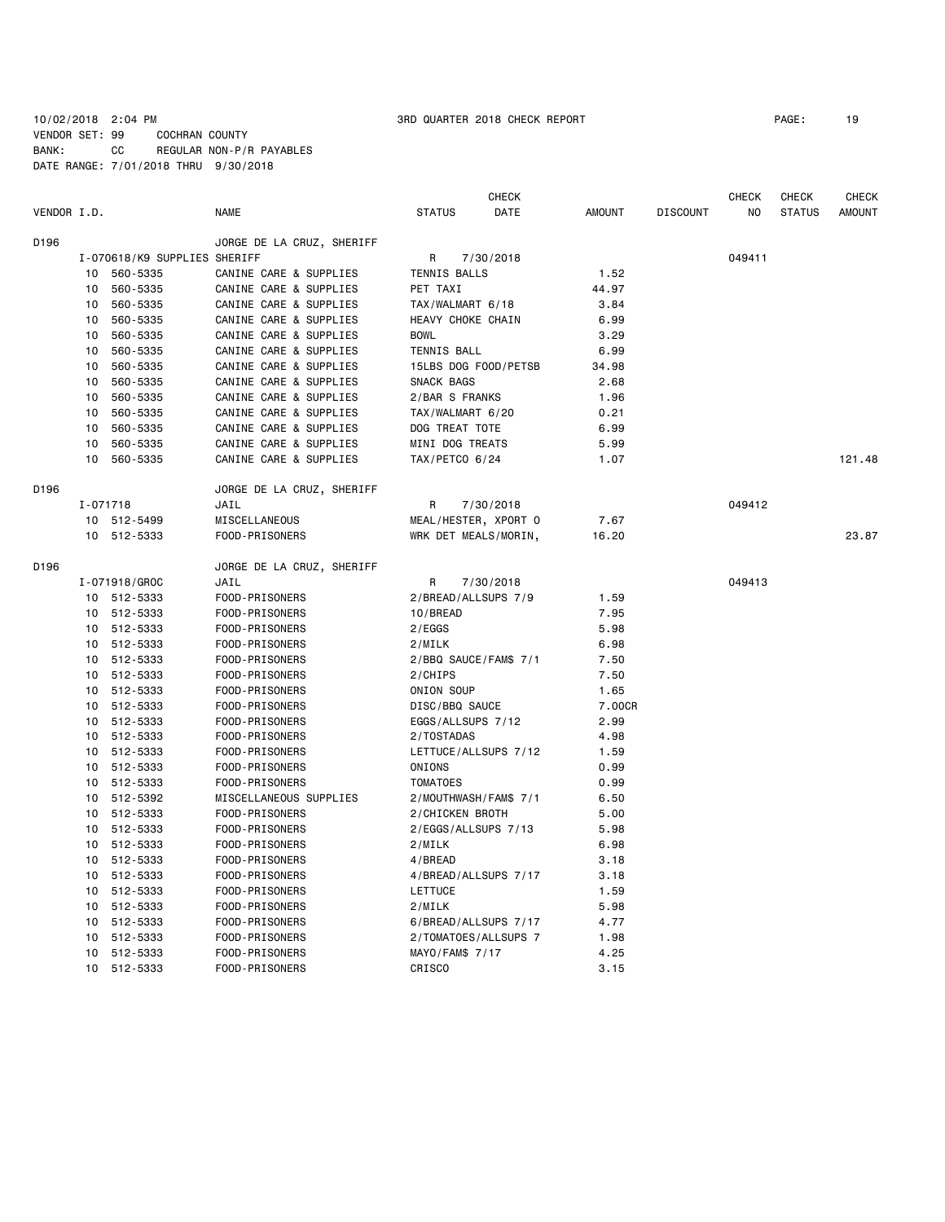10/02/2018 2:04 PM 3RD QUARTER 2018 CHECK REPORT

VENDOR SET: 99 COCHRAN COUNTY
BANK: CC REGULAR NON-P/R PAYABLES
DATE RANGE: 7/01/2018 THRU 9/30/2018

| VENDOR I.D. | | NAME | STATUS | CHECK DATE | AMOUNT | DISCOUNT | CHECK NO | CHECK STATUS | CHECK AMOUNT |
|---|---|---|---|---|---|---|---|---|---|
| D196 | | JORGE DE LA CRUZ, SHERIFF | | | | | | | |
| | I-070618/K9 SUPPLIES SHERIFF | | R | 7/30/2018 | | | 049411 | | |
| | 10 560-5335 | CANINE CARE & SUPPLIES | TENNIS BALLS | | 1.52 | | | | |
| | 10 560-5335 | CANINE CARE & SUPPLIES | PET TAXI | | 44.97 | | | | |
| | 10 560-5335 | CANINE CARE & SUPPLIES | TAX/WALMART 6/18 | | 3.84 | | | | |
| | 10 560-5335 | CANINE CARE & SUPPLIES | HEAVY CHOKE CHAIN | | 6.99 | | | | |
| | 10 560-5335 | CANINE CARE & SUPPLIES | BOWL | | 3.29 | | | | |
| | 10 560-5335 | CANINE CARE & SUPPLIES | TENNIS BALL | | 6.99 | | | | |
| | 10 560-5335 | CANINE CARE & SUPPLIES | 15LBS DOG FOOD/PETSB | | 34.98 | | | | |
| | 10 560-5335 | CANINE CARE & SUPPLIES | SNACK BAGS | | 2.68 | | | | |
| | 10 560-5335 | CANINE CARE & SUPPLIES | 2/BAR S FRANKS | | 1.96 | | | | |
| | 10 560-5335 | CANINE CARE & SUPPLIES | TAX/WALMART 6/20 | | 0.21 | | | | |
| | 10 560-5335 | CANINE CARE & SUPPLIES | DOG TREAT TOTE | | 6.99 | | | | |
| | 10 560-5335 | CANINE CARE & SUPPLIES | MINI DOG TREATS | | 5.99 | | | | |
| | 10 560-5335 | CANINE CARE & SUPPLIES | TAX/PETCO 6/24 | | 1.07 | | | | 121.48 |
| D196 | | JORGE DE LA CRUZ, SHERIFF | | | | | | | |
| | I-071718 | JAIL | R | 7/30/2018 | | | 049412 | | |
| | 10 512-5499 | MISCELLANEOUS | MEAL/HESTER, XPORT O | | 7.67 | | | | |
| | 10 512-5333 | FOOD-PRISONERS | WRK DET MEALS/MORIN, | | 16.20 | | | | 23.87 |
| D196 | | JORGE DE LA CRUZ, SHERIFF | | | | | | | |
| | I-071918/GROC | JAIL | R | 7/30/2018 | | | 049413 | | |
| | 10 512-5333 | FOOD-PRISONERS | 2/BREAD/ALLSUPS 7/9 | | 1.59 | | | | |
| | 10 512-5333 | FOOD-PRISONERS | 10/BREAD | | 7.95 | | | | |
| | 10 512-5333 | FOOD-PRISONERS | 2/EGGS | | 5.98 | | | | |
| | 10 512-5333 | FOOD-PRISONERS | 2/MILK | | 6.98 | | | | |
| | 10 512-5333 | FOOD-PRISONERS | 2/BBQ SAUCE/FAM$ 7/1 | | 7.50 | | | | |
| | 10 512-5333 | FOOD-PRISONERS | 2/CHIPS | | 7.50 | | | | |
| | 10 512-5333 | FOOD-PRISONERS | ONION SOUP | | 1.65 | | | | |
| | 10 512-5333 | FOOD-PRISONERS | DISC/BBQ SAUCE | | 7.00CR | | | | |
| | 10 512-5333 | FOOD-PRISONERS | EGGS/ALLSUPS 7/12 | | 2.99 | | | | |
| | 10 512-5333 | FOOD-PRISONERS | 2/TOSTADAS | | 4.98 | | | | |
| | 10 512-5333 | FOOD-PRISONERS | LETTUCE/ALLSUPS 7/12 | | 1.59 | | | | |
| | 10 512-5333 | FOOD-PRISONERS | ONIONS | | 0.99 | | | | |
| | 10 512-5333 | FOOD-PRISONERS | TOMATOES | | 0.99 | | | | |
| | 10 512-5392 | MISCELLANEOUS SUPPLIES | 2/MOUTHWASH/FAM$ 7/1 | | 6.50 | | | | |
| | 10 512-5333 | FOOD-PRISONERS | 2/CHICKEN BROTH | | 5.00 | | | | |
| | 10 512-5333 | FOOD-PRISONERS | 2/EGGS/ALLSUPS 7/13 | | 5.98 | | | | |
| | 10 512-5333 | FOOD-PRISONERS | 2/MILK | | 6.98 | | | | |
| | 10 512-5333 | FOOD-PRISONERS | 4/BREAD | | 3.18 | | | | |
| | 10 512-5333 | FOOD-PRISONERS | 4/BREAD/ALLSUPS 7/17 | | 3.18 | | | | |
| | 10 512-5333 | FOOD-PRISONERS | LETTUCE | | 1.59 | | | | |
| | 10 512-5333 | FOOD-PRISONERS | 2/MILK | | 5.98 | | | | |
| | 10 512-5333 | FOOD-PRISONERS | 6/BREAD/ALLSUPS 7/17 | | 4.77 | | | | |
| | 10 512-5333 | FOOD-PRISONERS | 2/TOMATOES/ALLSUPS 7 | | 1.98 | | | | |
| | 10 512-5333 | FOOD-PRISONERS | MAYO/FAM$ 7/17 | | 4.25 | | | | |
| | 10 512-5333 | FOOD-PRISONERS | CRISCO | | 3.15 | | | | |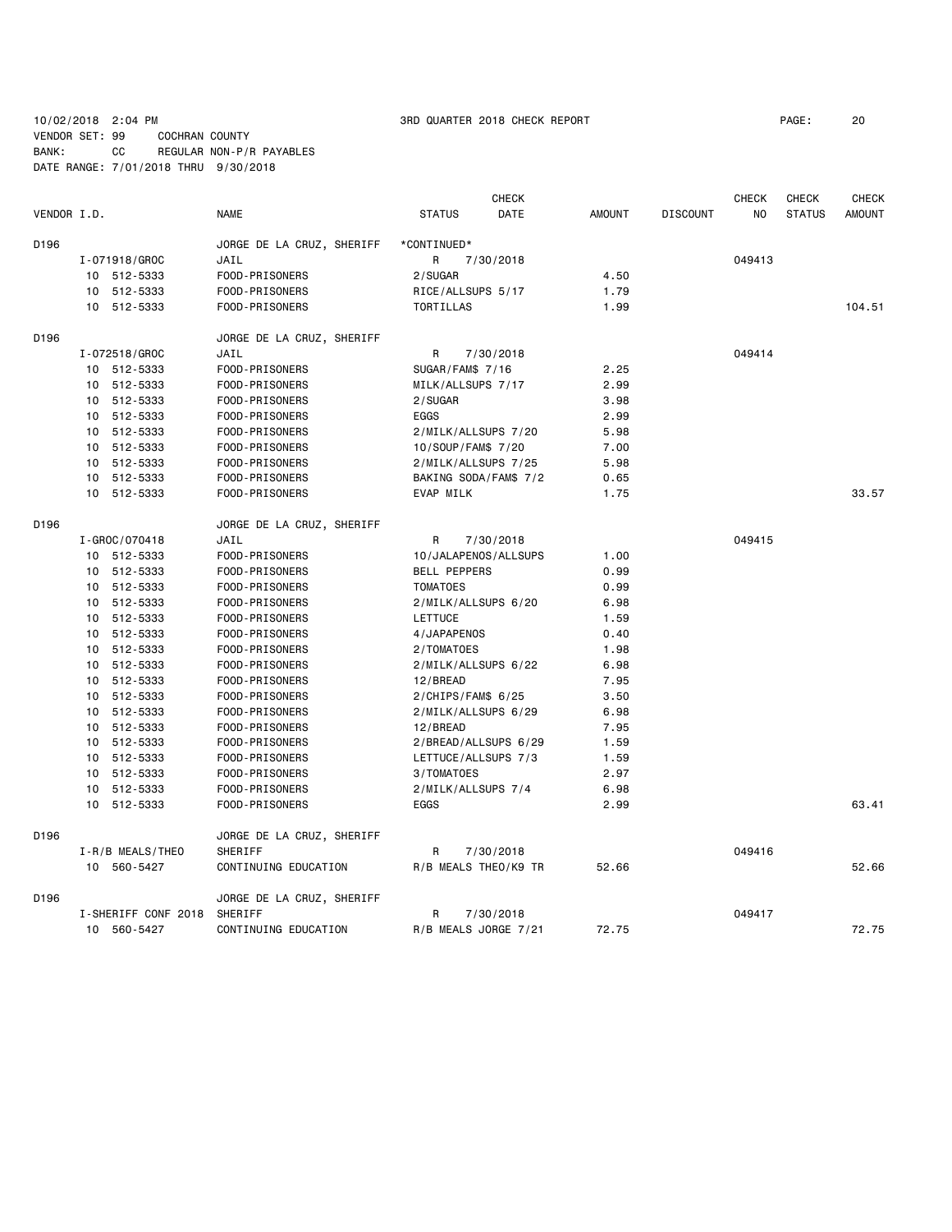10/02/2018 2:04 PM 3RD QUARTER 2018 CHECK REPORT PAGE: 20
VENDOR SET: 99 COCHRAN COUNTY
BANK: CC REGULAR NON-P/R PAYABLES
DATE RANGE: 7/01/2018 THRU 9/30/2018

| VENDOR I.D. | NAME | STATUS | CHECK DATE | AMOUNT | DISCOUNT | CHECK NO | CHECK STATUS | CHECK AMOUNT |
|---|---|---|---|---|---|---|---|---|
| D196 | JORGE DE LA CRUZ, SHERIFF | *CONTINUED* | | | | | | |
| I-071918/GROC | JAIL | R | 7/30/2018 | | | 049413 | | |
| 10 512-5333 | FOOD-PRISONERS | 2/SUGAR | | 4.50 | | | | |
| 10 512-5333 | FOOD-PRISONERS | RICE/ALLSUPS 5/17 | | 1.79 | | | | |
| 10 512-5333 | FOOD-PRISONERS | TORTILLAS | | 1.99 | | | | 104.51 |
| D196 | JORGE DE LA CRUZ, SHERIFF | | | | | | | |
| I-072518/GROC | JAIL | R | 7/30/2018 | | | 049414 | | |
| 10 512-5333 | FOOD-PRISONERS | SUGAR/FAM$ 7/16 | | 2.25 | | | | |
| 10 512-5333 | FOOD-PRISONERS | MILK/ALLSUPS 7/17 | | 2.99 | | | | |
| 10 512-5333 | FOOD-PRISONERS | 2/SUGAR | | 3.98 | | | | |
| 10 512-5333 | FOOD-PRISONERS | EGGS | | 2.99 | | | | |
| 10 512-5333 | FOOD-PRISONERS | 2/MILK/ALLSUPS 7/20 | | 5.98 | | | | |
| 10 512-5333 | FOOD-PRISONERS | 10/SOUP/FAM$ 7/20 | | 7.00 | | | | |
| 10 512-5333 | FOOD-PRISONERS | 2/MILK/ALLSUPS 7/25 | | 5.98 | | | | |
| 10 512-5333 | FOOD-PRISONERS | BAKING SODA/FAM$ 7/2 | | 0.65 | | | | |
| 10 512-5333 | FOOD-PRISONERS | EVAP MILK | | 1.75 | | | | 33.57 |
| D196 | JORGE DE LA CRUZ, SHERIFF | | | | | | | |
| I-GROC/070418 | JAIL | R | 7/30/2018 | | | 049415 | | |
| 10 512-5333 | FOOD-PRISONERS | 10/JALAPENOS/ALLSUPS | | 1.00 | | | | |
| 10 512-5333 | FOOD-PRISONERS | BELL PEPPERS | | 0.99 | | | | |
| 10 512-5333 | FOOD-PRISONERS | TOMATOES | | 0.99 | | | | |
| 10 512-5333 | FOOD-PRISONERS | 2/MILK/ALLSUPS 6/20 | | 6.98 | | | | |
| 10 512-5333 | FOOD-PRISONERS | LETTUCE | | 1.59 | | | | |
| 10 512-5333 | FOOD-PRISONERS | 4/JAPAPENOS | | 0.40 | | | | |
| 10 512-5333 | FOOD-PRISONERS | 2/TOMATOES | | 1.98 | | | | |
| 10 512-5333 | FOOD-PRISONERS | 2/MILK/ALLSUPS 6/22 | | 6.98 | | | | |
| 10 512-5333 | FOOD-PRISONERS | 12/BREAD | | 7.95 | | | | |
| 10 512-5333 | FOOD-PRISONERS | 2/CHIPS/FAM$ 6/25 | | 3.50 | | | | |
| 10 512-5333 | FOOD-PRISONERS | 2/MILK/ALLSUPS 6/29 | | 6.98 | | | | |
| 10 512-5333 | FOOD-PRISONERS | 12/BREAD | | 7.95 | | | | |
| 10 512-5333 | FOOD-PRISONERS | 2/BREAD/ALLSUPS 6/29 | | 1.59 | | | | |
| 10 512-5333 | FOOD-PRISONERS | LETTUCE/ALLSUPS 7/3 | | 1.59 | | | | |
| 10 512-5333 | FOOD-PRISONERS | 3/TOMATOES | | 2.97 | | | | |
| 10 512-5333 | FOOD-PRISONERS | 2/MILK/ALLSUPS 7/4 | | 6.98 | | | | |
| 10 512-5333 | FOOD-PRISONERS | EGGS | | 2.99 | | | | 63.41 |
| D196 | JORGE DE LA CRUZ, SHERIFF | | | | | | | |
| I-R/B MEALS/THEO | SHERIFF | R | 7/30/2018 | | | 049416 | | |
| 10 560-5427 | CONTINUING EDUCATION | R/B MEALS THEO/K9 TR | | 52.66 | | | | 52.66 |
| D196 | JORGE DE LA CRUZ, SHERIFF | | | | | | | |
| I-SHERIFF CONF 2018 | SHERIFF | R | 7/30/2018 | | | 049417 | | |
| 10 560-5427 | CONTINUING EDUCATION | R/B MEALS JORGE 7/21 | | 72.75 | | | | 72.75 |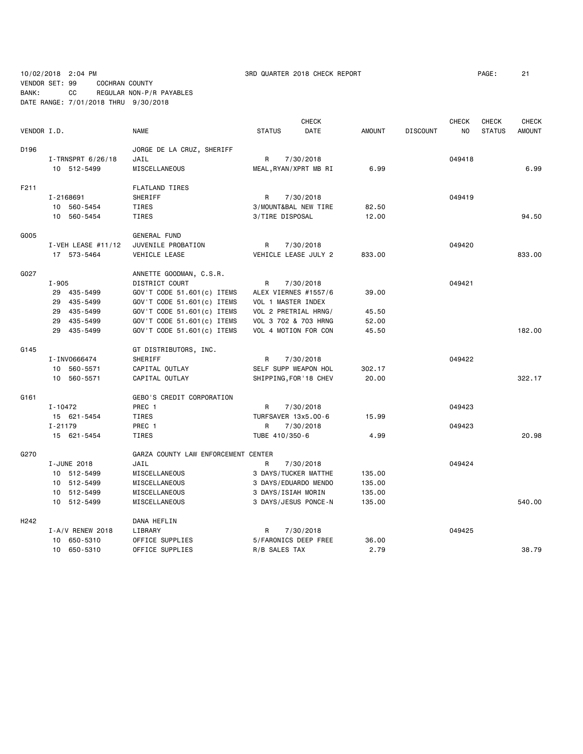10/02/2018 2:04 PM — 3RD QUARTER 2018 CHECK REPORT

VENDOR SET: 99 COCHRAN COUNTY
BANK: CC REGULAR NON-P/R PAYABLES
DATE RANGE: 7/01/2018 THRU 9/30/2018

| VENDOR I.D. | NAME | STATUS | CHECK DATE | AMOUNT | DISCOUNT | CHECK NO | CHECK STATUS | CHECK AMOUNT |
|---|---|---|---|---|---|---|---|---|
| D196 | JORGE DE LA CRUZ, SHERIFF | | | | | | | |
| I-TRNSPRT 6/26/18 | JAIL | R | 7/30/2018 | | | 049418 | | |
| 10 512-5499 | MISCELLANEOUS | MEAL,RYAN/XPRT MB RI | | 6.99 | | | | 6.99 |
| F211 | FLATLAND TIRES | | | | | | | |
| I-2168691 | SHERIFF | R | 7/30/2018 | | | 049419 | | |
| 10 560-5454 | TIRES | 3/MOUNT&BAL NEW TIRE | | 82.50 | | | | |
| 10 560-5454 | TIRES | 3/TIRE DISPOSAL | | 12.00 | | | | 94.50 |
| G005 | GENERAL FUND | | | | | | | |
| I-VEH LEASE #11/12 | JUVENILE PROBATION | R | 7/30/2018 | | | 049420 | | |
| 17 573-5464 | VEHICLE LEASE | VEHICLE LEASE JULY 2 | | 833.00 | | | | 833.00 |
| G027 | ANNETTE GOODMAN, C.S.R. | | | | | | | |
| I-905 | DISTRICT COURT | R | 7/30/2018 | | | 049421 | | |
| 29 435-5499 | GOV'T CODE 51.601(c) ITEMS | ALEX VIERNES #1557/6 | | 39.00 | | | | |
| 29 435-5499 | GOV'T CODE 51.601(c) ITEMS | VOL 1 MASTER INDEX | | | | | | |
| 29 435-5499 | GOV'T CODE 51.601(c) ITEMS | VOL 2 PRETRIAL HRNG/ | | 45.50 | | | | |
| 29 435-5499 | GOV'T CODE 51.601(c) ITEMS | VOL 3 702 & 703 HRNG | | 52.00 | | | | |
| 29 435-5499 | GOV'T CODE 51.601(c) ITEMS | VOL 4 MOTION FOR CON | | 45.50 | | | | 182.00 |
| G145 | GT DISTRIBUTORS, INC. | | | | | | | |
| I-INV0666474 | SHERIFF | R | 7/30/2018 | | | 049422 | | |
| 10 560-5571 | CAPITAL OUTLAY | SELF SUPP WEAPON HOL | | 302.17 | | | | |
| 10 560-5571 | CAPITAL OUTLAY | SHIPPING,FOR'18 CHEV | | 20.00 | | | | 322.17 |
| G161 | GEBO'S CREDIT CORPORATION | | | | | | | |
| I-10472 | PREC 1 | R | 7/30/2018 | | | 049423 | | |
| 15 621-5454 | TIRES | TURFSAVER 13x5.00-6 | | 15.99 | | | | |
| I-21179 | PREC 1 | R | 7/30/2018 | | | 049423 | | |
| 15 621-5454 | TIRES | TUBE 410/350-6 | | 4.99 | | | | 20.98 |
| G270 | GARZA COUNTY LAW ENFORCEMENT CENTER | | | | | | | |
| I-JUNE 2018 | JAIL | R | 7/30/2018 | | | 049424 | | |
| 10 512-5499 | MISCELLANEOUS | 3 DAYS/TUCKER MATTHE | | 135.00 | | | | |
| 10 512-5499 | MISCELLANEOUS | 3 DAYS/EDUARDO MENDO | | 135.00 | | | | |
| 10 512-5499 | MISCELLANEOUS | 3 DAYS/ISIAH MORIN | | 135.00 | | | | |
| 10 512-5499 | MISCELLANEOUS | 3 DAYS/JESUS PONCE-N | | 135.00 | | | | 540.00 |
| H242 | DANA HEFLIN | | | | | | | |
| I-A/V RENEW 2018 | LIBRARY | R | 7/30/2018 | | | 049425 | | |
| 10 650-5310 | OFFICE SUPPLIES | 5/FARONICS DEEP FREE | | 36.00 | | | | |
| 10 650-5310 | OFFICE SUPPLIES | R/B SALES TAX | | 2.79 | | | | 38.79 |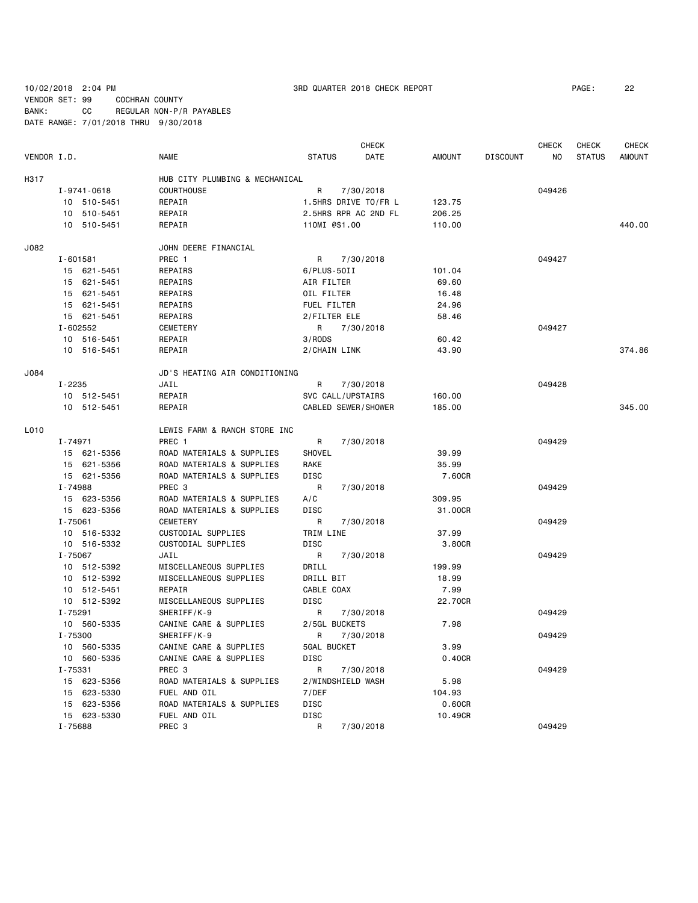10/02/2018 2:04 PM 3RD QUARTER 2018 CHECK REPORT

VENDOR SET: 99 COCHRAN COUNTY
BANK: CC REGULAR NON-P/R PAYABLES
DATE RANGE: 7/01/2018 THRU 9/30/2018

| VENDOR I.D. | NAME | STATUS | CHECK DATE | AMOUNT | DISCOUNT | CHECK NO | CHECK STATUS | CHECK AMOUNT |
|---|---|---|---|---|---|---|---|---|
| H317 | HUB CITY PLUMBING & MECHANICAL | | | | | | | |
| I-9741-0618 | COURTHOUSE | R | 7/30/2018 | | | 049426 | | |
| 10 510-5451 | REPAIR | 1.5HRS DRIVE TO/FR L | | 123.75 | | | | |
| 10 510-5451 | REPAIR | 2.5HRS RPR AC 2ND FL | | 206.25 | | | | |
| 10 510-5451 | REPAIR | 110MI @$1.00 | | 110.00 | | | | 440.00 |
| J082 | JOHN DEERE FINANCIAL | | | | | | | |
| I-601581 | PREC 1 | R | 7/30/2018 | | | 049427 | | |
| 15 621-5451 | REPAIRS | 6/PLUS-50II | | 101.04 | | | | |
| 15 621-5451 | REPAIRS | AIR FILTER | | 69.60 | | | | |
| 15 621-5451 | REPAIRS | OIL FILTER | | 16.48 | | | | |
| 15 621-5451 | REPAIRS | FUEL FILTER | | 24.96 | | | | |
| 15 621-5451 | REPAIRS | 2/FILTER ELE | | 58.46 | | | | |
| I-602552 | CEMETERY | R | 7/30/2018 | | | 049427 | | |
| 10 516-5451 | REPAIR | 3/RODS | | 60.42 | | | | |
| 10 516-5451 | REPAIR | 2/CHAIN LINK | | 43.90 | | | | 374.86 |
| J084 | JD'S HEATING AIR CONDITIONING | | | | | | | |
| I-2235 | JAIL | R | 7/30/2018 | | | 049428 | | |
| 10 512-5451 | REPAIR | SVC CALL/UPSTAIRS | | 160.00 | | | | |
| 10 512-5451 | REPAIR | CABLED SEWER/SHOWER | | 185.00 | | | | 345.00 |
| L010 | LEWIS FARM & RANCH STORE INC | | | | | | | |
| I-74971 | PREC 1 | R | 7/30/2018 | | | 049429 | | |
| 15 621-5356 | ROAD MATERIALS & SUPPLIES | SHOVEL | | 39.99 | | | | |
| 15 621-5356 | ROAD MATERIALS & SUPPLIES | RAKE | | 35.99 | | | | |
| 15 621-5356 | ROAD MATERIALS & SUPPLIES | DISC | | 7.60CR | | | | |
| I-74988 | PREC 3 | R | 7/30/2018 | | | 049429 | | |
| 15 623-5356 | ROAD MATERIALS & SUPPLIES | A/C | | 309.95 | | | | |
| 15 623-5356 | ROAD MATERIALS & SUPPLIES | DISC | | 31.00CR | | | | |
| I-75061 | CEMETERY | R | 7/30/2018 | | | 049429 | | |
| 10 516-5332 | CUSTODIAL SUPPLIES | TRIM LINE | | 37.99 | | | | |
| 10 516-5332 | CUSTODIAL SUPPLIES | DISC | | 3.80CR | | | | |
| I-75067 | JAIL | R | 7/30/2018 | | | 049429 | | |
| 10 512-5392 | MISCELLANEOUS SUPPLIES | DRILL | | 199.99 | | | | |
| 10 512-5392 | MISCELLANEOUS SUPPLIES | DRILL BIT | | 18.99 | | | | |
| 10 512-5451 | REPAIR | CABLE COAX | | 7.99 | | | | |
| 10 512-5392 | MISCELLANEOUS SUPPLIES | DISC | | 22.70CR | | | | |
| I-75291 | SHERIFF/K-9 | R | 7/30/2018 | | | 049429 | | |
| 10 560-5335 | CANINE CARE & SUPPLIES | 2/5GL BUCKETS | | 7.98 | | | | |
| I-75300 | SHERIFF/K-9 | R | 7/30/2018 | | | 049429 | | |
| 10 560-5335 | CANINE CARE & SUPPLIES | 5GAL BUCKET | | 3.99 | | | | |
| 10 560-5335 | CANINE CARE & SUPPLIES | DISC | | 0.40CR | | | | |
| I-75331 | PREC 3 | R | 7/30/2018 | | | 049429 | | |
| 15 623-5356 | ROAD MATERIALS & SUPPLIES | 2/WINDSHIELD WASH | | 5.98 | | | | |
| 15 623-5330 | FUEL AND OIL | 7/DEF | | 104.93 | | | | |
| 15 623-5356 | ROAD MATERIALS & SUPPLIES | DISC | | 0.60CR | | | | |
| 15 623-5330 | FUEL AND OIL | DISC | | 10.49CR | | | | |
| I-75688 | PREC 3 | R | 7/30/2018 | | | 049429 | | |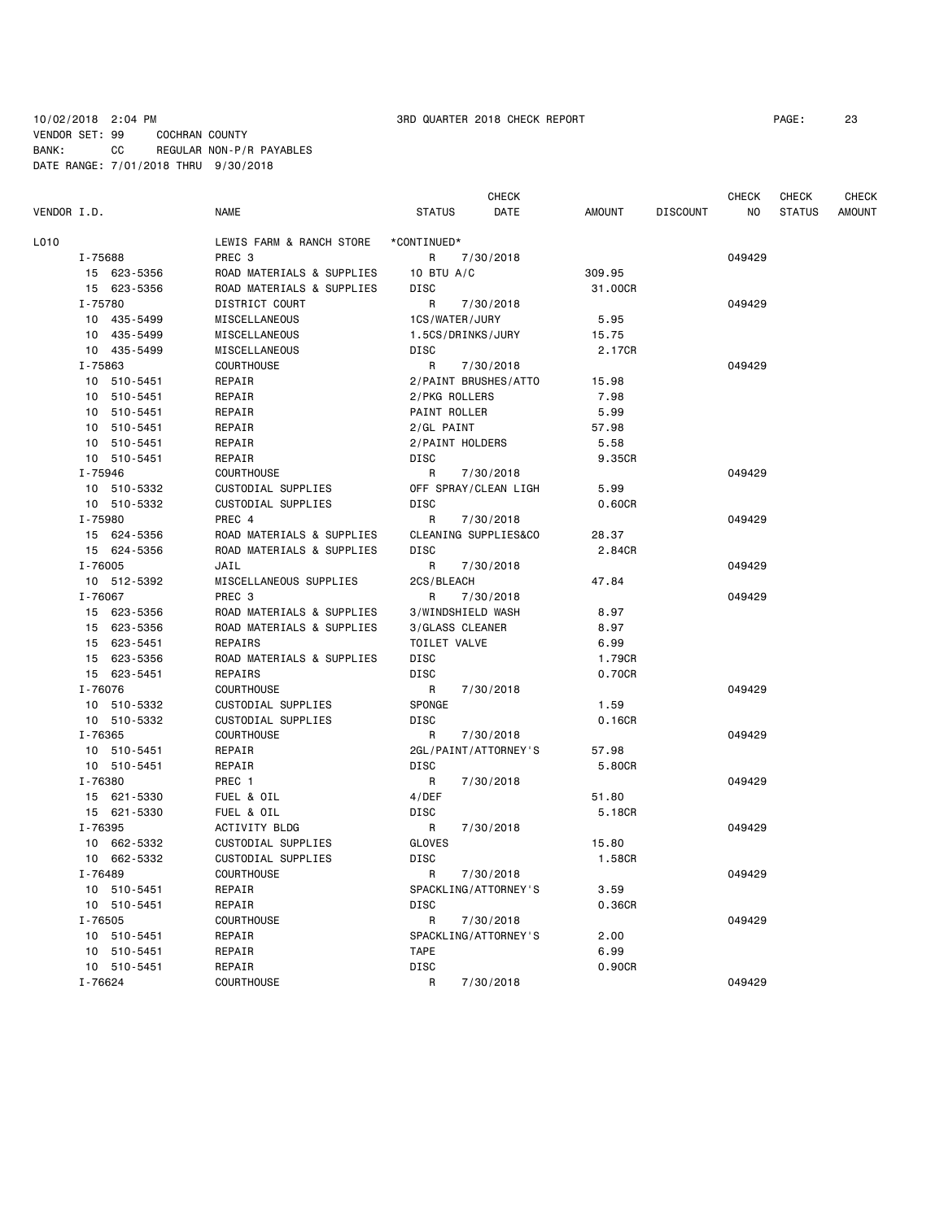10/02/2018 2:04 PM　　　　3RD QUARTER 2018 CHECK REPORT

VENDOR SET: 99　　COCHRAN COUNTY
BANK:　　CC　　REGULAR NON-P/R PAYABLES
DATE RANGE: 7/01/2018 THRU 9/30/2018

| VENDOR I.D. | NAME | STATUS | CHECK DATE | AMOUNT | DISCOUNT | CHECK NO | CHECK STATUS | CHECK AMOUNT |
|---|---|---|---|---|---|---|---|---|
| L010 | LEWIS FARM & RANCH STORE | *CONTINUED* | | | | | | |
| I-75688 | PREC 3 | R | 7/30/2018 | | | 049429 | | |
| 15 623-5356 | ROAD MATERIALS & SUPPLIES | 10 BTU A/C | | 309.95 | | | | |
| 15 623-5356 | ROAD MATERIALS & SUPPLIES | DISC | | 31.00CR | | | | |
| I-75780 | DISTRICT COURT | R | 7/30/2018 | | | 049429 | | |
| 10 435-5499 | MISCELLANEOUS | 1CS/WATER/JURY | | 5.95 | | | | |
| 10 435-5499 | MISCELLANEOUS | 1.5CS/DRINKS/JURY | | 15.75 | | | | |
| 10 435-5499 | MISCELLANEOUS | DISC | | 2.17CR | | | | |
| I-75863 | COURTHOUSE | R | 7/30/2018 | | | 049429 | | |
| 10 510-5451 | REPAIR | 2/PAINT BRUSHES/ATTO | | 15.98 | | | | |
| 10 510-5451 | REPAIR | 2/PKG ROLLERS | | 7.98 | | | | |
| 10 510-5451 | REPAIR | PAINT ROLLER | | 5.99 | | | | |
| 10 510-5451 | REPAIR | 2/GL PAINT | | 57.98 | | | | |
| 10 510-5451 | REPAIR | 2/PAINT HOLDERS | | 5.58 | | | | |
| 10 510-5451 | REPAIR | DISC | | 9.35CR | | | | |
| I-75946 | COURTHOUSE | R | 7/30/2018 | | | 049429 | | |
| 10 510-5332 | CUSTODIAL SUPPLIES | OFF SPRAY/CLEAN LIGH | | 5.99 | | | | |
| 10 510-5332 | CUSTODIAL SUPPLIES | DISC | | 0.60CR | | | | |
| I-75980 | PREC 4 | R | 7/30/2018 | | | 049429 | | |
| 15 624-5356 | ROAD MATERIALS & SUPPLIES | CLEANING SUPPLIES&CO | | 28.37 | | | | |
| 15 624-5356 | ROAD MATERIALS & SUPPLIES | DISC | | 2.84CR | | | | |
| I-76005 | JAIL | R | 7/30/2018 | | | 049429 | | |
| 10 512-5392 | MISCELLANEOUS SUPPLIES | 2CS/BLEACH | | 47.84 | | | | |
| I-76067 | PREC 3 | R | 7/30/2018 | | | 049429 | | |
| 15 623-5356 | ROAD MATERIALS & SUPPLIES | 3/WINDSHIELD WASH | | 8.97 | | | | |
| 15 623-5356 | ROAD MATERIALS & SUPPLIES | 3/GLASS CLEANER | | 8.97 | | | | |
| 15 623-5451 | REPAIRS | TOILET VALVE | | 6.99 | | | | |
| 15 623-5356 | ROAD MATERIALS & SUPPLIES | DISC | | 1.79CR | | | | |
| 15 623-5451 | REPAIRS | DISC | | 0.70CR | | | | |
| I-76076 | COURTHOUSE | R | 7/30/2018 | | | 049429 | | |
| 10 510-5332 | CUSTODIAL SUPPLIES | SPONGE | | 1.59 | | | | |
| 10 510-5332 | CUSTODIAL SUPPLIES | DISC | | 0.16CR | | | | |
| I-76365 | COURTHOUSE | R | 7/30/2018 | | | 049429 | | |
| 10 510-5451 | REPAIR | 2GL/PAINT/ATTORNEY'S | | 57.98 | | | | |
| 10 510-5451 | REPAIR | DISC | | 5.80CR | | | | |
| I-76380 | PREC 1 | R | 7/30/2018 | | | 049429 | | |
| 15 621-5330 | FUEL & OIL | 4/DEF | | 51.80 | | | | |
| 15 621-5330 | FUEL & OIL | DISC | | 5.18CR | | | | |
| I-76395 | ACTIVITY BLDG | R | 7/30/2018 | | | 049429 | | |
| 10 662-5332 | CUSTODIAL SUPPLIES | GLOVES | | 15.80 | | | | |
| 10 662-5332 | CUSTODIAL SUPPLIES | DISC | | 1.58CR | | | | |
| I-76489 | COURTHOUSE | R | 7/30/2018 | | | 049429 | | |
| 10 510-5451 | REPAIR | SPACKLING/ATTORNEY'S | | 3.59 | | | | |
| 10 510-5451 | REPAIR | DISC | | 0.36CR | | | | |
| I-76505 | COURTHOUSE | R | 7/30/2018 | | | 049429 | | |
| 10 510-5451 | REPAIR | SPACKLING/ATTORNEY'S | | 2.00 | | | | |
| 10 510-5451 | REPAIR | TAPE | | 6.99 | | | | |
| 10 510-5451 | REPAIR | DISC | | 0.90CR | | | | |
| I-76624 | COURTHOUSE | R | 7/30/2018 | | | 049429 | | |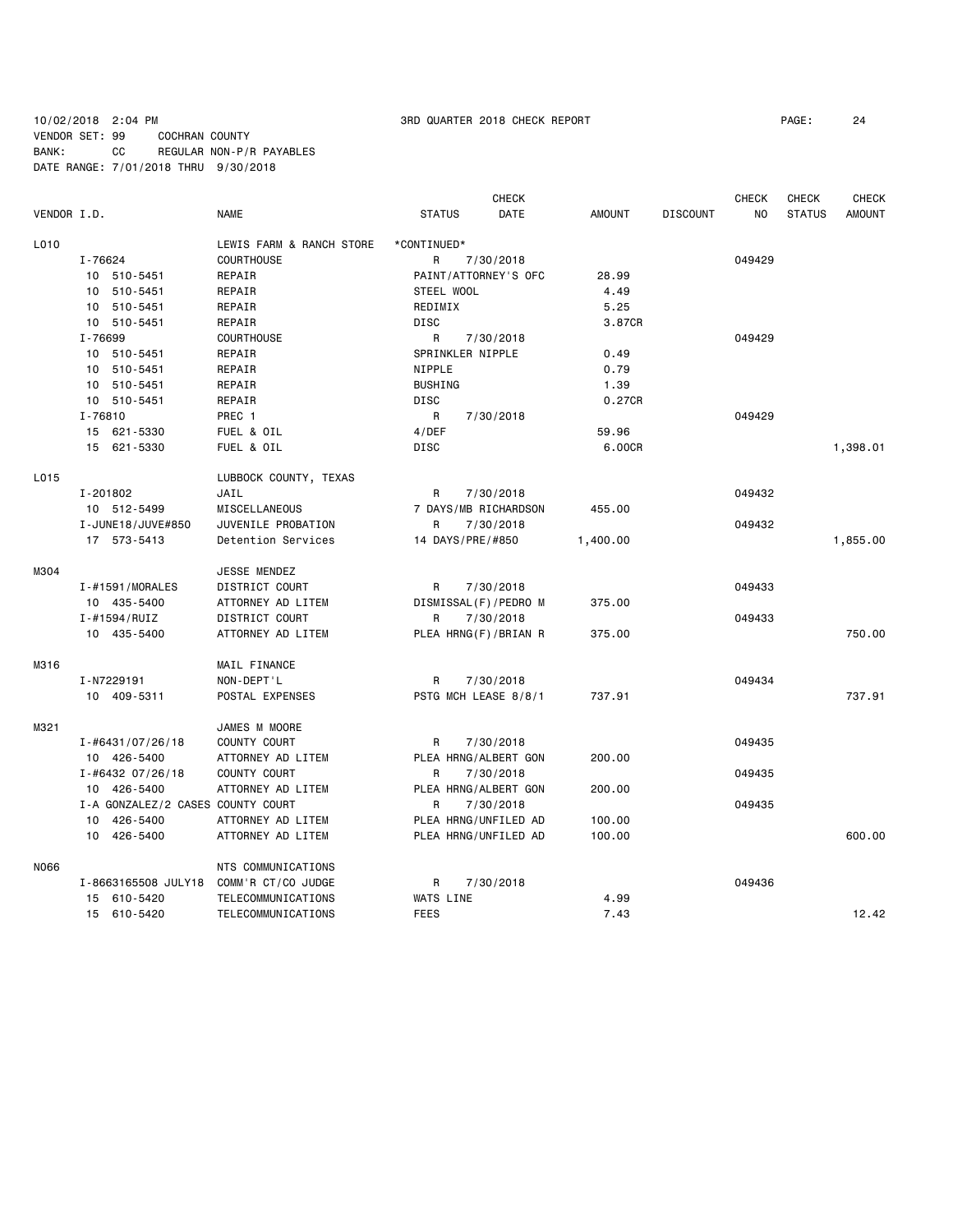10/02/2018 2:04 PM 3RD QUARTER 2018 CHECK REPORT

VENDOR SET: 99 COCHRAN COUNTY
BANK: CC REGULAR NON-P/R PAYABLES
DATE RANGE: 7/01/2018 THRU 9/30/2018

| VENDOR I.D. | NAME | STATUS | CHECK DATE | AMOUNT | DISCOUNT | CHECK NO | CHECK STATUS | CHECK AMOUNT |
|---|---|---|---|---|---|---|---|---|
| L010 | LEWIS FARM & RANCH STORE | *CONTINUED* | | | | | | |
| I-76624 | COURTHOUSE | R | 7/30/2018 | | | 049429 | | |
| 10 510-5451 | REPAIR | PAINT/ATTORNEY'S OFC | | 28.99 | | | | |
| 10 510-5451 | REPAIR | STEEL WOOL | | 4.49 | | | | |
| 10 510-5451 | REPAIR | REDIMIX | | 5.25 | | | | |
| 10 510-5451 | REPAIR | DISC | | 3.87CR | | | | |
| I-76699 | COURTHOUSE | R | 7/30/2018 | | | 049429 | | |
| 10 510-5451 | REPAIR | SPRINKLER NIPPLE | | 0.49 | | | | |
| 10 510-5451 | REPAIR | NIPPLE | | 0.79 | | | | |
| 10 510-5451 | REPAIR | BUSHING | | 1.39 | | | | |
| 10 510-5451 | REPAIR | DISC | | 0.27CR | | | | |
| I-76810 | PREC 1 | R | 7/30/2018 | | | 049429 | | |
| 15 621-5330 | FUEL & OIL | 4/DEF | | 59.96 | | | | |
| 15 621-5330 | FUEL & OIL | DISC | | 6.00CR | | | | 1,398.01 |
| L015 | LUBBOCK COUNTY, TEXAS | | | | | | | |
| I-201802 | JAIL | R | 7/30/2018 | | | 049432 | | |
| 10 512-5499 | MISCELLANEOUS | 7 DAYS/MB RICHARDSON | | 455.00 | | | | |
| I-JUNE18/JUVE#850 | JUVENILE PROBATION | R | 7/30/2018 | | | 049432 | | |
| 17 573-5413 | Detention Services | 14 DAYS/PRE/#850 | | 1,400.00 | | | | 1,855.00 |
| M304 | JESSE MENDEZ | | | | | | | |
| I-#1591/MORALES | DISTRICT COURT | R | 7/30/2018 | | | 049433 | | |
| 10 435-5400 | ATTORNEY AD LITEM | DISMISSAL(F)/PEDRO M | | 375.00 | | | | |
| I-#1594/RUIZ | DISTRICT COURT | R | 7/30/2018 | | | 049433 | | |
| 10 435-5400 | ATTORNEY AD LITEM | PLEA HRNG(F)/BRIAN R | | 375.00 | | | | 750.00 |
| M316 | MAIL FINANCE | | | | | | | |
| I-N7229191 | NON-DEPT'L | R | 7/30/2018 | | | 049434 | | |
| 10 409-5311 | POSTAL EXPENSES | PSTG MCH LEASE 8/8/1 | | 737.91 | | | | 737.91 |
| M321 | JAMES M MOORE | | | | | | | |
| I-#6431/07/26/18 | COUNTY COURT | R | 7/30/2018 | | | 049435 | | |
| 10 426-5400 | ATTORNEY AD LITEM | PLEA HRNG/ALBERT GON | | 200.00 | | | | |
| I-#6432 07/26/18 | COUNTY COURT | R | 7/30/2018 | | | 049435 | | |
| 10 426-5400 | ATTORNEY AD LITEM | PLEA HRNG/ALBERT GON | | 200.00 | | | | |
| I-A GONZALEZ/2 CASES | COUNTY COURT | R | 7/30/2018 | | | 049435 | | |
| 10 426-5400 | ATTORNEY AD LITEM | PLEA HRNG/UNFILED AD | | 100.00 | | | | |
| 10 426-5400 | ATTORNEY AD LITEM | PLEA HRNG/UNFILED AD | | 100.00 | | | | 600.00 |
| N066 | NTS COMMUNICATIONS | | | | | | | |
| I-8663165508 JULY18 | COMM'R CT/CO JUDGE | R | 7/30/2018 | | | 049436 | | |
| 15 610-5420 | TELECOMMUNICATIONS | WATS LINE | | 4.99 | | | | |
| 15 610-5420 | TELECOMMUNICATIONS | FEES | | 7.43 | | | | 12.42 |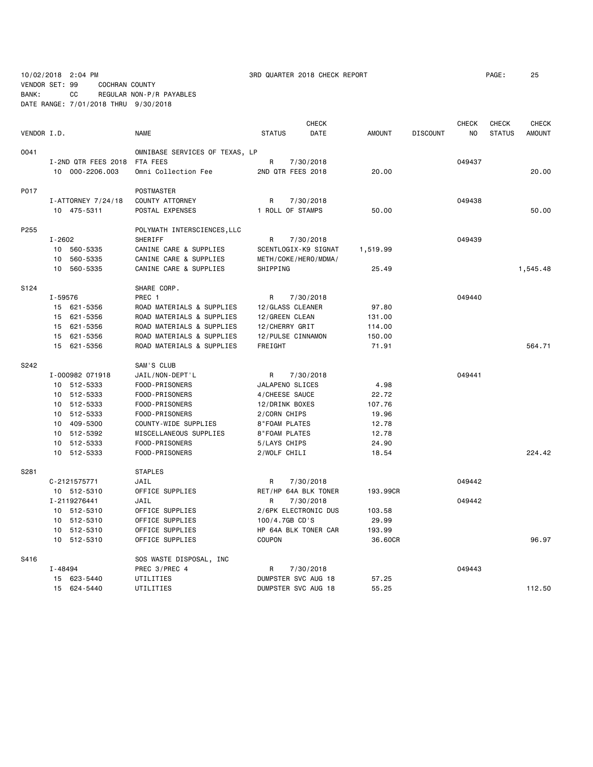10/02/2018 2:04 PM 3RD QUARTER 2018 CHECK REPORT

VENDOR SET: 99 COCHRAN COUNTY
BANK: CC REGULAR NON-P/R PAYABLES
DATE RANGE: 7/01/2018 THRU 9/30/2018

| VENDOR I.D. | NAME | STATUS | CHECK DATE | AMOUNT | DISCOUNT | CHECK NO | CHECK STATUS | CHECK AMOUNT |
|---|---|---|---|---|---|---|---|---|
| O041 | OMNIBASE SERVICES OF TEXAS, LP | | | | | | | |
| I-2ND QTR FEES 2018 | FTA FEES | R | 7/30/2018 | | | 049437 | | |
| 10 000-2206.003 | Omni Collection Fee | 2ND QTR FEES 2018 | | 20.00 | | | | 20.00 |
| P017 | POSTMASTER | | | | | | | |
| I-ATTORNEY 7/24/18 | COUNTY ATTORNEY | R | 7/30/2018 | | | 049438 | | |
| 10 475-5311 | POSTAL EXPENSES | 1 ROLL OF STAMPS | | 50.00 | | | | 50.00 |
| P255 | POLYMATH INTERSCIENCES,LLC | | | | | | | |
| I-2602 | SHERIFF | R | 7/30/2018 | | | 049439 | | |
| 10 560-5335 | CANINE CARE & SUPPLIES | SCENTLOGIX-K9 SIGNAT | | 1,519.99 | | | | |
| 10 560-5335 | CANINE CARE & SUPPLIES | METH/COKE/HERO/MDMA/ | | | | | | |
| 10 560-5335 | CANINE CARE & SUPPLIES | SHIPPING | | 25.49 | | | | 1,545.48 |
| S124 | SHARE CORP. | | | | | | | |
| I-59576 | PREC 1 | R | 7/30/2018 | | | 049440 | | |
| 15 621-5356 | ROAD MATERIALS & SUPPLIES | 12/GLASS CLEANER | | 97.80 | | | | |
| 15 621-5356 | ROAD MATERIALS & SUPPLIES | 12/GREEN CLEAN | | 131.00 | | | | |
| 15 621-5356 | ROAD MATERIALS & SUPPLIES | 12/CHERRY GRIT | | 114.00 | | | | |
| 15 621-5356 | ROAD MATERIALS & SUPPLIES | 12/PULSE CINNAMON | | 150.00 | | | | |
| 15 621-5356 | ROAD MATERIALS & SUPPLIES | FREIGHT | | 71.91 | | | | 564.71 |
| S242 | SAM'S CLUB | | | | | | | |
| I-000982 071918 | JAIL/NON-DEPT'L | R | 7/30/2018 | | | 049441 | | |
| 10 512-5333 | FOOD-PRISONERS | JALAPENO SLICES | | 4.98 | | | | |
| 10 512-5333 | FOOD-PRISONERS | 4/CHEESE SAUCE | | 22.72 | | | | |
| 10 512-5333 | FOOD-PRISONERS | 12/DRINK BOXES | | 107.76 | | | | |
| 10 512-5333 | FOOD-PRISONERS | 2/CORN CHIPS | | 19.96 | | | | |
| 10 409-5300 | COUNTY-WIDE SUPPLIES | 8"FOAM PLATES | | 12.78 | | | | |
| 10 512-5392 | MISCELLANEOUS SUPPLIES | 8"FOAM PLATES | | 12.78 | | | | |
| 10 512-5333 | FOOD-PRISONERS | 5/LAYS CHIPS | | 24.90 | | | | |
| 10 512-5333 | FOOD-PRISONERS | 2/WOLF CHILI | | 18.54 | | | | 224.42 |
| S281 | STAPLES | | | | | | | |
| C-2121575771 | JAIL | R | 7/30/2018 | | | 049442 | | |
| 10 512-5310 | OFFICE SUPPLIES | RET/HP 64A BLK TONER | | 193.99CR | | | | |
| I-2119276441 | JAIL | R | 7/30/2018 | | | 049442 | | |
| 10 512-5310 | OFFICE SUPPLIES | 2/6PK ELECTRONIC DUS | | 103.58 | | | | |
| 10 512-5310 | OFFICE SUPPLIES | 100/4.7GB CD'S | | 29.99 | | | | |
| 10 512-5310 | OFFICE SUPPLIES | HP 64A BLK TONER CAR | | 193.99 | | | | |
| 10 512-5310 | OFFICE SUPPLIES | COUPON | | 36.60CR | | | | 96.97 |
| S416 | SOS WASTE DISPOSAL, INC | | | | | | | |
| I-48494 | PREC 3/PREC 4 | R | 7/30/2018 | | | 049443 | | |
| 15 623-5440 | UTILITIES | DUMPSTER SVC AUG 18 | | 57.25 | | | | |
| 15 624-5440 | UTILITIES | DUMPSTER SVC AUG 18 | | 55.25 | | | | 112.50 |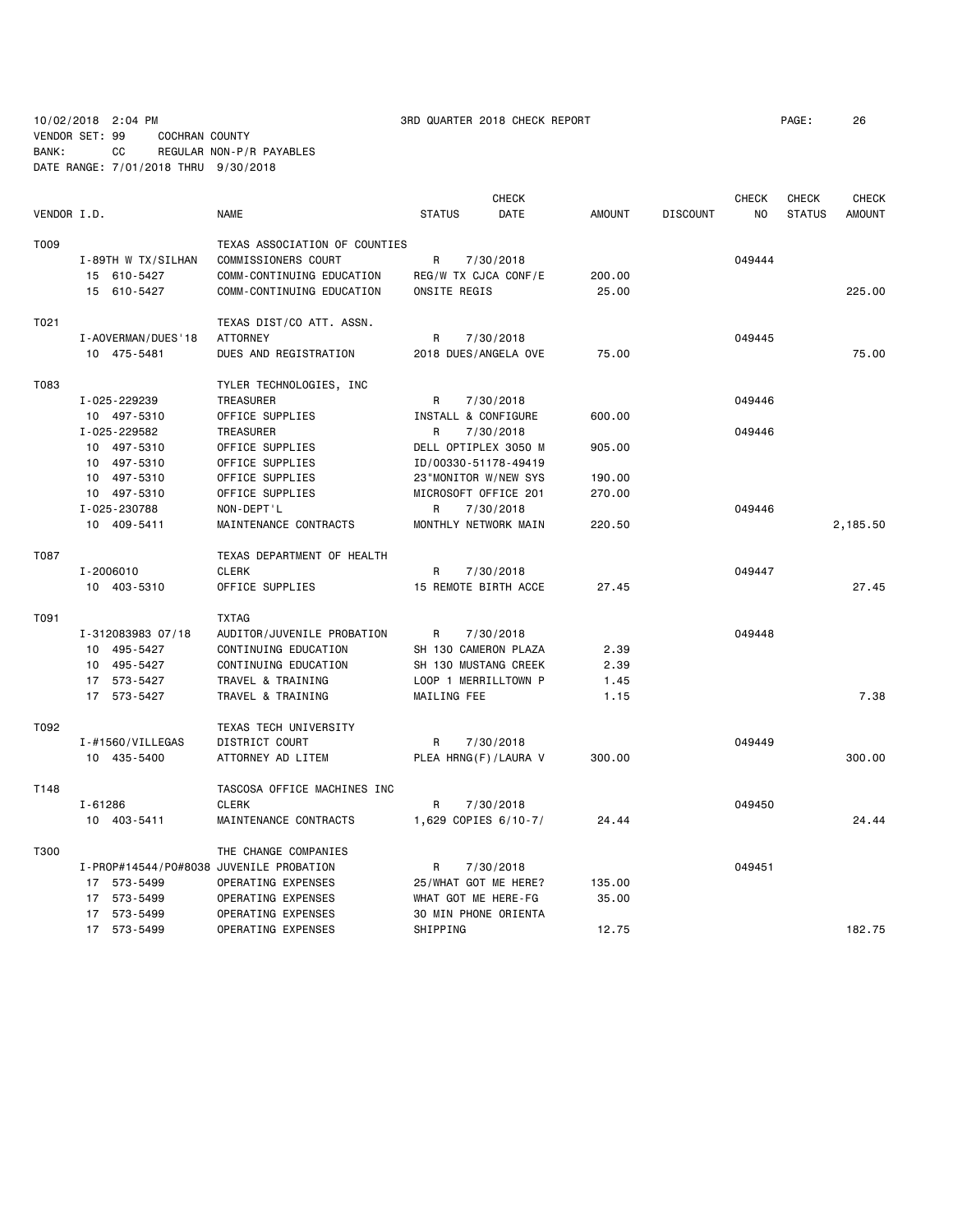10/02/2018 2:04 PM 3RD QUARTER 2018 CHECK REPORT

VENDOR SET: 99 COCHRAN COUNTY
BANK: CC REGULAR NON-P/R PAYABLES
DATE RANGE: 7/01/2018 THRU 9/30/2018

| VENDOR I.D. | NAME | STATUS | CHECK DATE | AMOUNT | DISCOUNT | CHECK NO | CHECK STATUS | CHECK AMOUNT |
|---|---|---|---|---|---|---|---|---|
| T009 | TEXAS ASSOCIATION OF COUNTIES | | | | | | | |
| I-89TH W TX/SILHAN | COMMISSIONERS COURT | R | 7/30/2018 | | | 049444 | | |
| 15 610-5427 | COMM-CONTINUING EDUCATION | REG/W TX CJCA CONF/E | | 200.00 | | | | |
| 15 610-5427 | COMM-CONTINUING EDUCATION | ONSITE REGIS | | 25.00 | | | | 225.00 |
| T021 | TEXAS DIST/CO ATT. ASSN. | | | | | | | |
| I-AOVERMAN/DUES'18 | ATTORNEY | R | 7/30/2018 | | | 049445 | | |
| 10 475-5481 | DUES AND REGISTRATION | 2018 DUES/ANGELA OVE | | 75.00 | | | | 75.00 |
| T083 | TYLER TECHNOLOGIES, INC | | | | | | | |
| I-025-229239 | TREASURER | R | 7/30/2018 | | | 049446 | | |
| 10 497-5310 | OFFICE SUPPLIES | INSTALL & CONFIGURE | | 600.00 | | | | |
| I-025-229582 | TREASURER | R | 7/30/2018 | | | 049446 | | |
| 10 497-5310 | OFFICE SUPPLIES | DELL OPTIPLEX 3050 M | | 905.00 | | | | |
| 10 497-5310 | OFFICE SUPPLIES | ID/00330-51178-49419 | | | | | | |
| 10 497-5310 | OFFICE SUPPLIES | 23"MONITOR W/NEW SYS | | 190.00 | | | | |
| 10 497-5310 | OFFICE SUPPLIES | MICROSOFT OFFICE 201 | | 270.00 | | | | |
| I-025-230788 | NON-DEPT'L | R | 7/30/2018 | | | 049446 | | |
| 10 409-5411 | MAINTENANCE CONTRACTS | MONTHLY NETWORK MAIN | | 220.50 | | | | 2,185.50 |
| T087 | TEXAS DEPARTMENT OF HEALTH | | | | | | | |
| I-2006010 | CLERK | R | 7/30/2018 | | | 049447 | | |
| 10 403-5310 | OFFICE SUPPLIES | 15 REMOTE BIRTH ACCE | | 27.45 | | | | 27.45 |
| T091 | TXTAG | | | | | | | |
| I-312083983 07/18 | AUDITOR/JUVENILE PROBATION | R | 7/30/2018 | | | 049448 | | |
| 10 495-5427 | CONTINUING EDUCATION | SH 130 CAMERON PLAZA | | 2.39 | | | | |
| 10 495-5427 | CONTINUING EDUCATION | SH 130 MUSTANG CREEK | | 2.39 | | | | |
| 17 573-5427 | TRAVEL & TRAINING | LOOP 1 MERRILLTOWN P | | 1.45 | | | | |
| 17 573-5427 | TRAVEL & TRAINING | MAILING FEE | | 1.15 | | | | 7.38 |
| T092 | TEXAS TECH UNIVERSITY | | | | | | | |
| I-#1560/VILLEGAS | DISTRICT COURT | R | 7/30/2018 | | | 049449 | | |
| 10 435-5400 | ATTORNEY AD LITEM | PLEA HRNG(F)/LAURA V | | 300.00 | | | | 300.00 |
| T148 | TASCOSA OFFICE MACHINES INC | | | | | | | |
| I-61286 | CLERK | R | 7/30/2018 | | | 049450 | | |
| 10 403-5411 | MAINTENANCE CONTRACTS | 1,629 COPIES 6/10-7/ | | 24.44 | | | | 24.44 |
| T300 | THE CHANGE COMPANIES | | | | | | | |
| I-PROP#14544/PO#8038 | JUVENILE PROBATION | R | 7/30/2018 | | | 049451 | | |
| 17 573-5499 | OPERATING EXPENSES | 25/WHAT GOT ME HERE? | | 135.00 | | | | |
| 17 573-5499 | OPERATING EXPENSES | WHAT GOT ME HERE-FG | | 35.00 | | | | |
| 17 573-5499 | OPERATING EXPENSES | 30 MIN PHONE ORIENTA | | | | | | |
| 17 573-5499 | OPERATING EXPENSES | SHIPPING | | 12.75 | | | | 182.75 |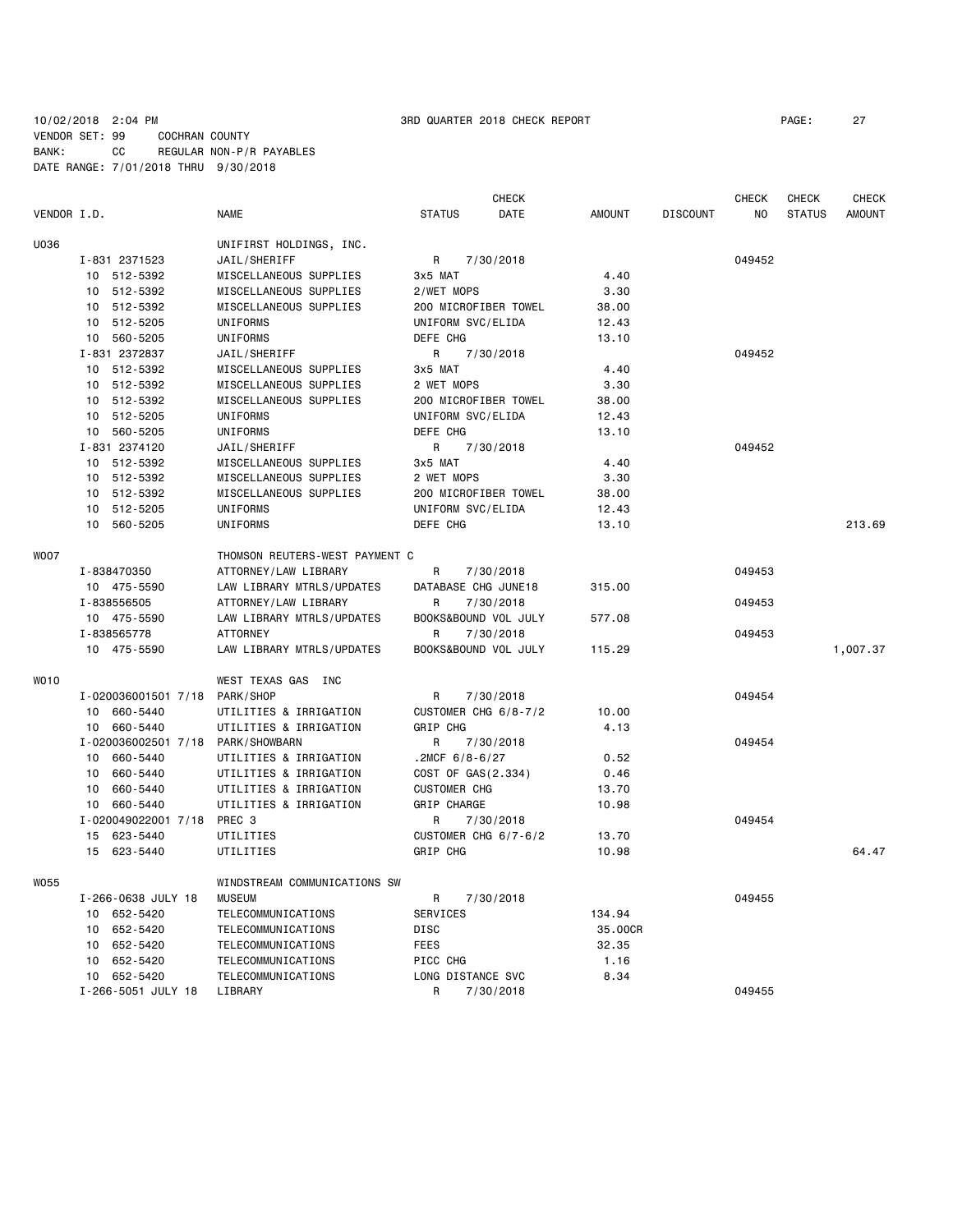10/02/2018 2:04 PM 3RD QUARTER 2018 CHECK REPORT

VENDOR SET: 99 COCHRAN COUNTY
BANK: CC REGULAR NON-P/R PAYABLES
DATE RANGE: 7/01/2018 THRU 9/30/2018

| VENDOR I.D. | NAME | STATUS | CHECK DATE | AMOUNT | DISCOUNT | CHECK NO | CHECK STATUS | CHECK AMOUNT |
|---|---|---|---|---|---|---|---|---|
| U036 | UNIFIRST HOLDINGS, INC. | | | | | | | |
| I-831 2371523 | JAIL/SHERIFF | R | 7/30/2018 | | | 049452 | | |
| 10 512-5392 | MISCELLANEOUS SUPPLIES | 3x5 MAT | | 4.40 | | | | |
| 10 512-5392 | MISCELLANEOUS SUPPLIES | 2/WET MOPS | | 3.30 | | | | |
| 10 512-5392 | MISCELLANEOUS SUPPLIES | 200 MICROFIBER TOWEL | | 38.00 | | | | |
| 10 512-5205 | UNIFORMS | UNIFORM SVC/ELIDA | | 12.43 | | | | |
| 10 560-5205 | UNIFORMS | DEFE CHG | | 13.10 | | | | |
| I-831 2372837 | JAIL/SHERIFF | R | 7/30/2018 | | | 049452 | | |
| 10 512-5392 | MISCELLANEOUS SUPPLIES | 3x5 MAT | | 4.40 | | | | |
| 10 512-5392 | MISCELLANEOUS SUPPLIES | 2 WET MOPS | | 3.30 | | | | |
| 10 512-5392 | MISCELLANEOUS SUPPLIES | 200 MICROFIBER TOWEL | | 38.00 | | | | |
| 10 512-5205 | UNIFORMS | UNIFORM SVC/ELIDA | | 12.43 | | | | |
| 10 560-5205 | UNIFORMS | DEFE CHG | | 13.10 | | | | |
| I-831 2374120 | JAIL/SHERIFF | R | 7/30/2018 | | | 049452 | | |
| 10 512-5392 | MISCELLANEOUS SUPPLIES | 3x5 MAT | | 4.40 | | | | |
| 10 512-5392 | MISCELLANEOUS SUPPLIES | 2 WET MOPS | | 3.30 | | | | |
| 10 512-5392 | MISCELLANEOUS SUPPLIES | 200 MICROFIBER TOWEL | | 38.00 | | | | |
| 10 512-5205 | UNIFORMS | UNIFORM SVC/ELIDA | | 12.43 | | | | |
| 10 560-5205 | UNIFORMS | DEFE CHG | | 13.10 | | | | 213.69 |
| W007 | THOMSON REUTERS-WEST PAYMENT C | | | | | | | |
| I-838470350 | ATTORNEY/LAW LIBRARY | R | 7/30/2018 | | | 049453 | | |
| 10 475-5590 | LAW LIBRARY MTRLS/UPDATES | DATABASE CHG JUNE18 | | 315.00 | | | | |
| I-838556505 | ATTORNEY/LAW LIBRARY | R | 7/30/2018 | | | 049453 | | |
| 10 475-5590 | LAW LIBRARY MTRLS/UPDATES | BOOKS&BOUND VOL JULY | | 577.08 | | | | |
| I-838565778 | ATTORNEY | R | 7/30/2018 | | | 049453 | | |
| 10 475-5590 | LAW LIBRARY MTRLS/UPDATES | BOOKS&BOUND VOL JULY | | 115.29 | | | | 1,007.37 |
| W010 | WEST TEXAS GAS INC | | | | | | | |
| I-020036001501 7/18 | PARK/SHOP | R | 7/30/2018 | | | 049454 | | |
| 10 660-5440 | UTILITIES & IRRIGATION | CUSTOMER CHG 6/8-7/2 | | 10.00 | | | | |
| 10 660-5440 | UTILITIES & IRRIGATION | GRIP CHG | | 4.13 | | | | |
| I-020036002501 7/18 | PARK/SHOWBARN | R | 7/30/2018 | | | 049454 | | |
| 10 660-5440 | UTILITIES & IRRIGATION | .2MCF 6/8-6/27 | | 0.52 | | | | |
| 10 660-5440 | UTILITIES & IRRIGATION | COST OF GAS(2.334) | | 0.46 | | | | |
| 10 660-5440 | UTILITIES & IRRIGATION | CUSTOMER CHG | | 13.70 | | | | |
| 10 660-5440 | UTILITIES & IRRIGATION | GRIP CHARGE | | 10.98 | | | | |
| I-020049022001 7/18 | PREC 3 | R | 7/30/2018 | | | 049454 | | |
| 15 623-5440 | UTILITIES | CUSTOMER CHG 6/7-6/2 | | 13.70 | | | | |
| 15 623-5440 | UTILITIES | GRIP CHG | | 10.98 | | | | 64.47 |
| W055 | WINDSTREAM COMMUNICATIONS SW | | | | | | | |
| I-266-0638 JULY 18 | MUSEUM | R | 7/30/2018 | | | 049455 | | |
| 10 652-5420 | TELECOMMUNICATIONS | SERVICES | | 134.94 | | | | |
| 10 652-5420 | TELECOMMUNICATIONS | DISC | | 35.00CR | | | | |
| 10 652-5420 | TELECOMMUNICATIONS | FEES | | 32.35 | | | | |
| 10 652-5420 | TELECOMMUNICATIONS | PICC CHG | | 1.16 | | | | |
| 10 652-5420 | TELECOMMUNICATIONS | LONG DISTANCE SVC | | 8.34 | | | | |
| I-266-5051 JULY 18 | LIBRARY | R | 7/30/2018 | | | 049455 | | |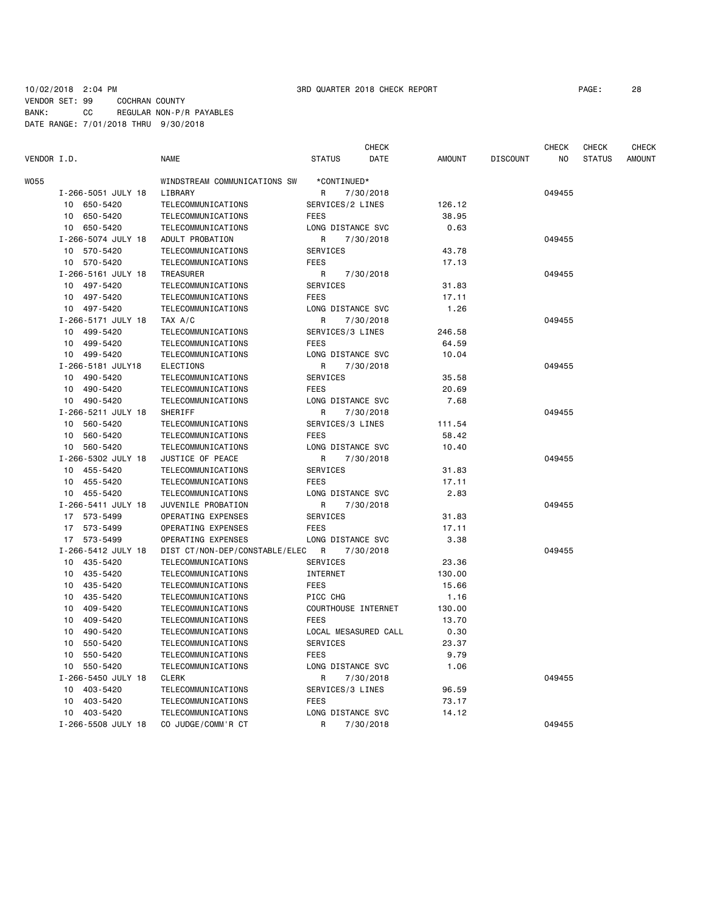10/02/2018 2:04 PM 3RD QUARTER 2018 CHECK REPORT

VENDOR SET: 99 COCHRAN COUNTY
BANK: CC REGULAR NON-P/R PAYABLES
DATE RANGE: 7/01/2018 THRU 9/30/2018

| VENDOR I.D. | NAME | STATUS | CHECK DATE | AMOUNT | DISCOUNT | CHECK NO | CHECK STATUS | CHECK AMOUNT |
|---|---|---|---|---|---|---|---|---|
| W055 | WINDSTREAM COMMUNICATIONS SW | *CONTINUED* | | | | | | |
| I-266-5051 JULY 18 | LIBRARY | R | 7/30/2018 | | | 049455 | | |
| 10 650-5420 | TELECOMMUNICATIONS | SERVICES/2 LINES | | 126.12 | | | | |
| 10 650-5420 | TELECOMMUNICATIONS | FEES | | 38.95 | | | | |
| 10 650-5420 | TELECOMMUNICATIONS | LONG DISTANCE SVC | | 0.63 | | | | |
| I-266-5074 JULY 18 | ADULT PROBATION | R | 7/30/2018 | | | 049455 | | |
| 10 570-5420 | TELECOMMUNICATIONS | SERVICES | | 43.78 | | | | |
| 10 570-5420 | TELECOMMUNICATIONS | FEES | | 17.13 | | | | |
| I-266-5161 JULY 18 | TREASURER | R | 7/30/2018 | | | 049455 | | |
| 10 497-5420 | TELECOMMUNICATIONS | SERVICES | | 31.83 | | | | |
| 10 497-5420 | TELECOMMUNICATIONS | FEES | | 17.11 | | | | |
| 10 497-5420 | TELECOMMUNICATIONS | LONG DISTANCE SVC | | 1.26 | | | | |
| I-266-5171 JULY 18 | TAX A/C | R | 7/30/2018 | | | 049455 | | |
| 10 499-5420 | TELECOMMUNICATIONS | SERVICES/3 LINES | | 246.58 | | | | |
| 10 499-5420 | TELECOMMUNICATIONS | FEES | | 64.59 | | | | |
| 10 499-5420 | TELECOMMUNICATIONS | LONG DISTANCE SVC | | 10.04 | | | | |
| I-266-5181 JULY18 | ELECTIONS | R | 7/30/2018 | | | 049455 | | |
| 10 490-5420 | TELECOMMUNICATIONS | SERVICES | | 35.58 | | | | |
| 10 490-5420 | TELECOMMUNICATIONS | FEES | | 20.69 | | | | |
| 10 490-5420 | TELECOMMUNICATIONS | LONG DISTANCE SVC | | 7.68 | | | | |
| I-266-5211 JULY 18 | SHERIFF | R | 7/30/2018 | | | 049455 | | |
| 10 560-5420 | TELECOMMUNICATIONS | SERVICES/3 LINES | | 111.54 | | | | |
| 10 560-5420 | TELECOMMUNICATIONS | FEES | | 58.42 | | | | |
| 10 560-5420 | TELECOMMUNICATIONS | LONG DISTANCE SVC | | 10.40 | | | | |
| I-266-5302 JULY 18 | JUSTICE OF PEACE | R | 7/30/2018 | | | 049455 | | |
| 10 455-5420 | TELECOMMUNICATIONS | SERVICES | | 31.83 | | | | |
| 10 455-5420 | TELECOMMUNICATIONS | FEES | | 17.11 | | | | |
| 10 455-5420 | TELECOMMUNICATIONS | LONG DISTANCE SVC | | 2.83 | | | | |
| I-266-5411 JULY 18 | JUVENILE PROBATION | R | 7/30/2018 | | | 049455 | | |
| 17 573-5499 | OPERATING EXPENSES | SERVICES | | 31.83 | | | | |
| 17 573-5499 | OPERATING EXPENSES | FEES | | 17.11 | | | | |
| 17 573-5499 | OPERATING EXPENSES | LONG DISTANCE SVC | | 3.38 | | | | |
| I-266-5412 JULY 18 | DIST CT/NON-DEP/CONSTABLE/ELEC | R | 7/30/2018 | | | 049455 | | |
| 10 435-5420 | TELECOMMUNICATIONS | SERVICES | | 23.36 | | | | |
| 10 435-5420 | TELECOMMUNICATIONS | INTERNET | | 130.00 | | | | |
| 10 435-5420 | TELECOMMUNICATIONS | FEES | | 15.66 | | | | |
| 10 435-5420 | TELECOMMUNICATIONS | PICC CHG | | 1.16 | | | | |
| 10 409-5420 | TELECOMMUNICATIONS | COURTHOUSE INTERNET | | 130.00 | | | | |
| 10 409-5420 | TELECOMMUNICATIONS | FEES | | 13.70 | | | | |
| 10 490-5420 | TELECOMMUNICATIONS | LOCAL MESASURED CALL | | 0.30 | | | | |
| 10 550-5420 | TELECOMMUNICATIONS | SERVICES | | 23.37 | | | | |
| 10 550-5420 | TELECOMMUNICATIONS | FEES | | 9.79 | | | | |
| 10 550-5420 | TELECOMMUNICATIONS | LONG DISTANCE SVC | | 1.06 | | | | |
| I-266-5450 JULY 18 | CLERK | R | 7/30/2018 | | | 049455 | | |
| 10 403-5420 | TELECOMMUNICATIONS | SERVICES/3 LINES | | 96.59 | | | | |
| 10 403-5420 | TELECOMMUNICATIONS | FEES | | 73.17 | | | | |
| 10 403-5420 | TELECOMMUNICATIONS | LONG DISTANCE SVC | | 14.12 | | | | |
| I-266-5508 JULY 18 | CO JUDGE/COMM'R CT | R | 7/30/2018 | | | 049455 | | |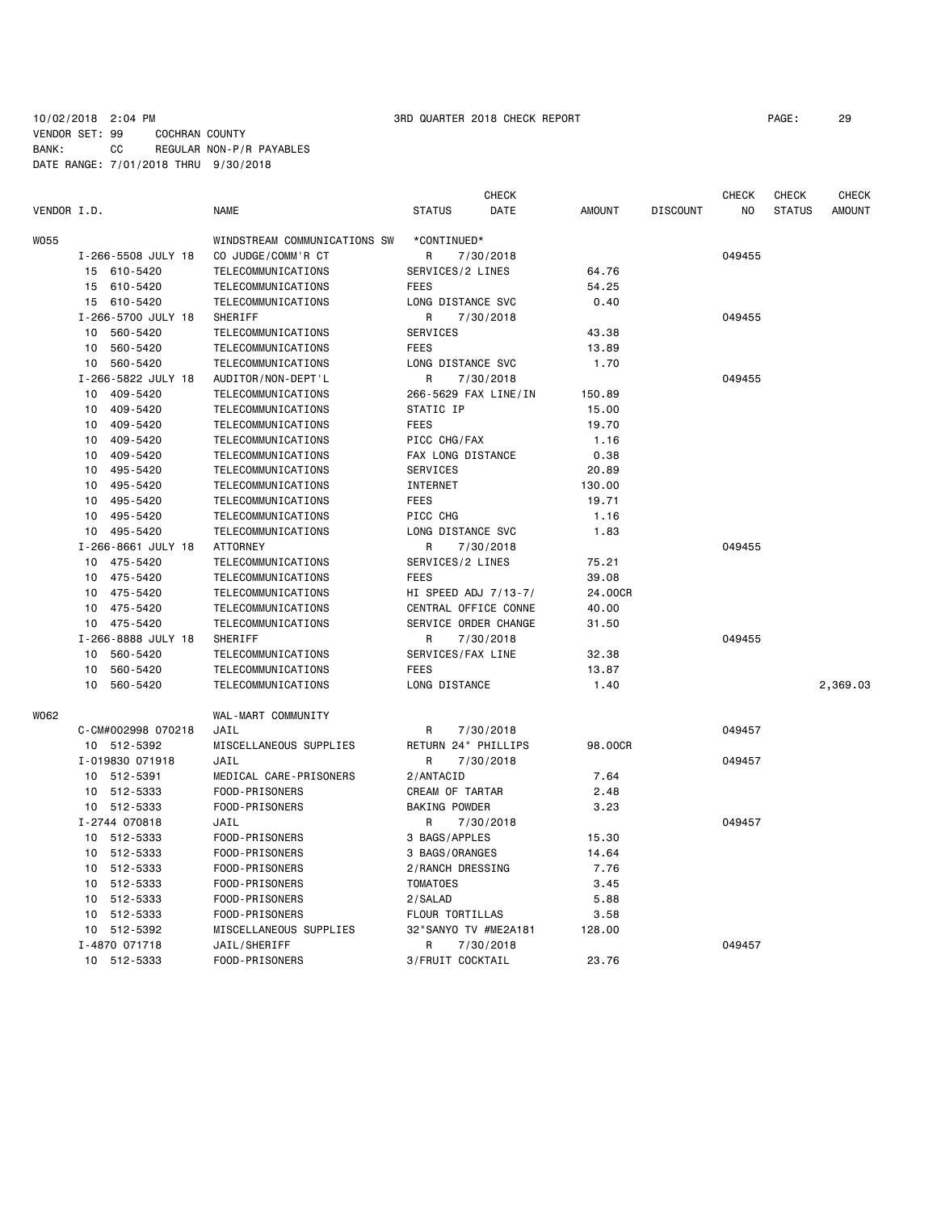10/02/2018 2:04 PM 3RD QUARTER 2018 CHECK REPORT

VENDOR SET: 99 COCHRAN COUNTY
BANK: CC REGULAR NON-P/R PAYABLES
DATE RANGE: 7/01/2018 THRU 9/30/2018

| VENDOR I.D. | NAME | STATUS | CHECK DATE | AMOUNT | DISCOUNT | CHECK NO | CHECK STATUS | CHECK AMOUNT |
|---|---|---|---|---|---|---|---|---|
| W055 | WINDSTREAM COMMUNICATIONS SW | *CONTINUED* | | | | | | |
| I-266-5508 JULY 18 | CO JUDGE/COMM'R CT | R | 7/30/2018 | | | 049455 | | |
| 15 610-5420 | TELECOMMUNICATIONS | SERVICES/2 LINES | | 64.76 | | | | |
| 15 610-5420 | TELECOMMUNICATIONS | FEES | | 54.25 | | | | |
| 15 610-5420 | TELECOMMUNICATIONS | LONG DISTANCE SVC | | 0.40 | | | | |
| I-266-5700 JULY 18 | SHERIFF | R | 7/30/2018 | | | 049455 | | |
| 10 560-5420 | TELECOMMUNICATIONS | SERVICES | | 43.38 | | | | |
| 10 560-5420 | TELECOMMUNICATIONS | FEES | | 13.89 | | | | |
| 10 560-5420 | TELECOMMUNICATIONS | LONG DISTANCE SVC | | 1.70 | | | | |
| I-266-5822 JULY 18 | AUDITOR/NON-DEPT'L | R | 7/30/2018 | | | 049455 | | |
| 10 409-5420 | TELECOMMUNICATIONS | 266-5629 FAX LINE/IN | | 150.89 | | | | |
| 10 409-5420 | TELECOMMUNICATIONS | STATIC IP | | 15.00 | | | | |
| 10 409-5420 | TELECOMMUNICATIONS | FEES | | 19.70 | | | | |
| 10 409-5420 | TELECOMMUNICATIONS | PICC CHG/FAX | | 1.16 | | | | |
| 10 409-5420 | TELECOMMUNICATIONS | FAX LONG DISTANCE | | 0.38 | | | | |
| 10 495-5420 | TELECOMMUNICATIONS | SERVICES | | 20.89 | | | | |
| 10 495-5420 | TELECOMMUNICATIONS | INTERNET | | 130.00 | | | | |
| 10 495-5420 | TELECOMMUNICATIONS | FEES | | 19.71 | | | | |
| 10 495-5420 | TELECOMMUNICATIONS | PICC CHG | | 1.16 | | | | |
| 10 495-5420 | TELECOMMUNICATIONS | LONG DISTANCE SVC | | 1.83 | | | | |
| I-266-8661 JULY 18 | ATTORNEY | R | 7/30/2018 | | | 049455 | | |
| 10 475-5420 | TELECOMMUNICATIONS | SERVICES/2 LINES | | 75.21 | | | | |
| 10 475-5420 | TELECOMMUNICATIONS | FEES | | 39.08 | | | | |
| 10 475-5420 | TELECOMMUNICATIONS | HI SPEED ADJ 7/13-7/ | | 24.00CR | | | | |
| 10 475-5420 | TELECOMMUNICATIONS | CENTRAL OFFICE CONNE | | 40.00 | | | | |
| 10 475-5420 | TELECOMMUNICATIONS | SERVICE ORDER CHANGE | | 31.50 | | | | |
| I-266-8888 JULY 18 | SHERIFF | R | 7/30/2018 | | | 049455 | | |
| 10 560-5420 | TELECOMMUNICATIONS | SERVICES/FAX LINE | | 32.38 | | | | |
| 10 560-5420 | TELECOMMUNICATIONS | FEES | | 13.87 | | | | |
| 10 560-5420 | TELECOMMUNICATIONS | LONG DISTANCE | | 1.40 | | | | 2,369.03 |
| W062 | WAL-MART COMMUNITY | | | | | | | |
| C-CM#002998 070218 | JAIL | R | 7/30/2018 | | | 049457 | | |
| 10 512-5392 | MISCELLANEOUS SUPPLIES | RETURN 24" PHILLIPS | | 98.00CR | | | | |
| I-019830 071918 | JAIL | R | 7/30/2018 | | | 049457 | | |
| 10 512-5391 | MEDICAL CARE-PRISONERS | 2/ANTACID | | 7.64 | | | | |
| 10 512-5333 | FOOD-PRISONERS | CREAM OF TARTAR | | 2.48 | | | | |
| 10 512-5333 | FOOD-PRISONERS | BAKING POWDER | | 3.23 | | | | |
| I-2744 070818 | JAIL | R | 7/30/2018 | | | 049457 | | |
| 10 512-5333 | FOOD-PRISONERS | 3 BAGS/APPLES | | 15.30 | | | | |
| 10 512-5333 | FOOD-PRISONERS | 3 BAGS/ORANGES | | 14.64 | | | | |
| 10 512-5333 | FOOD-PRISONERS | 2/RANCH DRESSING | | 7.76 | | | | |
| 10 512-5333 | FOOD-PRISONERS | TOMATOES | | 3.45 | | | | |
| 10 512-5333 | FOOD-PRISONERS | 2/SALAD | | 5.88 | | | | |
| 10 512-5333 | FOOD-PRISONERS | FLOUR TORTILLAS | | 3.58 | | | | |
| 10 512-5392 | MISCELLANEOUS SUPPLIES | 32"SANYO TV #ME2A181 | | 128.00 | | | | |
| I-4870 071718 | JAIL/SHERIFF | R | 7/30/2018 | | | 049457 | | |
| 10 512-5333 | FOOD-PRISONERS | 3/FRUIT COCKTAIL | | 23.76 | | | | |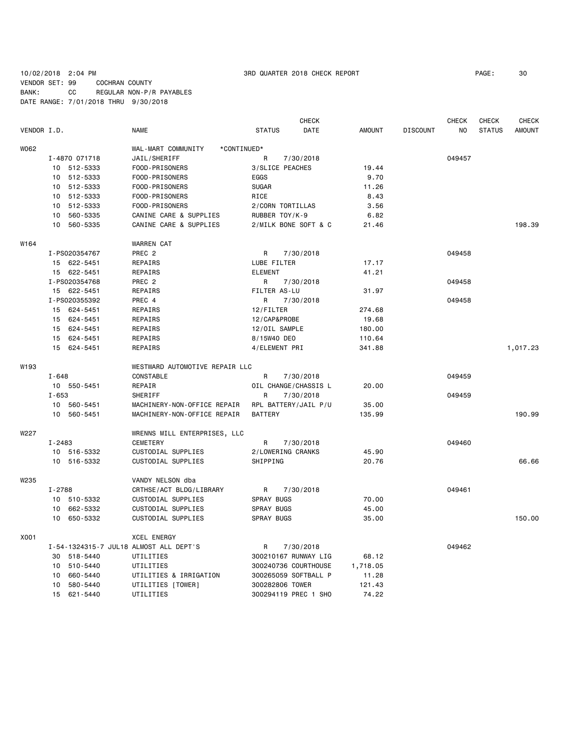10/02/2018 2:04 PM — 3RD QUARTER 2018 CHECK REPORT

VENDOR SET: 99 COCHRAN COUNTY
BANK: CC REGULAR NON-P/R PAYABLES
DATE RANGE: 7/01/2018 THRU 9/30/2018

| VENDOR I.D. | NAME | STATUS | CHECK DATE | AMOUNT | DISCOUNT | CHECK NO | CHECK STATUS | CHECK AMOUNT |
|---|---|---|---|---|---|---|---|---|
| W062 | WAL-MART COMMUNITY *CONTINUED* | | | | | | | |
| I-4870 071718 | JAIL/SHERIFF | R | 7/30/2018 | | | 049457 | | |
| 10 512-5333 | FOOD-PRISONERS | 3/SLICE PEACHES | | 19.44 | | | | |
| 10 512-5333 | FOOD-PRISONERS | EGGS | | 9.70 | | | | |
| 10 512-5333 | FOOD-PRISONERS | SUGAR | | 11.26 | | | | |
| 10 512-5333 | FOOD-PRISONERS | RICE | | 8.43 | | | | |
| 10 512-5333 | FOOD-PRISONERS | 2/CORN TORTILLAS | | 3.56 | | | | |
| 10 560-5335 | CANINE CARE & SUPPLIES | RUBBER TOY/K-9 | | 6.82 | | | | |
| 10 560-5335 | CANINE CARE & SUPPLIES | 2/MILK BONE SOFT & C | | 21.46 | | | | 198.39 |
| W164 | WARREN CAT | | | | | | | |
| I-PS020354767 | PREC 2 | R | 7/30/2018 | | | 049458 | | |
| 15 622-5451 | REPAIRS | LUBE FILTER | | 17.17 | | | | |
| 15 622-5451 | REPAIRS | ELEMENT | | 41.21 | | | | |
| I-PS020354768 | PREC 2 | R | 7/30/2018 | | | 049458 | | |
| 15 622-5451 | REPAIRS | FILTER AS-LU | | 31.97 | | | | |
| I-PS020355392 | PREC 4 | R | 7/30/2018 | | | 049458 | | |
| 15 624-5451 | REPAIRS | 12/FILTER | | 274.68 | | | | |
| 15 624-5451 | REPAIRS | 12/CAP&PROBE | | 19.68 | | | | |
| 15 624-5451 | REPAIRS | 12/OIL SAMPLE | | 180.00 | | | | |
| 15 624-5451 | REPAIRS | 8/15W40 DEO | | 110.64 | | | | |
| 15 624-5451 | REPAIRS | 4/ELEMENT PRI | | 341.88 | | | | 1,017.23 |
| W193 | WESTWARD AUTOMOTIVE REPAIR LLC | | | | | | | |
| I-648 | CONSTABLE | R | 7/30/2018 | | | 049459 | | |
| 10 550-5451 | REPAIR | OIL CHANGE/CHASSIS L | | 20.00 | | | | |
| I-653 | SHERIFF | R | 7/30/2018 | | | 049459 | | |
| 10 560-5451 | MACHINERY-NON-OFFICE REPAIR | RPL BATTERY/JAIL P/U | | 35.00 | | | | |
| 10 560-5451 | MACHINERY-NON-OFFICE REPAIR | BATTERY | | 135.99 | | | | 190.99 |
| W227 | WRENNS MILL ENTERPRISES, LLC | | | | | | | |
| I-2483 | CEMETERY | R | 7/30/2018 | | | 049460 | | |
| 10 516-5332 | CUSTODIAL SUPPLIES | 2/LOWERING CRANKS | | 45.90 | | | | |
| 10 516-5332 | CUSTODIAL SUPPLIES | SHIPPING | | 20.76 | | | | 66.66 |
| W235 | VANDY NELSON dba | | | | | | | |
| I-2788 | CRTHSE/ACT BLDG/LIBRARY | R | 7/30/2018 | | | 049461 | | |
| 10 510-5332 | CUSTODIAL SUPPLIES | SPRAY BUGS | | 70.00 | | | | |
| 10 662-5332 | CUSTODIAL SUPPLIES | SPRAY BUGS | | 45.00 | | | | |
| 10 650-5332 | CUSTODIAL SUPPLIES | SPRAY BUGS | | 35.00 | | | | 150.00 |
| X001 | XCEL ENERGY | | | | | | | |
| I-54-1324315-7 JUL18 | ALMOST ALL DEPT'S | R | 7/30/2018 | | | 049462 | | |
| 30 518-5440 | UTILITIES | 300210167 RUNWAY LIG | | 68.12 | | | | |
| 10 510-5440 | UTILITIES | 300240736 COURTHOUSE | | 1,718.05 | | | | |
| 10 660-5440 | UTILITIES & IRRIGATION | 300265059 SOFTBALL P | | 11.28 | | | | |
| 10 580-5440 | UTILITIES [TOWER] | 300282806 TOWER | | 121.43 | | | | |
| 15 621-5440 | UTILITIES | 300294119 PREC 1 SHO | | 74.22 | | | | |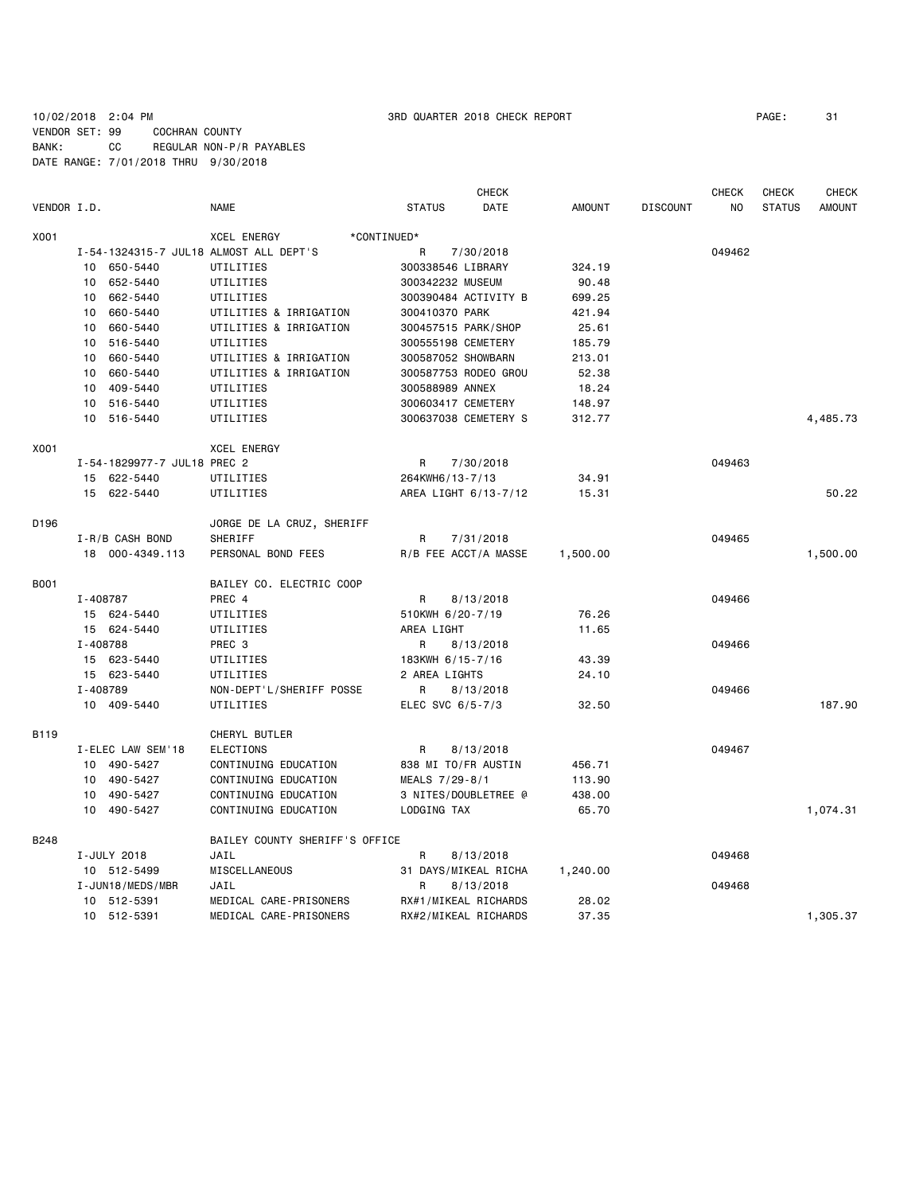10/02/2018 2:04 PM 3RD QUARTER 2018 CHECK REPORT
VENDOR SET: 99 COCHRAN COUNTY
BANK: CC REGULAR NON-P/R PAYABLES
DATE RANGE: 7/01/2018 THRU 9/30/2018

| VENDOR I.D. | | NAME | STATUS | CHECK DATE | AMOUNT | DISCOUNT | CHECK NO | CHECK STATUS | CHECK AMOUNT |
|---|---|---|---|---|---|---|---|---|---|
| X001 | | XCEL ENERGY *CONTINUED* | | | | | | | |
| | I-54-1324315-7 JUL18 ALMOST ALL DEPT'S | | R | 7/30/2018 | | | 049462 | | |
| | 10 650-5440 | UTILITIES | 300338546 LIBRARY | | 324.19 | | | | |
| | 10 652-5440 | UTILITIES | 300342232 MUSEUM | | 90.48 | | | | |
| | 10 662-5440 | UTILITIES | 300390484 ACTIVITY B | | 699.25 | | | | |
| | 10 660-5440 | UTILITIES & IRRIGATION | 300410370 PARK | | 421.94 | | | | |
| | 10 660-5440 | UTILITIES & IRRIGATION | 300457515 PARK/SHOP | | 25.61 | | | | |
| | 10 516-5440 | UTILITIES | 300555198 CEMETERY | | 185.79 | | | | |
| | 10 660-5440 | UTILITIES & IRRIGATION | 300587052 SHOWBARN | | 213.01 | | | | |
| | 10 660-5440 | UTILITIES & IRRIGATION | 300587753 RODEO GROU | | 52.38 | | | | |
| | 10 409-5440 | UTILITIES | 300588989 ANNEX | | 18.24 | | | | |
| | 10 516-5440 | UTILITIES | 300603417 CEMETERY | | 148.97 | | | | |
| | 10 516-5440 | UTILITIES | 300637038 CEMETERY S | | 312.77 | | | | 4,485.73 |
| X001 | | XCEL ENERGY | | | | | | | |
| | I-54-1829977-7 JUL18 PREC 2 | | R | 7/30/2018 | | | 049463 | | |
| | 15 622-5440 | UTILITIES | 264KWH6/13-7/13 | | 34.91 | | | | |
| | 15 622-5440 | UTILITIES | AREA LIGHT 6/13-7/12 | | 15.31 | | | | 50.22 |
| D196 | | JORGE DE LA CRUZ, SHERIFF | | | | | | | |
| | I-R/B CASH BOND | SHERIFF | R | 7/31/2018 | | | 049465 | | |
| | 18 000-4349.113 | PERSONAL BOND FEES | R/B FEE ACCT/A MASSE | | 1,500.00 | | | | 1,500.00 |
| B001 | | BAILEY CO. ELECTRIC COOP | | | | | | | |
| | I-408787 | PREC 4 | R | 8/13/2018 | | | 049466 | | |
| | 15 624-5440 | UTILITIES | 510KWH 6/20-7/19 | | 76.26 | | | | |
| | 15 624-5440 | UTILITIES | AREA LIGHT | | 11.65 | | | | |
| | I-408788 | PREC 3 | R | 8/13/2018 | | | 049466 | | |
| | 15 623-5440 | UTILITIES | 183KWH 6/15-7/16 | | 43.39 | | | | |
| | 15 623-5440 | UTILITIES | 2 AREA LIGHTS | | 24.10 | | | | |
| | I-408789 | NON-DEPT'L/SHERIFF POSSE | R | 8/13/2018 | | | 049466 | | |
| | 10 409-5440 | UTILITIES | ELEC SVC 6/5-7/3 | | 32.50 | | | | 187.90 |
| B119 | | CHERYL BUTLER | | | | | | | |
| | I-ELEC LAW SEM'18 | ELECTIONS | R | 8/13/2018 | | | 049467 | | |
| | 10 490-5427 | CONTINUING EDUCATION | 838 MI TO/FR AUSTIN | | 456.71 | | | | |
| | 10 490-5427 | CONTINUING EDUCATION | MEALS 7/29-8/1 | | 113.90 | | | | |
| | 10 490-5427 | CONTINUING EDUCATION | 3 NITES/DOUBLETREE @ | | 438.00 | | | | |
| | 10 490-5427 | CONTINUING EDUCATION | LODGING TAX | | 65.70 | | | | 1,074.31 |
| B248 | | BAILEY COUNTY SHERIFF'S OFFICE | | | | | | | |
| | I-JULY 2018 | JAIL | R | 8/13/2018 | | | 049468 | | |
| | 10 512-5499 | MISCELLANEOUS | 31 DAYS/MIKEAL RICHA | | 1,240.00 | | | | |
| | I-JUN18/MEDS/MBR | JAIL | R | 8/13/2018 | | | 049468 | | |
| | 10 512-5391 | MEDICAL CARE-PRISONERS | RX#1/MIKEAL RICHARDS | | 28.02 | | | | |
| | 10 512-5391 | MEDICAL CARE-PRISONERS | RX#2/MIKEAL RICHARDS | | 37.35 | | | | 1,305.37 |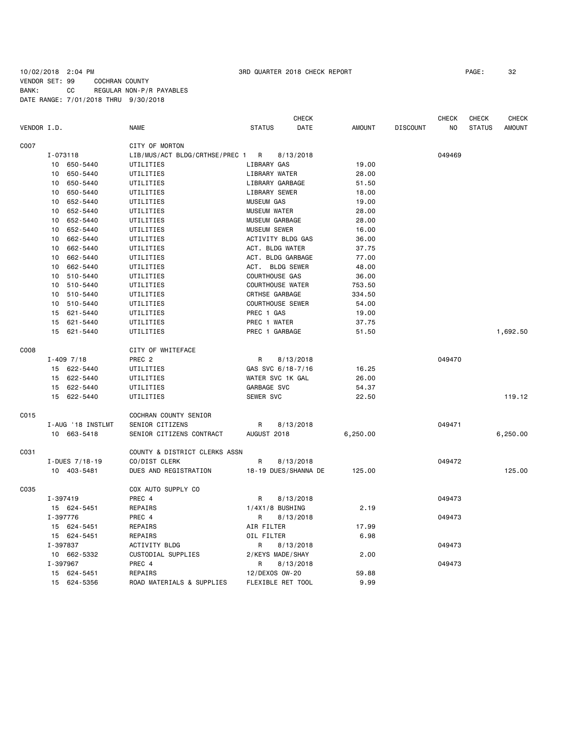10/02/2018 2:04 PM 3RD QUARTER 2018 CHECK REPORT

VENDOR SET: 99 COCHRAN COUNTY
BANK: CC REGULAR NON-P/R PAYABLES
DATE RANGE: 7/01/2018 THRU 9/30/2018

| VENDOR I.D. | NAME | STATUS | CHECK DATE | AMOUNT | DISCOUNT | CHECK NO | CHECK STATUS | CHECK AMOUNT |
|---|---|---|---|---|---|---|---|---|
| C007 | CITY OF MORTON | | | | | | | |
| I-073118 | LIB/MUS/ACT BLDG/CRTHSE/PREC 1 | R | 8/13/2018 | | | 049469 | | |
| 10 650-5440 | UTILITIES | LIBRARY GAS | | 19.00 | | | | |
| 10 650-5440 | UTILITIES | LIBRARY WATER | | 28.00 | | | | |
| 10 650-5440 | UTILITIES | LIBRARY GARBAGE | | 51.50 | | | | |
| 10 650-5440 | UTILITIES | LIBRARY SEWER | | 18.00 | | | | |
| 10 652-5440 | UTILITIES | MUSEUM GAS | | 19.00 | | | | |
| 10 652-5440 | UTILITIES | MUSEUM WATER | | 28.00 | | | | |
| 10 652-5440 | UTILITIES | MUSEUM GARBAGE | | 28.00 | | | | |
| 10 652-5440 | UTILITIES | MUSEUM SEWER | | 16.00 | | | | |
| 10 662-5440 | UTILITIES | ACTIVITY BLDG GAS | | 36.00 | | | | |
| 10 662-5440 | UTILITIES | ACT. BLDG WATER | | 37.75 | | | | |
| 10 662-5440 | UTILITIES | ACT. BLDG GARBAGE | | 77.00 | | | | |
| 10 662-5440 | UTILITIES | ACT. BLDG SEWER | | 48.00 | | | | |
| 10 510-5440 | UTILITIES | COURTHOUSE GAS | | 36.00 | | | | |
| 10 510-5440 | UTILITIES | COURTHOUSE WATER | | 753.50 | | | | |
| 10 510-5440 | UTILITIES | CRTHSE GARBAGE | | 334.50 | | | | |
| 10 510-5440 | UTILITIES | COURTHOUSE SEWER | | 54.00 | | | | |
| 15 621-5440 | UTILITIES | PREC 1 GAS | | 19.00 | | | | |
| 15 621-5440 | UTILITIES | PREC 1 WATER | | 37.75 | | | | |
| 15 621-5440 | UTILITIES | PREC 1 GARBAGE | | 51.50 | | | | 1,692.50 |
| C008 | CITY OF WHITEFACE | | | | | | | |
| I-409 7/18 | PREC 2 | R | 8/13/2018 | | | 049470 | | |
| 15 622-5440 | UTILITIES | GAS SVC 6/18-7/16 | | 16.25 | | | | |
| 15 622-5440 | UTILITIES | WATER SVC 1K GAL | | 26.00 | | | | |
| 15 622-5440 | UTILITIES | GARBAGE SVC | | 54.37 | | | | |
| 15 622-5440 | UTILITIES | SEWER SVC | | 22.50 | | | | 119.12 |
| C015 | COCHRAN COUNTY SENIOR | | | | | | | |
| I-AUG '18 INSTLMT | SENIOR CITIZENS | R | 8/13/2018 | | | 049471 | | |
| 10 663-5418 | SENIOR CITIZENS CONTRACT | AUGUST 2018 | | 6,250.00 | | | | 6,250.00 |
| C031 | COUNTY & DISTRICT CLERKS ASSN | | | | | | | |
| I-DUES 7/18-19 | CO/DIST CLERK | R | 8/13/2018 | | | 049472 | | |
| 10 403-5481 | DUES AND REGISTRATION | 18-19 DUES/SHANNA DE | | 125.00 | | | | 125.00 |
| C035 | COX AUTO SUPPLY CO | | | | | | | |
| I-397419 | PREC 4 | R | 8/13/2018 | | | 049473 | | |
| 15 624-5451 | REPAIRS | 1/4X1/8 BUSHING | | 2.19 | | | | |
| I-397776 | PREC 4 | R | 8/13/2018 | | | 049473 | | |
| 15 624-5451 | REPAIRS | AIR FILTER | | 17.99 | | | | |
| 15 624-5451 | REPAIRS | OIL FILTER | | 6.98 | | | | |
| I-397837 | ACTIVITY BLDG | R | 8/13/2018 | | | 049473 | | |
| 10 662-5332 | CUSTODIAL SUPPLIES | 2/KEYS MADE/SHAY | | 2.00 | | | | |
| I-397967 | PREC 4 | R | 8/13/2018 | | | 049473 | | |
| 15 624-5451 | REPAIRS | 12/DEXOS OW-20 | | 59.88 | | | | |
| 15 624-5356 | ROAD MATERIALS & SUPPLIES | FLEXIBLE RET TOOL | | 9.99 | | | | |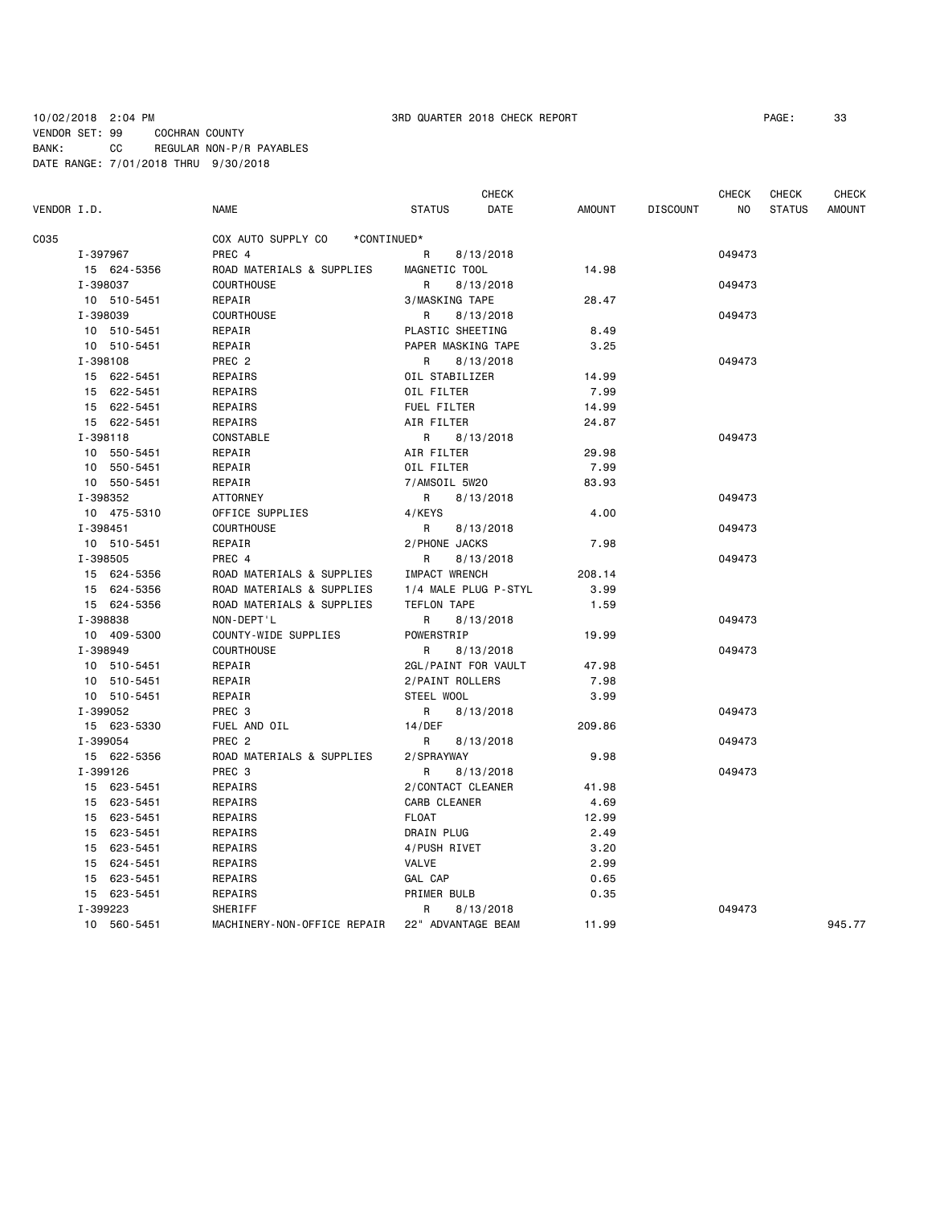10/02/2018 2:04 PM  3RD QUARTER 2018 CHECK REPORT  PAGE: 33
VENDOR SET: 99 COCHRAN COUNTY
BANK: CC REGULAR NON-P/R PAYABLES
DATE RANGE: 7/01/2018 THRU 9/30/2018

| VENDOR I.D. | NAME | STATUS | CHECK DATE | AMOUNT | DISCOUNT | CHECK NO | CHECK STATUS | CHECK AMOUNT |
|---|---|---|---|---|---|---|---|---|
| C035 | COX AUTO SUPPLY CO *CONTINUED* | | | | | | | |
| I-397967 | PREC 4 | R | 8/13/2018 | | | 049473 | | |
| 15 624-5356 | ROAD MATERIALS & SUPPLIES | MAGNETIC TOOL | | 14.98 | | | | |
| I-398037 | COURTHOUSE | R | 8/13/2018 | | | 049473 | | |
| 10 510-5451 | REPAIR | 3/MASKING TAPE | | 28.47 | | | | |
| I-398039 | COURTHOUSE | R | 8/13/2018 | | | 049473 | | |
| 10 510-5451 | REPAIR | PLASTIC SHEETING | | 8.49 | | | | |
| 10 510-5451 | REPAIR | PAPER MASKING TAPE | | 3.25 | | | | |
| I-398108 | PREC 2 | R | 8/13/2018 | | | 049473 | | |
| 15 622-5451 | REPAIRS | OIL STABILIZER | | 14.99 | | | | |
| 15 622-5451 | REPAIRS | OIL FILTER | | 7.99 | | | | |
| 15 622-5451 | REPAIRS | FUEL FILTER | | 14.99 | | | | |
| 15 622-5451 | REPAIRS | AIR FILTER | | 24.87 | | | | |
| I-398118 | CONSTABLE | R | 8/13/2018 | | | 049473 | | |
| 10 550-5451 | REPAIR | AIR FILTER | | 29.98 | | | | |
| 10 550-5451 | REPAIR | OIL FILTER | | 7.99 | | | | |
| 10 550-5451 | REPAIR | 7/AMSOIL 5W20 | | 83.93 | | | | |
| I-398352 | ATTORNEY | R | 8/13/2018 | | | 049473 | | |
| 10 475-5310 | OFFICE SUPPLIES | 4/KEYS | | 4.00 | | | | |
| I-398451 | COURTHOUSE | R | 8/13/2018 | | | 049473 | | |
| 10 510-5451 | REPAIR | 2/PHONE JACKS | | 7.98 | | | | |
| I-398505 | PREC 4 | R | 8/13/2018 | | | 049473 | | |
| 15 624-5356 | ROAD MATERIALS & SUPPLIES | IMPACT WRENCH | | 208.14 | | | | |
| 15 624-5356 | ROAD MATERIALS & SUPPLIES | 1/4 MALE PLUG P-STYL | | 3.99 | | | | |
| 15 624-5356 | ROAD MATERIALS & SUPPLIES | TEFLON TAPE | | 1.59 | | | | |
| I-398838 | NON-DEPT'L | R | 8/13/2018 | | | 049473 | | |
| 10 409-5300 | COUNTY-WIDE SUPPLIES | POWERSTRIP | | 19.99 | | | | |
| I-398949 | COURTHOUSE | R | 8/13/2018 | | | 049473 | | |
| 10 510-5451 | REPAIR | 2GL/PAINT FOR VAULT | | 47.98 | | | | |
| 10 510-5451 | REPAIR | 2/PAINT ROLLERS | | 7.98 | | | | |
| 10 510-5451 | REPAIR | STEEL WOOL | | 3.99 | | | | |
| I-399052 | PREC 3 | R | 8/13/2018 | | | 049473 | | |
| 15 623-5330 | FUEL AND OIL | 14/DEF | | 209.86 | | | | |
| I-399054 | PREC 2 | R | 8/13/2018 | | | 049473 | | |
| 15 622-5356 | ROAD MATERIALS & SUPPLIES | 2/SPRAYWAY | | 9.98 | | | | |
| I-399126 | PREC 3 | R | 8/13/2018 | | | 049473 | | |
| 15 623-5451 | REPAIRS | 2/CONTACT CLEANER | | 41.98 | | | | |
| 15 623-5451 | REPAIRS | CARB CLEANER | | 4.69 | | | | |
| 15 623-5451 | REPAIRS | FLOAT | | 12.99 | | | | |
| 15 623-5451 | REPAIRS | DRAIN PLUG | | 2.49 | | | | |
| 15 623-5451 | REPAIRS | 4/PUSH RIVET | | 3.20 | | | | |
| 15 624-5451 | REPAIRS | VALVE | | 2.99 | | | | |
| 15 623-5451 | REPAIRS | GAL CAP | | 0.65 | | | | |
| 15 623-5451 | REPAIRS | PRIMER BULB | | 0.35 | | | | |
| I-399223 | SHERIFF | R | 8/13/2018 | | | 049473 | | |
| 10 560-5451 | MACHINERY-NON-OFFICE REPAIR | 22" ADVANTAGE BEAM | | 11.99 | | | | 945.77 |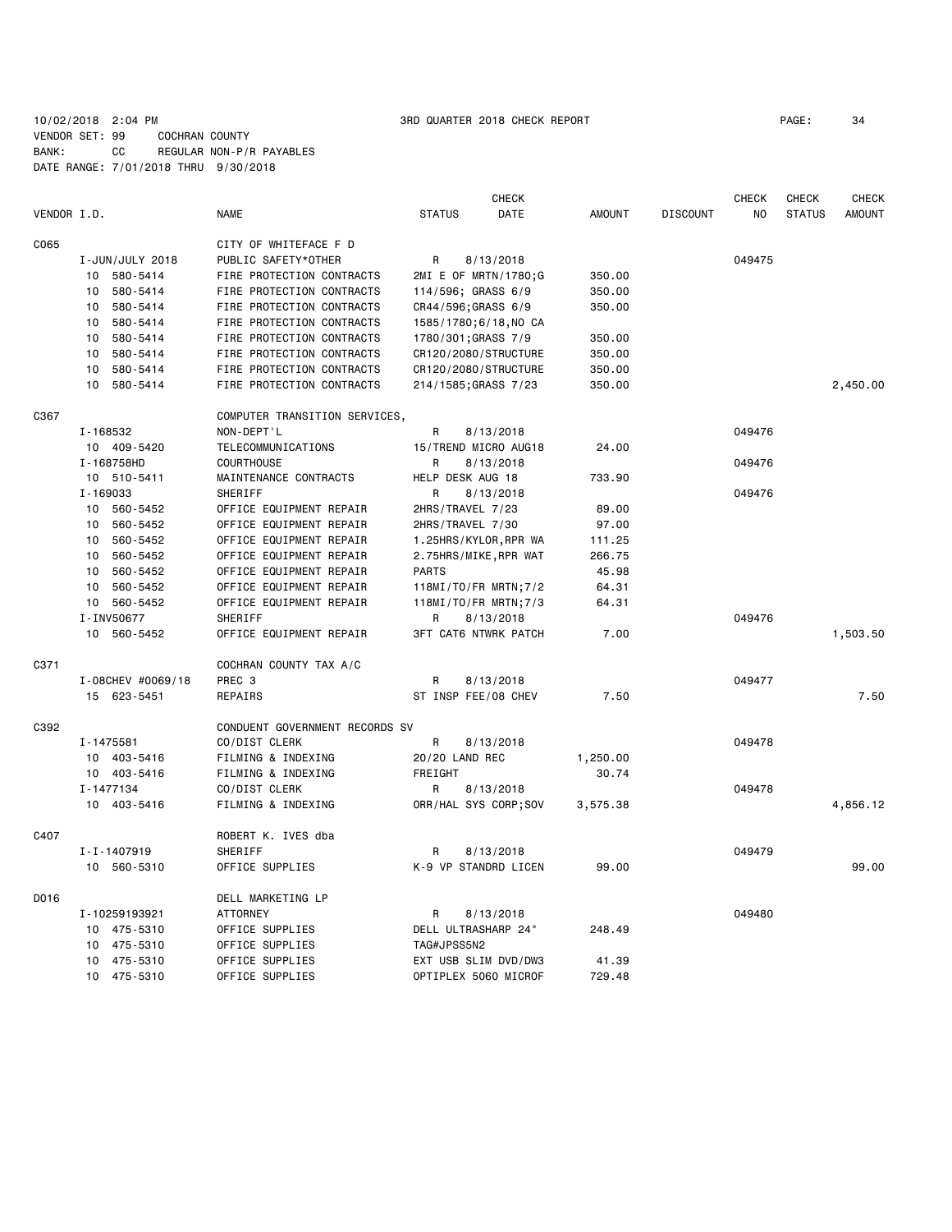10/02/2018 2:04 PM 3RD QUARTER 2018 CHECK REPORT PAGE: 34
VENDOR SET: 99 COCHRAN COUNTY
BANK: CC REGULAR NON-P/R PAYABLES
DATE RANGE: 7/01/2018 THRU 9/30/2018

| VENDOR I.D. | NAME | STATUS | CHECK DATE | AMOUNT | DISCOUNT | CHECK NO | CHECK STATUS | CHECK AMOUNT |
|---|---|---|---|---|---|---|---|---|
| C065 | CITY OF WHITEFACE F D | | | | | | | |
| I-JUN/JULY 2018 | PUBLIC SAFETY*OTHER | R | 8/13/2018 | | | 049475 | | |
| 10 580-5414 | FIRE PROTECTION CONTRACTS | 2MI E OF MRTN/1780;G | | 350.00 | | | | |
| 10 580-5414 | FIRE PROTECTION CONTRACTS | 114/596; GRASS 6/9 | | 350.00 | | | | |
| 10 580-5414 | FIRE PROTECTION CONTRACTS | CR44/596;GRASS 6/9 | | 350.00 | | | | |
| 10 580-5414 | FIRE PROTECTION CONTRACTS | 1585/1780;6/18,NO CA | | | | | | |
| 10 580-5414 | FIRE PROTECTION CONTRACTS | 1780/301;GRASS 7/9 | | 350.00 | | | | |
| 10 580-5414 | FIRE PROTECTION CONTRACTS | CR120/2080/STRUCTURE | | 350.00 | | | | |
| 10 580-5414 | FIRE PROTECTION CONTRACTS | CR120/2080/STRUCTURE | | 350.00 | | | | |
| 10 580-5414 | FIRE PROTECTION CONTRACTS | 214/1585;GRASS 7/23 | | 350.00 | | | | 2,450.00 |
| C367 | COMPUTER TRANSITION SERVICES, | | | | | | | |
| I-168532 | NON-DEPT'L | R | 8/13/2018 | | | 049476 | | |
| 10 409-5420 | TELECOMMUNICATIONS | 15/TREND MICRO AUG18 | | 24.00 | | | | |
| I-168758HD | COURTHOUSE | R | 8/13/2018 | | | 049476 | | |
| 10 510-5411 | MAINTENANCE CONTRACTS | HELP DESK AUG 18 | | 733.90 | | | | |
| I-169033 | SHERIFF | R | 8/13/2018 | | | 049476 | | |
| 10 560-5452 | OFFICE EQUIPMENT REPAIR | 2HRS/TRAVEL 7/23 | | 89.00 | | | | |
| 10 560-5452 | OFFICE EQUIPMENT REPAIR | 2HRS/TRAVEL 7/30 | | 97.00 | | | | |
| 10 560-5452 | OFFICE EQUIPMENT REPAIR | 1.25HRS/KYLOR,RPR WA | | 111.25 | | | | |
| 10 560-5452 | OFFICE EQUIPMENT REPAIR | 2.75HRS/MIKE,RPR WAT | | 266.75 | | | | |
| 10 560-5452 | OFFICE EQUIPMENT REPAIR | PARTS | | 45.98 | | | | |
| 10 560-5452 | OFFICE EQUIPMENT REPAIR | 118MI/TO/FR MRTN;7/2 | | 64.31 | | | | |
| 10 560-5452 | OFFICE EQUIPMENT REPAIR | 118MI/TO/FR MRTN;7/3 | | 64.31 | | | | |
| I-INV50677 | SHERIFF | R | 8/13/2018 | | | 049476 | | |
| 10 560-5452 | OFFICE EQUIPMENT REPAIR | 3FT CAT6 NTWRK PATCH | | 7.00 | | | | 1,503.50 |
| C371 | COCHRAN COUNTY TAX A/C | | | | | | | |
| I-08CHEV #0069/18 | PREC 3 | R | 8/13/2018 | | | 049477 | | |
| 15 623-5451 | REPAIRS | ST INSP FEE/08 CHEV | | 7.50 | | | | 7.50 |
| C392 | CONDUENT GOVERNMENT RECORDS SV | | | | | | | |
| I-1475581 | CO/DIST CLERK | R | 8/13/2018 | | | 049478 | | |
| 10 403-5416 | FILMING & INDEXING | 20/20 LAND REC | | 1,250.00 | | | | |
| 10 403-5416 | FILMING & INDEXING | FREIGHT | | 30.74 | | | | |
| I-1477134 | CO/DIST CLERK | R | 8/13/2018 | | | 049478 | | |
| 10 403-5416 | FILMING & INDEXING | ORR/HAL SYS CORP;SOV | | 3,575.38 | | | | 4,856.12 |
| C407 | ROBERT K. IVES dba | | | | | | | |
| I-I-1407919 | SHERIFF | R | 8/13/2018 | | | 049479 | | |
| 10 560-5310 | OFFICE SUPPLIES | K-9 VP STANDRD LICEN | | 99.00 | | | | 99.00 |
| D016 | DELL MARKETING LP | | | | | | | |
| I-10259193921 | ATTORNEY | R | 8/13/2018 | | | 049480 | | |
| 10 475-5310 | OFFICE SUPPLIES | DELL ULTRASHARP 24" | | 248.49 | | | | |
| 10 475-5310 | OFFICE SUPPLIES | TAG#JPSS5N2 | | | | | | |
| 10 475-5310 | OFFICE SUPPLIES | EXT USB SLIM DVD/DW3 | | 41.39 | | | | |
| 10 475-5310 | OFFICE SUPPLIES | OPTIPLEX 5060 MICROF | | 729.48 | | | | |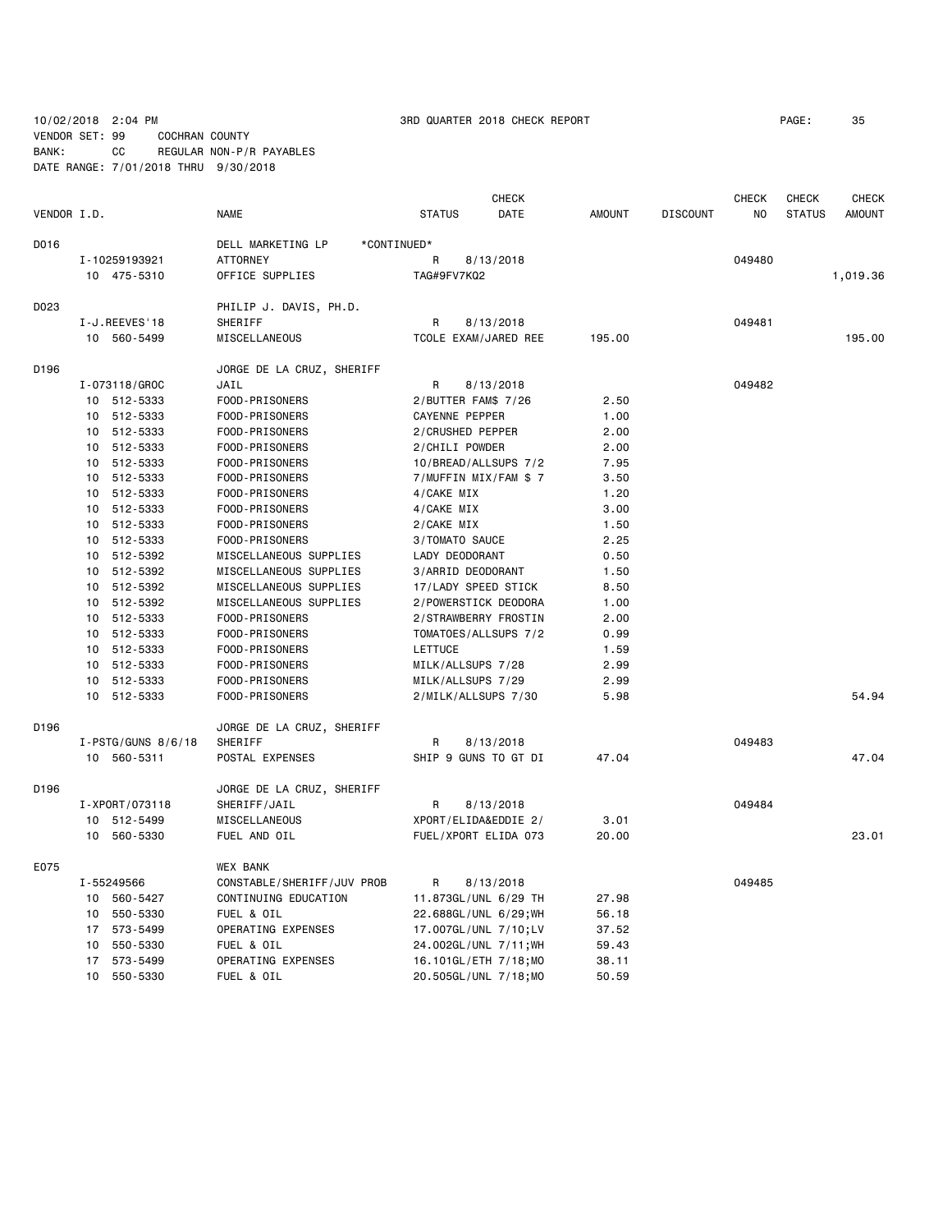10/02/2018 2:04 PM 3RD QUARTER 2018 CHECK REPORT PAGE: 35
VENDOR SET: 99 COCHRAN COUNTY
BANK: CC REGULAR NON-P/R PAYABLES
DATE RANGE: 7/01/2018 THRU 9/30/2018

| VENDOR I.D. | NAME | STATUS | CHECK DATE | AMOUNT | DISCOUNT | CHECK NO | CHECK STATUS | CHECK AMOUNT |
|---|---|---|---|---|---|---|---|---|
| D016 | DELL MARKETING LP *CONTINUED* | | | | | | | |
| I-10259193921 | ATTORNEY | R | 8/13/2018 | | | 049480 | | |
| 10 475-5310 | OFFICE SUPPLIES | TAG#9FV7KQ2 | | | | | | 1,019.36 |
| D023 | PHILIP J. DAVIS, PH.D. | | | | | | | |
| I-J.REEVES'18 | SHERIFF | R | 8/13/2018 | | | 049481 | | |
| 10 560-5499 | MISCELLANEOUS | TCOLE EXAM/JARED REE | | 195.00 | | | | 195.00 |
| D196 | JORGE DE LA CRUZ, SHERIFF | | | | | | | |
| I-073118/GROC | JAIL | R | 8/13/2018 | | | 049482 | | |
| 10 512-5333 | FOOD-PRISONERS | 2/BUTTER FAM$ 7/26 | | 2.50 | | | | |
| 10 512-5333 | FOOD-PRISONERS | CAYENNE PEPPER | | 1.00 | | | | |
| 10 512-5333 | FOOD-PRISONERS | 2/CRUSHED PEPPER | | 2.00 | | | | |
| 10 512-5333 | FOOD-PRISONERS | 2/CHILI POWDER | | 2.00 | | | | |
| 10 512-5333 | FOOD-PRISONERS | 10/BREAD/ALLSUPS 7/2 | | 7.95 | | | | |
| 10 512-5333 | FOOD-PRISONERS | 7/MUFFIN MIX/FAM $ 7 | | 3.50 | | | | |
| 10 512-5333 | FOOD-PRISONERS | 4/CAKE MIX | | 1.20 | | | | |
| 10 512-5333 | FOOD-PRISONERS | 4/CAKE MIX | | 3.00 | | | | |
| 10 512-5333 | FOOD-PRISONERS | 2/CAKE MIX | | 1.50 | | | | |
| 10 512-5333 | FOOD-PRISONERS | 3/TOMATO SAUCE | | 2.25 | | | | |
| 10 512-5392 | MISCELLANEOUS SUPPLIES | LADY DEODORANT | | 0.50 | | | | |
| 10 512-5392 | MISCELLANEOUS SUPPLIES | 3/ARRID DEODORANT | | 1.50 | | | | |
| 10 512-5392 | MISCELLANEOUS SUPPLIES | 17/LADY SPEED STICK | | 8.50 | | | | |
| 10 512-5392 | MISCELLANEOUS SUPPLIES | 2/POWERSTICK DEODORA | | 1.00 | | | | |
| 10 512-5333 | FOOD-PRISONERS | 2/STRAWBERRY FROSTIN | | 2.00 | | | | |
| 10 512-5333 | FOOD-PRISONERS | TOMATOES/ALLSUPS 7/2 | | 0.99 | | | | |
| 10 512-5333 | FOOD-PRISONERS | LETTUCE | | 1.59 | | | | |
| 10 512-5333 | FOOD-PRISONERS | MILK/ALLSUPS 7/28 | | 2.99 | | | | |
| 10 512-5333 | FOOD-PRISONERS | MILK/ALLSUPS 7/29 | | 2.99 | | | | |
| 10 512-5333 | FOOD-PRISONERS | 2/MILK/ALLSUPS 7/30 | | 5.98 | | | | 54.94 |
| D196 | JORGE DE LA CRUZ, SHERIFF | | | | | | | |
| I-PSTG/GUNS 8/6/18 | SHERIFF | R | 8/13/2018 | | | 049483 | | |
| 10 560-5311 | POSTAL EXPENSES | SHIP 9 GUNS TO GT DI | | 47.04 | | | | 47.04 |
| D196 | JORGE DE LA CRUZ, SHERIFF | | | | | | | |
| I-XPORT/073118 | SHERIFF/JAIL | R | 8/13/2018 | | | 049484 | | |
| 10 512-5499 | MISCELLANEOUS | XPORT/ELIDA&EDDIE 2/ | | 3.01 | | | | |
| 10 560-5330 | FUEL AND OIL | FUEL/XPORT ELIDA 073 | | 20.00 | | | | 23.01 |
| E075 | WEX BANK | | | | | | | |
| I-55249566 | CONSTABLE/SHERIFF/JUV PROB | R | 8/13/2018 | | | 049485 | | |
| 10 560-5427 | CONTINUING EDUCATION | 11.873GL/UNL 6/29 TH | | 27.98 | | | | |
| 10 550-5330 | FUEL & OIL | 22.688GL/UNL 6/29;WH | | 56.18 | | | | |
| 17 573-5499 | OPERATING EXPENSES | 17.007GL/UNL 7/10;LV | | 37.52 | | | | |
| 10 550-5330 | FUEL & OIL | 24.002GL/UNL 7/11;WH | | 59.43 | | | | |
| 17 573-5499 | OPERATING EXPENSES | 16.101GL/ETH 7/18;MO | | 38.11 | | | | |
| 10 550-5330 | FUEL & OIL | 20.505GL/UNL 7/18;MO | | 50.59 | | | | |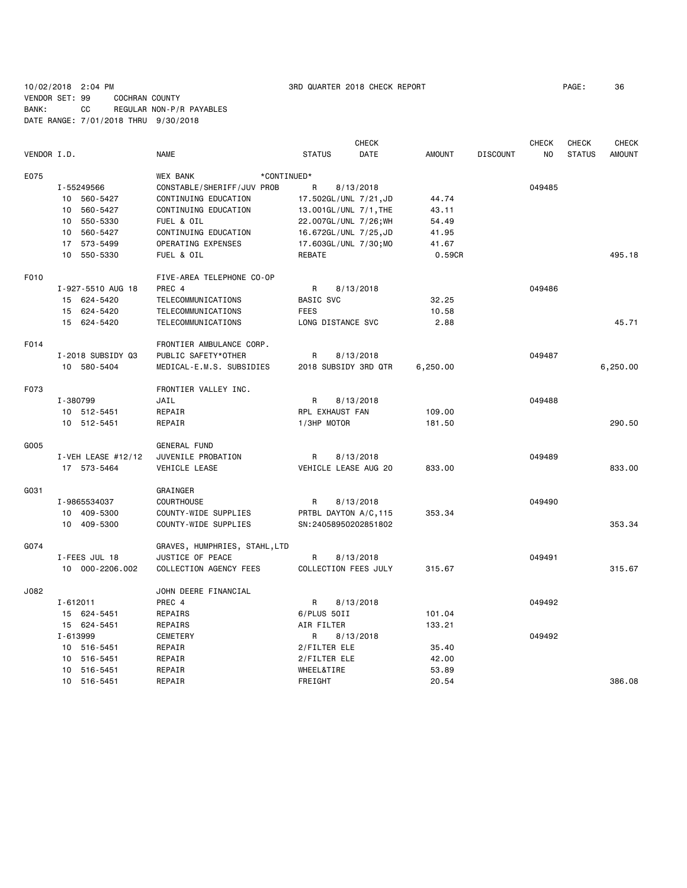10/02/2018 2:04 PM 3RD QUARTER 2018 CHECK REPORT
VENDOR SET: 99 COCHRAN COUNTY
BANK: CC REGULAR NON-P/R PAYABLES
DATE RANGE: 7/01/2018 THRU 9/30/2018

| VENDOR I.D. | | NAME | STATUS | CHECK DATE | AMOUNT | DISCOUNT | CHECK NO | CHECK STATUS | CHECK AMOUNT |
|---|---|---|---|---|---|---|---|---|---|
| E075 | | WEX BANK *CONTINUED* | | | | | | | |
| | I-55249566 | CONSTABLE/SHERIFF/JUV PROB | R | 8/13/2018 | | | 049485 | | |
| | 10 560-5427 | CONTINUING EDUCATION | 17.502GL/UNL 7/21,JD | | 44.74 | | | | |
| | 10 560-5427 | CONTINUING EDUCATION | 13.001GL/UNL 7/1,THE | | 43.11 | | | | |
| | 10 550-5330 | FUEL & OIL | 22.007GL/UNL 7/26;WH | | 54.49 | | | | |
| | 10 560-5427 | CONTINUING EDUCATION | 16.672GL/UNL 7/25,JD | | 41.95 | | | | |
| | 17 573-5499 | OPERATING EXPENSES | 17.603GL/UNL 7/30;MO | | 41.67 | | | | |
| | 10 550-5330 | FUEL & OIL | REBATE | | 0.59CR | | | | 495.18 |
| F010 | | FIVE-AREA TELEPHONE CO-OP | | | | | | | |
| | I-927-5510 AUG 18 | PREC 4 | R | 8/13/2018 | | | 049486 | | |
| | 15 624-5420 | TELECOMMUNICATIONS | BASIC SVC | | 32.25 | | | | |
| | 15 624-5420 | TELECOMMUNICATIONS | FEES | | 10.58 | | | | |
| | 15 624-5420 | TELECOMMUNICATIONS | LONG DISTANCE SVC | | 2.88 | | | | 45.71 |
| F014 | | FRONTIER AMBULANCE CORP. | | | | | | | |
| | I-2018 SUBSIDY Q3 | PUBLIC SAFETY*OTHER | R | 8/13/2018 | | | 049487 | | |
| | 10 580-5404 | MEDICAL-E.M.S. SUBSIDIES | 2018 SUBSIDY 3RD QTR | | 6,250.00 | | | | 6,250.00 |
| F073 | | FRONTIER VALLEY INC. | | | | | | | |
| | I-380799 | JAIL | R | 8/13/2018 | | | 049488 | | |
| | 10 512-5451 | REPAIR | RPL EXHAUST FAN | | 109.00 | | | | |
| | 10 512-5451 | REPAIR | 1/3HP MOTOR | | 181.50 | | | | 290.50 |
| G005 | | GENERAL FUND | | | | | | | |
| | I-VEH LEASE #12/12 | JUVENILE PROBATION | R | 8/13/2018 | | | 049489 | | |
| | 17 573-5464 | VEHICLE LEASE | VEHICLE LEASE AUG 20 | | 833.00 | | | | 833.00 |
| G031 | | GRAINGER | | | | | | | |
| | I-9865534037 | COURTHOUSE | R | 8/13/2018 | | | 049490 | | |
| | 10 409-5300 | COUNTY-WIDE SUPPLIES | PRTBL DAYTON A/C,115 | | 353.34 | | | | |
| | 10 409-5300 | COUNTY-WIDE SUPPLIES | SN:24058950202851802 | | | | | | 353.34 |
| G074 | | GRAVES, HUMPHRIES, STAHL,LTD | | | | | | | |
| | I-FEES JUL 18 | JUSTICE OF PEACE | R | 8/13/2018 | | | 049491 | | |
| | 10 000-2206.002 | COLLECTION AGENCY FEES | COLLECTION FEES JULY | | 315.67 | | | | 315.67 |
| J082 | | JOHN DEERE FINANCIAL | | | | | | | |
| | I-612011 | PREC 4 | R | 8/13/2018 | | | 049492 | | |
| | 15 624-5451 | REPAIRS | 6/PLUS 50II | | 101.04 | | | | |
| | 15 624-5451 | REPAIRS | AIR FILTER | | 133.21 | | | | |
| | I-613999 | CEMETERY | R | 8/13/2018 | | | 049492 | | |
| | 10 516-5451 | REPAIR | 2/FILTER ELE | | 35.40 | | | | |
| | 10 516-5451 | REPAIR | 2/FILTER ELE | | 42.00 | | | | |
| | 10 516-5451 | REPAIR | WHEEL&TIRE | | 53.89 | | | | |
| | 10 516-5451 | REPAIR | FREIGHT | | 20.54 | | | | 386.08 |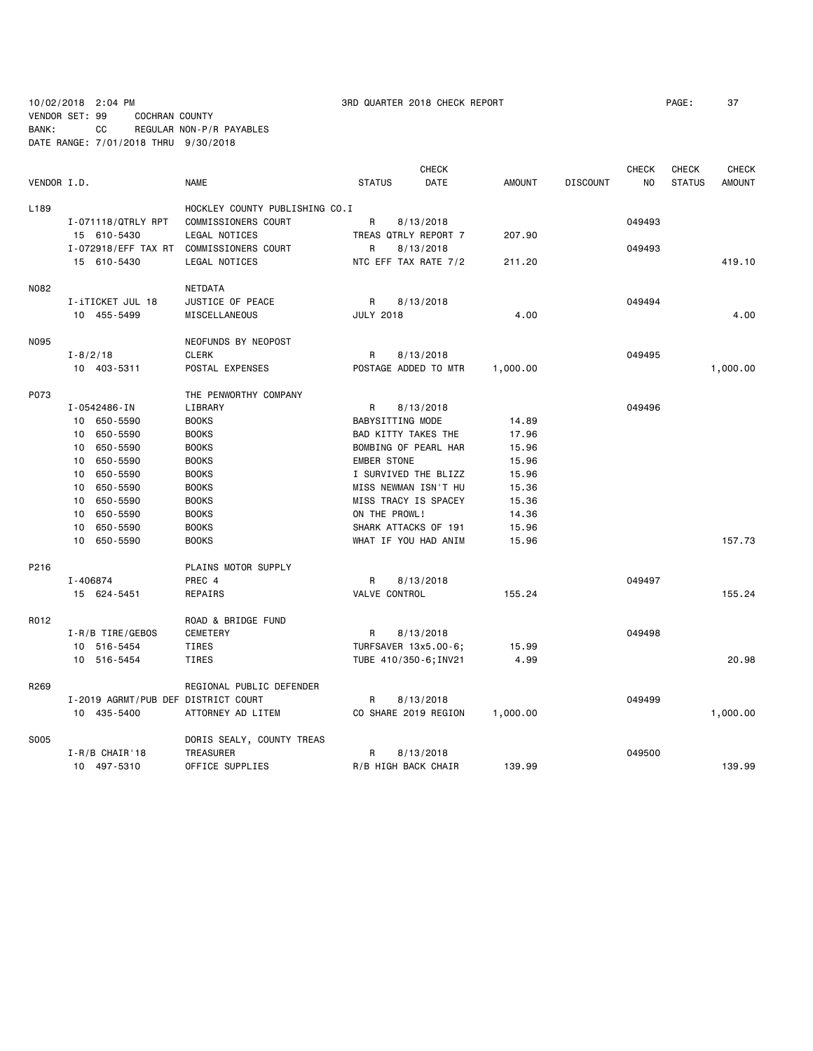10/02/2018 2:04 PM — 3RD QUARTER 2018 CHECK REPORT

VENDOR SET: 99 COCHRAN COUNTY
BANK: CC REGULAR NON-P/R PAYABLES
DATE RANGE: 7/01/2018 THRU 9/30/2018

| VENDOR I.D. | NAME | STATUS | CHECK DATE | AMOUNT | DISCOUNT | CHECK NO | CHECK STATUS | CHECK AMOUNT |
|---|---|---|---|---|---|---|---|---|
| L189 | HOCKLEY COUNTY PUBLISHING CO.I | | | | | | | |
| I-071118/QTRLY RPT | COMMISSIONERS COURT | R | 8/13/2018 | | | 049493 | | |
| 15 610-5430 | LEGAL NOTICES | TREAS QTRLY REPORT 7 | | 207.90 | | | | |
| I-072918/EFF TAX RT | COMMISSIONERS COURT | R | 8/13/2018 | | | 049493 | | |
| 15 610-5430 | LEGAL NOTICES | NTC EFF TAX RATE 7/2 | | 211.20 | | | | 419.10 |
| N082 | NETDATA | | | | | | | |
| I-iTICKET JUL 18 | JUSTICE OF PEACE | R | 8/13/2018 | | | 049494 | | |
| 10 455-5499 | MISCELLANEOUS | JULY 2018 | | 4.00 | | | | 4.00 |
| N095 | NEOFUNDS BY NEOPOST | | | | | | | |
| I-8/2/18 | CLERK | R | 8/13/2018 | | | 049495 | | |
| 10 403-5311 | POSTAL EXPENSES | POSTAGE ADDED TO MTR | | 1,000.00 | | | | 1,000.00 |
| P073 | THE PENWORTHY COMPANY | | | | | | | |
| I-0542486-IN | LIBRARY | R | 8/13/2018 | | | 049496 | | |
| 10 650-5590 | BOOKS | BABYSITTING MODE | | 14.89 | | | | |
| 10 650-5590 | BOOKS | BAD KITTY TAKES THE | | 17.96 | | | | |
| 10 650-5590 | BOOKS | BOMBING OF PEARL HAR | | 15.96 | | | | |
| 10 650-5590 | BOOKS | EMBER STONE | | 15.96 | | | | |
| 10 650-5590 | BOOKS | I SURVIVED THE BLIZZ | | 15.96 | | | | |
| 10 650-5590 | BOOKS | MISS NEWMAN ISN'T HU | | 15.36 | | | | |
| 10 650-5590 | BOOKS | MISS TRACY IS SPACEY | | 15.36 | | | | |
| 10 650-5590 | BOOKS | ON THE PROWL! | | 14.36 | | | | |
| 10 650-5590 | BOOKS | SHARK ATTACKS OF 191 | | 15.96 | | | | |
| 10 650-5590 | BOOKS | WHAT IF YOU HAD ANIM | | 15.96 | | | | 157.73 |
| P216 | PLAINS MOTOR SUPPLY | | | | | | | |
| I-406874 | PREC 4 | R | 8/13/2018 | | | 049497 | | |
| 15 624-5451 | REPAIRS | VALVE CONTROL | | 155.24 | | | | 155.24 |
| R012 | ROAD & BRIDGE FUND | | | | | | | |
| I-R/B TIRE/GEBOS | CEMETERY | R | 8/13/2018 | | | 049498 | | |
| 10 516-5454 | TIRES | TURFSAVER 13x5.00-6; | | 15.99 | | | | |
| 10 516-5454 | TIRES | TUBE 410/350-6;INV21 | | 4.99 | | | | 20.98 |
| R269 | REGIONAL PUBLIC DEFENDER | | | | | | | |
| I-2019 AGRMT/PUB DEF | DISTRICT COURT | R | 8/13/2018 | | | 049499 | | |
| 10 435-5400 | ATTORNEY AD LITEM | CO SHARE 2019 REGION | | 1,000.00 | | | | 1,000.00 |
| S005 | DORIS SEALY, COUNTY TREAS | | | | | | | |
| I-R/B CHAIR'18 | TREASURER | R | 8/13/2018 | | | 049500 | | |
| 10 497-5310 | OFFICE SUPPLIES | R/B HIGH BACK CHAIR | | 139.99 | | | | 139.99 |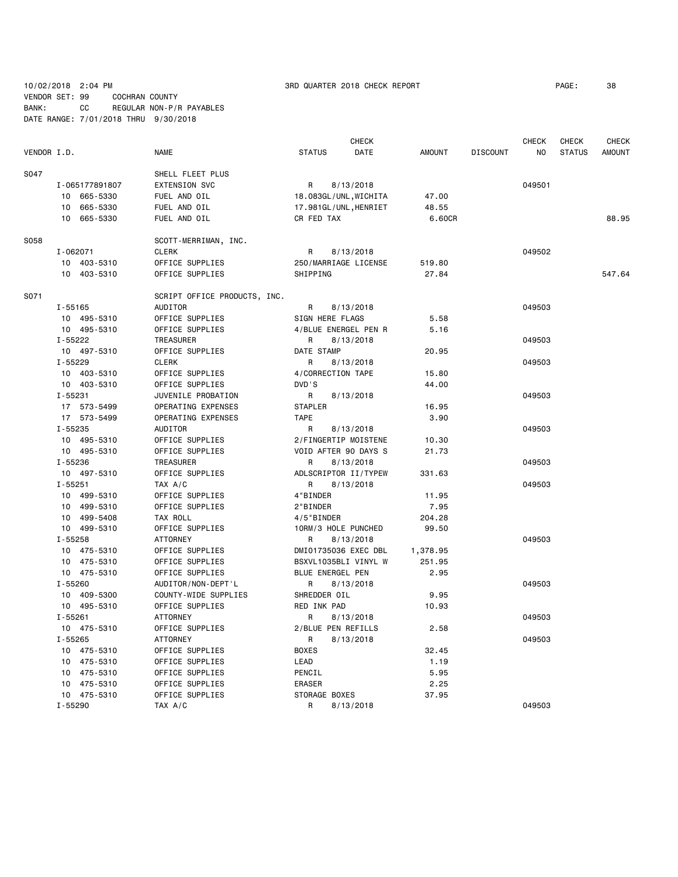10/02/2018 2:04 PM 3RD QUARTER 2018 CHECK REPORT PAGE: 38
VENDOR SET: 99 COCHRAN COUNTY
BANK: CC REGULAR NON-P/R PAYABLES
DATE RANGE: 7/01/2018 THRU 9/30/2018

| VENDOR I.D. | NAME | STATUS | CHECK DATE | AMOUNT | DISCOUNT | CHECK NO | CHECK STATUS | CHECK AMOUNT |
|---|---|---|---|---|---|---|---|---|
| S047 | SHELL FLEET PLUS | | | | | | | |
| I-065177891807 | EXTENSION SVC | R | 8/13/2018 | | | 049501 | | |
| 10 665-5330 | FUEL AND OIL | 18.083GL/UNL,WICHITA | | 47.00 | | | | |
| 10 665-5330 | FUEL AND OIL | 17.981GL/UNL,HENRIET | | 48.55 | | | | |
| 10 665-5330 | FUEL AND OIL | CR FED TAX | | 6.60CR | | | | 88.95 |
| S058 | SCOTT-MERRIMAN, INC. | | | | | | | |
| I-062071 | CLERK | R | 8/13/2018 | | | 049502 | | |
| 10 403-5310 | OFFICE SUPPLIES | 250/MARRIAGE LICENSE | | 519.80 | | | | |
| 10 403-5310 | OFFICE SUPPLIES | SHIPPING | | 27.84 | | | | 547.64 |
| S071 | SCRIPT OFFICE PRODUCTS, INC. | | | | | | | |
| I-55165 | AUDITOR | R | 8/13/2018 | | | 049503 | | |
| 10 495-5310 | OFFICE SUPPLIES | SIGN HERE FLAGS | | 5.58 | | | | |
| 10 495-5310 | OFFICE SUPPLIES | 4/BLUE ENERGEL PEN R | | 5.16 | | | | |
| I-55222 | TREASURER | R | 8/13/2018 | | | 049503 | | |
| 10 497-5310 | OFFICE SUPPLIES | DATE STAMP | | 20.95 | | | | |
| I-55229 | CLERK | R | 8/13/2018 | | | 049503 | | |
| 10 403-5310 | OFFICE SUPPLIES | 4/CORRECTION TAPE | | 15.80 | | | | |
| 10 403-5310 | OFFICE SUPPLIES | DVD'S | | 44.00 | | | | |
| I-55231 | JUVENILE PROBATION | R | 8/13/2018 | | | 049503 | | |
| 17 573-5499 | OPERATING EXPENSES | STAPLER | | 16.95 | | | | |
| 17 573-5499 | OPERATING EXPENSES | TAPE | | 3.90 | | | | |
| I-55235 | AUDITOR | R | 8/13/2018 | | | 049503 | | |
| 10 495-5310 | OFFICE SUPPLIES | 2/FINGERTIP MOISTENE | | 10.30 | | | | |
| 10 495-5310 | OFFICE SUPPLIES | VOID AFTER 90 DAYS S | | 21.73 | | | | |
| I-55236 | TREASURER | R | 8/13/2018 | | | 049503 | | |
| 10 497-5310 | OFFICE SUPPLIES | ADLSCRIPTOR II/TYPEW | | 331.63 | | | | |
| I-55251 | TAX A/C | R | 8/13/2018 | | | 049503 | | |
| 10 499-5310 | OFFICE SUPPLIES | 4"BINDER | | 11.95 | | | | |
| 10 499-5310 | OFFICE SUPPLIES | 2"BINDER | | 7.95 | | | | |
| 10 499-5408 | TAX ROLL | 4/5"BINDER | | 204.28 | | | | |
| 10 499-5310 | OFFICE SUPPLIES | 10RM/3 HOLE PUNCHED | | 99.50 | | | | |
| I-55258 | ATTORNEY | R | 8/13/2018 | | | 049503 | | |
| 10 475-5310 | OFFICE SUPPLIES | DMI01735036 EXEC DBL | | 1,378.95 | | | | |
| 10 475-5310 | OFFICE SUPPLIES | BSXVL1035BLI VINYL W | | 251.95 | | | | |
| 10 475-5310 | OFFICE SUPPLIES | BLUE ENERGEL PEN | | 2.95 | | | | |
| I-55260 | AUDITOR/NON-DEPT'L | R | 8/13/2018 | | | 049503 | | |
| 10 409-5300 | COUNTY-WIDE SUPPLIES | SHREDDER OIL | | 9.95 | | | | |
| 10 495-5310 | OFFICE SUPPLIES | RED INK PAD | | 10.93 | | | | |
| I-55261 | ATTORNEY | R | 8/13/2018 | | | 049503 | | |
| 10 475-5310 | OFFICE SUPPLIES | 2/BLUE PEN REFILLS | | 2.58 | | | | |
| I-55265 | ATTORNEY | R | 8/13/2018 | | | 049503 | | |
| 10 475-5310 | OFFICE SUPPLIES | BOXES | | 32.45 | | | | |
| 10 475-5310 | OFFICE SUPPLIES | LEAD | | 1.19 | | | | |
| 10 475-5310 | OFFICE SUPPLIES | PENCIL | | 5.95 | | | | |
| 10 475-5310 | OFFICE SUPPLIES | ERASER | | 2.25 | | | | |
| 10 475-5310 | OFFICE SUPPLIES | STORAGE BOXES | | 37.95 | | | | |
| I-55290 | TAX A/C | R | 8/13/2018 | | | 049503 | | |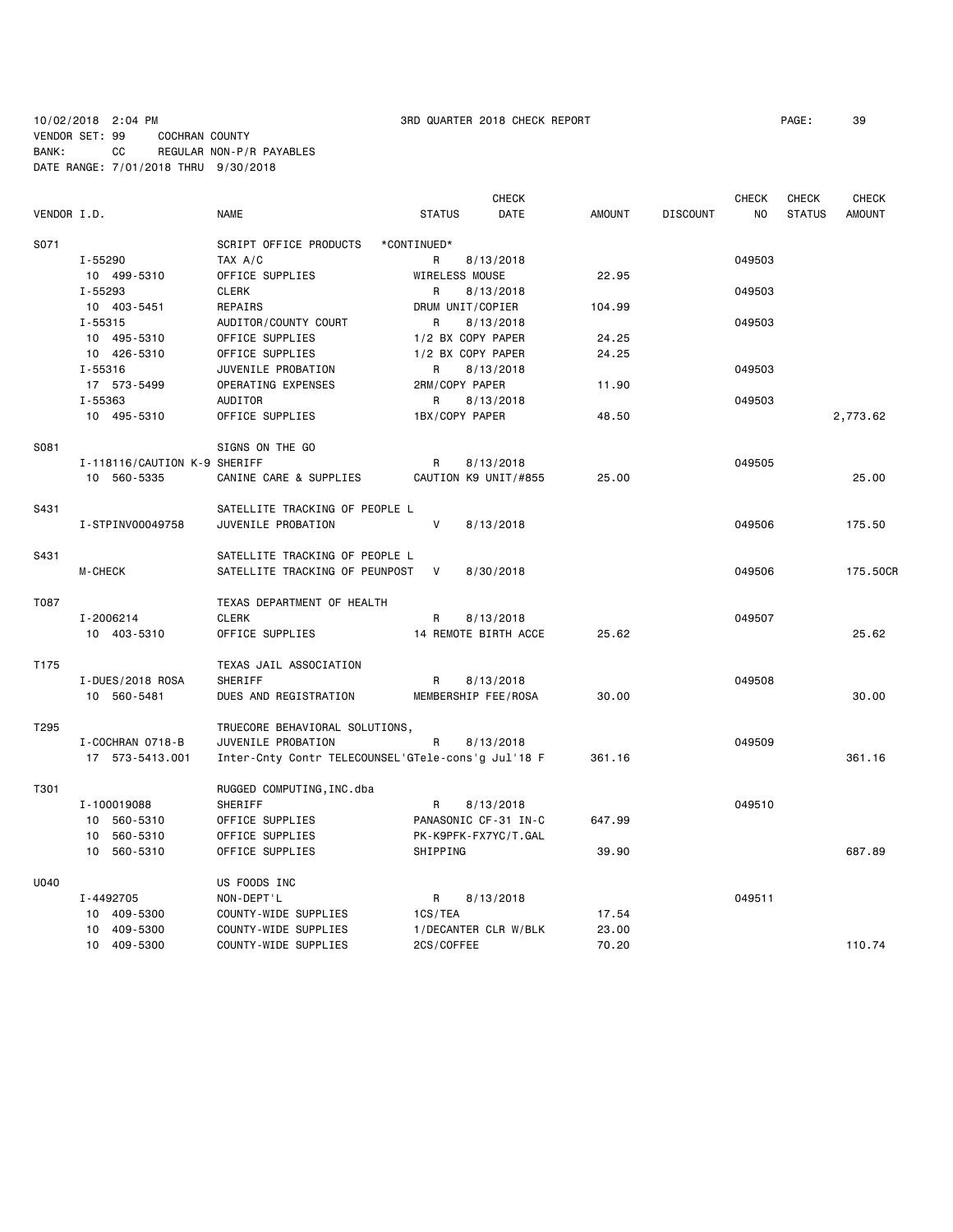10/02/2018 2:04 PM 3RD QUARTER 2018 CHECK REPORT PAGE: 39
VENDOR SET: 99 COCHRAN COUNTY
BANK: CC REGULAR NON-P/R PAYABLES
DATE RANGE: 7/01/2018 THRU 9/30/2018

| VENDOR I.D. | NAME | STATUS | CHECK DATE | AMOUNT | DISCOUNT | CHECK NO | CHECK STATUS | CHECK AMOUNT |
|---|---|---|---|---|---|---|---|---|
| S071 | SCRIPT OFFICE PRODUCTS | *CONTINUED* | | | | | | |
| I-55290 | TAX A/C | R | 8/13/2018 | | | 049503 | | |
| 10 499-5310 | OFFICE SUPPLIES | WIRELESS MOUSE | | 22.95 | | | | |
| I-55293 | CLERK | R | 8/13/2018 | | | 049503 | | |
| 10 403-5451 | REPAIRS | DRUM UNIT/COPIER | | 104.99 | | | | |
| I-55315 | AUDITOR/COUNTY COURT | R | 8/13/2018 | | | 049503 | | |
| 10 495-5310 | OFFICE SUPPLIES | 1/2 BX COPY PAPER | | 24.25 | | | | |
| 10 426-5310 | OFFICE SUPPLIES | 1/2 BX COPY PAPER | | 24.25 | | | | |
| I-55316 | JUVENILE PROBATION | R | 8/13/2018 | | | 049503 | | |
| 17 573-5499 | OPERATING EXPENSES | 2RM/COPY PAPER | | 11.90 | | | | |
| I-55363 | AUDITOR | R | 8/13/2018 | | | 049503 | | |
| 10 495-5310 | OFFICE SUPPLIES | 1BX/COPY PAPER | | 48.50 | | | | 2,773.62 |
| S081 | SIGNS ON THE GO | | | | | | | |
| I-118116/CAUTION K-9 | SHERIFF | R | 8/13/2018 | | | 049505 | | |
| 10 560-5335 | CANINE CARE & SUPPLIES | CAUTION K9 UNIT/#855 | | 25.00 | | | | 25.00 |
| S431 | SATELLITE TRACKING OF PEOPLE L | | | | | | | |
| I-STPINV00049758 | JUVENILE PROBATION | V | 8/13/2018 | | | 049506 | | 175.50 |
| S431 | SATELLITE TRACKING OF PEOPLE L | | | | | | | |
| M-CHECK | SATELLITE TRACKING OF PEUNPOST | V | 8/30/2018 | | | 049506 | | 175.50CR |
| T087 | TEXAS DEPARTMENT OF HEALTH | | | | | | | |
| I-2006214 | CLERK | R | 8/13/2018 | | | 049507 | | |
| 10 403-5310 | OFFICE SUPPLIES | 14 REMOTE BIRTH ACCE | | 25.62 | | | | 25.62 |
| T175 | TEXAS JAIL ASSOCIATION | | | | | | | |
| I-DUES/2018 ROSA | SHERIFF | R | 8/13/2018 | | | 049508 | | |
| 10 560-5481 | DUES AND REGISTRATION | MEMBERSHIP FEE/ROSA | | 30.00 | | | | 30.00 |
| T295 | TRUECORE BEHAVIORAL SOLUTIONS, | | | | | | | |
| I-COCHRAN 0718-B | JUVENILE PROBATION | R | 8/13/2018 | | | 049509 | | |
| 17 573-5413.001 | Inter-Cnty Contr TELECOUNSEL | 'GTele-cons'g Jul'18 F | | 361.16 | | | | 361.16 |
| T301 | RUGGED COMPUTING,INC.dba | | | | | | | |
| I-100019088 | SHERIFF | R | 8/13/2018 | | | 049510 | | |
| 10 560-5310 | OFFICE SUPPLIES | PANASONIC CF-31 IN-C | | 647.99 | | | | |
| 10 560-5310 | OFFICE SUPPLIES | PK-K9PFK-FX7YC/T.GAL | | | | | | |
| 10 560-5310 | OFFICE SUPPLIES | SHIPPING | | 39.90 | | | | 687.89 |
| U040 | US FOODS INC | | | | | | | |
| I-4492705 | NON-DEPT'L | R | 8/13/2018 | | | 049511 | | |
| 10 409-5300 | COUNTY-WIDE SUPPLIES | 1CS/TEA | | 17.54 | | | | |
| 10 409-5300 | COUNTY-WIDE SUPPLIES | 1/DECANTER CLR W/BLK | | 23.00 | | | | |
| 10 409-5300 | COUNTY-WIDE SUPPLIES | 2CS/COFFEE | | 70.20 | | | | 110.74 |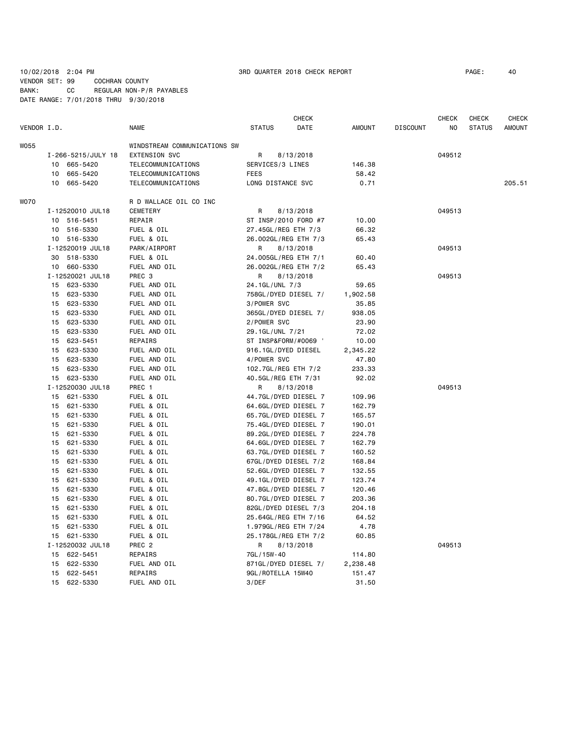10/02/2018 2:04 PM 3RD QUARTER 2018 CHECK REPORT PAGE: 40
VENDOR SET: 99 COCHRAN COUNTY
BANK: CC REGULAR NON-P/R PAYABLES
DATE RANGE: 7/01/2018 THRU 9/30/2018

| VENDOR I.D. | NAME | STATUS | CHECK DATE | AMOUNT | DISCOUNT | CHECK NO | CHECK STATUS | CHECK AMOUNT |
|---|---|---|---|---|---|---|---|---|
| W055 | WINDSTREAM COMMUNICATIONS SW | | | | | | | |
| I-266-5215/JULY 18 | EXTENSION SVC | R | 8/13/2018 | | | 049512 | | |
| 10 665-5420 | TELECOMMUNICATIONS | SERVICES/3 LINES | | 146.38 | | | | |
| 10 665-5420 | TELECOMMUNICATIONS | FEES | | 58.42 | | | | |
| 10 665-5420 | TELECOMMUNICATIONS | LONG DISTANCE SVC | | 0.71 | | | | 205.51 |
| W070 | R D WALLACE OIL CO INC | | | | | | | |
| I-12520010 JUL18 | CEMETERY | R | 8/13/2018 | | | 049513 | | |
| 10 516-5451 | REPAIR | ST INSP/2010 FORD #7 | | 10.00 | | | | |
| 10 516-5330 | FUEL & OIL | 27.45GL/REG ETH 7/3 | | 66.32 | | | | |
| 10 516-5330 | FUEL & OIL | 26.002GL/REG ETH 7/3 | | 65.43 | | | | |
| I-12520019 JUL18 | PARK/AIRPORT | R | 8/13/2018 | | | 049513 | | |
| 30 518-5330 | FUEL & OIL | 24.005GL/REG ETH 7/1 | | 60.40 | | | | |
| 10 660-5330 | FUEL AND OIL | 26.002GL/REG ETH 7/2 | | 65.43 | | | | |
| I-12520021 JUL18 | PREC 3 | R | 8/13/2018 | | | 049513 | | |
| 15 623-5330 | FUEL AND OIL | 24.1GL/UNL 7/3 | | 59.65 | | | | |
| 15 623-5330 | FUEL AND OIL | 758GL/DYED DIESEL 7/ | | 1,902.58 | | | | |
| 15 623-5330 | FUEL AND OIL | 3/POWER SVC | | 35.85 | | | | |
| 15 623-5330 | FUEL AND OIL | 365GL/DYED DIESEL 7/ | | 938.05 | | | | |
| 15 623-5330 | FUEL AND OIL | 2/POWER SVC | | 23.90 | | | | |
| 15 623-5330 | FUEL AND OIL | 29.1GL/UNL 7/21 | | 72.02 | | | | |
| 15 623-5451 | REPAIRS | ST INSP&FORM/#0069 ' | | 10.00 | | | | |
| 15 623-5330 | FUEL AND OIL | 916.1GL/DYED DIESEL | | 2,345.22 | | | | |
| 15 623-5330 | FUEL AND OIL | 4/POWER SVC | | 47.80 | | | | |
| 15 623-5330 | FUEL AND OIL | 102.7GL/REG ETH 7/2 | | 233.33 | | | | |
| 15 623-5330 | FUEL AND OIL | 40.5GL/REG ETH 7/31 | | 92.02 | | | | |
| I-12520030 JUL18 | PREC 1 | R | 8/13/2018 | | | 049513 | | |
| 15 621-5330 | FUEL & OIL | 44.7GL/DYED DIESEL 7 | | 109.96 | | | | |
| 15 621-5330 | FUEL & OIL | 64.6GL/DYED DIESEL 7 | | 162.79 | | | | |
| 15 621-5330 | FUEL & OIL | 65.7GL/DYED DIESEL 7 | | 165.57 | | | | |
| 15 621-5330 | FUEL & OIL | 75.4GL/DYED DIESEL 7 | | 190.01 | | | | |
| 15 621-5330 | FUEL & OIL | 89.2GL/DYED DIESEL 7 | | 224.78 | | | | |
| 15 621-5330 | FUEL & OIL | 64.6GL/DYED DIESEL 7 | | 162.79 | | | | |
| 15 621-5330 | FUEL & OIL | 63.7GL/DYED DIESEL 7 | | 160.52 | | | | |
| 15 621-5330 | FUEL & OIL | 67GL/DYED DIESEL 7/2 | | 168.84 | | | | |
| 15 621-5330 | FUEL & OIL | 52.6GL/DYED DIESEL 7 | | 132.55 | | | | |
| 15 621-5330 | FUEL & OIL | 49.1GL/DYED DIESEL 7 | | 123.74 | | | | |
| 15 621-5330 | FUEL & OIL | 47.8GL/DYED DIESEL 7 | | 120.46 | | | | |
| 15 621-5330 | FUEL & OIL | 80.7GL/DYED DIESEL 7 | | 203.36 | | | | |
| 15 621-5330 | FUEL & OIL | 82GL/DYED DIESEL 7/3 | | 204.18 | | | | |
| 15 621-5330 | FUEL & OIL | 25.64GL/REG ETH 7/16 | | 64.52 | | | | |
| 15 621-5330 | FUEL & OIL | 1.979GL/REG ETH 7/24 | | 4.78 | | | | |
| 15 621-5330 | FUEL & OIL | 25.178GL/REG ETH 7/2 | | 60.85 | | | | |
| I-12520032 JUL18 | PREC 2 | R | 8/13/2018 | | | 049513 | | |
| 15 622-5451 | REPAIRS | 7GL/15W-40 | | 114.80 | | | | |
| 15 622-5330 | FUEL AND OIL | 871GL/DYED DIESEL 7/ | | 2,238.48 | | | | |
| 15 622-5451 | REPAIRS | 9GL/ROTELLA 15W40 | | 151.47 | | | | |
| 15 622-5330 | FUEL AND OIL | 3/DEF | | 31.50 | | | | |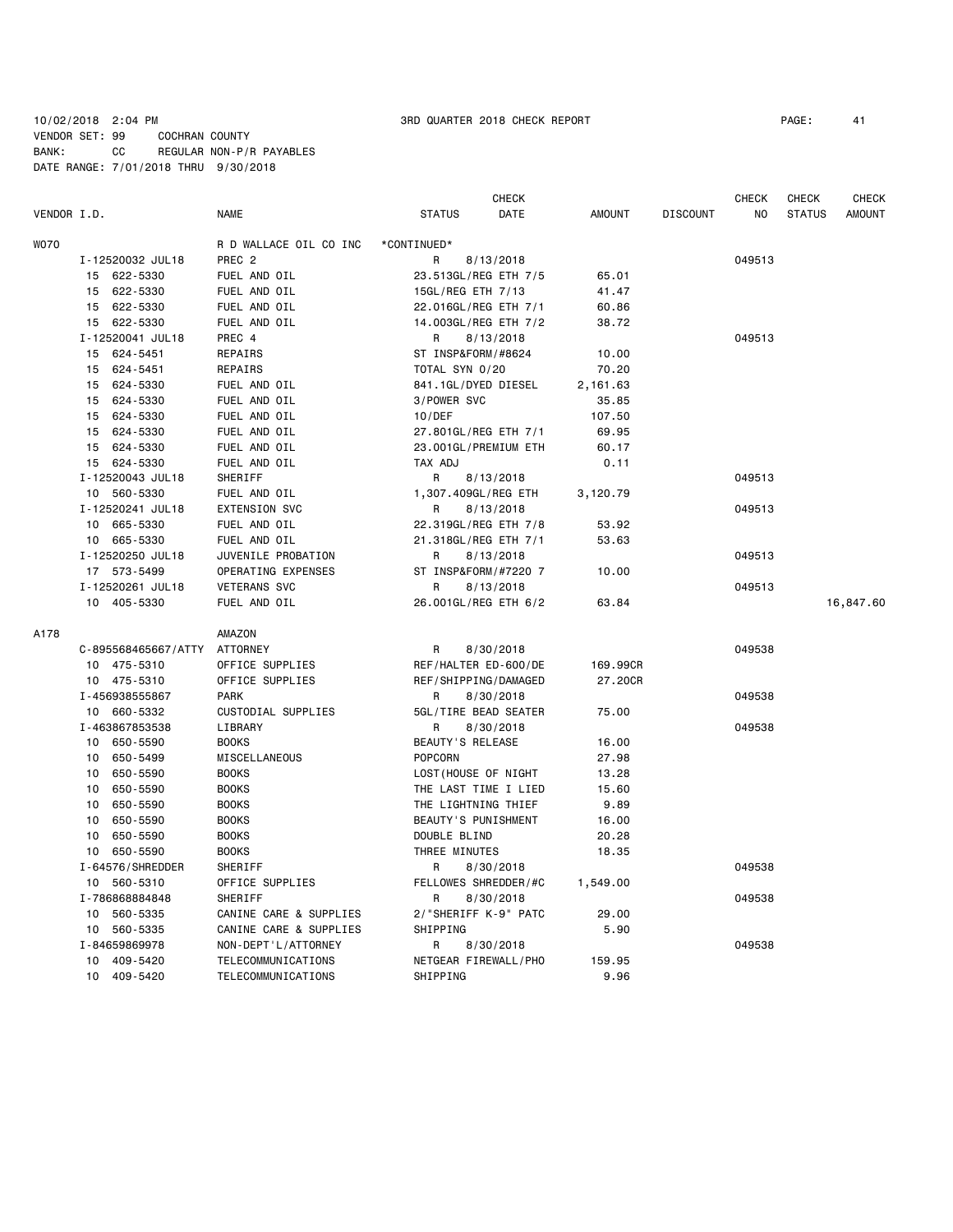10/02/2018 2:04 PM 3RD QUARTER 2018 CHECK REPORT

VENDOR SET: 99 COCHRAN COUNTY
BANK: CC REGULAR NON-P/R PAYABLES
DATE RANGE: 7/01/2018 THRU 9/30/2018

| VENDOR I.D. | NAME | STATUS | CHECK DATE | AMOUNT | DISCOUNT | CHECK NO | CHECK STATUS | CHECK AMOUNT |
|---|---|---|---|---|---|---|---|---|
| W070 | R D WALLACE OIL CO INC | *CONTINUED* | | | | | | |
| I-12520032 JUL18 | PREC 2 | R | 8/13/2018 | | | 049513 | | |
| 15 622-5330 | FUEL AND OIL | 23.513GL/REG ETH 7/5 | | 65.01 | | | | |
| 15 622-5330 | FUEL AND OIL | 15GL/REG ETH 7/13 | | 41.47 | | | | |
| 15 622-5330 | FUEL AND OIL | 22.016GL/REG ETH 7/1 | | 60.86 | | | | |
| 15 622-5330 | FUEL AND OIL | 14.003GL/REG ETH 7/2 | | 38.72 | | | | |
| I-12520041 JUL18 | PREC 4 | R | 8/13/2018 | | | 049513 | | |
| 15 624-5451 | REPAIRS | ST INSP&FORM/#8624 | | 10.00 | | | | |
| 15 624-5451 | REPAIRS | TOTAL SYN 0/20 | | 70.20 | | | | |
| 15 624-5330 | FUEL AND OIL | 841.1GL/DYED DIESEL | | 2,161.63 | | | | |
| 15 624-5330 | FUEL AND OIL | 3/POWER SVC | | 35.85 | | | | |
| 15 624-5330 | FUEL AND OIL | 10/DEF | | 107.50 | | | | |
| 15 624-5330 | FUEL AND OIL | 27.801GL/REG ETH 7/1 | | 69.95 | | | | |
| 15 624-5330 | FUEL AND OIL | 23.001GL/PREMIUM ETH | | 60.17 | | | | |
| 15 624-5330 | FUEL AND OIL | TAX ADJ | | 0.11 | | | | |
| I-12520043 JUL18 | SHERIFF | R | 8/13/2018 | | | 049513 | | |
| 10 560-5330 | FUEL AND OIL | 1,307.409GL/REG ETH | | 3,120.79 | | | | |
| I-12520241 JUL18 | EXTENSION SVC | R | 8/13/2018 | | | 049513 | | |
| 10 665-5330 | FUEL AND OIL | 22.319GL/REG ETH 7/8 | | 53.92 | | | | |
| 10 665-5330 | FUEL AND OIL | 21.318GL/REG ETH 7/1 | | 53.63 | | | | |
| I-12520250 JUL18 | JUVENILE PROBATION | R | 8/13/2018 | | | 049513 | | |
| 17 573-5499 | OPERATING EXPENSES | ST INSP&FORM/#7220 7 | | 10.00 | | | | |
| I-12520261 JUL18 | VETERANS SVC | R | 8/13/2018 | | | 049513 | | |
| 10 405-5330 | FUEL AND OIL | 26.001GL/REG ETH 6/2 | | 63.84 | | | | 16,847.60 |
| A178 | AMAZON | | | | | | | |
| C-895568465667/ATTY | ATTORNEY | R | 8/30/2018 | | | 049538 | | |
| 10 475-5310 | OFFICE SUPPLIES | REF/HALTER ED-600/DE | | 169.99CR | | | | |
| 10 475-5310 | OFFICE SUPPLIES | REF/SHIPPING/DAMAGED | | 27.20CR | | | | |
| I-456938555867 | PARK | R | 8/30/2018 | | | 049538 | | |
| 10 660-5332 | CUSTODIAL SUPPLIES | 5GL/TIRE BEAD SEATER | | 75.00 | | | | |
| I-463867853538 | LIBRARY | R | 8/30/2018 | | | 049538 | | |
| 10 650-5590 | BOOKS | BEAUTY'S RELEASE | | 16.00 | | | | |
| 10 650-5499 | MISCELLANEOUS | POPCORN | | 27.98 | | | | |
| 10 650-5590 | BOOKS | LOST(HOUSE OF NIGHT | | 13.28 | | | | |
| 10 650-5590 | BOOKS | THE LAST TIME I LIED | | 15.60 | | | | |
| 10 650-5590 | BOOKS | THE LIGHTNING THIEF | | 9.89 | | | | |
| 10 650-5590 | BOOKS | BEAUTY'S PUNISHMENT | | 16.00 | | | | |
| 10 650-5590 | BOOKS | DOUBLE BLIND | | 20.28 | | | | |
| 10 650-5590 | BOOKS | THREE MINUTES | | 18.35 | | | | |
| I-64576/SHREDDER | SHERIFF | R | 8/30/2018 | | | 049538 | | |
| 10 560-5310 | OFFICE SUPPLIES | FELLOWES SHREDDER/#C | | 1,549.00 | | | | |
| I-786868884848 | SHERIFF | R | 8/30/2018 | | | 049538 | | |
| 10 560-5335 | CANINE CARE & SUPPLIES | 2/"SHERIFF K-9" PATC | | 29.00 | | | | |
| 10 560-5335 | CANINE CARE & SUPPLIES | SHIPPING | | 5.90 | | | | |
| I-84659869978 | NON-DEPT'L/ATTORNEY | R | 8/30/2018 | | | 049538 | | |
| 10 409-5420 | TELECOMMUNICATIONS | NETGEAR FIREWALL/PHO | | 159.95 | | | | |
| 10 409-5420 | TELECOMMUNICATIONS | SHIPPING | | 9.96 | | | | |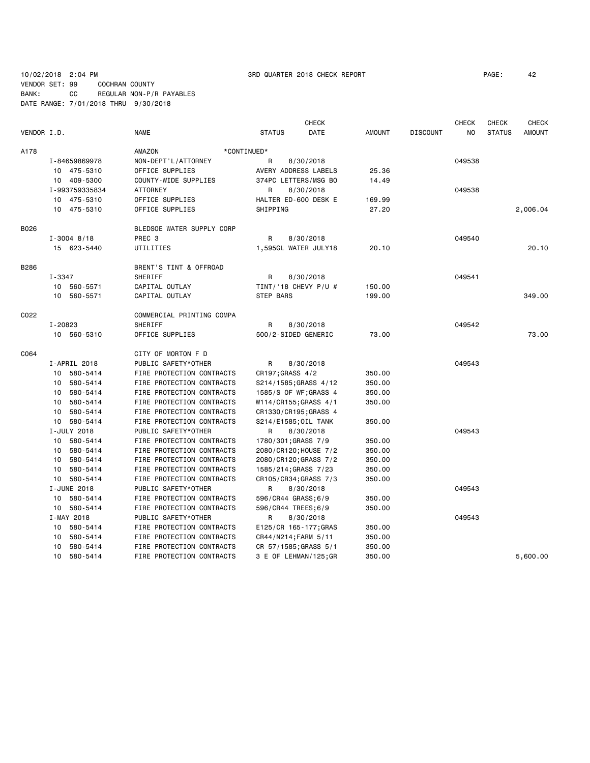10/02/2018 2:04 PM 3RD QUARTER 2018 CHECK REPORT PAGE: 42
VENDOR SET: 99 COCHRAN COUNTY
BANK: CC REGULAR NON-P/R PAYABLES
DATE RANGE: 7/01/2018 THRU 9/30/2018

| VENDOR I.D. | NAME | STATUS | CHECK DATE | AMOUNT | DISCOUNT | CHECK NO | CHECK STATUS | CHECK AMOUNT |
|---|---|---|---|---|---|---|---|---|
| A178 | AMAZON *CONTINUED* | | | | | | | |
| I-84659869978 | NON-DEPT'L/ATTORNEY | R | 8/30/2018 | | | 049538 | | |
| 10 475-5310 | OFFICE SUPPLIES | AVERY ADDRESS LABELS | | 25.36 | | | | |
| 10 409-5300 | COUNTY-WIDE SUPPLIES | 374PC LETTERS/MSG BO | | 14.49 | | | | |
| I-993759335834 | ATTORNEY | R | 8/30/2018 | | | 049538 | | |
| 10 475-5310 | OFFICE SUPPLIES | HALTER ED-600 DESK E | | 169.99 | | | | |
| 10 475-5310 | OFFICE SUPPLIES | SHIPPING | | 27.20 | | | | 2,006.04 |
| B026 | BLEDSOE WATER SUPPLY CORP | | | | | | | |
| I-3004 8/18 | PREC 3 | R | 8/30/2018 | | | 049540 | | |
| 15 623-5440 | UTILITIES | 1,595GL WATER JULY18 | | 20.10 | | | | 20.10 |
| B286 | BRENT'S TINT & OFFROAD | | | | | | | |
| I-3347 | SHERIFF | R | 8/30/2018 | | | 049541 | | |
| 10 560-5571 | CAPITAL OUTLAY | TINT/'18 CHEVY P/U # | | 150.00 | | | | |
| 10 560-5571 | CAPITAL OUTLAY | STEP BARS | | 199.00 | | | | 349.00 |
| C022 | COMMERCIAL PRINTING COMPA | | | | | | | |
| I-20823 | SHERIFF | R | 8/30/2018 | | | 049542 | | |
| 10 560-5310 | OFFICE SUPPLIES | 500/2-SIDED GENERIC | | 73.00 | | | | 73.00 |
| C064 | CITY OF MORTON F D | | | | | | | |
| I-APRIL 2018 | PUBLIC SAFETY*OTHER | R | 8/30/2018 | | | 049543 | | |
| 10 580-5414 | FIRE PROTECTION CONTRACTS | CR197;GRASS 4/2 | | 350.00 | | | | |
| 10 580-5414 | FIRE PROTECTION CONTRACTS | S214/1585;GRASS 4/12 | | 350.00 | | | | |
| 10 580-5414 | FIRE PROTECTION CONTRACTS | 1585/S OF WF;GRASS 4 | | 350.00 | | | | |
| 10 580-5414 | FIRE PROTECTION CONTRACTS | W114/CR155;GRASS 4/1 | | 350.00 | | | | |
| 10 580-5414 | FIRE PROTECTION CONTRACTS | CR1330/CR195;GRASS 4 | | | | | | |
| 10 580-5414 | FIRE PROTECTION CONTRACTS | S214/E1585;OIL TANK | | 350.00 | | | | |
| I-JULY 2018 | PUBLIC SAFETY*OTHER | R | 8/30/2018 | | | 049543 | | |
| 10 580-5414 | FIRE PROTECTION CONTRACTS | 1780/301;GRASS 7/9 | | 350.00 | | | | |
| 10 580-5414 | FIRE PROTECTION CONTRACTS | 2080/CR120;HOUSE 7/2 | | 350.00 | | | | |
| 10 580-5414 | FIRE PROTECTION CONTRACTS | 2080/CR120;GRASS 7/2 | | 350.00 | | | | |
| 10 580-5414 | FIRE PROTECTION CONTRACTS | 1585/214;GRASS 7/23 | | 350.00 | | | | |
| 10 580-5414 | FIRE PROTECTION CONTRACTS | CR105/CR34;GRASS 7/3 | | 350.00 | | | | |
| I-JUNE 2018 | PUBLIC SAFETY*OTHER | R | 8/30/2018 | | | 049543 | | |
| 10 580-5414 | FIRE PROTECTION CONTRACTS | 596/CR44 GRASS;6/9 | | 350.00 | | | | |
| 10 580-5414 | FIRE PROTECTION CONTRACTS | 596/CR44 TREES;6/9 | | 350.00 | | | | |
| I-MAY 2018 | PUBLIC SAFETY*OTHER | R | 8/30/2018 | | | 049543 | | |
| 10 580-5414 | FIRE PROTECTION CONTRACTS | E125/CR 165-177;GRAS | | 350.00 | | | | |
| 10 580-5414 | FIRE PROTECTION CONTRACTS | CR44/N214;FARM 5/11 | | 350.00 | | | | |
| 10 580-5414 | FIRE PROTECTION CONTRACTS | CR 57/1585;GRASS 5/1 | | 350.00 | | | | |
| 10 580-5414 | FIRE PROTECTION CONTRACTS | 3 E OF LEHMAN/125;GR | | 350.00 | | | | 5,600.00 |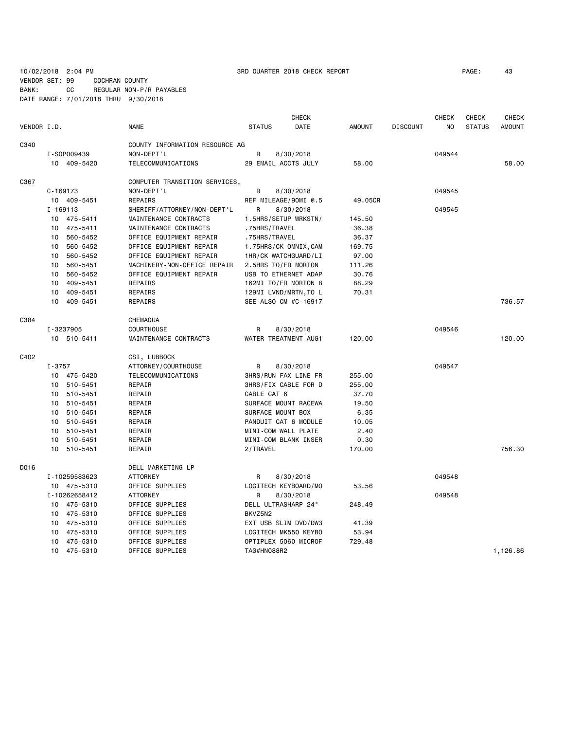10/02/2018 2:04 PM 3RD QUARTER 2018 CHECK REPORT

VENDOR SET: 99 COCHRAN COUNTY
BANK: CC REGULAR NON-P/R PAYABLES
DATE RANGE: 7/01/2018 THRU 9/30/2018

| VENDOR I.D. | NAME | STATUS | CHECK DATE | AMOUNT | DISCOUNT | CHECK NO | CHECK STATUS | CHECK AMOUNT |
|---|---|---|---|---|---|---|---|---|
| C340 | COUNTY INFORMATION RESOURCE AG | | | | | | | |
| I-SOP009439 | NON-DEPT'L | R | 8/30/2018 | | | 049544 | | |
| 10 409-5420 | TELECOMMUNICATIONS | 29 EMAIL ACCTS JULY | | 58.00 | | | | 58.00 |
| C367 | COMPUTER TRANSITION SERVICES, | | | | | | | |
| C-169173 | NON-DEPT'L | R | 8/30/2018 | | | 049545 | | |
| 10 409-5451 | REPAIRS | REF MILEAGE/90MI @.5 | | 49.05CR | | | | |
| I-169113 | SHERIFF/ATTORNEY/NON-DEPT'L | R | 8/30/2018 | | | 049545 | | |
| 10 475-5411 | MAINTENANCE CONTRACTS | 1.5HRS/SETUP WRKSTN/ | | 145.50 | | | | |
| 10 475-5411 | MAINTENANCE CONTRACTS | .75HRS/TRAVEL | | 36.38 | | | | |
| 10 560-5452 | OFFICE EQUIPMENT REPAIR | .75HRS/TRAVEL | | 36.37 | | | | |
| 10 560-5452 | OFFICE EQUIPMENT REPAIR | 1.75HRS/CK OMNIX,CAM | | 169.75 | | | | |
| 10 560-5452 | OFFICE EQUIPMENT REPAIR | 1HR/CK WATCHGUARD/LI | | 97.00 | | | | |
| 10 560-5451 | MACHINERY-NON-OFFICE REPAIR | 2.5HRS TO/FR MORTON | | 111.26 | | | | |
| 10 560-5452 | OFFICE EQUIPMENT REPAIR | USB TO ETHERNET ADAP | | 30.76 | | | | |
| 10 409-5451 | REPAIRS | 162MI TO/FR MORTON 8 | | 88.29 | | | | |
| 10 409-5451 | REPAIRS | 129MI LVND/MRTN,TO L | | 70.31 | | | | |
| 10 409-5451 | REPAIRS | SEE ALSO CM #C-16917 | | | | | | 736.57 |
| C384 | CHEMAQUA | | | | | | | |
| I-3237905 | COURTHOUSE | R | 8/30/2018 | | | 049546 | | |
| 10 510-5411 | MAINTENANCE CONTRACTS | WATER TREATMENT AUG1 | | 120.00 | | | | 120.00 |
| C402 | CSI, LUBBOCK | | | | | | | |
| I-3757 | ATTORNEY/COURTHOUSE | R | 8/30/2018 | | | 049547 | | |
| 10 475-5420 | TELECOMMUNICATIONS | 3HRS/RUN FAX LINE FR | | 255.00 | | | | |
| 10 510-5451 | REPAIR | 3HRS/FIX CABLE FOR D | | 255.00 | | | | |
| 10 510-5451 | REPAIR | CABLE CAT 6 | | 37.70 | | | | |
| 10 510-5451 | REPAIR | SURFACE MOUNT RACEWA | | 19.50 | | | | |
| 10 510-5451 | REPAIR | SURFACE MOUNT BOX | | 6.35 | | | | |
| 10 510-5451 | REPAIR | PANDUIT CAT 6 MODULE | | 10.05 | | | | |
| 10 510-5451 | REPAIR | MINI-COM WALL PLATE | | 2.40 | | | | |
| 10 510-5451 | REPAIR | MINI-COM BLANK INSER | | 0.30 | | | | |
| 10 510-5451 | REPAIR | 2/TRAVEL | | 170.00 | | | | 756.30 |
| D016 | DELL MARKETING LP | | | | | | | |
| I-10259583623 | ATTORNEY | R | 8/30/2018 | | | 049548 | | |
| 10 475-5310 | OFFICE SUPPLIES | LOGITECH KEYBOARD/MO | | 53.56 | | | | |
| I-10262658412 | ATTORNEY | R | 8/30/2018 | | | 049548 | | |
| 10 475-5310 | OFFICE SUPPLIES | DELL ULTRASHARP 24" | | 248.49 | | | | |
| 10 475-5310 | OFFICE SUPPLIES | BKVZ5N2 | | | | | | |
| 10 475-5310 | OFFICE SUPPLIES | EXT USB SLIM DVD/DW3 | | 41.39 | | | | |
| 10 475-5310 | OFFICE SUPPLIES | LOGITECH MK550 KEYBO | | 53.94 | | | | |
| 10 475-5310 | OFFICE SUPPLIES | OPTIPLEX 5060 MICROF | | 729.48 | | | | |
| 10 475-5310 | OFFICE SUPPLIES | TAG#HN088R2 | | | | | | 1,126.86 |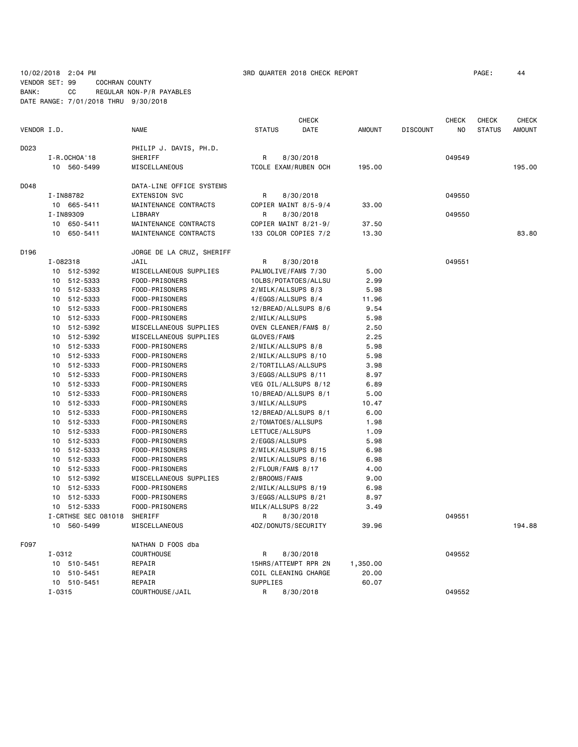10/02/2018 2:04 PM 3RD QUARTER 2018 CHECK REPORT PAGE: 44
VENDOR SET: 99 COCHRAN COUNTY
BANK: CC REGULAR NON-P/R PAYABLES
DATE RANGE: 7/01/2018 THRU 9/30/2018

| VENDOR I.D. | NAME | STATUS | CHECK DATE | AMOUNT | DISCOUNT | CHECK NO | CHECK STATUS | CHECK AMOUNT |
|---|---|---|---|---|---|---|---|---|
| D023 | PHILIP J. DAVIS, PH.D. | | | | | | | |
| I-R.OCHOA'18 | SHERIFF | R | 8/30/2018 | | | 049549 | | |
| 10 560-5499 | MISCELLANEOUS | TCOLE EXAM/RUBEN OCH | | 195.00 | | | | 195.00 |
| D048 | DATA-LINE OFFICE SYSTEMS | | | | | | | |
| I-IN88782 | EXTENSION SVC | R | 8/30/2018 | | | 049550 | | |
| 10 665-5411 | MAINTENANCE CONTRACTS | COPIER MAINT 8/5-9/4 | | 33.00 | | | | |
| I-IN89309 | LIBRARY | R | 8/30/2018 | | | 049550 | | |
| 10 650-5411 | MAINTENANCE CONTRACTS | COPIER MAINT 8/21-9/ | | 37.50 | | | | |
| 10 650-5411 | MAINTENANCE CONTRACTS | 133 COLOR COPIES 7/2 | | 13.30 | | | | 83.80 |
| D196 | JORGE DE LA CRUZ, SHERIFF | | | | | | | |
| I-082318 | JAIL | R | 8/30/2018 | | | 049551 | | |
| 10 512-5392 | MISCELLANEOUS SUPPLIES | PALMOLIVE/FAM$ 7/30 | | 5.00 | | | | |
| 10 512-5333 | FOOD-PRISONERS | 10LBS/POTATOES/ALLSU | | 2.99 | | | | |
| 10 512-5333 | FOOD-PRISONERS | 2/MILK/ALLSUPS 8/3 | | 5.98 | | | | |
| 10 512-5333 | FOOD-PRISONERS | 4/EGGS/ALLSUPS 8/4 | | 11.96 | | | | |
| 10 512-5333 | FOOD-PRISONERS | 12/BREAD/ALLSUPS 8/6 | | 9.54 | | | | |
| 10 512-5333 | FOOD-PRISONERS | 2/MILK/ALLSUPS | | 5.98 | | | | |
| 10 512-5392 | MISCELLANEOUS SUPPLIES | OVEN CLEANER/FAM$ 8/ | | 2.50 | | | | |
| 10 512-5392 | MISCELLANEOUS SUPPLIES | GLOVES/FAM$ | | 2.25 | | | | |
| 10 512-5333 | FOOD-PRISONERS | 2/MILK/ALLSUPS 8/8 | | 5.98 | | | | |
| 10 512-5333 | FOOD-PRISONERS | 2/MILK/ALLSUPS 8/10 | | 5.98 | | | | |
| 10 512-5333 | FOOD-PRISONERS | 2/TORTILLAS/ALLSUPS | | 3.98 | | | | |
| 10 512-5333 | FOOD-PRISONERS | 3/EGGS/ALLSUPS 8/11 | | 8.97 | | | | |
| 10 512-5333 | FOOD-PRISONERS | VEG OIL/ALLSUPS 8/12 | | 6.89 | | | | |
| 10 512-5333 | FOOD-PRISONERS | 10/BREAD/ALLSUPS 8/1 | | 5.00 | | | | |
| 10 512-5333 | FOOD-PRISONERS | 3/MILK/ALLSUPS | | 10.47 | | | | |
| 10 512-5333 | FOOD-PRISONERS | 12/BREAD/ALLSUPS 8/1 | | 6.00 | | | | |
| 10 512-5333 | FOOD-PRISONERS | 2/TOMATOES/ALLSUPS | | 1.98 | | | | |
| 10 512-5333 | FOOD-PRISONERS | LETTUCE/ALLSUPS | | 1.09 | | | | |
| 10 512-5333 | FOOD-PRISONERS | 2/EGGS/ALLSUPS | | 5.98 | | | | |
| 10 512-5333 | FOOD-PRISONERS | 2/MILK/ALLSUPS 8/15 | | 6.98 | | | | |
| 10 512-5333 | FOOD-PRISONERS | 2/MILK/ALLSUPS 8/16 | | 6.98 | | | | |
| 10 512-5333 | FOOD-PRISONERS | 2/FLOUR/FAM$ 8/17 | | 4.00 | | | | |
| 10 512-5392 | MISCELLANEOUS SUPPLIES | 2/BROOMS/FAM$ | | 9.00 | | | | |
| 10 512-5333 | FOOD-PRISONERS | 2/MILK/ALLSUPS 8/19 | | 6.98 | | | | |
| 10 512-5333 | FOOD-PRISONERS | 3/EGGS/ALLSUPS 8/21 | | 8.97 | | | | |
| 10 512-5333 | FOOD-PRISONERS | MILK/ALLSUPS 8/22 | | 3.49 | | | | |
| I-CRTHSE SEC 081018 | SHERIFF | R | 8/30/2018 | | | 049551 | | |
| 10 560-5499 | MISCELLANEOUS | 4DZ/DONUTS/SECURITY | | 39.96 | | | | 194.88 |
| F097 | NATHAN D FOOS dba | | | | | | | |
| I-0312 | COURTHOUSE | R | 8/30/2018 | | | 049552 | | |
| 10 510-5451 | REPAIR | 15HRS/ATTEMPT RPR 2N | | 1,350.00 | | | | |
| 10 510-5451 | REPAIR | COIL CLEANING CHARGE | | 20.00 | | | | |
| 10 510-5451 | REPAIR | SUPPLIES | | 60.07 | | | | |
| I-0315 | COURTHOUSE/JAIL | R | 8/30/2018 | | | 049552 | | |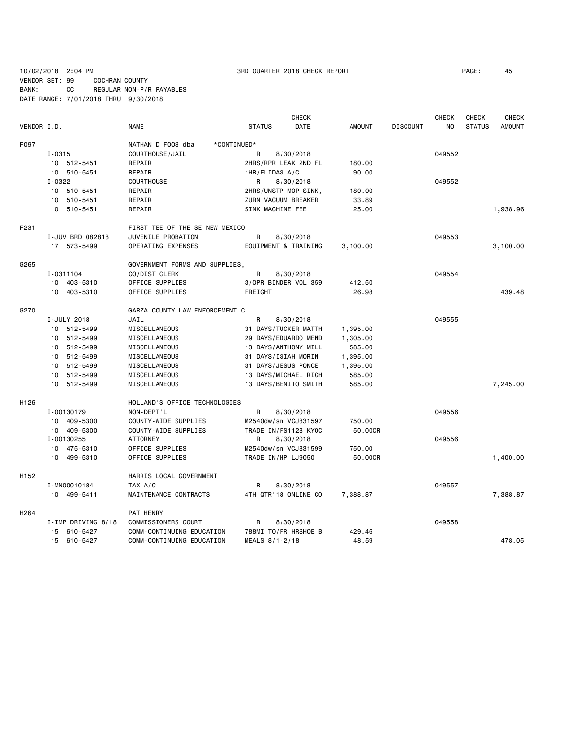10/02/2018 2:04 PM 3RD QUARTER 2018 CHECK REPORT PAGE: 45
VENDOR SET: 99 COCHRAN COUNTY
BANK: CC REGULAR NON-P/R PAYABLES
DATE RANGE: 7/01/2018 THRU 9/30/2018

| VENDOR I.D. | NAME | STATUS | CHECK DATE | AMOUNT | DISCOUNT | CHECK NO | CHECK STATUS | CHECK AMOUNT |
|---|---|---|---|---|---|---|---|---|
| F097 | NATHAN D FOOS dba *CONTINUED* | | | | | | | |
| I-0315 | COURTHOUSE/JAIL | R | 8/30/2018 | | | 049552 | | |
| 10 512-5451 | REPAIR | 2HRS/RPR LEAK 2ND FL | | 180.00 | | | | |
| 10 510-5451 | REPAIR | 1HR/ELIDAS A/C | | 90.00 | | | | |
| I-0322 | COURTHOUSE | R | 8/30/2018 | | | 049552 | | |
| 10 510-5451 | REPAIR | 2HRS/UNSTP MOP SINK, | | 180.00 | | | | |
| 10 510-5451 | REPAIR | ZURN VACUUM BREAKER | | 33.89 | | | | |
| 10 510-5451 | REPAIR | SINK MACHINE FEE | | 25.00 | | | | 1,938.96 |
| F231 | FIRST TEE OF THE SE NEW MEXICO | | | | | | | |
| I-JUV BRD 082818 | JUVENILE PROBATION | R | 8/30/2018 | | | 049553 | | |
| 17 573-5499 | OPERATING EXPENSES | EQUIPMENT & TRAINING | | 3,100.00 | | | | 3,100.00 |
| G265 | GOVERNMENT FORMS AND SUPPLIES, | | | | | | | |
| I-0311104 | CO/DIST CLERK | R | 8/30/2018 | | | 049554 | | |
| 10 403-5310 | OFFICE SUPPLIES | 3/OPR BINDER VOL 359 | | 412.50 | | | | |
| 10 403-5310 | OFFICE SUPPLIES | FREIGHT | | 26.98 | | | | 439.48 |
| G270 | GARZA COUNTY LAW ENFORCEMENT C | | | | | | | |
| I-JULY 2018 | JAIL | R | 8/30/2018 | | | 049555 | | |
| 10 512-5499 | MISCELLANEOUS | 31 DAYS/TUCKER MATTH | | 1,395.00 | | | | |
| 10 512-5499 | MISCELLANEOUS | 29 DAYS/EDUARDO MEND | | 1,305.00 | | | | |
| 10 512-5499 | MISCELLANEOUS | 13 DAYS/ANTHONY MILL | | 585.00 | | | | |
| 10 512-5499 | MISCELLANEOUS | 31 DAYS/ISIAH MORIN | | 1,395.00 | | | | |
| 10 512-5499 | MISCELLANEOUS | 31 DAYS/JESUS PONCE | | 1,395.00 | | | | |
| 10 512-5499 | MISCELLANEOUS | 13 DAYS/MICHAEL RICH | | 585.00 | | | | |
| 10 512-5499 | MISCELLANEOUS | 13 DAYS/BENITO SMITH | | 585.00 | | | | 7,245.00 |
| H126 | HOLLAND'S OFFICE TECHNOLOGIES | | | | | | | |
| I-00130179 | NON-DEPT'L | R | 8/30/2018 | | | 049556 | | |
| 10 409-5300 | COUNTY-WIDE SUPPLIES | M2540dw/sn VCJ831597 | | 750.00 | | | | |
| 10 409-5300 | COUNTY-WIDE SUPPLIES | TRADE IN/FS1128 KYOC | | 50.00CR | | | | |
| I-00130255 | ATTORNEY | R | 8/30/2018 | | | 049556 | | |
| 10 475-5310 | OFFICE SUPPLIES | M2540dw/sn VCJ831599 | | 750.00 | | | | |
| 10 499-5310 | OFFICE SUPPLIES | TRADE IN/HP LJ9050 | | 50.00CR | | | | 1,400.00 |
| H152 | HARRIS LOCAL GOVERNMENT | | | | | | | |
| I-MN00010184 | TAX A/C | R | 8/30/2018 | | | 049557 | | |
| 10 499-5411 | MAINTENANCE CONTRACTS | 4TH QTR'18 ONLINE CO | | 7,388.87 | | | | 7,388.87 |
| H264 | PAT HENRY | | | | | | | |
| I-IMP DRIVING 8/18 | COMMISSIONERS COURT | R | 8/30/2018 | | | 049558 | | |
| 15 610-5427 | COMM-CONTINUING EDUCATION | 788MI TO/FR HRSHOE B | | 429.46 | | | | |
| 15 610-5427 | COMM-CONTINUING EDUCATION | MEALS 8/1-2/18 | | 48.59 | | | | 478.05 |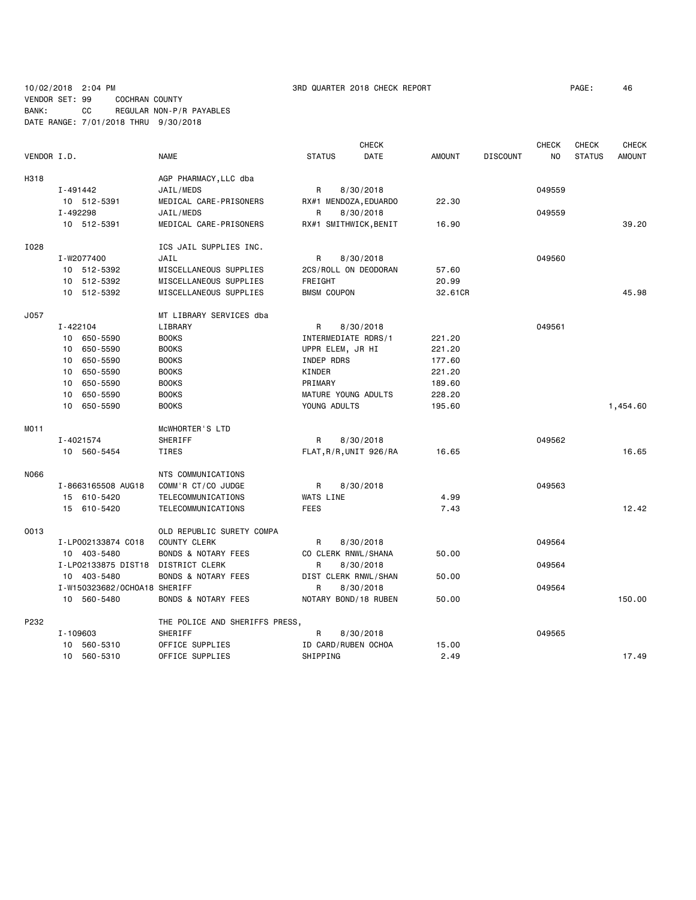10/02/2018 2:04 PM 3RD QUARTER 2018 CHECK REPORT

VENDOR SET: 99 COCHRAN COUNTY
BANK: CC REGULAR NON-P/R PAYABLES
DATE RANGE: 7/01/2018 THRU 9/30/2018

| VENDOR I.D. | NAME | STATUS | CHECK DATE | AMOUNT | DISCOUNT | CHECK NO | CHECK STATUS | CHECK AMOUNT |
|---|---|---|---|---|---|---|---|---|
| H318 | AGP PHARMACY,LLC dba | | | | | | | |
| I-491442 | JAIL/MEDS | R | 8/30/2018 | | | 049559 | | |
| 10 512-5391 | MEDICAL CARE-PRISONERS | RX#1 MENDOZA,EDUARDO | | 22.30 | | | | |
| I-492298 | JAIL/MEDS | R | 8/30/2018 | | | 049559 | | |
| 10 512-5391 | MEDICAL CARE-PRISONERS | RX#1 SMITHWICK,BENIT | | 16.90 | | | | 39.20 |
| I028 | ICS JAIL SUPPLIES INC. | | | | | | | |
| I-W2077400 | JAIL | R | 8/30/2018 | | | 049560 | | |
| 10 512-5392 | MISCELLANEOUS SUPPLIES | 2CS/ROLL ON DEODORAN | | 57.60 | | | | |
| 10 512-5392 | MISCELLANEOUS SUPPLIES | FREIGHT | | 20.99 | | | | |
| 10 512-5392 | MISCELLANEOUS SUPPLIES | BMSM COUPON | | 32.61CR | | | | 45.98 |
| J057 | MT LIBRARY SERVICES dba | | | | | | | |
| I-422104 | LIBRARY | R | 8/30/2018 | | | 049561 | | |
| 10 650-5590 | BOOKS | INTERMEDIATE RDRS/1 | | 221.20 | | | | |
| 10 650-5590 | BOOKS | UPPR ELEM, JR HI | | 221.20 | | | | |
| 10 650-5590 | BOOKS | INDEP RDRS | | 177.60 | | | | |
| 10 650-5590 | BOOKS | KINDER | | 221.20 | | | | |
| 10 650-5590 | BOOKS | PRIMARY | | 189.60 | | | | |
| 10 650-5590 | BOOKS | MATURE YOUNG ADULTS | | 228.20 | | | | |
| 10 650-5590 | BOOKS | YOUNG ADULTS | | 195.60 | | | | 1,454.60 |
| M011 | McWHORTER'S LTD | | | | | | | |
| I-4021574 | SHERIFF | R | 8/30/2018 | | | 049562 | | |
| 10 560-5454 | TIRES | FLAT,R/R,UNIT 926/RA | | 16.65 | | | | 16.65 |
| N066 | NTS COMMUNICATIONS | | | | | | | |
| I-8663165508 AUG18 | COMM'R CT/CO JUDGE | R | 8/30/2018 | | | 049563 | | |
| 15 610-5420 | TELECOMMUNICATIONS | WATS LINE | | 4.99 | | | | |
| 15 610-5420 | TELECOMMUNICATIONS | FEES | | 7.43 | | | | 12.42 |
| O013 | OLD REPUBLIC SURETY COMPA | | | | | | | |
| I-LP002133874 CO18 | COUNTY CLERK | R | 8/30/2018 | | | 049564 | | |
| 10 403-5480 | BONDS & NOTARY FEES | CO CLERK RNWL/SHANA | | 50.00 | | | | |
| I-LP02133875 DIST18 | DISTRICT CLERK | R | 8/30/2018 | | | 049564 | | |
| 10 403-5480 | BONDS & NOTARY FEES | DIST CLERK RNWL/SHAN | | 50.00 | | | | |
| I-W150323682/OCHOA18 | SHERIFF | R | 8/30/2018 | | | 049564 | | |
| 10 560-5480 | BONDS & NOTARY FEES | NOTARY BOND/18 RUBEN | | 50.00 | | | | 150.00 |
| P232 | THE POLICE AND SHERIFFS PRESS, | | | | | | | |
| I-109603 | SHERIFF | R | 8/30/2018 | | | 049565 | | |
| 10 560-5310 | OFFICE SUPPLIES | ID CARD/RUBEN OCHOA | | 15.00 | | | | |
| 10 560-5310 | OFFICE SUPPLIES | SHIPPING | | 2.49 | | | | 17.49 |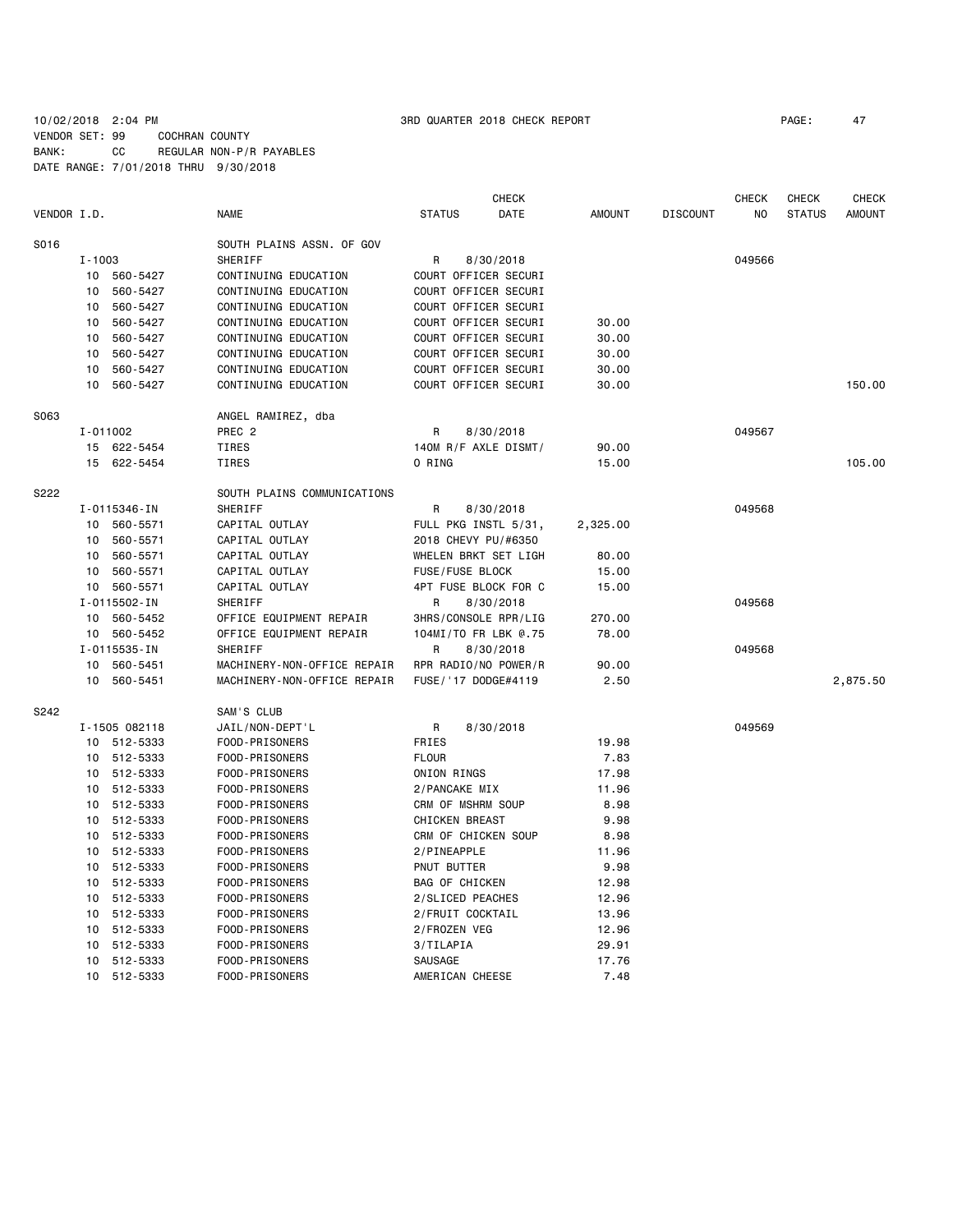10/02/2018 2:04 PM 3RD QUARTER 2018 CHECK REPORT

VENDOR SET: 99 COCHRAN COUNTY
BANK: CC REGULAR NON-P/R PAYABLES
DATE RANGE: 7/01/2018 THRU 9/30/2018

| VENDOR I.D. | NAME | STATUS | CHECK DATE | AMOUNT | DISCOUNT | CHECK NO | CHECK STATUS | CHECK AMOUNT |
|---|---|---|---|---|---|---|---|---|
| S016 | SOUTH PLAINS ASSN. OF GOV | | | | | | | |
| I-1003 | SHERIFF | R | 8/30/2018 | | | 049566 | | |
| 10 560-5427 | CONTINUING EDUCATION | COURT OFFICER SECURI | | | | | | |
| 10 560-5427 | CONTINUING EDUCATION | COURT OFFICER SECURI | | | | | | |
| 10 560-5427 | CONTINUING EDUCATION | COURT OFFICER SECURI | | | | | | |
| 10 560-5427 | CONTINUING EDUCATION | COURT OFFICER SECURI | | 30.00 | | | | |
| 10 560-5427 | CONTINUING EDUCATION | COURT OFFICER SECURI | | 30.00 | | | | |
| 10 560-5427 | CONTINUING EDUCATION | COURT OFFICER SECURI | | 30.00 | | | | |
| 10 560-5427 | CONTINUING EDUCATION | COURT OFFICER SECURI | | 30.00 | | | | |
| 10 560-5427 | CONTINUING EDUCATION | COURT OFFICER SECURI | | 30.00 | | | | 150.00 |
| S063 | ANGEL RAMIREZ, dba | | | | | | | |
| I-011002 | PREC 2 | R | 8/30/2018 | | | 049567 | | |
| 15 622-5454 | TIRES | 140M R/F AXLE DISMT/ | | 90.00 | | | | |
| 15 622-5454 | TIRES | O RING | | 15.00 | | | | 105.00 |
| S222 | SOUTH PLAINS COMMUNICATIONS | | | | | | | |
| I-0115346-IN | SHERIFF | R | 8/30/2018 | | | 049568 | | |
| 10 560-5571 | CAPITAL OUTLAY | FULL PKG INSTL 5/31, | | 2,325.00 | | | | |
| 10 560-5571 | CAPITAL OUTLAY | 2018 CHEVY PU/#6350 | | | | | | |
| 10 560-5571 | CAPITAL OUTLAY | WHELEN BRKT SET LIGH | | 80.00 | | | | |
| 10 560-5571 | CAPITAL OUTLAY | FUSE/FUSE BLOCK | | 15.00 | | | | |
| 10 560-5571 | CAPITAL OUTLAY | 4PT FUSE BLOCK FOR C | | 15.00 | | | | |
| I-0115502-IN | SHERIFF | R | 8/30/2018 | | | 049568 | | |
| 10 560-5452 | OFFICE EQUIPMENT REPAIR | 3HRS/CONSOLE RPR/LIG | | 270.00 | | | | |
| 10 560-5452 | OFFICE EQUIPMENT REPAIR | 104MI/TO FR LBK @.75 | | 78.00 | | | | |
| I-0115535-IN | SHERIFF | R | 8/30/2018 | | | 049568 | | |
| 10 560-5451 | MACHINERY-NON-OFFICE REPAIR | RPR RADIO/NO POWER/R | | 90.00 | | | | |
| 10 560-5451 | MACHINERY-NON-OFFICE REPAIR | FUSE/'17 DODGE#4119 | | 2.50 | | | | 2,875.50 |
| S242 | SAM'S CLUB | | | | | | | |
| I-1505 082118 | JAIL/NON-DEPT'L | R | 8/30/2018 | | | 049569 | | |
| 10 512-5333 | FOOD-PRISONERS | FRIES | | 19.98 | | | | |
| 10 512-5333 | FOOD-PRISONERS | FLOUR | | 7.83 | | | | |
| 10 512-5333 | FOOD-PRISONERS | ONION RINGS | | 17.98 | | | | |
| 10 512-5333 | FOOD-PRISONERS | 2/PANCAKE MIX | | 11.96 | | | | |
| 10 512-5333 | FOOD-PRISONERS | CRM OF MSHRM SOUP | | 8.98 | | | | |
| 10 512-5333 | FOOD-PRISONERS | CHICKEN BREAST | | 9.98 | | | | |
| 10 512-5333 | FOOD-PRISONERS | CRM OF CHICKEN SOUP | | 8.98 | | | | |
| 10 512-5333 | FOOD-PRISONERS | 2/PINEAPPLE | | 11.96 | | | | |
| 10 512-5333 | FOOD-PRISONERS | PNUT BUTTER | | 9.98 | | | | |
| 10 512-5333 | FOOD-PRISONERS | BAG OF CHICKEN | | 12.98 | | | | |
| 10 512-5333 | FOOD-PRISONERS | 2/SLICED PEACHES | | 12.96 | | | | |
| 10 512-5333 | FOOD-PRISONERS | 2/FRUIT COCKTAIL | | 13.96 | | | | |
| 10 512-5333 | FOOD-PRISONERS | 2/FROZEN VEG | | 12.96 | | | | |
| 10 512-5333 | FOOD-PRISONERS | 3/TILAPIA | | 29.91 | | | | |
| 10 512-5333 | FOOD-PRISONERS | SAUSAGE | | 17.76 | | | | |
| 10 512-5333 | FOOD-PRISONERS | AMERICAN CHEESE | | 7.48 | | | | |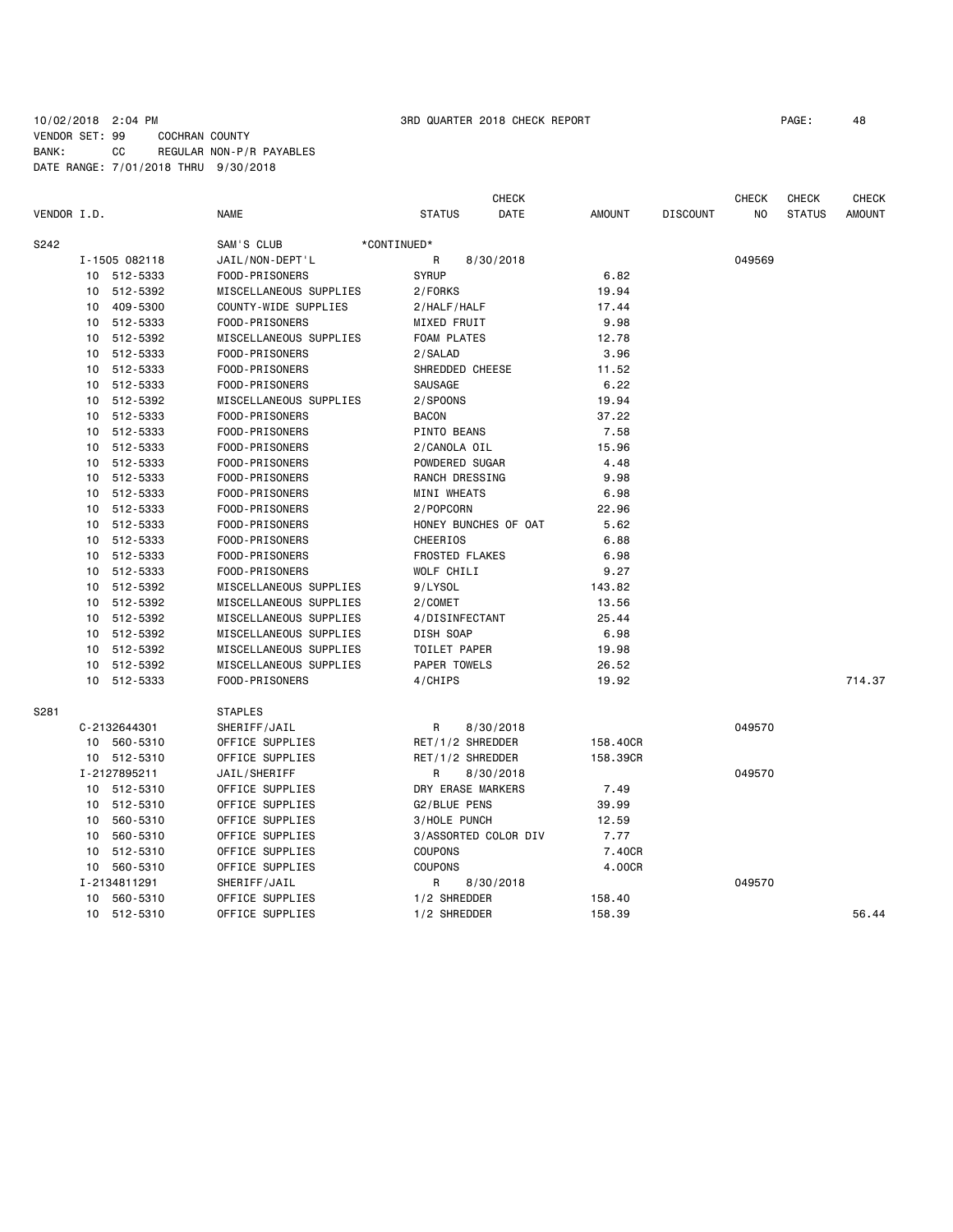10/02/2018 2:04 PM                    3RD QUARTER 2018 CHECK REPORT

VENDOR SET: 99    COCHRAN COUNTY
BANK: CC    REGULAR NON-P/R PAYABLES
DATE RANGE: 7/01/2018 THRU 9/30/2018

| VENDOR I.D. | NAME | STATUS | CHECK DATE | AMOUNT | DISCOUNT | CHECK NO | CHECK STATUS | CHECK AMOUNT |
|---|---|---|---|---|---|---|---|---|
| S242 | SAM'S CLUB | *CONTINUED* | | | | | | |
| I-1505 082118 | JAIL/NON-DEPT'L | R | 8/30/2018 | | | 049569 | | |
| 10 512-5333 | FOOD-PRISONERS | SYRUP | | 6.82 | | | | |
| 10 512-5392 | MISCELLANEOUS SUPPLIES | 2/FORKS | | 19.94 | | | | |
| 10 409-5300 | COUNTY-WIDE SUPPLIES | 2/HALF/HALF | | 17.44 | | | | |
| 10 512-5333 | FOOD-PRISONERS | MIXED FRUIT | | 9.98 | | | | |
| 10 512-5392 | MISCELLANEOUS SUPPLIES | FOAM PLATES | | 12.78 | | | | |
| 10 512-5333 | FOOD-PRISONERS | 2/SALAD | | 3.96 | | | | |
| 10 512-5333 | FOOD-PRISONERS | SHREDDED CHEESE | | 11.52 | | | | |
| 10 512-5333 | FOOD-PRISONERS | SAUSAGE | | 6.22 | | | | |
| 10 512-5392 | MISCELLANEOUS SUPPLIES | 2/SPOONS | | 19.94 | | | | |
| 10 512-5333 | FOOD-PRISONERS | BACON | | 37.22 | | | | |
| 10 512-5333 | FOOD-PRISONERS | PINTO BEANS | | 7.58 | | | | |
| 10 512-5333 | FOOD-PRISONERS | 2/CANOLA OIL | | 15.96 | | | | |
| 10 512-5333 | FOOD-PRISONERS | POWDERED SUGAR | | 4.48 | | | | |
| 10 512-5333 | FOOD-PRISONERS | RANCH DRESSING | | 9.98 | | | | |
| 10 512-5333 | FOOD-PRISONERS | MINI WHEATS | | 6.98 | | | | |
| 10 512-5333 | FOOD-PRISONERS | 2/POPCORN | | 22.96 | | | | |
| 10 512-5333 | FOOD-PRISONERS | HONEY BUNCHES OF OAT | | 5.62 | | | | |
| 10 512-5333 | FOOD-PRISONERS | CHEERIOS | | 6.88 | | | | |
| 10 512-5333 | FOOD-PRISONERS | FROSTED FLAKES | | 6.98 | | | | |
| 10 512-5333 | FOOD-PRISONERS | WOLF CHILI | | 9.27 | | | | |
| 10 512-5392 | MISCELLANEOUS SUPPLIES | 9/LYSOL | | 143.82 | | | | |
| 10 512-5392 | MISCELLANEOUS SUPPLIES | 2/COMET | | 13.56 | | | | |
| 10 512-5392 | MISCELLANEOUS SUPPLIES | 4/DISINFECTANT | | 25.44 | | | | |
| 10 512-5392 | MISCELLANEOUS SUPPLIES | DISH SOAP | | 6.98 | | | | |
| 10 512-5392 | MISCELLANEOUS SUPPLIES | TOILET PAPER | | 19.98 | | | | |
| 10 512-5392 | MISCELLANEOUS SUPPLIES | PAPER TOWELS | | 26.52 | | | | |
| 10 512-5333 | FOOD-PRISONERS | 4/CHIPS | | 19.92 | | | | 714.37 |
| S281 | STAPLES | | | | | | | |
| C-2132644301 | SHERIFF/JAIL | R | 8/30/2018 | | | 049570 | | |
| 10 560-5310 | OFFICE SUPPLIES | RET/1/2 SHREDDER | | 158.40CR | | | | |
| 10 512-5310 | OFFICE SUPPLIES | RET/1/2 SHREDDER | | 158.39CR | | | | |
| I-2127895211 | JAIL/SHERIFF | R | 8/30/2018 | | | 049570 | | |
| 10 512-5310 | OFFICE SUPPLIES | DRY ERASE MARKERS | | 7.49 | | | | |
| 10 512-5310 | OFFICE SUPPLIES | G2/BLUE PENS | | 39.99 | | | | |
| 10 560-5310 | OFFICE SUPPLIES | 3/HOLE PUNCH | | 12.59 | | | | |
| 10 560-5310 | OFFICE SUPPLIES | 3/ASSORTED COLOR DIV | | 7.77 | | | | |
| 10 512-5310 | OFFICE SUPPLIES | COUPONS | | 7.40CR | | | | |
| 10 560-5310 | OFFICE SUPPLIES | COUPONS | | 4.00CR | | | | |
| I-2134811291 | SHERIFF/JAIL | R | 8/30/2018 | | | 049570 | | |
| 10 560-5310 | OFFICE SUPPLIES | 1/2 SHREDDER | | 158.40 | | | | |
| 10 512-5310 | OFFICE SUPPLIES | 1/2 SHREDDER | | 158.39 | | | | 56.44 |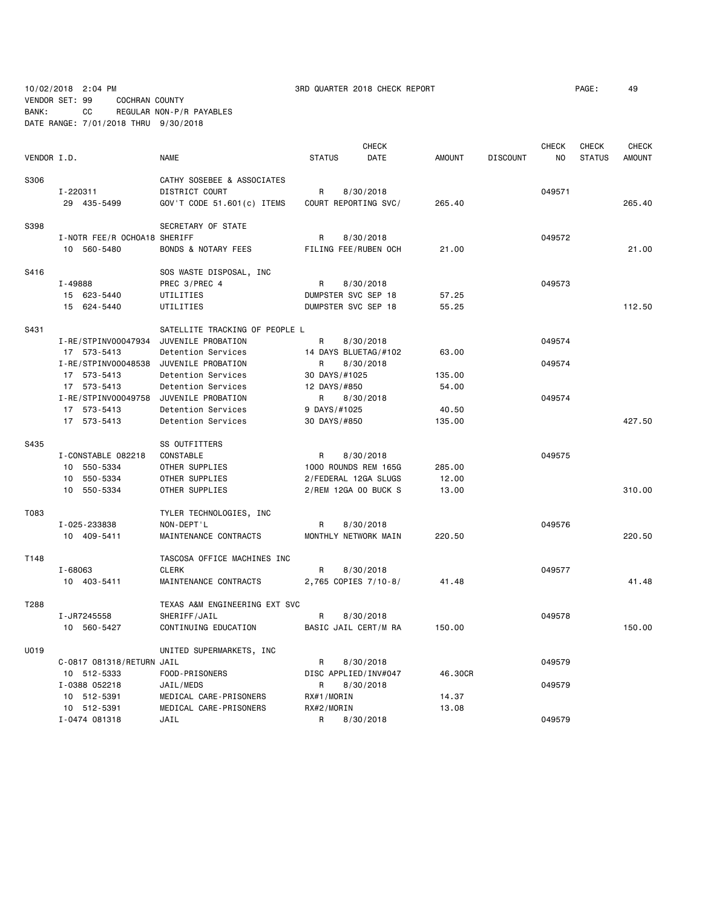10/02/2018 2:04 PM 3RD QUARTER 2018 CHECK REPORT PAGE: 49
VENDOR SET: 99 COCHRAN COUNTY
BANK: CC REGULAR NON-P/R PAYABLES
DATE RANGE: 7/01/2018 THRU 9/30/2018

| VENDOR I.D. | | NAME | STATUS | CHECK DATE | AMOUNT | DISCOUNT | CHECK NO | CHECK STATUS | CHECK AMOUNT |
|---|---|---|---|---|---|---|---|---|---|
| S306 | | CATHY SOSEBEE & ASSOCIATES | | | | | | | |
| | I-220311 | DISTRICT COURT | R | 8/30/2018 | | | 049571 | | |
| | 29 435-5499 | GOV'T CODE 51.601(c) ITEMS | COURT REPORTING SVC/ | | 265.40 | | | | 265.40 |
| S398 | | SECRETARY OF STATE | | | | | | | |
| | I-NOTR FEE/R OCHOA18 | SHERIFF | R | 8/30/2018 | | | 049572 | | |
| | 10 560-5480 | BONDS & NOTARY FEES | FILING FEE/RUBEN OCH | | 21.00 | | | | 21.00 |
| S416 | | SOS WASTE DISPOSAL, INC | | | | | | | |
| | I-49888 | PREC 3/PREC 4 | R | 8/30/2018 | | | 049573 | | |
| | 15 623-5440 | UTILITIES | DUMPSTER SVC SEP 18 | | 57.25 | | | | |
| | 15 624-5440 | UTILITIES | DUMPSTER SVC SEP 18 | | 55.25 | | | | 112.50 |
| S431 | | SATELLITE TRACKING OF PEOPLE L | | | | | | | |
| | I-RE/STPINV00047934 | JUVENILE PROBATION | R | 8/30/2018 | | | 049574 | | |
| | 17 573-5413 | Detention Services | 14 DAYS BLUETAG/#102 | | 63.00 | | | | |
| | I-RE/STPINV00048538 | JUVENILE PROBATION | R | 8/30/2018 | | | 049574 | | |
| | 17 573-5413 | Detention Services | 30 DAYS/#1025 | | 135.00 | | | | |
| | 17 573-5413 | Detention Services | 12 DAYS/#850 | | 54.00 | | | | |
| | I-RE/STPINV00049758 | JUVENILE PROBATION | R | 8/30/2018 | | | 049574 | | |
| | 17 573-5413 | Detention Services | 9 DAYS/#1025 | | 40.50 | | | | |
| | 17 573-5413 | Detention Services | 30 DAYS/#850 | | 135.00 | | | | 427.50 |
| S435 | | SS OUTFITTERS | | | | | | | |
| | I-CONSTABLE 082218 | CONSTABLE | R | 8/30/2018 | | | 049575 | | |
| | 10 550-5334 | OTHER SUPPLIES | 1000 ROUNDS REM 165G | | 285.00 | | | | |
| | 10 550-5334 | OTHER SUPPLIES | 2/FEDERAL 12GA SLUGS | | 12.00 | | | | |
| | 10 550-5334 | OTHER SUPPLIES | 2/REM 12GA 00 BUCK S | | 13.00 | | | | 310.00 |
| T083 | | TYLER TECHNOLOGIES, INC | | | | | | | |
| | I-025-233838 | NON-DEPT'L | R | 8/30/2018 | | | 049576 | | |
| | 10 409-5411 | MAINTENANCE CONTRACTS | MONTHLY NETWORK MAIN | | 220.50 | | | | 220.50 |
| T148 | | TASCOSA OFFICE MACHINES INC | | | | | | | |
| | I-68063 | CLERK | R | 8/30/2018 | | | 049577 | | |
| | 10 403-5411 | MAINTENANCE CONTRACTS | 2,765 COPIES 7/10-8/ | | 41.48 | | | | 41.48 |
| T288 | | TEXAS A&M ENGINEERING EXT SVC | | | | | | | |
| | I-JR7245558 | SHERIFF/JAIL | R | 8/30/2018 | | | 049578 | | |
| | 10 560-5427 | CONTINUING EDUCATION | BASIC JAIL CERT/M RA | | 150.00 | | | | 150.00 |
| U019 | | UNITED SUPERMARKETS, INC | | | | | | | |
| | C-0817 081318/RETURN | JAIL | R | 8/30/2018 | | | 049579 | | |
| | 10 512-5333 | FOOD-PRISONERS | DISC APPLIED/INV#047 | | 46.30CR | | | | |
| | I-0388 052218 | JAIL/MEDS | R | 8/30/2018 | | | 049579 | | |
| | 10 512-5391 | MEDICAL CARE-PRISONERS | RX#1/MORIN | | 14.37 | | | | |
| | 10 512-5391 | MEDICAL CARE-PRISONERS | RX#2/MORIN | | 13.08 | | | | |
| | I-0474 081318 | JAIL | R | 8/30/2018 | | | 049579 | | |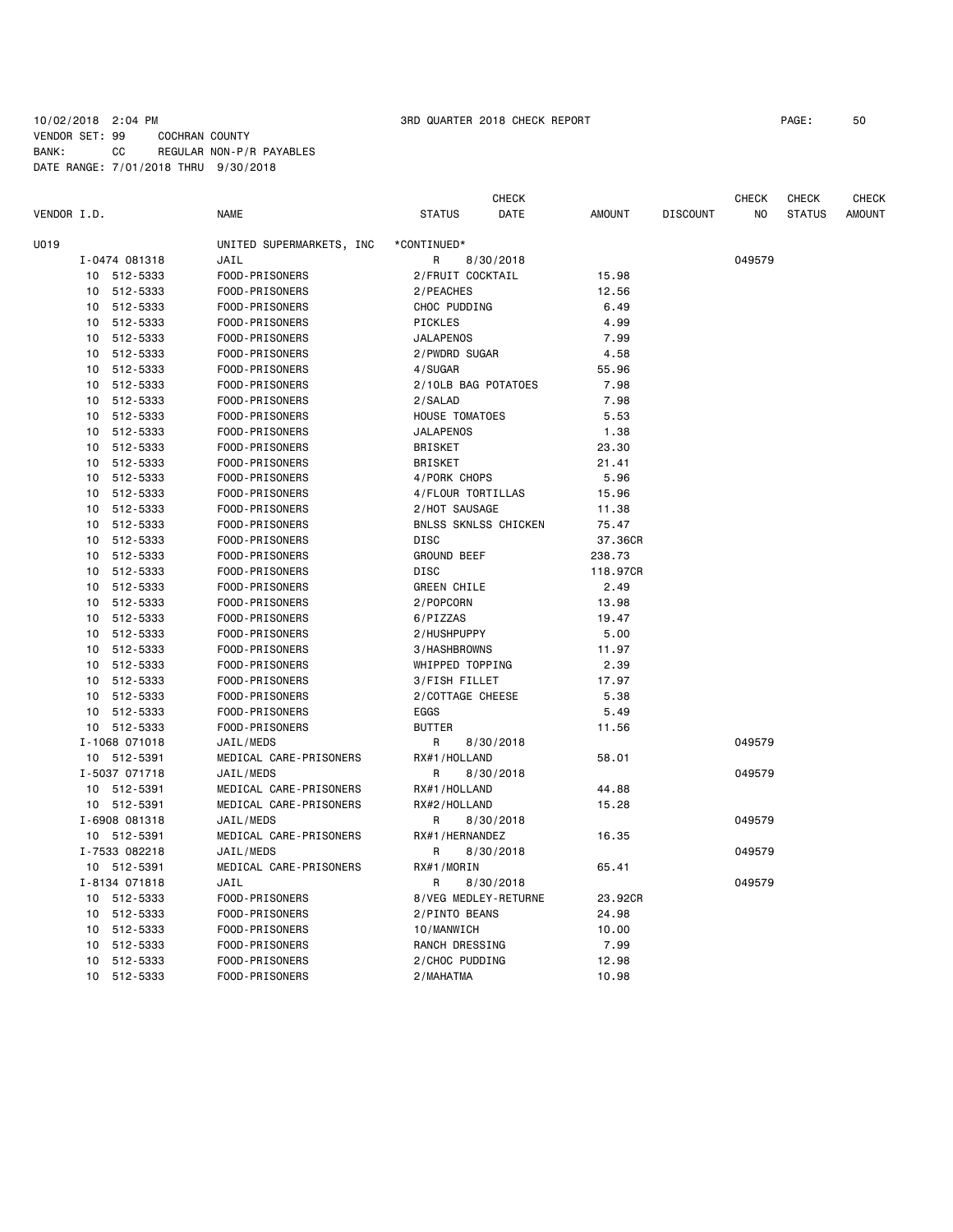10/02/2018 2:04 PM 3RD QUARTER 2018 CHECK REPORT

VENDOR SET: 99 COCHRAN COUNTY
BANK: CC REGULAR NON-P/R PAYABLES
DATE RANGE: 7/01/2018 THRU 9/30/2018

| VENDOR I.D. | NAME | STATUS | CHECK DATE | AMOUNT | DISCOUNT | CHECK NO | CHECK STATUS | CHECK AMOUNT |
|---|---|---|---|---|---|---|---|---|
| U019 | UNITED SUPERMARKETS, INC | *CONTINUED* | | | | | | |
| I-0474 081318 | JAIL | R | 8/30/2018 | | | 049579 | | |
| 10 512-5333 | FOOD-PRISONERS | 2/FRUIT COCKTAIL | | 15.98 | | | | |
| 10 512-5333 | FOOD-PRISONERS | 2/PEACHES | | 12.56 | | | | |
| 10 512-5333 | FOOD-PRISONERS | CHOC PUDDING | | 6.49 | | | | |
| 10 512-5333 | FOOD-PRISONERS | PICKLES | | 4.99 | | | | |
| 10 512-5333 | FOOD-PRISONERS | JALAPENOS | | 7.99 | | | | |
| 10 512-5333 | FOOD-PRISONERS | 2/PWDRD SUGAR | | 4.58 | | | | |
| 10 512-5333 | FOOD-PRISONERS | 4/SUGAR | | 55.96 | | | | |
| 10 512-5333 | FOOD-PRISONERS | 2/10LB BAG POTATOES | | 7.98 | | | | |
| 10 512-5333 | FOOD-PRISONERS | 2/SALAD | | 7.98 | | | | |
| 10 512-5333 | FOOD-PRISONERS | HOUSE TOMATOES | | 5.53 | | | | |
| 10 512-5333 | FOOD-PRISONERS | JALAPENOS | | 1.38 | | | | |
| 10 512-5333 | FOOD-PRISONERS | BRISKET | | 23.30 | | | | |
| 10 512-5333 | FOOD-PRISONERS | BRISKET | | 21.41 | | | | |
| 10 512-5333 | FOOD-PRISONERS | 4/PORK CHOPS | | 5.96 | | | | |
| 10 512-5333 | FOOD-PRISONERS | 4/FLOUR TORTILLAS | | 15.96 | | | | |
| 10 512-5333 | FOOD-PRISONERS | 2/HOT SAUSAGE | | 11.38 | | | | |
| 10 512-5333 | FOOD-PRISONERS | BNLSS SKNLSS CHICKEN | | 75.47 | | | | |
| 10 512-5333 | FOOD-PRISONERS | DISC | | 37.36CR | | | | |
| 10 512-5333 | FOOD-PRISONERS | GROUND BEEF | | 238.73 | | | | |
| 10 512-5333 | FOOD-PRISONERS | DISC | | 118.97CR | | | | |
| 10 512-5333 | FOOD-PRISONERS | GREEN CHILE | | 2.49 | | | | |
| 10 512-5333 | FOOD-PRISONERS | 2/POPCORN | | 13.98 | | | | |
| 10 512-5333 | FOOD-PRISONERS | 6/PIZZAS | | 19.47 | | | | |
| 10 512-5333 | FOOD-PRISONERS | 2/HUSHPUPPY | | 5.00 | | | | |
| 10 512-5333 | FOOD-PRISONERS | 3/HASHBROWNS | | 11.97 | | | | |
| 10 512-5333 | FOOD-PRISONERS | WHIPPED TOPPING | | 2.39 | | | | |
| 10 512-5333 | FOOD-PRISONERS | 3/FISH FILLET | | 17.97 | | | | |
| 10 512-5333 | FOOD-PRISONERS | 2/COTTAGE CHEESE | | 5.38 | | | | |
| 10 512-5333 | FOOD-PRISONERS | EGGS | | 5.49 | | | | |
| 10 512-5333 | FOOD-PRISONERS | BUTTER | | 11.56 | | | | |
| I-1068 071018 | JAIL/MEDS | R | 8/30/2018 | | | 049579 | | |
| 10 512-5391 | MEDICAL CARE-PRISONERS | RX#1/HOLLAND | | 58.01 | | | | |
| I-5037 071718 | JAIL/MEDS | R | 8/30/2018 | | | 049579 | | |
| 10 512-5391 | MEDICAL CARE-PRISONERS | RX#1/HOLLAND | | 44.88 | | | | |
| 10 512-5391 | MEDICAL CARE-PRISONERS | RX#2/HOLLAND | | 15.28 | | | | |
| I-6908 081318 | JAIL/MEDS | R | 8/30/2018 | | | 049579 | | |
| 10 512-5391 | MEDICAL CARE-PRISONERS | RX#1/HERNANDEZ | | 16.35 | | | | |
| I-7533 082218 | JAIL/MEDS | R | 8/30/2018 | | | 049579 | | |
| 10 512-5391 | MEDICAL CARE-PRISONERS | RX#1/MORIN | | 65.41 | | | | |
| I-8134 071818 | JAIL | R | 8/30/2018 | | | 049579 | | |
| 10 512-5333 | FOOD-PRISONERS | 8/VEG MEDLEY-RETURNE | | 23.92CR | | | | |
| 10 512-5333 | FOOD-PRISONERS | 2/PINTO BEANS | | 24.98 | | | | |
| 10 512-5333 | FOOD-PRISONERS | 10/MANWICH | | 10.00 | | | | |
| 10 512-5333 | FOOD-PRISONERS | RANCH DRESSING | | 7.99 | | | | |
| 10 512-5333 | FOOD-PRISONERS | 2/CHOC PUDDING | | 12.98 | | | | |
| 10 512-5333 | FOOD-PRISONERS | 2/MAHATMA | | 10.98 | | | | |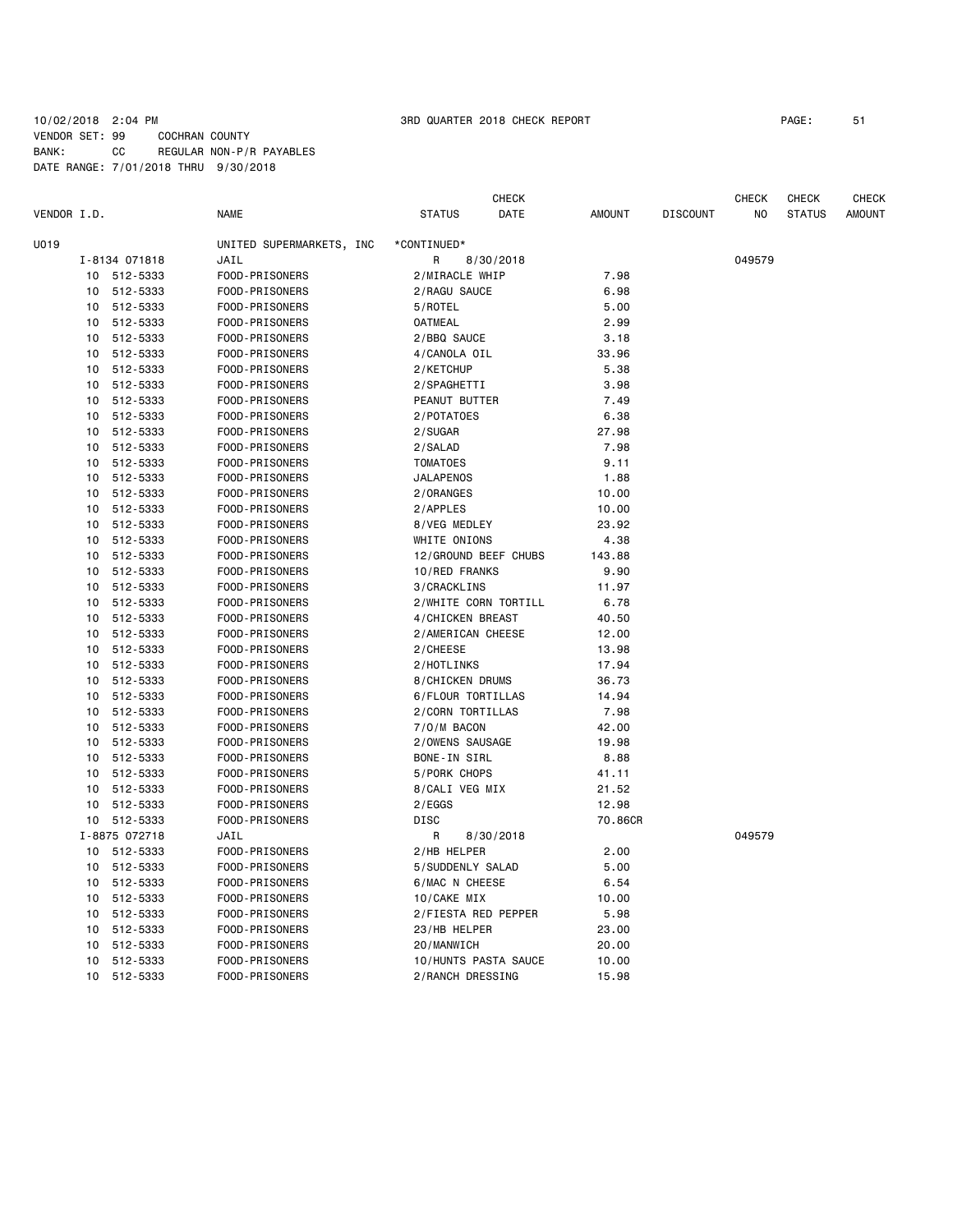10/02/2018 2:04 PM 3RD QUARTER 2018 CHECK REPORT
VENDOR SET: 99 COCHRAN COUNTY
BANK: CC REGULAR NON-P/R PAYABLES
DATE RANGE: 7/01/2018 THRU 9/30/2018

| VENDOR I.D. | NAME | STATUS | CHECK DATE | AMOUNT | DISCOUNT | CHECK NO | CHECK STATUS | CHECK AMOUNT |
|---|---|---|---|---|---|---|---|---|
| U019 | UNITED SUPERMARKETS, INC | *CONTINUED* | | | | | | |
| I-8134 071818 | JAIL | R | 8/30/2018 | | | 049579 | | |
| 10 512-5333 | FOOD-PRISONERS | 2/MIRACLE WHIP | | 7.98 | | | | |
| 10 512-5333 | FOOD-PRISONERS | 2/RAGU SAUCE | | 6.98 | | | | |
| 10 512-5333 | FOOD-PRISONERS | 5/ROTEL | | 5.00 | | | | |
| 10 512-5333 | FOOD-PRISONERS | OATMEAL | | 2.99 | | | | |
| 10 512-5333 | FOOD-PRISONERS | 2/BBQ SAUCE | | 3.18 | | | | |
| 10 512-5333 | FOOD-PRISONERS | 4/CANOLA OIL | | 33.96 | | | | |
| 10 512-5333 | FOOD-PRISONERS | 2/KETCHUP | | 5.38 | | | | |
| 10 512-5333 | FOOD-PRISONERS | 2/SPAGHETTI | | 3.98 | | | | |
| 10 512-5333 | FOOD-PRISONERS | PEANUT BUTTER | | 7.49 | | | | |
| 10 512-5333 | FOOD-PRISONERS | 2/POTATOES | | 6.38 | | | | |
| 10 512-5333 | FOOD-PRISONERS | 2/SUGAR | | 27.98 | | | | |
| 10 512-5333 | FOOD-PRISONERS | 2/SALAD | | 7.98 | | | | |
| 10 512-5333 | FOOD-PRISONERS | TOMATOES | | 9.11 | | | | |
| 10 512-5333 | FOOD-PRISONERS | JALAPENOS | | 1.88 | | | | |
| 10 512-5333 | FOOD-PRISONERS | 2/ORANGES | | 10.00 | | | | |
| 10 512-5333 | FOOD-PRISONERS | 2/APPLES | | 10.00 | | | | |
| 10 512-5333 | FOOD-PRISONERS | 8/VEG MEDLEY | | 23.92 | | | | |
| 10 512-5333 | FOOD-PRISONERS | WHITE ONIONS | | 4.38 | | | | |
| 10 512-5333 | FOOD-PRISONERS | 12/GROUND BEEF CHUBS | | 143.88 | | | | |
| 10 512-5333 | FOOD-PRISONERS | 10/RED FRANKS | | 9.90 | | | | |
| 10 512-5333 | FOOD-PRISONERS | 3/CRACKLINS | | 11.97 | | | | |
| 10 512-5333 | FOOD-PRISONERS | 2/WHITE CORN TORTILL | | 6.78 | | | | |
| 10 512-5333 | FOOD-PRISONERS | 4/CHICKEN BREAST | | 40.50 | | | | |
| 10 512-5333 | FOOD-PRISONERS | 2/AMERICAN CHEESE | | 12.00 | | | | |
| 10 512-5333 | FOOD-PRISONERS | 2/CHEESE | | 13.98 | | | | |
| 10 512-5333 | FOOD-PRISONERS | 2/HOTLINKS | | 17.94 | | | | |
| 10 512-5333 | FOOD-PRISONERS | 8/CHICKEN DRUMS | | 36.73 | | | | |
| 10 512-5333 | FOOD-PRISONERS | 6/FLOUR TORTILLAS | | 14.94 | | | | |
| 10 512-5333 | FOOD-PRISONERS | 2/CORN TORTILLAS | | 7.98 | | | | |
| 10 512-5333 | FOOD-PRISONERS | 7/O/M BACON | | 42.00 | | | | |
| 10 512-5333 | FOOD-PRISONERS | 2/OWENS SAUSAGE | | 19.98 | | | | |
| 10 512-5333 | FOOD-PRISONERS | BONE-IN SIRL | | 8.88 | | | | |
| 10 512-5333 | FOOD-PRISONERS | 5/PORK CHOPS | | 41.11 | | | | |
| 10 512-5333 | FOOD-PRISONERS | 8/CALI VEG MIX | | 21.52 | | | | |
| 10 512-5333 | FOOD-PRISONERS | 2/EGGS | | 12.98 | | | | |
| 10 512-5333 | FOOD-PRISONERS | DISC | | 70.86CR | | | | |
| I-8875 072718 | JAIL | R | 8/30/2018 | | | 049579 | | |
| 10 512-5333 | FOOD-PRISONERS | 2/HB HELPER | | 2.00 | | | | |
| 10 512-5333 | FOOD-PRISONERS | 5/SUDDENLY SALAD | | 5.00 | | | | |
| 10 512-5333 | FOOD-PRISONERS | 6/MAC N CHEESE | | 6.54 | | | | |
| 10 512-5333 | FOOD-PRISONERS | 10/CAKE MIX | | 10.00 | | | | |
| 10 512-5333 | FOOD-PRISONERS | 2/FIESTA RED PEPPER | | 5.98 | | | | |
| 10 512-5333 | FOOD-PRISONERS | 23/HB HELPER | | 23.00 | | | | |
| 10 512-5333 | FOOD-PRISONERS | 20/MANWICH | | 20.00 | | | | |
| 10 512-5333 | FOOD-PRISONERS | 10/HUNTS PASTA SAUCE | | 10.00 | | | | |
| 10 512-5333 | FOOD-PRISONERS | 2/RANCH DRESSING | | 15.98 | | | | |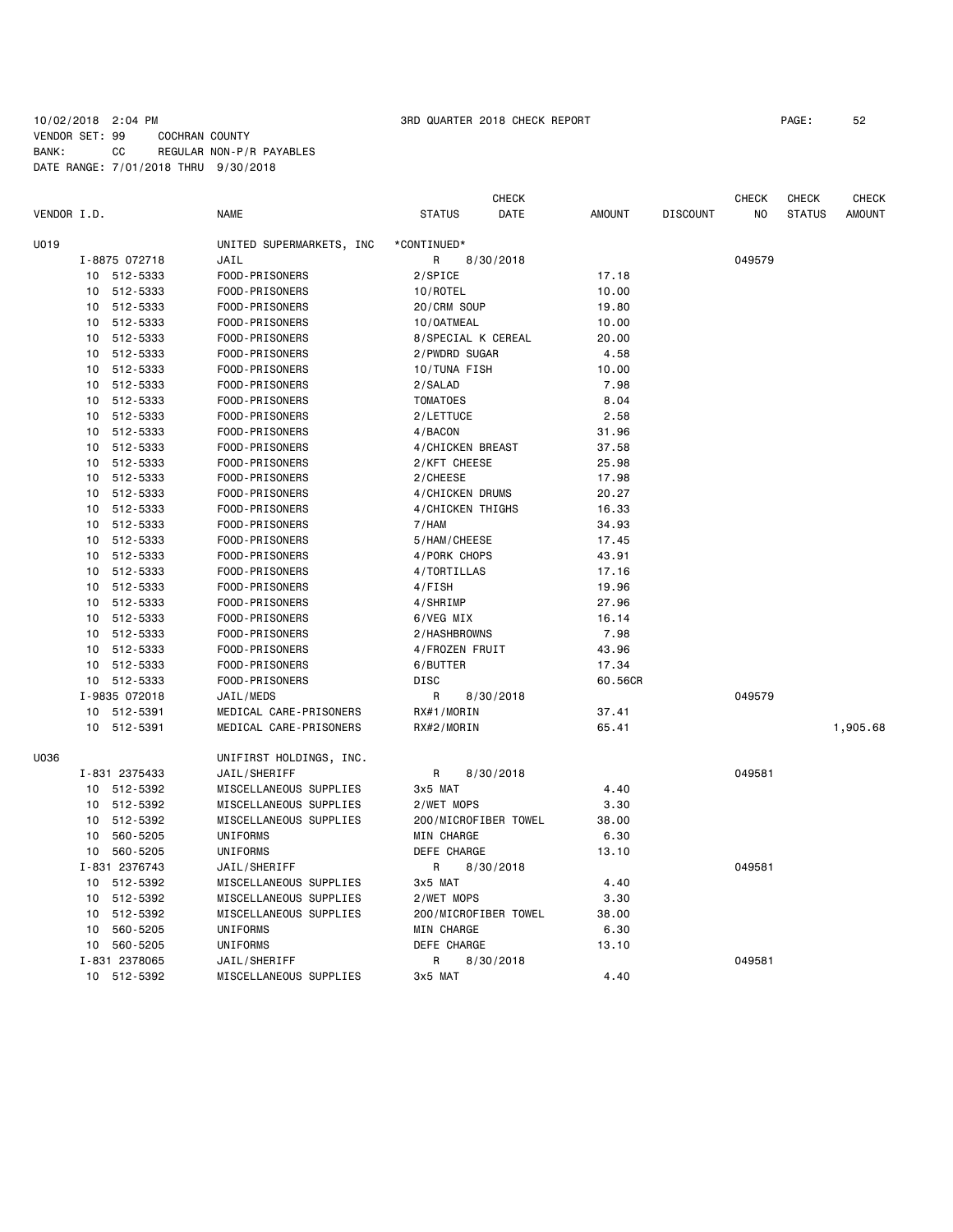10/02/2018 2:04 PM — 3RD QUARTER 2018 CHECK REPORT — PAGE: 52

VENDOR SET: 99 COCHRAN COUNTY
BANK: CC REGULAR NON-P/R PAYABLES
DATE RANGE: 7/01/2018 THRU 9/30/2018

| VENDOR I.D. | NAME | STATUS | CHECK DATE | AMOUNT | DISCOUNT | CHECK NO | CHECK STATUS | CHECK AMOUNT |
|---|---|---|---|---|---|---|---|---|
| U019 | UNITED SUPERMARKETS, INC | *CONTINUED* | | | | | | |
| I-8875 072718 | JAIL | R | 8/30/2018 | | | 049579 | | |
| 10 512-5333 | FOOD-PRISONERS | 2/SPICE | | 17.18 | | | | |
| 10 512-5333 | FOOD-PRISONERS | 10/ROTEL | | 10.00 | | | | |
| 10 512-5333 | FOOD-PRISONERS | 20/CRM SOUP | | 19.80 | | | | |
| 10 512-5333 | FOOD-PRISONERS | 10/OATMEAL | | 10.00 | | | | |
| 10 512-5333 | FOOD-PRISONERS | 8/SPECIAL K CEREAL | | 20.00 | | | | |
| 10 512-5333 | FOOD-PRISONERS | 2/PWDRD SUGAR | | 4.58 | | | | |
| 10 512-5333 | FOOD-PRISONERS | 10/TUNA FISH | | 10.00 | | | | |
| 10 512-5333 | FOOD-PRISONERS | 2/SALAD | | 7.98 | | | | |
| 10 512-5333 | FOOD-PRISONERS | TOMATOES | | 8.04 | | | | |
| 10 512-5333 | FOOD-PRISONERS | 2/LETTUCE | | 2.58 | | | | |
| 10 512-5333 | FOOD-PRISONERS | 4/BACON | | 31.96 | | | | |
| 10 512-5333 | FOOD-PRISONERS | 4/CHICKEN BREAST | | 37.58 | | | | |
| 10 512-5333 | FOOD-PRISONERS | 2/KFT CHEESE | | 25.98 | | | | |
| 10 512-5333 | FOOD-PRISONERS | 2/CHEESE | | 17.98 | | | | |
| 10 512-5333 | FOOD-PRISONERS | 4/CHICKEN DRUMS | | 20.27 | | | | |
| 10 512-5333 | FOOD-PRISONERS | 4/CHICKEN THIGHS | | 16.33 | | | | |
| 10 512-5333 | FOOD-PRISONERS | 7/HAM | | 34.93 | | | | |
| 10 512-5333 | FOOD-PRISONERS | 5/HAM/CHEESE | | 17.45 | | | | |
| 10 512-5333 | FOOD-PRISONERS | 4/PORK CHOPS | | 43.91 | | | | |
| 10 512-5333 | FOOD-PRISONERS | 4/TORTILLAS | | 17.16 | | | | |
| 10 512-5333 | FOOD-PRISONERS | 4/FISH | | 19.96 | | | | |
| 10 512-5333 | FOOD-PRISONERS | 4/SHRIMP | | 27.96 | | | | |
| 10 512-5333 | FOOD-PRISONERS | 6/VEG MIX | | 16.14 | | | | |
| 10 512-5333 | FOOD-PRISONERS | 2/HASHBROWNS | | 7.98 | | | | |
| 10 512-5333 | FOOD-PRISONERS | 4/FROZEN FRUIT | | 43.96 | | | | |
| 10 512-5333 | FOOD-PRISONERS | 6/BUTTER | | 17.34 | | | | |
| 10 512-5333 | FOOD-PRISONERS | DISC | | 60.56CR | | | | |
| I-9835 072018 | JAIL/MEDS | R | 8/30/2018 | | | 049579 | | |
| 10 512-5391 | MEDICAL CARE-PRISONERS | RX#1/MORIN | | 37.41 | | | | |
| 10 512-5391 | MEDICAL CARE-PRISONERS | RX#2/MORIN | | 65.41 | | | | 1,905.68 |
| U036 | UNIFIRST HOLDINGS, INC. | | | | | | | |
| I-831 2375433 | JAIL/SHERIFF | R | 8/30/2018 | | | 049581 | | |
| 10 512-5392 | MISCELLANEOUS SUPPLIES | 3x5 MAT | | 4.40 | | | | |
| 10 512-5392 | MISCELLANEOUS SUPPLIES | 2/WET MOPS | | 3.30 | | | | |
| 10 512-5392 | MISCELLANEOUS SUPPLIES | 200/MICROFIBER TOWEL | | 38.00 | | | | |
| 10 560-5205 | UNIFORMS | MIN CHARGE | | 6.30 | | | | |
| 10 560-5205 | UNIFORMS | DEFE CHARGE | | 13.10 | | | | |
| I-831 2376743 | JAIL/SHERIFF | R | 8/30/2018 | | | 049581 | | |
| 10 512-5392 | MISCELLANEOUS SUPPLIES | 3x5 MAT | | 4.40 | | | | |
| 10 512-5392 | MISCELLANEOUS SUPPLIES | 2/WET MOPS | | 3.30 | | | | |
| 10 512-5392 | MISCELLANEOUS SUPPLIES | 200/MICROFIBER TOWEL | | 38.00 | | | | |
| 10 560-5205 | UNIFORMS | MIN CHARGE | | 6.30 | | | | |
| 10 560-5205 | UNIFORMS | DEFE CHARGE | | 13.10 | | | | |
| I-831 2378065 | JAIL/SHERIFF | R | 8/30/2018 | | | 049581 | | |
| 10 512-5392 | MISCELLANEOUS SUPPLIES | 3x5 MAT | | 4.40 | | | | |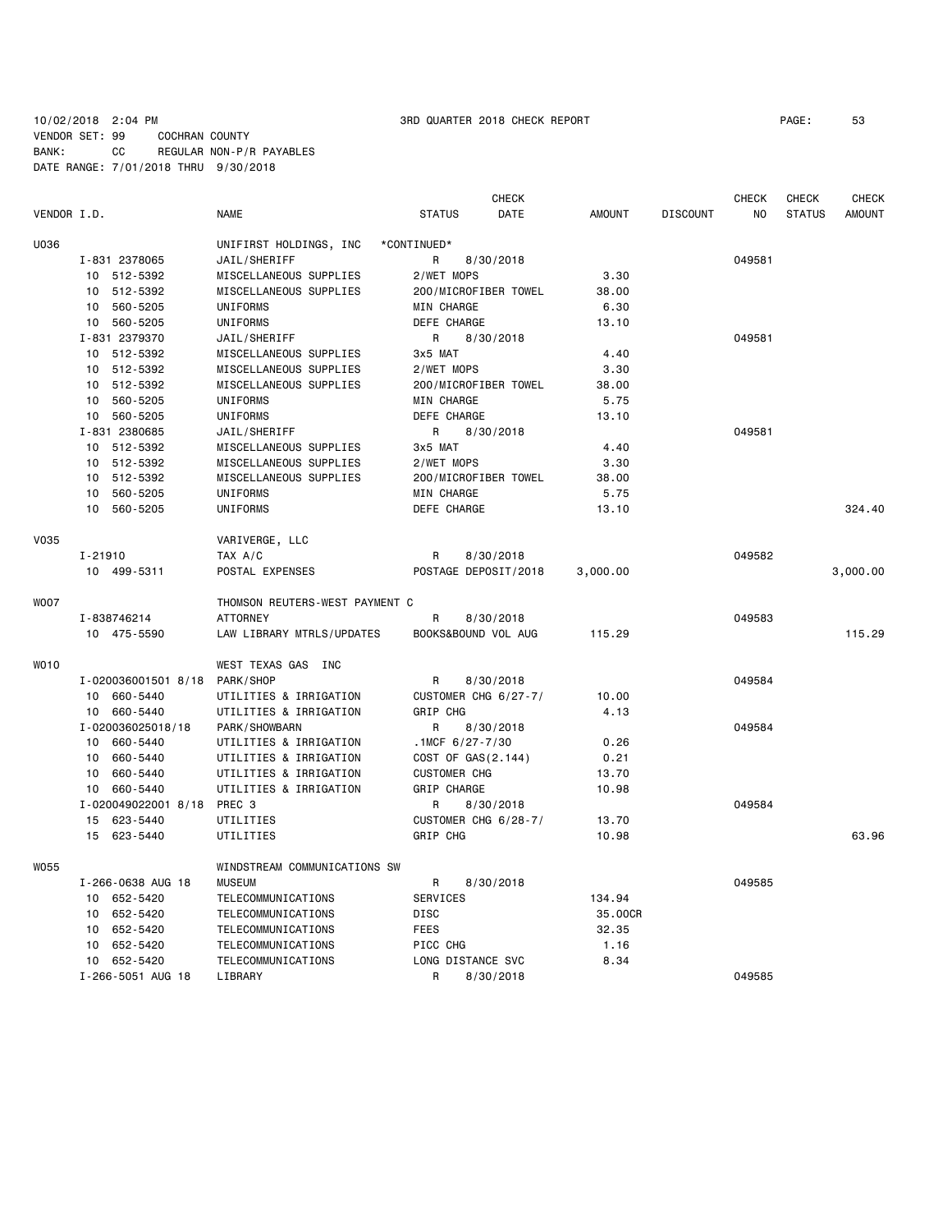10/02/2018 2:04 PM 3RD QUARTER 2018 CHECK REPORT PAGE: 53
VENDOR SET: 99 COCHRAN COUNTY
BANK: CC REGULAR NON-P/R PAYABLES
DATE RANGE: 7/01/2018 THRU 9/30/2018

| VENDOR I.D. | NAME | STATUS | CHECK DATE | AMOUNT | DISCOUNT | CHECK NO | CHECK STATUS | CHECK AMOUNT |
|---|---|---|---|---|---|---|---|---|
| U036 | UNIFIRST HOLDINGS, INC | *CONTINUED* | | | | | | |
| I-831 2378065 | JAIL/SHERIFF | R | 8/30/2018 | | | 049581 | | |
| 10 512-5392 | MISCELLANEOUS SUPPLIES | 2/WET MOPS | | 3.30 | | | | |
| 10 512-5392 | MISCELLANEOUS SUPPLIES | 200/MICROFIBER TOWEL | | 38.00 | | | | |
| 10 560-5205 | UNIFORMS | MIN CHARGE | | 6.30 | | | | |
| 10 560-5205 | UNIFORMS | DEFE CHARGE | | 13.10 | | | | |
| I-831 2379370 | JAIL/SHERIFF | R | 8/30/2018 | | | 049581 | | |
| 10 512-5392 | MISCELLANEOUS SUPPLIES | 3x5 MAT | | 4.40 | | | | |
| 10 512-5392 | MISCELLANEOUS SUPPLIES | 2/WET MOPS | | 3.30 | | | | |
| 10 512-5392 | MISCELLANEOUS SUPPLIES | 200/MICROFIBER TOWEL | | 38.00 | | | | |
| 10 560-5205 | UNIFORMS | MIN CHARGE | | 5.75 | | | | |
| 10 560-5205 | UNIFORMS | DEFE CHARGE | | 13.10 | | | | |
| I-831 2380685 | JAIL/SHERIFF | R | 8/30/2018 | | | 049581 | | |
| 10 512-5392 | MISCELLANEOUS SUPPLIES | 3x5 MAT | | 4.40 | | | | |
| 10 512-5392 | MISCELLANEOUS SUPPLIES | 2/WET MOPS | | 3.30 | | | | |
| 10 512-5392 | MISCELLANEOUS SUPPLIES | 200/MICROFIBER TOWEL | | 38.00 | | | | |
| 10 560-5205 | UNIFORMS | MIN CHARGE | | 5.75 | | | | |
| 10 560-5205 | UNIFORMS | DEFE CHARGE | | 13.10 | | | | 324.40 |
| V035 | VARIVERGE, LLC | | | | | | | |
| I-21910 | TAX A/C | R | 8/30/2018 | | | 049582 | | |
| 10 499-5311 | POSTAL EXPENSES | POSTAGE DEPOSIT/2018 | | 3,000.00 | | | | 3,000.00 |
| W007 | THOMSON REUTERS-WEST PAYMENT C | | | | | | | |
| I-838746214 | ATTORNEY | R | 8/30/2018 | | | 049583 | | |
| 10 475-5590 | LAW LIBRARY MTRLS/UPDATES | BOOKS&BOUND VOL AUG | | 115.29 | | | | 115.29 |
| W010 | WEST TEXAS GAS INC | | | | | | | |
| I-020036001501 8/18 | PARK/SHOP | R | 8/30/2018 | | | 049584 | | |
| 10 660-5440 | UTILITIES & IRRIGATION | CUSTOMER CHG 6/27-7/ | | 10.00 | | | | |
| 10 660-5440 | UTILITIES & IRRIGATION | GRIP CHG | | 4.13 | | | | |
| I-020036025018/18 | PARK/SHOWBARN | R | 8/30/2018 | | | 049584 | | |
| 10 660-5440 | UTILITIES & IRRIGATION | .1MCF 6/27-7/30 | | 0.26 | | | | |
| 10 660-5440 | UTILITIES & IRRIGATION | COST OF GAS(2.144) | | 0.21 | | | | |
| 10 660-5440 | UTILITIES & IRRIGATION | CUSTOMER CHG | | 13.70 | | | | |
| 10 660-5440 | UTILITIES & IRRIGATION | GRIP CHARGE | | 10.98 | | | | |
| I-020049022001 8/18 | PREC 3 | R | 8/30/2018 | | | 049584 | | |
| 15 623-5440 | UTILITIES | CUSTOMER CHG 6/28-7/ | | 13.70 | | | | |
| 15 623-5440 | UTILITIES | GRIP CHG | | 10.98 | | | | 63.96 |
| W055 | WINDSTREAM COMMUNICATIONS SW | | | | | | | |
| I-266-0638 AUG 18 | MUSEUM | R | 8/30/2018 | | | 049585 | | |
| 10 652-5420 | TELECOMMUNICATIONS | SERVICES | | 134.94 | | | | |
| 10 652-5420 | TELECOMMUNICATIONS | DISC | | 35.00CR | | | | |
| 10 652-5420 | TELECOMMUNICATIONS | FEES | | 32.35 | | | | |
| 10 652-5420 | TELECOMMUNICATIONS | PICC CHG | | 1.16 | | | | |
| 10 652-5420 | TELECOMMUNICATIONS | LONG DISTANCE SVC | | 8.34 | | | | |
| I-266-5051 AUG 18 | LIBRARY | R | 8/30/2018 | | | 049585 | | |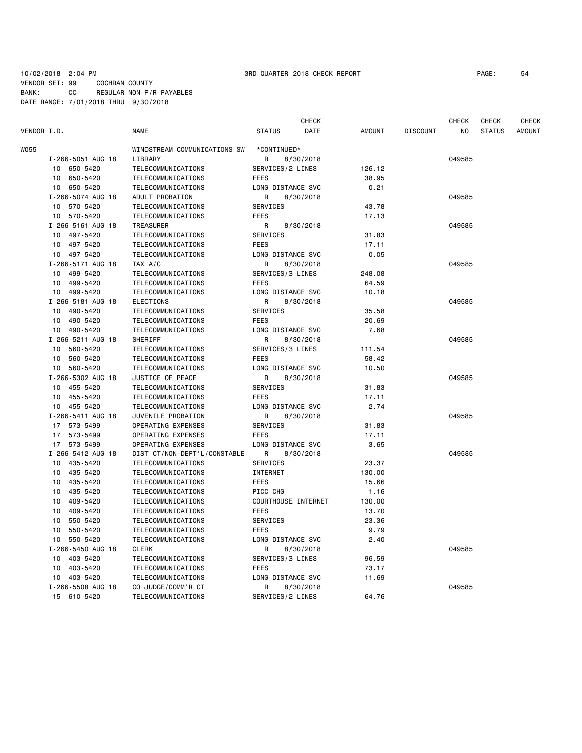10/02/2018 2:04 PM 3RD QUARTER 2018 CHECK REPORT

VENDOR SET: 99 COCHRAN COUNTY
BANK: CC REGULAR NON-P/R PAYABLES
DATE RANGE: 7/01/2018 THRU 9/30/2018

| VENDOR I.D. | NAME | STATUS | CHECK DATE | AMOUNT | DISCOUNT | CHECK NO | CHECK STATUS | CHECK AMOUNT |
|---|---|---|---|---|---|---|---|---|
| W055 | WINDSTREAM COMMUNICATIONS SW | *CONTINUED* | | | | | | |
| I-266-5051 AUG 18 | LIBRARY | R | 8/30/2018 | | | 049585 | | |
| 10 650-5420 | TELECOMMUNICATIONS | SERVICES/2 LINES | | 126.12 | | | | |
| 10 650-5420 | TELECOMMUNICATIONS | FEES | | 38.95 | | | | |
| 10 650-5420 | TELECOMMUNICATIONS | LONG DISTANCE SVC | | 0.21 | | | | |
| I-266-5074 AUG 18 | ADULT PROBATION | R | 8/30/2018 | | | 049585 | | |
| 10 570-5420 | TELECOMMUNICATIONS | SERVICES | | 43.78 | | | | |
| 10 570-5420 | TELECOMMUNICATIONS | FEES | | 17.13 | | | | |
| I-266-5161 AUG 18 | TREASURER | R | 8/30/2018 | | | 049585 | | |
| 10 497-5420 | TELECOMMUNICATIONS | SERVICES | | 31.83 | | | | |
| 10 497-5420 | TELECOMMUNICATIONS | FEES | | 17.11 | | | | |
| 10 497-5420 | TELECOMMUNICATIONS | LONG DISTANCE SVC | | 0.05 | | | | |
| I-266-5171 AUG 18 | TAX A/C | R | 8/30/2018 | | | 049585 | | |
| 10 499-5420 | TELECOMMUNICATIONS | SERVICES/3 LINES | | 248.08 | | | | |
| 10 499-5420 | TELECOMMUNICATIONS | FEES | | 64.59 | | | | |
| 10 499-5420 | TELECOMMUNICATIONS | LONG DISTANCE SVC | | 10.18 | | | | |
| I-266-5181 AUG 18 | ELECTIONS | R | 8/30/2018 | | | 049585 | | |
| 10 490-5420 | TELECOMMUNICATIONS | SERVICES | | 35.58 | | | | |
| 10 490-5420 | TELECOMMUNICATIONS | FEES | | 20.69 | | | | |
| 10 490-5420 | TELECOMMUNICATIONS | LONG DISTANCE SVC | | 7.68 | | | | |
| I-266-5211 AUG 18 | SHERIFF | R | 8/30/2018 | | | 049585 | | |
| 10 560-5420 | TELECOMMUNICATIONS | SERVICES/3 LINES | | 111.54 | | | | |
| 10 560-5420 | TELECOMMUNICATIONS | FEES | | 58.42 | | | | |
| 10 560-5420 | TELECOMMUNICATIONS | LONG DISTANCE SVC | | 10.50 | | | | |
| I-266-5302 AUG 18 | JUSTICE OF PEACE | R | 8/30/2018 | | | 049585 | | |
| 10 455-5420 | TELECOMMUNICATIONS | SERVICES | | 31.83 | | | | |
| 10 455-5420 | TELECOMMUNICATIONS | FEES | | 17.11 | | | | |
| 10 455-5420 | TELECOMMUNICATIONS | LONG DISTANCE SVC | | 2.74 | | | | |
| I-266-5411 AUG 18 | JUVENILE PROBATION | R | 8/30/2018 | | | 049585 | | |
| 17 573-5499 | OPERATING EXPENSES | SERVICES | | 31.83 | | | | |
| 17 573-5499 | OPERATING EXPENSES | FEES | | 17.11 | | | | |
| 17 573-5499 | OPERATING EXPENSES | LONG DISTANCE SVC | | 3.65 | | | | |
| I-266-5412 AUG 18 | DIST CT/NON-DEPT'L/CONSTABLE | R | 8/30/2018 | | | 049585 | | |
| 10 435-5420 | TELECOMMUNICATIONS | SERVICES | | 23.37 | | | | |
| 10 435-5420 | TELECOMMUNICATIONS | INTERNET | | 130.00 | | | | |
| 10 435-5420 | TELECOMMUNICATIONS | FEES | | 15.66 | | | | |
| 10 435-5420 | TELECOMMUNICATIONS | PICC CHG | | 1.16 | | | | |
| 10 409-5420 | TELECOMMUNICATIONS | COURTHOUSE INTERNET | | 130.00 | | | | |
| 10 409-5420 | TELECOMMUNICATIONS | FEES | | 13.70 | | | | |
| 10 550-5420 | TELECOMMUNICATIONS | SERVICES | | 23.36 | | | | |
| 10 550-5420 | TELECOMMUNICATIONS | FEES | | 9.79 | | | | |
| 10 550-5420 | TELECOMMUNICATIONS | LONG DISTANCE SVC | | 2.40 | | | | |
| I-266-5450 AUG 18 | CLERK | R | 8/30/2018 | | | 049585 | | |
| 10 403-5420 | TELECOMMUNICATIONS | SERVICES/3 LINES | | 96.59 | | | | |
| 10 403-5420 | TELECOMMUNICATIONS | FEES | | 73.17 | | | | |
| 10 403-5420 | TELECOMMUNICATIONS | LONG DISTANCE SVC | | 11.69 | | | | |
| I-266-5508 AUG 18 | CO JUDGE/COMM'R CT | R | 8/30/2018 | | | 049585 | | |
| 15 610-5420 | TELECOMMUNICATIONS | SERVICES/2 LINES | | 64.76 | | | | |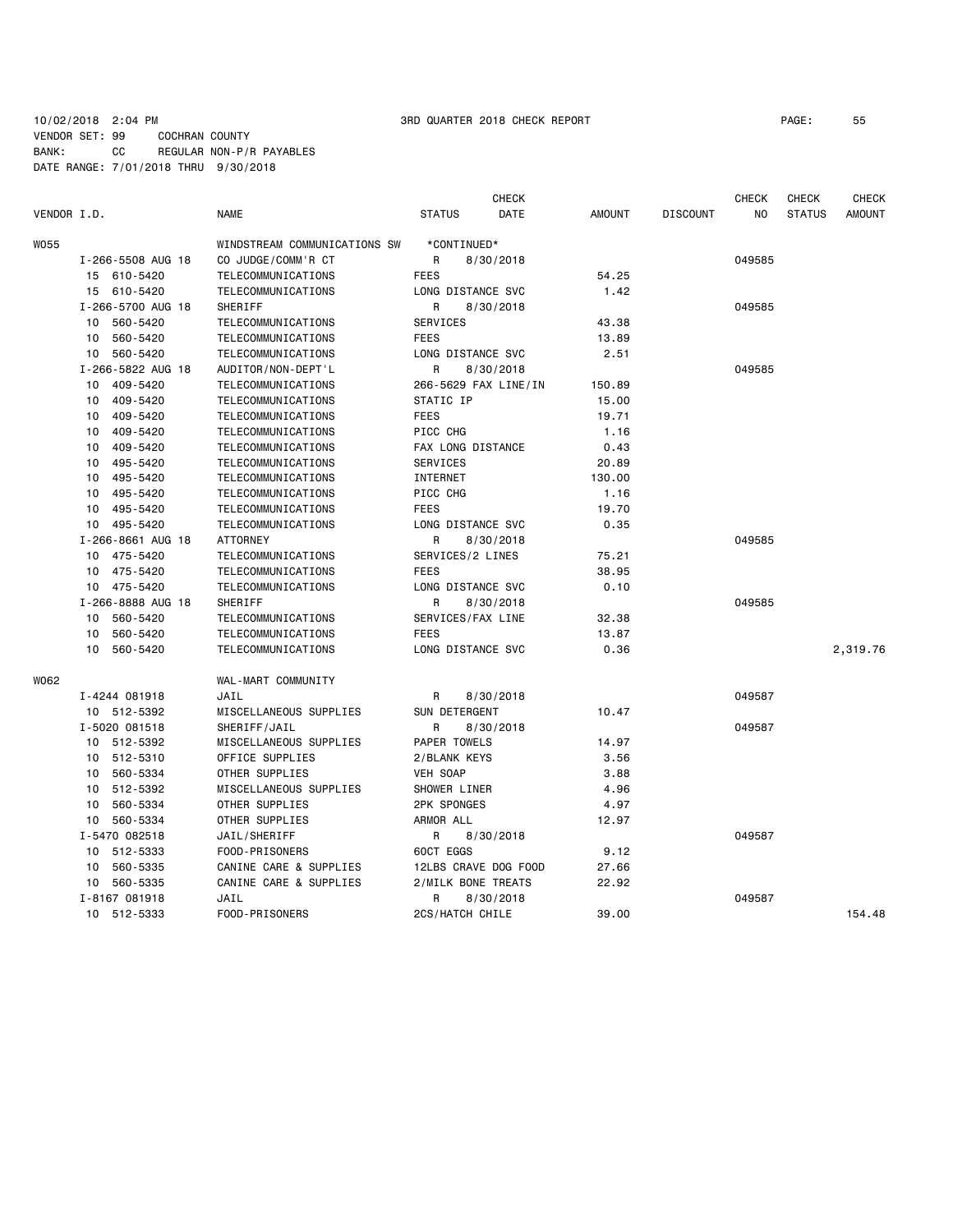10/02/2018 2:04 PM 3RD QUARTER 2018 CHECK REPORT
VENDOR SET: 99 COCHRAN COUNTY
BANK: CC REGULAR NON-P/R PAYABLES
DATE RANGE: 7/01/2018 THRU 9/30/2018

| VENDOR I.D. | NAME | STATUS | CHECK DATE | AMOUNT | DISCOUNT | CHECK NO | CHECK STATUS | CHECK AMOUNT |
|---|---|---|---|---|---|---|---|---|
| W055 | WINDSTREAM COMMUNICATIONS SW | *CONTINUED* | | | | | | |
| I-266-5508 AUG 18 | CO JUDGE/COMM'R CT | R | 8/30/2018 | | | 049585 | | |
| 15 610-5420 | TELECOMMUNICATIONS | FEES | | 54.25 | | | | |
| 15 610-5420 | TELECOMMUNICATIONS | LONG DISTANCE SVC | | 1.42 | | | | |
| I-266-5700 AUG 18 | SHERIFF | R | 8/30/2018 | | | 049585 | | |
| 10 560-5420 | TELECOMMUNICATIONS | SERVICES | | 43.38 | | | | |
| 10 560-5420 | TELECOMMUNICATIONS | FEES | | 13.89 | | | | |
| 10 560-5420 | TELECOMMUNICATIONS | LONG DISTANCE SVC | | 2.51 | | | | |
| I-266-5822 AUG 18 | AUDITOR/NON-DEPT'L | R | 8/30/2018 | | | 049585 | | |
| 10 409-5420 | TELECOMMUNICATIONS | 266-5629 FAX LINE/IN | | 150.89 | | | | |
| 10 409-5420 | TELECOMMUNICATIONS | STATIC IP | | 15.00 | | | | |
| 10 409-5420 | TELECOMMUNICATIONS | FEES | | 19.71 | | | | |
| 10 409-5420 | TELECOMMUNICATIONS | PICC CHG | | 1.16 | | | | |
| 10 409-5420 | TELECOMMUNICATIONS | FAX LONG DISTANCE | | 0.43 | | | | |
| 10 495-5420 | TELECOMMUNICATIONS | SERVICES | | 20.89 | | | | |
| 10 495-5420 | TELECOMMUNICATIONS | INTERNET | | 130.00 | | | | |
| 10 495-5420 | TELECOMMUNICATIONS | PICC CHG | | 1.16 | | | | |
| 10 495-5420 | TELECOMMUNICATIONS | FEES | | 19.70 | | | | |
| 10 495-5420 | TELECOMMUNICATIONS | LONG DISTANCE SVC | | 0.35 | | | | |
| I-266-8661 AUG 18 | ATTORNEY | R | 8/30/2018 | | | 049585 | | |
| 10 475-5420 | TELECOMMUNICATIONS | SERVICES/2 LINES | | 75.21 | | | | |
| 10 475-5420 | TELECOMMUNICATIONS | FEES | | 38.95 | | | | |
| 10 475-5420 | TELECOMMUNICATIONS | LONG DISTANCE SVC | | 0.10 | | | | |
| I-266-8888 AUG 18 | SHERIFF | R | 8/30/2018 | | | 049585 | | |
| 10 560-5420 | TELECOMMUNICATIONS | SERVICES/FAX LINE | | 32.38 | | | | |
| 10 560-5420 | TELECOMMUNICATIONS | FEES | | 13.87 | | | | |
| 10 560-5420 | TELECOMMUNICATIONS | LONG DISTANCE SVC | | 0.36 | | | | 2,319.76 |
| W062 | WAL-MART COMMUNITY | | | | | | | |
| I-4244 081918 | JAIL | R | 8/30/2018 | | | 049587 | | |
| 10 512-5392 | MISCELLANEOUS SUPPLIES | SUN DETERGENT | | 10.47 | | | | |
| I-5020 081518 | SHERIFF/JAIL | R | 8/30/2018 | | | 049587 | | |
| 10 512-5392 | MISCELLANEOUS SUPPLIES | PAPER TOWELS | | 14.97 | | | | |
| 10 512-5310 | OFFICE SUPPLIES | 2/BLANK KEYS | | 3.56 | | | | |
| 10 560-5334 | OTHER SUPPLIES | VEH SOAP | | 3.88 | | | | |
| 10 512-5392 | MISCELLANEOUS SUPPLIES | SHOWER LINER | | 4.96 | | | | |
| 10 560-5334 | OTHER SUPPLIES | 2PK SPONGES | | 4.97 | | | | |
| 10 560-5334 | OTHER SUPPLIES | ARMOR ALL | | 12.97 | | | | |
| I-5470 082518 | JAIL/SHERIFF | R | 8/30/2018 | | | 049587 | | |
| 10 512-5333 | FOOD-PRISONERS | 60CT EGGS | | 9.12 | | | | |
| 10 560-5335 | CANINE CARE & SUPPLIES | 12LBS CRAVE DOG FOOD | | 27.66 | | | | |
| 10 560-5335 | CANINE CARE & SUPPLIES | 2/MILK BONE TREATS | | 22.92 | | | | |
| I-8167 081918 | JAIL | R | 8/30/2018 | | | 049587 | | |
| 10 512-5333 | FOOD-PRISONERS | 2CS/HATCH CHILE | | 39.00 | | | | 154.48 |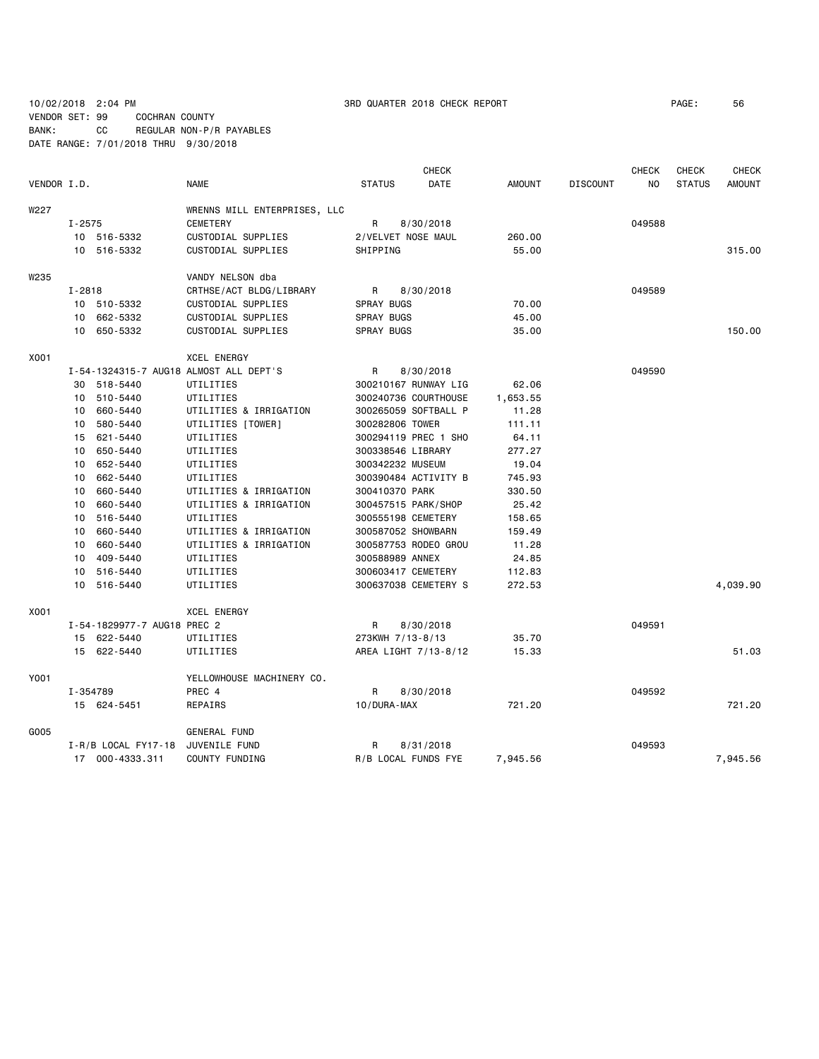10/02/2018 2:04 PM 3RD QUARTER 2018 CHECK REPORT

VENDOR SET: 99 COCHRAN COUNTY
BANK: CC REGULAR NON-P/R PAYABLES
DATE RANGE: 7/01/2018 THRU 9/30/2018

| VENDOR I.D. | | NAME | STATUS | CHECK DATE | AMOUNT | DISCOUNT | CHECK NO | CHECK STATUS | CHECK AMOUNT |
|---|---|---|---|---|---|---|---|---|---|
| W227 | | WRENNS MILL ENTERPRISES, LLC | | | | | | | |
| | I-2575 | CEMETERY | R | 8/30/2018 | | | 049588 | | |
| | 10 516-5332 | CUSTODIAL SUPPLIES | 2/VELVET NOSE MAUL | | 260.00 | | | | |
| | 10 516-5332 | CUSTODIAL SUPPLIES | SHIPPING | | 55.00 | | | | 315.00 |
| W235 | | VANDY NELSON dba | | | | | | | |
| | I-2818 | CRTHSE/ACT BLDG/LIBRARY | R | 8/30/2018 | | | 049589 | | |
| | 10 510-5332 | CUSTODIAL SUPPLIES | SPRAY BUGS | | 70.00 | | | | |
| | 10 662-5332 | CUSTODIAL SUPPLIES | SPRAY BUGS | | 45.00 | | | | |
| | 10 650-5332 | CUSTODIAL SUPPLIES | SPRAY BUGS | | 35.00 | | | | 150.00 |
| X001 | | XCEL ENERGY | | | | | | | |
| | I-54-1324315-7 AUG18 | ALMOST ALL DEPT'S | R | 8/30/2018 | | | 049590 | | |
| | 30 518-5440 | UTILITIES | 300210167 RUNWAY LIG | | 62.06 | | | | |
| | 10 510-5440 | UTILITIES | 300240736 COURTHOUSE | | 1,653.55 | | | | |
| | 10 660-5440 | UTILITIES & IRRIGATION | 300265059 SOFTBALL P | | 11.28 | | | | |
| | 10 580-5440 | UTILITIES [TOWER] | 300282806 TOWER | | 111.11 | | | | |
| | 15 621-5440 | UTILITIES | 300294119 PREC 1 SHO | | 64.11 | | | | |
| | 10 650-5440 | UTILITIES | 300338546 LIBRARY | | 277.27 | | | | |
| | 10 652-5440 | UTILITIES | 300342232 MUSEUM | | 19.04 | | | | |
| | 10 662-5440 | UTILITIES | 300390484 ACTIVITY B | | 745.93 | | | | |
| | 10 660-5440 | UTILITIES & IRRIGATION | 300410370 PARK | | 330.50 | | | | |
| | 10 660-5440 | UTILITIES & IRRIGATION | 300457515 PARK/SHOP | | 25.42 | | | | |
| | 10 516-5440 | UTILITIES | 300555198 CEMETERY | | 158.65 | | | | |
| | 10 660-5440 | UTILITIES & IRRIGATION | 300587052 SHOWBARN | | 159.49 | | | | |
| | 10 660-5440 | UTILITIES & IRRIGATION | 300587753 RODEO GROU | | 11.28 | | | | |
| | 10 409-5440 | UTILITIES | 300588989 ANNEX | | 24.85 | | | | |
| | 10 516-5440 | UTILITIES | 300603417 CEMETERY | | 112.83 | | | | |
| | 10 516-5440 | UTILITIES | 300637038 CEMETERY S | | 272.53 | | | | 4,039.90 |
| X001 | | XCEL ENERGY | | | | | | | |
| | I-54-1829977-7 AUG18 | PREC 2 | R | 8/30/2018 | | | 049591 | | |
| | 15 622-5440 | UTILITIES | 273KWH 7/13-8/13 | | 35.70 | | | | |
| | 15 622-5440 | UTILITIES | AREA LIGHT 7/13-8/12 | | 15.33 | | | | 51.03 |
| Y001 | | YELLOWHOUSE MACHINERY CO. | | | | | | | |
| | I-354789 | PREC 4 | R | 8/30/2018 | | | 049592 | | |
| | 15 624-5451 | REPAIRS | 10/DURA-MAX | | 721.20 | | | | 721.20 |
| G005 | | GENERAL FUND | | | | | | | |
| | I-R/B LOCAL FY17-18 | JUVENILE FUND | R | 8/31/2018 | | | 049593 | | |
| | 17 000-4333.311 | COUNTY FUNDING | R/B LOCAL FUNDS FYE | | 7,945.56 | | | | 7,945.56 |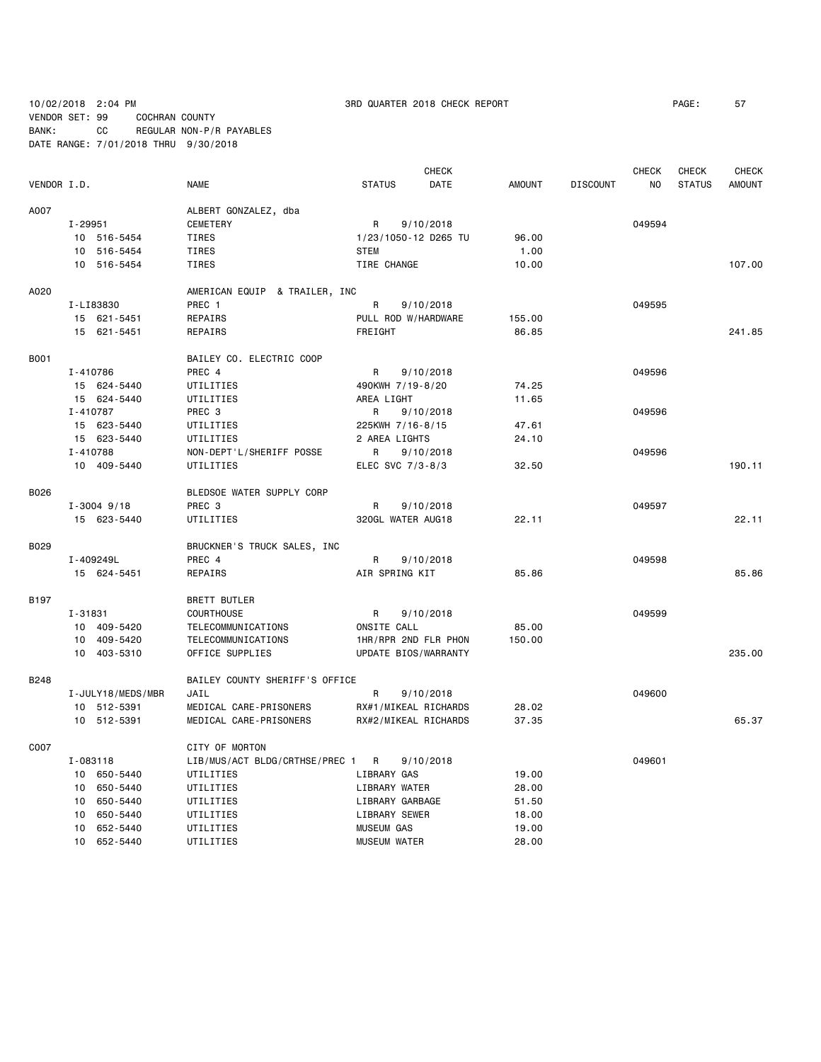10/02/2018 2:04 PM 3RD QUARTER 2018 CHECK REPORT

VENDOR SET: 99 COCHRAN COUNTY
BANK: CC REGULAR NON-P/R PAYABLES
DATE RANGE: 7/01/2018 THRU 9/30/2018

| VENDOR I.D. | NAME | STATUS | CHECK DATE | AMOUNT | DISCOUNT | CHECK NO | CHECK STATUS | CHECK AMOUNT |
|---|---|---|---|---|---|---|---|---|
| A007 | ALBERT GONZALEZ, dba | | | | | | | |
| I-29951 | CEMETERY | R | 9/10/2018 | | | 049594 | | |
| 10 516-5454 | TIRES | 1/23/1050-12 D265 TU | | 96.00 | | | | |
| 10 516-5454 | TIRES | STEM | | 1.00 | | | | |
| 10 516-5454 | TIRES | TIRE CHANGE | | 10.00 | | | | 107.00 |
| A020 | AMERICAN EQUIP & TRAILER, INC | | | | | | | |
| I-LI83830 | PREC 1 | R | 9/10/2018 | | | 049595 | | |
| 15 621-5451 | REPAIRS | PULL ROD W/HARDWARE | | 155.00 | | | | |
| 15 621-5451 | REPAIRS | FREIGHT | | 86.85 | | | | 241.85 |
| B001 | BAILEY CO. ELECTRIC COOP | | | | | | | |
| I-410786 | PREC 4 | R | 9/10/2018 | | | 049596 | | |
| 15 624-5440 | UTILITIES | 490KWH 7/19-8/20 | | 74.25 | | | | |
| 15 624-5440 | UTILITIES | AREA LIGHT | | 11.65 | | | | |
| I-410787 | PREC 3 | R | 9/10/2018 | | | 049596 | | |
| 15 623-5440 | UTILITIES | 225KWH 7/16-8/15 | | 47.61 | | | | |
| 15 623-5440 | UTILITIES | 2 AREA LIGHTS | | 24.10 | | | | |
| I-410788 | NON-DEPT'L/SHERIFF POSSE | R | 9/10/2018 | | | 049596 | | |
| 10 409-5440 | UTILITIES | ELEC SVC 7/3-8/3 | | 32.50 | | | | 190.11 |
| B026 | BLEDSOE WATER SUPPLY CORP | | | | | | | |
| I-3004 9/18 | PREC 3 | R | 9/10/2018 | | | 049597 | | |
| 15 623-5440 | UTILITIES | 320GL WATER AUG18 | | 22.11 | | | | 22.11 |
| B029 | BRUCKNER'S TRUCK SALES, INC | | | | | | | |
| I-409249L | PREC 4 | R | 9/10/2018 | | | 049598 | | |
| 15 624-5451 | REPAIRS | AIR SPRING KIT | | 85.86 | | | | 85.86 |
| B197 | BRETT BUTLER | | | | | | | |
| I-31831 | COURTHOUSE | R | 9/10/2018 | | | 049599 | | |
| 10 409-5420 | TELECOMMUNICATIONS | ONSITE CALL | | 85.00 | | | | |
| 10 409-5420 | TELECOMMUNICATIONS | 1HR/RPR 2ND FLR PHON | | 150.00 | | | | |
| 10 403-5310 | OFFICE SUPPLIES | UPDATE BIOS/WARRANTY | | | | | | 235.00 |
| B248 | BAILEY COUNTY SHERIFF'S OFFICE | | | | | | | |
| I-JULY18/MEDS/MBR | JAIL | R | 9/10/2018 | | | 049600 | | |
| 10 512-5391 | MEDICAL CARE-PRISONERS | RX#1/MIKEAL RICHARDS | | 28.02 | | | | |
| 10 512-5391 | MEDICAL CARE-PRISONERS | RX#2/MIKEAL RICHARDS | | 37.35 | | | | 65.37 |
| C007 | CITY OF MORTON | | | | | | | |
| I-083118 | LIB/MUS/ACT BLDG/CRTHSE/PREC 1 | R | 9/10/2018 | | | 049601 | | |
| 10 650-5440 | UTILITIES | LIBRARY GAS | | 19.00 | | | | |
| 10 650-5440 | UTILITIES | LIBRARY WATER | | 28.00 | | | | |
| 10 650-5440 | UTILITIES | LIBRARY GARBAGE | | 51.50 | | | | |
| 10 650-5440 | UTILITIES | LIBRARY SEWER | | 18.00 | | | | |
| 10 652-5440 | UTILITIES | MUSEUM GAS | | 19.00 | | | | |
| 10 652-5440 | UTILITIES | MUSEUM WATER | | 28.00 | | | | |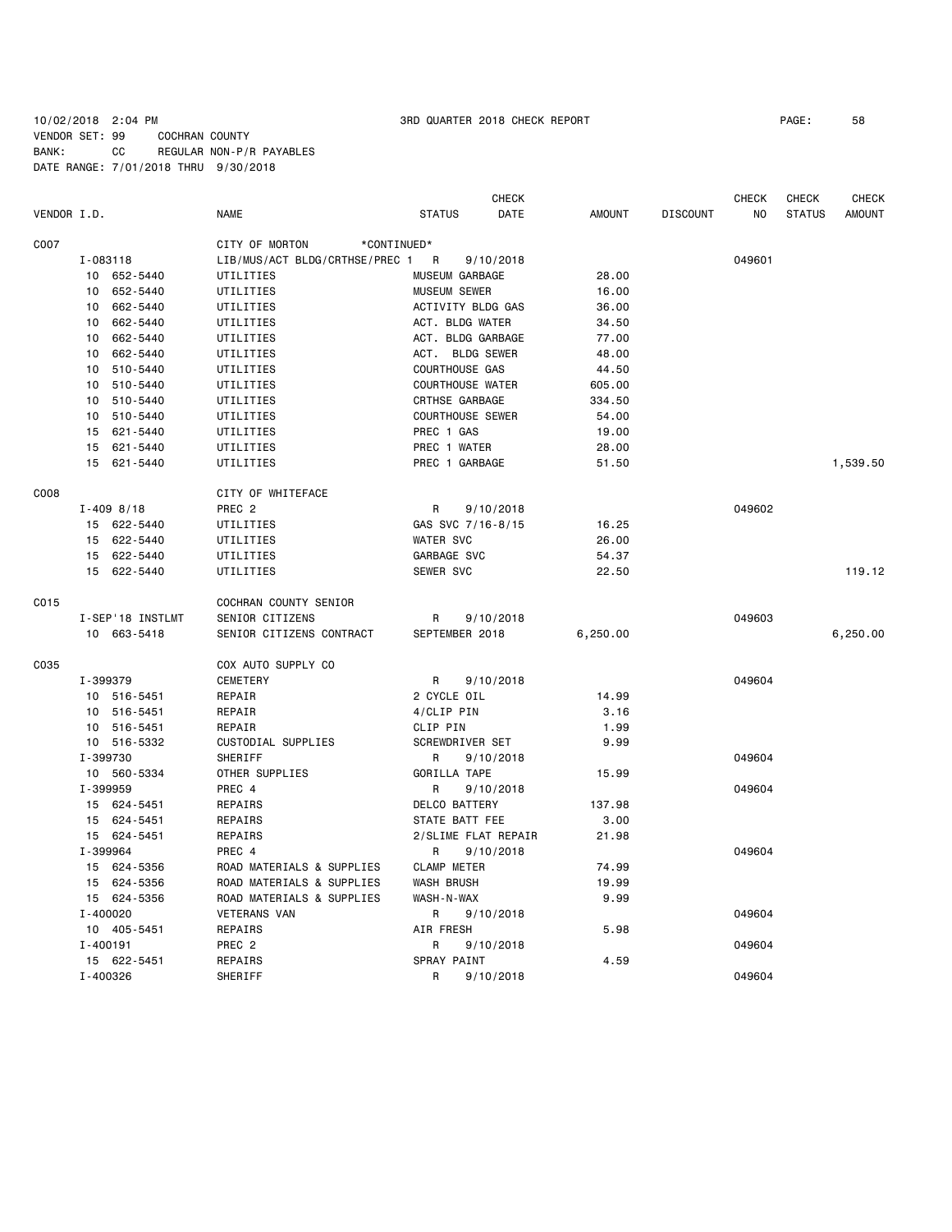10/02/2018 2:04 PM    3RD QUARTER 2018 CHECK REPORT

VENDOR SET: 99    COCHRAN COUNTY
BANK: CC    REGULAR NON-P/R PAYABLES
DATE RANGE: 7/01/2018 THRU 9/30/2018

| VENDOR I.D. | NAME | STATUS | CHECK DATE | AMOUNT | DISCOUNT | CHECK NO | CHECK STATUS | CHECK AMOUNT |
|---|---|---|---|---|---|---|---|---|
| C007 | CITY OF MORTON *CONTINUED* | | | | | | | |
| I-083118 | LIB/MUS/ACT BLDG/CRTHSE/PREC 1 | R | 9/10/2018 | | | 049601 | | |
| 10 652-5440 | UTILITIES | MUSEUM GARBAGE | | 28.00 | | | | |
| 10 652-5440 | UTILITIES | MUSEUM SEWER | | 16.00 | | | | |
| 10 662-5440 | UTILITIES | ACTIVITY BLDG GAS | | 36.00 | | | | |
| 10 662-5440 | UTILITIES | ACT. BLDG WATER | | 34.50 | | | | |
| 10 662-5440 | UTILITIES | ACT. BLDG GARBAGE | | 77.00 | | | | |
| 10 662-5440 | UTILITIES | ACT. BLDG SEWER | | 48.00 | | | | |
| 10 510-5440 | UTILITIES | COURTHOUSE GAS | | 44.50 | | | | |
| 10 510-5440 | UTILITIES | COURTHOUSE WATER | | 605.00 | | | | |
| 10 510-5440 | UTILITIES | CRTHSE GARBAGE | | 334.50 | | | | |
| 10 510-5440 | UTILITIES | COURTHOUSE SEWER | | 54.00 | | | | |
| 15 621-5440 | UTILITIES | PREC 1 GAS | | 19.00 | | | | |
| 15 621-5440 | UTILITIES | PREC 1 WATER | | 28.00 | | | | |
| 15 621-5440 | UTILITIES | PREC 1 GARBAGE | | 51.50 | | | | 1,539.50 |
| C008 | CITY OF WHITEFACE | | | | | | | |
| I-409 8/18 | PREC 2 | R | 9/10/2018 | | | 049602 | | |
| 15 622-5440 | UTILITIES | GAS SVC 7/16-8/15 | | 16.25 | | | | |
| 15 622-5440 | UTILITIES | WATER SVC | | 26.00 | | | | |
| 15 622-5440 | UTILITIES | GARBAGE SVC | | 54.37 | | | | |
| 15 622-5440 | UTILITIES | SEWER SVC | | 22.50 | | | | 119.12 |
| C015 | COCHRAN COUNTY SENIOR | | | | | | | |
| I-SEP'18 INSTLMT | SENIOR CITIZENS | R | 9/10/2018 | | | 049603 | | |
| 10 663-5418 | SENIOR CITIZENS CONTRACT | SEPTEMBER 2018 | | 6,250.00 | | | | 6,250.00 |
| C035 | COX AUTO SUPPLY CO | | | | | | | |
| I-399379 | CEMETERY | R | 9/10/2018 | | | 049604 | | |
| 10 516-5451 | REPAIR | 2 CYCLE OIL | | 14.99 | | | | |
| 10 516-5451 | REPAIR | 4/CLIP PIN | | 3.16 | | | | |
| 10 516-5451 | REPAIR | CLIP PIN | | 1.99 | | | | |
| 10 516-5332 | CUSTODIAL SUPPLIES | SCREWDRIVER SET | | 9.99 | | | | |
| I-399730 | SHERIFF | R | 9/10/2018 | | | 049604 | | |
| 10 560-5334 | OTHER SUPPLIES | GORILLA TAPE | | 15.99 | | | | |
| I-399959 | PREC 4 | R | 9/10/2018 | | | 049604 | | |
| 15 624-5451 | REPAIRS | DELCO BATTERY | | 137.98 | | | | |
| 15 624-5451 | REPAIRS | STATE BATT FEE | | 3.00 | | | | |
| 15 624-5451 | REPAIRS | 2/SLIME FLAT REPAIR | | 21.98 | | | | |
| I-399964 | PREC 4 | R | 9/10/2018 | | | 049604 | | |
| 15 624-5356 | ROAD MATERIALS & SUPPLIES | CLAMP METER | | 74.99 | | | | |
| 15 624-5356 | ROAD MATERIALS & SUPPLIES | WASH BRUSH | | 19.99 | | | | |
| 15 624-5356 | ROAD MATERIALS & SUPPLIES | WASH-N-WAX | | 9.99 | | | | |
| I-400020 | VETERANS VAN | R | 9/10/2018 | | | 049604 | | |
| 10 405-5451 | REPAIRS | AIR FRESH | | 5.98 | | | | |
| I-400191 | PREC 2 | R | 9/10/2018 | | | 049604 | | |
| 15 622-5451 | REPAIRS | SPRAY PAINT | | 4.59 | | | | |
| I-400326 | SHERIFF | R | 9/10/2018 | | | 049604 | | |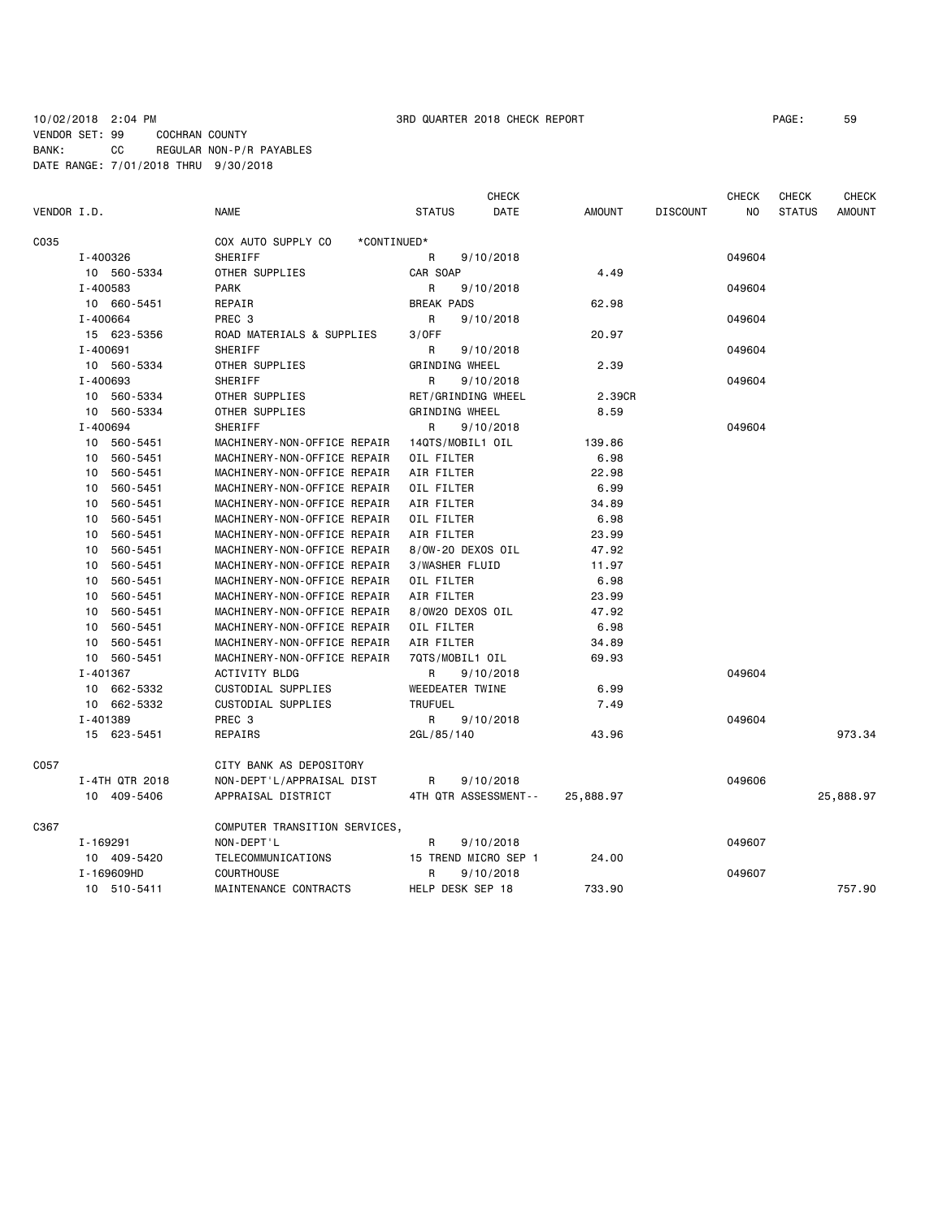10/02/2018 2:04 PM 3RD QUARTER 2018 CHECK REPORT PAGE: 59

VENDOR SET: 99 COCHRAN COUNTY
BANK: CC REGULAR NON-P/R PAYABLES
DATE RANGE: 7/01/2018 THRU 9/30/2018

| VENDOR I.D. | NAME | STATUS | CHECK DATE | AMOUNT | DISCOUNT | CHECK NO | CHECK STATUS | CHECK AMOUNT |
|---|---|---|---|---|---|---|---|---|
| C035 | COX AUTO SUPPLY CO *CONTINUED* | | | | | | | |
| I-400326 | SHERIFF | R | 9/10/2018 | | | 049604 | | |
| 10 560-5334 | OTHER SUPPLIES | CAR SOAP | | 4.49 | | | | |
| I-400583 | PARK | R | 9/10/2018 | | | 049604 | | |
| 10 660-5451 | REPAIR | BREAK PADS | | 62.98 | | | | |
| I-400664 | PREC 3 | R | 9/10/2018 | | | 049604 | | |
| 15 623-5356 | ROAD MATERIALS & SUPPLIES | 3/OFF | | 20.97 | | | | |
| I-400691 | SHERIFF | R | 9/10/2018 | | | 049604 | | |
| 10 560-5334 | OTHER SUPPLIES | GRINDING WHEEL | | 2.39 | | | | |
| I-400693 | SHERIFF | R | 9/10/2018 | | | 049604 | | |
| 10 560-5334 | OTHER SUPPLIES | RET/GRINDING WHEEL | | 2.39CR | | | | |
| 10 560-5334 | OTHER SUPPLIES | GRINDING WHEEL | | 8.59 | | | | |
| I-400694 | SHERIFF | R | 9/10/2018 | | | 049604 | | |
| 10 560-5451 | MACHINERY-NON-OFFICE REPAIR | 14QTS/MOBIL1 OIL | | 139.86 | | | | |
| 10 560-5451 | MACHINERY-NON-OFFICE REPAIR | OIL FILTER | | 6.98 | | | | |
| 10 560-5451 | MACHINERY-NON-OFFICE REPAIR | AIR FILTER | | 22.98 | | | | |
| 10 560-5451 | MACHINERY-NON-OFFICE REPAIR | OIL FILTER | | 6.99 | | | | |
| 10 560-5451 | MACHINERY-NON-OFFICE REPAIR | AIR FILTER | | 34.89 | | | | |
| 10 560-5451 | MACHINERY-NON-OFFICE REPAIR | OIL FILTER | | 6.98 | | | | |
| 10 560-5451 | MACHINERY-NON-OFFICE REPAIR | AIR FILTER | | 23.99 | | | | |
| 10 560-5451 | MACHINERY-NON-OFFICE REPAIR | 8/OW-20 DEXOS OIL | | 47.92 | | | | |
| 10 560-5451 | MACHINERY-NON-OFFICE REPAIR | 3/WASHER FLUID | | 11.97 | | | | |
| 10 560-5451 | MACHINERY-NON-OFFICE REPAIR | OIL FILTER | | 6.98 | | | | |
| 10 560-5451 | MACHINERY-NON-OFFICE REPAIR | AIR FILTER | | 23.99 | | | | |
| 10 560-5451 | MACHINERY-NON-OFFICE REPAIR | 8/0W20 DEXOS OIL | | 47.92 | | | | |
| 10 560-5451 | MACHINERY-NON-OFFICE REPAIR | OIL FILTER | | 6.98 | | | | |
| 10 560-5451 | MACHINERY-NON-OFFICE REPAIR | AIR FILTER | | 34.89 | | | | |
| 10 560-5451 | MACHINERY-NON-OFFICE REPAIR | 7QTS/MOBIL1 OIL | | 69.93 | | | | |
| I-401367 | ACTIVITY BLDG | R | 9/10/2018 | | | 049604 | | |
| 10 662-5332 | CUSTODIAL SUPPLIES | WEEDEATER TWINE | | 6.99 | | | | |
| 10 662-5332 | CUSTODIAL SUPPLIES | TRUFUEL | | 7.49 | | | | |
| I-401389 | PREC 3 | R | 9/10/2018 | | | 049604 | | |
| 15 623-5451 | REPAIRS | 2GL/85/140 | | 43.96 | | | | 973.34 |
| C057 | CITY BANK AS DEPOSITORY | | | | | | | |
| I-4TH QTR 2018 | NON-DEPT'L/APPRAISAL DIST | R | 9/10/2018 | | | 049606 | | |
| 10 409-5406 | APPRAISAL DISTRICT | 4TH QTR ASSESSMENT-- | | 25,888.97 | | | | 25,888.97 |
| C367 | COMPUTER TRANSITION SERVICES, | | | | | | | |
| I-169291 | NON-DEPT'L | R | 9/10/2018 | | | 049607 | | |
| 10 409-5420 | TELECOMMUNICATIONS | 15 TREND MICRO SEP 1 | | 24.00 | | | | |
| I-169609HD | COURTHOUSE | R | 9/10/2018 | | | 049607 | | |
| 10 510-5411 | MAINTENANCE CONTRACTS | HELP DESK SEP 18 | | 733.90 | | | | 757.90 |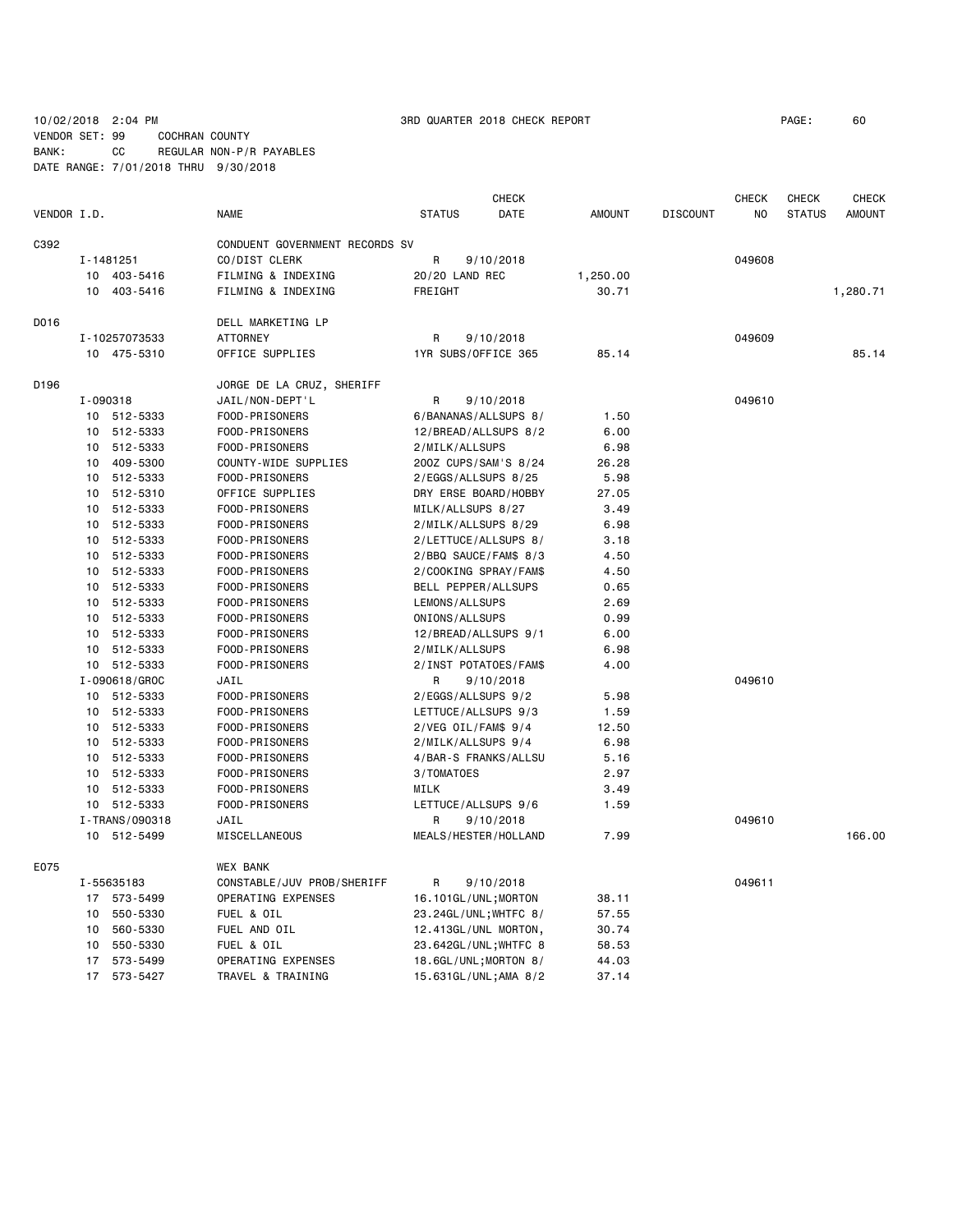10/02/2018 2:04 PM 3RD QUARTER 2018 CHECK REPORT PAGE: 60
VENDOR SET: 99 COCHRAN COUNTY
BANK: CC REGULAR NON-P/R PAYABLES
DATE RANGE: 7/01/2018 THRU 9/30/2018

| VENDOR I.D. | NAME | STATUS | CHECK DATE | AMOUNT | DISCOUNT | CHECK NO | CHECK STATUS | CHECK AMOUNT |
|---|---|---|---|---|---|---|---|---|
| C392 | CONDUENT GOVERNMENT RECORDS SV | | | | | | | |
| I-1481251 | CO/DIST CLERK | R | 9/10/2018 | | | 049608 | | |
| 10 403-5416 | FILMING & INDEXING | 20/20 LAND REC | | 1,250.00 | | | | |
| 10 403-5416 | FILMING & INDEXING | FREIGHT | | 30.71 | | | | 1,280.71 |
| D016 | DELL MARKETING LP | | | | | | | |
| I-10257073533 | ATTORNEY | R | 9/10/2018 | | | 049609 | | |
| 10 475-5310 | OFFICE SUPPLIES | 1YR SUBS/OFFICE 365 | | 85.14 | | | | 85.14 |
| D196 | JORGE DE LA CRUZ, SHERIFF | | | | | | | |
| I-090318 | JAIL/NON-DEPT'L | R | 9/10/2018 | | | 049610 | | |
| 10 512-5333 | FOOD-PRISONERS | 6/BANANAS/ALLSUPS 8/ | | 1.50 | | | | |
| 10 512-5333 | FOOD-PRISONERS | 12/BREAD/ALLSUPS 8/2 | | 6.00 | | | | |
| 10 512-5333 | FOOD-PRISONERS | 2/MILK/ALLSUPS | | 6.98 | | | | |
| 10 409-5300 | COUNTY-WIDE SUPPLIES | 20OZ CUPS/SAM'S 8/24 | | 26.28 | | | | |
| 10 512-5333 | FOOD-PRISONERS | 2/EGGS/ALLSUPS 8/25 | | 5.98 | | | | |
| 10 512-5310 | OFFICE SUPPLIES | DRY ERSE BOARD/HOBBY | | 27.05 | | | | |
| 10 512-5333 | FOOD-PRISONERS | MILK/ALLSUPS 8/27 | | 3.49 | | | | |
| 10 512-5333 | FOOD-PRISONERS | 2/MILK/ALLSUPS 8/29 | | 6.98 | | | | |
| 10 512-5333 | FOOD-PRISONERS | 2/LETTUCE/ALLSUPS 8/ | | 3.18 | | | | |
| 10 512-5333 | FOOD-PRISONERS | 2/BBQ SAUCE/FAM$ 8/3 | | 4.50 | | | | |
| 10 512-5333 | FOOD-PRISONERS | 2/COOKING SPRAY/FAM$ | | 4.50 | | | | |
| 10 512-5333 | FOOD-PRISONERS | BELL PEPPER/ALLSUPS | | 0.65 | | | | |
| 10 512-5333 | FOOD-PRISONERS | LEMONS/ALLSUPS | | 2.69 | | | | |
| 10 512-5333 | FOOD-PRISONERS | ONIONS/ALLSUPS | | 0.99 | | | | |
| 10 512-5333 | FOOD-PRISONERS | 12/BREAD/ALLSUPS 9/1 | | 6.00 | | | | |
| 10 512-5333 | FOOD-PRISONERS | 2/MILK/ALLSUPS | | 6.98 | | | | |
| 10 512-5333 | FOOD-PRISONERS | 2/INST POTATOES/FAM$ | | 4.00 | | | | |
| I-090618/GROC | JAIL | R | 9/10/2018 | | | 049610 | | |
| 10 512-5333 | FOOD-PRISONERS | 2/EGGS/ALLSUPS 9/2 | | 5.98 | | | | |
| 10 512-5333 | FOOD-PRISONERS | LETTUCE/ALLSUPS 9/3 | | 1.59 | | | | |
| 10 512-5333 | FOOD-PRISONERS | 2/VEG OIL/FAM$ 9/4 | | 12.50 | | | | |
| 10 512-5333 | FOOD-PRISONERS | 2/MILK/ALLSUPS 9/4 | | 6.98 | | | | |
| 10 512-5333 | FOOD-PRISONERS | 4/BAR-S FRANKS/ALLSU | | 5.16 | | | | |
| 10 512-5333 | FOOD-PRISONERS | 3/TOMATOES | | 2.97 | | | | |
| 10 512-5333 | FOOD-PRISONERS | MILK | | 3.49 | | | | |
| 10 512-5333 | FOOD-PRISONERS | LETTUCE/ALLSUPS 9/6 | | 1.59 | | | | |
| I-TRANS/090318 | JAIL | R | 9/10/2018 | | | 049610 | | |
| 10 512-5499 | MISCELLANEOUS | MEALS/HESTER/HOLLAND | | 7.99 | | | | 166.00 |
| E075 | WEX BANK | | | | | | | |
| I-55635183 | CONSTABLE/JUV PROB/SHERIFF | R | 9/10/2018 | | | 049611 | | |
| 17 573-5499 | OPERATING EXPENSES | 16.101GL/UNL;MORTON | | 38.11 | | | | |
| 10 550-5330 | FUEL & OIL | 23.24GL/UNL;WHTFC 8/ | | 57.55 | | | | |
| 10 560-5330 | FUEL AND OIL | 12.413GL/UNL MORTON, | | 30.74 | | | | |
| 10 550-5330 | FUEL & OIL | 23.642GL/UNL;WHTFC 8 | | 58.53 | | | | |
| 17 573-5499 | OPERATING EXPENSES | 18.6GL/UNL;MORTON 8/ | | 44.03 | | | | |
| 17 573-5427 | TRAVEL & TRAINING | 15.631GL/UNL;AMA 8/2 | | 37.14 | | | | |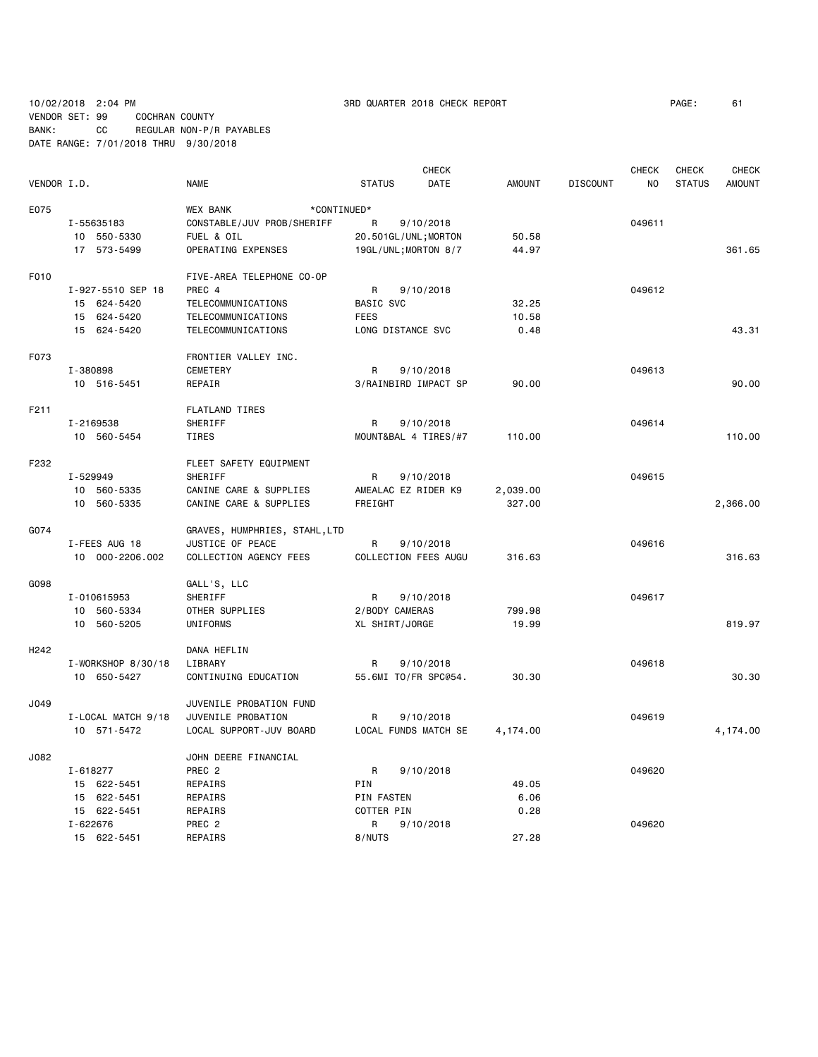10/02/2018 2:04 PM 3RD QUARTER 2018 CHECK REPORT

VENDOR SET: 99 COCHRAN COUNTY
BANK: CC REGULAR NON-P/R PAYABLES
DATE RANGE: 7/01/2018 THRU 9/30/2018

| VENDOR I.D. | NAME | STATUS | CHECK DATE | AMOUNT | DISCOUNT | CHECK NO | CHECK STATUS | CHECK AMOUNT |
|---|---|---|---|---|---|---|---|---|
| E075 | WEX BANK *CONTINUED* | | | | | | | |
| I-55635183 | CONSTABLE/JUV PROB/SHERIFF | R | 9/10/2018 | | | 049611 | | |
| 10 550-5330 | FUEL & OIL | 20.501GL/UNL;MORTON | | 50.58 | | | | |
| 17 573-5499 | OPERATING EXPENSES | 19GL/UNL;MORTON 8/7 | | 44.97 | | | | 361.65 |
| F010 | FIVE-AREA TELEPHONE CO-OP | | | | | | | |
| I-927-5510 SEP 18 | PREC 4 | R | 9/10/2018 | | | 049612 | | |
| 15 624-5420 | TELECOMMUNICATIONS | BASIC SVC | | 32.25 | | | | |
| 15 624-5420 | TELECOMMUNICATIONS | FEES | | 10.58 | | | | |
| 15 624-5420 | TELECOMMUNICATIONS | LONG DISTANCE SVC | | 0.48 | | | | 43.31 |
| F073 | FRONTIER VALLEY INC. | | | | | | | |
| I-380898 | CEMETERY | R | 9/10/2018 | | | 049613 | | |
| 10 516-5451 | REPAIR | 3/RAINBIRD IMPACT SP | | 90.00 | | | | 90.00 |
| F211 | FLATLAND TIRES | | | | | | | |
| I-2169538 | SHERIFF | R | 9/10/2018 | | | 049614 | | |
| 10 560-5454 | TIRES | MOUNT&BAL 4 TIRES/#7 | | 110.00 | | | | 110.00 |
| F232 | FLEET SAFETY EQUIPMENT | | | | | | | |
| I-529949 | SHERIFF | R | 9/10/2018 | | | 049615 | | |
| 10 560-5335 | CANINE CARE & SUPPLIES | AMEALAC EZ RIDER K9 | | 2,039.00 | | | | |
| 10 560-5335 | CANINE CARE & SUPPLIES | FREIGHT | | 327.00 | | | | 2,366.00 |
| G074 | GRAVES, HUMPHRIES, STAHL,LTD | | | | | | | |
| I-FEES AUG 18 | JUSTICE OF PEACE | R | 9/10/2018 | | | 049616 | | |
| 10 000-2206.002 | COLLECTION AGENCY FEES | COLLECTION FEES AUGU | | 316.63 | | | | 316.63 |
| G098 | GALL'S, LLC | | | | | | | |
| I-010615953 | SHERIFF | R | 9/10/2018 | | | 049617 | | |
| 10 560-5334 | OTHER SUPPLIES | 2/BODY CAMERAS | | 799.98 | | | | |
| 10 560-5205 | UNIFORMS | XL SHIRT/JORGE | | 19.99 | | | | 819.97 |
| H242 | DANA HEFLIN | | | | | | | |
| I-WORKSHOP 8/30/18 | LIBRARY | R | 9/10/2018 | | | 049618 | | |
| 10 650-5427 | CONTINUING EDUCATION | 55.6MI TO/FR SPC@54. | | 30.30 | | | | 30.30 |
| J049 | JUVENILE PROBATION FUND | | | | | | | |
| I-LOCAL MATCH 9/18 | JUVENILE PROBATION | R | 9/10/2018 | | | 049619 | | |
| 10 571-5472 | LOCAL SUPPORT-JUV BOARD | LOCAL FUNDS MATCH SE | | 4,174.00 | | | | 4,174.00 |
| J082 | JOHN DEERE FINANCIAL | | | | | | | |
| I-618277 | PREC 2 | R | 9/10/2018 | | | 049620 | | |
| 15 622-5451 | REPAIRS | PIN | | 49.05 | | | | |
| 15 622-5451 | REPAIRS | PIN FASTEN | | 6.06 | | | | |
| 15 622-5451 | REPAIRS | COTTER PIN | | 0.28 | | | | |
| I-622676 | PREC 2 | R | 9/10/2018 | | | 049620 | | |
| 15 622-5451 | REPAIRS | 8/NUTS | | 27.28 | | | | |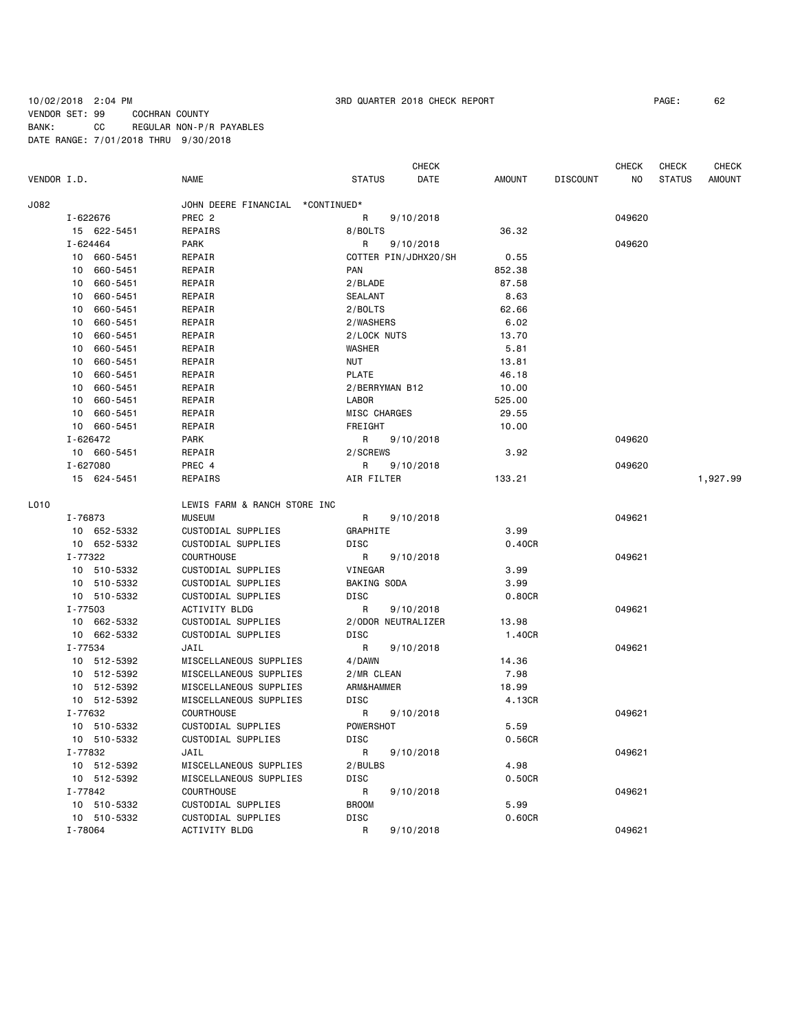10/02/2018 2:04 PM — 3RD QUARTER 2018 CHECK REPORT

VENDOR SET: 99 COCHRAN COUNTY
BANK: CC REGULAR NON-P/R PAYABLES
DATE RANGE: 7/01/2018 THRU 9/30/2018

| VENDOR I.D. | NAME | STATUS | CHECK DATE | AMOUNT | DISCOUNT | CHECK NO | CHECK STATUS | CHECK AMOUNT |
|---|---|---|---|---|---|---|---|---|
| J082 | JOHN DEERE FINANCIAL *CONTINUED* | | | | | | | |
| I-622676 | PREC 2 | R | 9/10/2018 | | | 049620 | | |
| 15 622-5451 | REPAIRS | 8/BOLTS | | 36.32 | | | | |
| I-624464 | PARK | R | 9/10/2018 | | | 049620 | | |
| 10 660-5451 | REPAIR | COTTER PIN/JDHX20/SH | | 0.55 | | | | |
| 10 660-5451 | REPAIR | PAN | | 852.38 | | | | |
| 10 660-5451 | REPAIR | 2/BLADE | | 87.58 | | | | |
| 10 660-5451 | REPAIR | SEALANT | | 8.63 | | | | |
| 10 660-5451 | REPAIR | 2/BOLTS | | 62.66 | | | | |
| 10 660-5451 | REPAIR | 2/WASHERS | | 6.02 | | | | |
| 10 660-5451 | REPAIR | 2/LOCK NUTS | | 13.70 | | | | |
| 10 660-5451 | REPAIR | WASHER | | 5.81 | | | | |
| 10 660-5451 | REPAIR | NUT | | 13.81 | | | | |
| 10 660-5451 | REPAIR | PLATE | | 46.18 | | | | |
| 10 660-5451 | REPAIR | 2/BERRYMAN B12 | | 10.00 | | | | |
| 10 660-5451 | REPAIR | LABOR | | 525.00 | | | | |
| 10 660-5451 | REPAIR | MISC CHARGES | | 29.55 | | | | |
| 10 660-5451 | REPAIR | FREIGHT | | 10.00 | | | | |
| I-626472 | PARK | R | 9/10/2018 | | | 049620 | | |
| 10 660-5451 | REPAIR | 2/SCREWS | | 3.92 | | | | |
| I-627080 | PREC 4 | R | 9/10/2018 | | | 049620 | | |
| 15 624-5451 | REPAIRS | AIR FILTER | | 133.21 | | | | 1,927.99 |
| L010 | LEWIS FARM & RANCH STORE INC | | | | | | | |
| I-76873 | MUSEUM | R | 9/10/2018 | | | 049621 | | |
| 10 652-5332 | CUSTODIAL SUPPLIES | GRAPHITE | | 3.99 | | | | |
| 10 652-5332 | CUSTODIAL SUPPLIES | DISC | | 0.40CR | | | | |
| I-77322 | COURTHOUSE | R | 9/10/2018 | | | 049621 | | |
| 10 510-5332 | CUSTODIAL SUPPLIES | VINEGAR | | 3.99 | | | | |
| 10 510-5332 | CUSTODIAL SUPPLIES | BAKING SODA | | 3.99 | | | | |
| 10 510-5332 | CUSTODIAL SUPPLIES | DISC | | 0.80CR | | | | |
| I-77503 | ACTIVITY BLDG | R | 9/10/2018 | | | 049621 | | |
| 10 662-5332 | CUSTODIAL SUPPLIES | 2/ODOR NEUTRALIZER | | 13.98 | | | | |
| 10 662-5332 | CUSTODIAL SUPPLIES | DISC | | 1.40CR | | | | |
| I-77534 | JAIL | R | 9/10/2018 | | | 049621 | | |
| 10 512-5392 | MISCELLANEOUS SUPPLIES | 4/DAWN | | 14.36 | | | | |
| 10 512-5392 | MISCELLANEOUS SUPPLIES | 2/MR CLEAN | | 7.98 | | | | |
| 10 512-5392 | MISCELLANEOUS SUPPLIES | ARM&HAMMER | | 18.99 | | | | |
| 10 512-5392 | MISCELLANEOUS SUPPLIES | DISC | | 4.13CR | | | | |
| I-77632 | COURTHOUSE | R | 9/10/2018 | | | 049621 | | |
| 10 510-5332 | CUSTODIAL SUPPLIES | POWERSHOT | | 5.59 | | | | |
| 10 510-5332 | CUSTODIAL SUPPLIES | DISC | | 0.56CR | | | | |
| I-77832 | JAIL | R | 9/10/2018 | | | 049621 | | |
| 10 512-5392 | MISCELLANEOUS SUPPLIES | 2/BULBS | | 4.98 | | | | |
| 10 512-5392 | MISCELLANEOUS SUPPLIES | DISC | | 0.50CR | | | | |
| I-77842 | COURTHOUSE | R | 9/10/2018 | | | 049621 | | |
| 10 510-5332 | CUSTODIAL SUPPLIES | BROOM | | 5.99 | | | | |
| 10 510-5332 | CUSTODIAL SUPPLIES | DISC | | 0.60CR | | | | |
| I-78064 | ACTIVITY BLDG | R | 9/10/2018 | | | 049621 | | |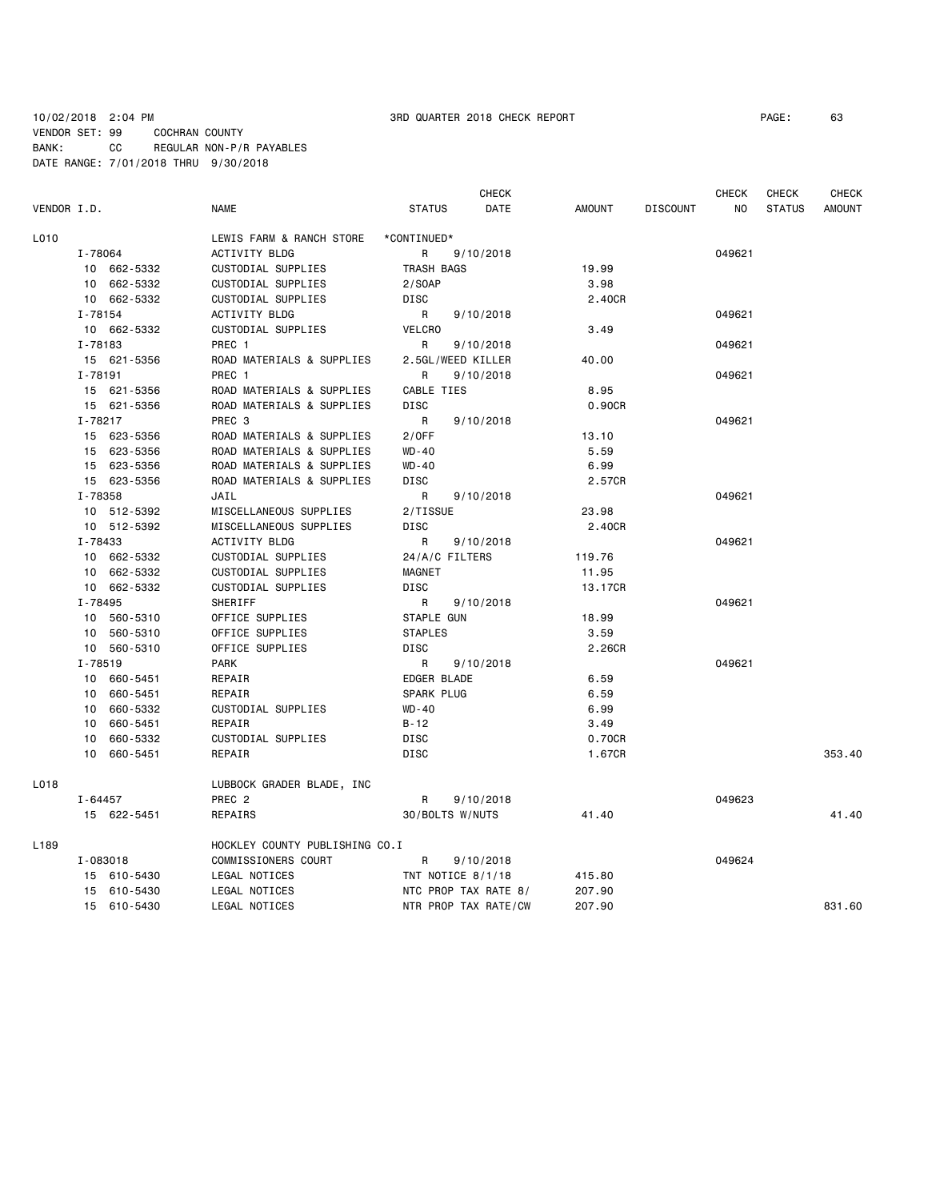10/02/2018 2:04 PM　　　　3RD QUARTER 2018 CHECK REPORT

VENDOR SET: 99　　COCHRAN COUNTY
BANK: CC　　REGULAR NON-P/R PAYABLES
DATE RANGE: 7/01/2018 THRU 9/30/2018

| VENDOR I.D. | NAME | STATUS | CHECK DATE | AMOUNT | DISCOUNT | CHECK NO | CHECK STATUS | CHECK AMOUNT |
|---|---|---|---|---|---|---|---|---|
| L010 | LEWIS FARM & RANCH STORE | *CONTINUED* | | | | | | |
| I-78064 | ACTIVITY BLDG | R | 9/10/2018 | | | 049621 | | |
| 10 662-5332 | CUSTODIAL SUPPLIES | TRASH BAGS | | 19.99 | | | | |
| 10 662-5332 | CUSTODIAL SUPPLIES | 2/SOAP | | 3.98 | | | | |
| 10 662-5332 | CUSTODIAL SUPPLIES | DISC | | 2.40CR | | | | |
| I-78154 | ACTIVITY BLDG | R | 9/10/2018 | | | 049621 | | |
| 10 662-5332 | CUSTODIAL SUPPLIES | VELCRO | | 3.49 | | | | |
| I-78183 | PREC 1 | R | 9/10/2018 | | | 049621 | | |
| 15 621-5356 | ROAD MATERIALS & SUPPLIES | 2.5GL/WEED KILLER | | 40.00 | | | | |
| I-78191 | PREC 1 | R | 9/10/2018 | | | 049621 | | |
| 15 621-5356 | ROAD MATERIALS & SUPPLIES | CABLE TIES | | 8.95 | | | | |
| 15 621-5356 | ROAD MATERIALS & SUPPLIES | DISC | | 0.90CR | | | | |
| I-78217 | PREC 3 | R | 9/10/2018 | | | 049621 | | |
| 15 623-5356 | ROAD MATERIALS & SUPPLIES | 2/OFF | | 13.10 | | | | |
| 15 623-5356 | ROAD MATERIALS & SUPPLIES | WD-40 | | 5.59 | | | | |
| 15 623-5356 | ROAD MATERIALS & SUPPLIES | WD-40 | | 6.99 | | | | |
| 15 623-5356 | ROAD MATERIALS & SUPPLIES | DISC | | 2.57CR | | | | |
| I-78358 | JAIL | R | 9/10/2018 | | | 049621 | | |
| 10 512-5392 | MISCELLANEOUS SUPPLIES | 2/TISSUE | | 23.98 | | | | |
| 10 512-5392 | MISCELLANEOUS SUPPLIES | DISC | | 2.40CR | | | | |
| I-78433 | ACTIVITY BLDG | R | 9/10/2018 | | | 049621 | | |
| 10 662-5332 | CUSTODIAL SUPPLIES | 24/A/C FILTERS | | 119.76 | | | | |
| 10 662-5332 | CUSTODIAL SUPPLIES | MAGNET | | 11.95 | | | | |
| 10 662-5332 | CUSTODIAL SUPPLIES | DISC | | 13.17CR | | | | |
| I-78495 | SHERIFF | R | 9/10/2018 | | | 049621 | | |
| 10 560-5310 | OFFICE SUPPLIES | STAPLE GUN | | 18.99 | | | | |
| 10 560-5310 | OFFICE SUPPLIES | STAPLES | | 3.59 | | | | |
| 10 560-5310 | OFFICE SUPPLIES | DISC | | 2.26CR | | | | |
| I-78519 | PARK | R | 9/10/2018 | | | 049621 | | |
| 10 660-5451 | REPAIR | EDGER BLADE | | 6.59 | | | | |
| 10 660-5451 | REPAIR | SPARK PLUG | | 6.59 | | | | |
| 10 660-5332 | CUSTODIAL SUPPLIES | WD-40 | | 6.99 | | | | |
| 10 660-5451 | REPAIR | B-12 | | 3.49 | | | | |
| 10 660-5332 | CUSTODIAL SUPPLIES | DISC | | 0.70CR | | | | |
| 10 660-5451 | REPAIR | DISC | | 1.67CR | | | | 353.40 |
| L018 | LUBBOCK GRADER BLADE, INC | | | | | | | |
| I-64457 | PREC 2 | R | 9/10/2018 | | | 049623 | | |
| 15 622-5451 | REPAIRS | 30/BOLTS W/NUTS | | 41.40 | | | | 41.40 |
| L189 | HOCKLEY COUNTY PUBLISHING CO.I | | | | | | | |
| I-083018 | COMMISSIONERS COURT | R | 9/10/2018 | | | 049624 | | |
| 15 610-5430 | LEGAL NOTICES | TNT NOTICE 8/1/18 | | 415.80 | | | | |
| 15 610-5430 | LEGAL NOTICES | NTC PROP TAX RATE 8/ | | 207.90 | | | | |
| 15 610-5430 | LEGAL NOTICES | NTR PROP TAX RATE/CW | | 207.90 | | | | 831.60 |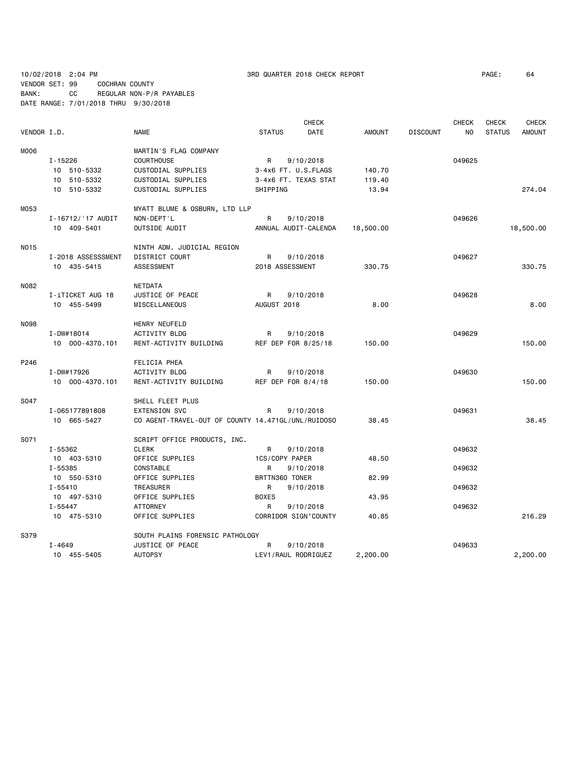10/02/2018 2:04 PM 3RD QUARTER 2018 CHECK REPORT

VENDOR SET: 99 COCHRAN COUNTY
BANK: CC REGULAR NON-P/R PAYABLES
DATE RANGE: 7/01/2018 THRU 9/30/2018

| VENDOR I.D. | NAME | STATUS | CHECK DATE | AMOUNT | DISCOUNT | CHECK NO | CHECK STATUS | CHECK AMOUNT |
|---|---|---|---|---|---|---|---|---|
| M006 | MARTIN'S FLAG COMPANY | | | | | | | |
| I-15226 | COURTHOUSE | R | 9/10/2018 | | | 049625 | | |
| 10 510-5332 | CUSTODIAL SUPPLIES | 3-4x6 FT. U.S.FLAGS | | 140.70 | | | | |
| 10 510-5332 | CUSTODIAL SUPPLIES | 3-4x6 FT. TEXAS STAT | | 119.40 | | | | |
| 10 510-5332 | CUSTODIAL SUPPLIES | SHIPPING | | 13.94 | | | | 274.04 |
| M053 | MYATT BLUME & OSBURN, LTD LLP | | | | | | | |
| I-16712/'17 AUDIT | NON-DEPT'L | R | 9/10/2018 | | | 049626 | | |
| 10 409-5401 | OUTSIDE AUDIT | ANNUAL AUDIT-CALENDA | | 18,500.00 | | | | 18,500.00 |
| N015 | NINTH ADM. JUDICIAL REGION | | | | | | | |
| I-2018 ASSESSSMENT | DISTRICT COURT | R | 9/10/2018 | | | 049627 | | |
| 10 435-5415 | ASSESSMENT | 2018 ASSESSMENT | | 330.75 | | | | 330.75 |
| N082 | NETDATA | | | | | | | |
| I-iTICKET AUG 18 | JUSTICE OF PEACE | R | 9/10/2018 | | | 049628 | | |
| 10 455-5499 | MISCELLANEOUS | AUGUST 2018 | | 8.00 | | | | 8.00 |
| N098 | HENRY NEUFELD | | | | | | | |
| I-DW#18014 | ACTIVITY BLDG | R | 9/10/2018 | | | 049629 | | |
| 10 000-4370.101 | RENT-ACTIVITY BUILDING | REF DEP FOR 8/25/18 | | 150.00 | | | | 150.00 |
| P246 | FELICIA PHEA | | | | | | | |
| I-DW#17926 | ACTIVITY BLDG | R | 9/10/2018 | | | 049630 | | |
| 10 000-4370.101 | RENT-ACTIVITY BUILDING | REF DEP FOR 8/4/18 | | 150.00 | | | | 150.00 |
| S047 | SHELL FLEET PLUS | | | | | | | |
| I-065177891808 | EXTENSION SVC | R | 9/10/2018 | | | 049631 | | |
| 10 665-5427 | CO AGENT-TRAVEL-OUT OF COUNTY 14.471GL/UNL/RUIDOSO | | | 38.45 | | | | 38.45 |
| S071 | SCRIPT OFFICE PRODUCTS, INC. | | | | | | | |
| I-55362 | CLERK | R | 9/10/2018 | | | 049632 | | |
| 10 403-5310 | OFFICE SUPPLIES | 1CS/COPY PAPER | | 48.50 | | | | |
| I-55385 | CONSTABLE | R | 9/10/2018 | | | 049632 | | |
| 10 550-5310 | OFFICE SUPPLIES | BRTTN360 TONER | | 82.99 | | | | |
| I-55410 | TREASURER | R | 9/10/2018 | | | 049632 | | |
| 10 497-5310 | OFFICE SUPPLIES | BOXES | | 43.95 | | | | |
| I-55447 | ATTORNEY | R | 9/10/2018 | | | 049632 | | |
| 10 475-5310 | OFFICE SUPPLIES | CORRIDOR SIGN"COUNTY | | 40.85 | | | | 216.29 |
| S379 | SOUTH PLAINS FORENSIC PATHOLOGY | | | | | | | |
| I-4649 | JUSTICE OF PEACE | R | 9/10/2018 | | | 049633 | | |
| 10 455-5405 | AUTOPSY | LEV1/RAUL RODRIGUEZ | | 2,200.00 | | | | 2,200.00 |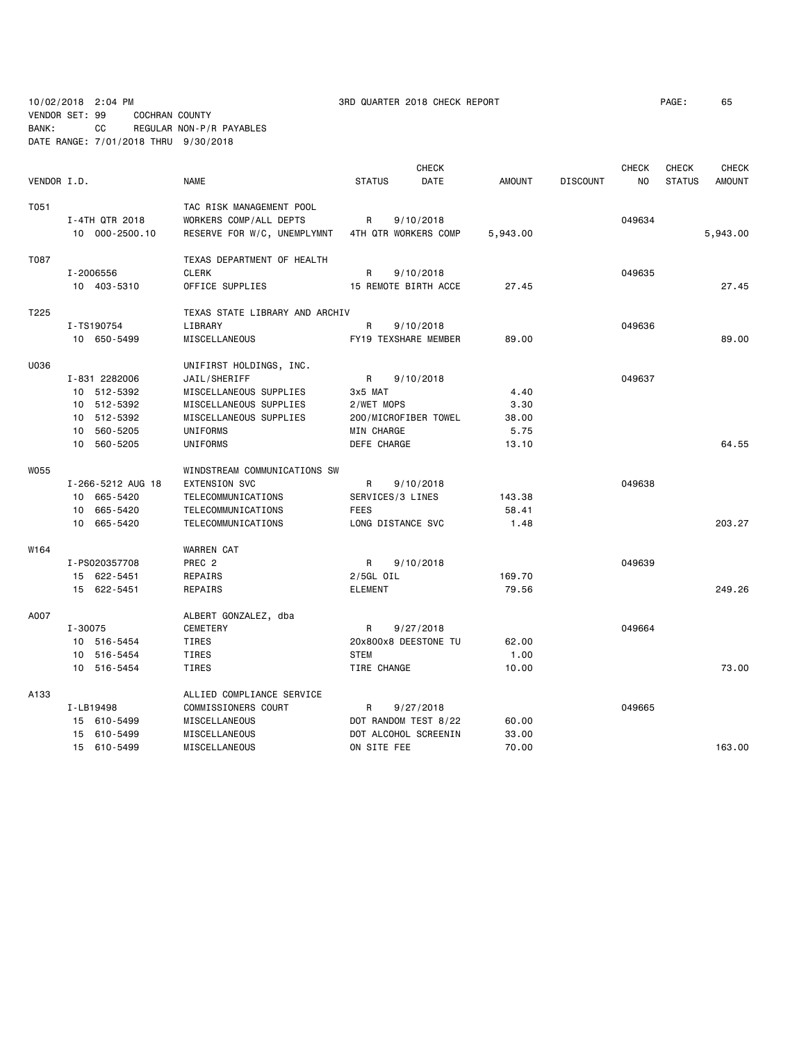10/02/2018 2:04 PM
3RD QUARTER 2018 CHECK REPORT
VENDOR SET: 99 COCHRAN COUNTY
BANK: CC REGULAR NON-P/R PAYABLES
DATE RANGE: 7/01/2018 THRU 9/30/2018

| VENDOR I.D. | NAME | STATUS | CHECK DATE | AMOUNT | DISCOUNT | CHECK NO | CHECK STATUS | CHECK AMOUNT |
|---|---|---|---|---|---|---|---|---|
| T051 | TAC RISK MANAGEMENT POOL | | | | | | | |
| I-4TH QTR 2018 | WORKERS COMP/ALL DEPTS | R | 9/10/2018 | | | 049634 | | |
| 10 000-2500.10 | RESERVE FOR W/C, UNEMPLYMNT | 4TH QTR WORKERS COMP | | 5,943.00 | | | | 5,943.00 |
| T087 | TEXAS DEPARTMENT OF HEALTH | | | | | | | |
| I-2006556 | CLERK | R | 9/10/2018 | | | 049635 | | |
| 10 403-5310 | OFFICE SUPPLIES | 15 REMOTE BIRTH ACCE | | 27.45 | | | | 27.45 |
| T225 | TEXAS STATE LIBRARY AND ARCHIV | | | | | | | |
| I-TS190754 | LIBRARY | R | 9/10/2018 | | | 049636 | | |
| 10 650-5499 | MISCELLANEOUS | FY19 TEXSHARE MEMBER | | 89.00 | | | | 89.00 |
| U036 | UNIFIRST HOLDINGS, INC. | | | | | | | |
| I-831 2282006 | JAIL/SHERIFF | R | 9/10/2018 | | | 049637 | | |
| 10 512-5392 | MISCELLANEOUS SUPPLIES | 3x5 MAT | | 4.40 | | | | |
| 10 512-5392 | MISCELLANEOUS SUPPLIES | 2/WET MOPS | | 3.30 | | | | |
| 10 512-5392 | MISCELLANEOUS SUPPLIES | 200/MICROFIBER TOWEL | | 38.00 | | | | |
| 10 560-5205 | UNIFORMS | MIN CHARGE | | 5.75 | | | | |
| 10 560-5205 | UNIFORMS | DEFE CHARGE | | 13.10 | | | | 64.55 |
| W055 | WINDSTREAM COMMUNICATIONS SW | | | | | | | |
| I-266-5212 AUG 18 | EXTENSION SVC | R | 9/10/2018 | | | 049638 | | |
| 10 665-5420 | TELECOMMUNICATIONS | SERVICES/3 LINES | | 143.38 | | | | |
| 10 665-5420 | TELECOMMUNICATIONS | FEES | | 58.41 | | | | |
| 10 665-5420 | TELECOMMUNICATIONS | LONG DISTANCE SVC | | 1.48 | | | | 203.27 |
| W164 | WARREN CAT | | | | | | | |
| I-PS020357708 | PREC 2 | R | 9/10/2018 | | | 049639 | | |
| 15 622-5451 | REPAIRS | 2/5GL OIL | | 169.70 | | | | |
| 15 622-5451 | REPAIRS | ELEMENT | | 79.56 | | | | 249.26 |
| A007 | ALBERT GONZALEZ, dba | | | | | | | |
| I-30075 | CEMETERY | R | 9/27/2018 | | | 049664 | | |
| 10 516-5454 | TIRES | 20x800x8 DEESTONE TU | | 62.00 | | | | |
| 10 516-5454 | TIRES | STEM | | 1.00 | | | | |
| 10 516-5454 | TIRES | TIRE CHANGE | | 10.00 | | | | 73.00 |
| A133 | ALLIED COMPLIANCE SERVICE | | | | | | | |
| I-LB19498 | COMMISSIONERS COURT | R | 9/27/2018 | | | 049665 | | |
| 15 610-5499 | MISCELLANEOUS | DOT RANDOM TEST 8/22 | | 60.00 | | | | |
| 15 610-5499 | MISCELLANEOUS | DOT ALCOHOL SCREENIN | | 33.00 | | | | |
| 15 610-5499 | MISCELLANEOUS | ON SITE FEE | | 70.00 | | | | 163.00 |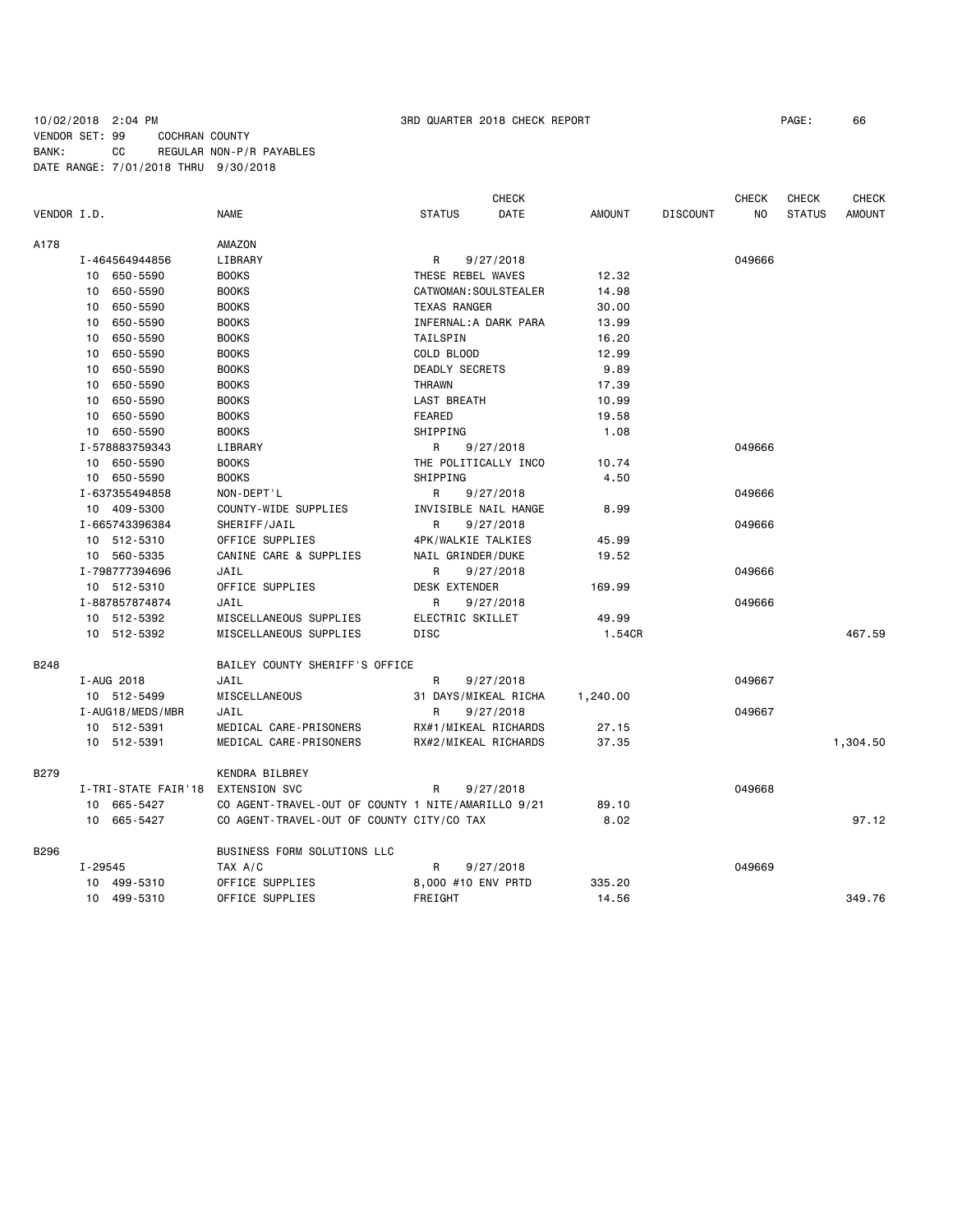10/02/2018 2:04 PM 3RD QUARTER 2018 CHECK REPORT
VENDOR SET: 99 COCHRAN COUNTY
BANK: CC REGULAR NON-P/R PAYABLES
DATE RANGE: 7/01/2018 THRU 9/30/2018

| VENDOR I.D. | NAME | STATUS | CHECK DATE | AMOUNT | DISCOUNT | CHECK NO | CHECK STATUS | CHECK AMOUNT |
|---|---|---|---|---|---|---|---|---|
| A178 | AMAZON | | | | | | | |
| I-464564944856 | LIBRARY | R | 9/27/2018 | | | 049666 | | |
| 10 650-5590 | BOOKS | THESE REBEL WAVES | | 12.32 | | | | |
| 10 650-5590 | BOOKS | CATWOMAN:SOULSTEALER | | 14.98 | | | | |
| 10 650-5590 | BOOKS | TEXAS RANGER | | 30.00 | | | | |
| 10 650-5590 | BOOKS | INFERNAL:A DARK PARA | | 13.99 | | | | |
| 10 650-5590 | BOOKS | TAILSPIN | | 16.20 | | | | |
| 10 650-5590 | BOOKS | COLD BLOOD | | 12.99 | | | | |
| 10 650-5590 | BOOKS | DEADLY SECRETS | | 9.89 | | | | |
| 10 650-5590 | BOOKS | THRAWN | | 17.39 | | | | |
| 10 650-5590 | BOOKS | LAST BREATH | | 10.99 | | | | |
| 10 650-5590 | BOOKS | FEARED | | 19.58 | | | | |
| 10 650-5590 | BOOKS | SHIPPING | | 1.08 | | | | |
| I-578883759343 | LIBRARY | R | 9/27/2018 | | | 049666 | | |
| 10 650-5590 | BOOKS | THE POLITICALLY INCO | | 10.74 | | | | |
| 10 650-5590 | BOOKS | SHIPPING | | 4.50 | | | | |
| I-637355494858 | NON-DEPT'L | R | 9/27/2018 | | | 049666 | | |
| 10 409-5300 | COUNTY-WIDE SUPPLIES | INVISIBLE NAIL HANGE | | 8.99 | | | | |
| I-665743396384 | SHERIFF/JAIL | R | 9/27/2018 | | | 049666 | | |
| 10 512-5310 | OFFICE SUPPLIES | 4PK/WALKIE TALKIES | | 45.99 | | | | |
| 10 560-5335 | CANINE CARE & SUPPLIES | NAIL GRINDER/DUKE | | 19.52 | | | | |
| I-798777394696 | JAIL | R | 9/27/2018 | | | 049666 | | |
| 10 512-5310 | OFFICE SUPPLIES | DESK EXTENDER | | 169.99 | | | | |
| I-887857874874 | JAIL | R | 9/27/2018 | | | 049666 | | |
| 10 512-5392 | MISCELLANEOUS SUPPLIES | ELECTRIC SKILLET | | 49.99 | | | | |
| 10 512-5392 | MISCELLANEOUS SUPPLIES | DISC | | 1.54CR | | | | 467.59 |
| B248 | BAILEY COUNTY SHERIFF'S OFFICE | | | | | | | |
| I-AUG 2018 | JAIL | R | 9/27/2018 | | | 049667 | | |
| 10 512-5499 | MISCELLANEOUS | 31 DAYS/MIKEAL RICHA | | 1,240.00 | | | | |
| I-AUG18/MEDS/MBR | JAIL | R | 9/27/2018 | | | 049667 | | |
| 10 512-5391 | MEDICAL CARE-PRISONERS | RX#1/MIKEAL RICHARDS | | 27.15 | | | | |
| 10 512-5391 | MEDICAL CARE-PRISONERS | RX#2/MIKEAL RICHARDS | | 37.35 | | | | 1,304.50 |
| B279 | KENDRA BILBREY | | | | | | | |
| I-TRI-STATE FAIR'18 | EXTENSION SVC | R | 9/27/2018 | | | 049668 | | |
| 10 665-5427 | CO AGENT-TRAVEL-OUT OF COUNTY 1 NITE/AMARILLO 9/21 | | | 89.10 | | | | |
| 10 665-5427 | CO AGENT-TRAVEL-OUT OF COUNTY CITY/CO TAX | | | 8.02 | | | | 97.12 |
| B296 | BUSINESS FORM SOLUTIONS LLC | | | | | | | |
| I-29545 | TAX A/C | R | 9/27/2018 | | | 049669 | | |
| 10 499-5310 | OFFICE SUPPLIES | 8,000 #10 ENV PRTD | | 335.20 | | | | |
| 10 499-5310 | OFFICE SUPPLIES | FREIGHT | | 14.56 | | | | 349.76 |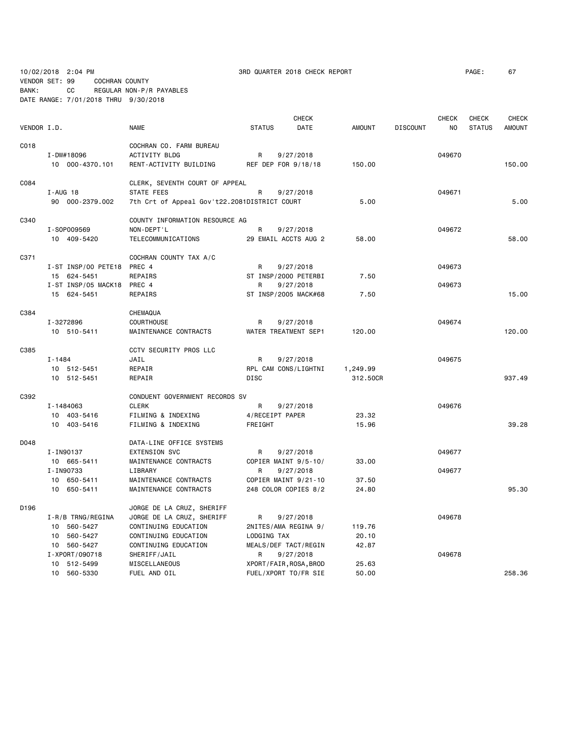10/02/2018 2:04 PM 3RD QUARTER 2018 CHECK REPORT

VENDOR SET: 99 COCHRAN COUNTY
BANK: CC REGULAR NON-P/R PAYABLES
DATE RANGE: 7/01/2018 THRU 9/30/2018

| VENDOR I.D. | NAME | STATUS | CHECK DATE | AMOUNT | DISCOUNT | CHECK NO | CHECK STATUS | CHECK AMOUNT |
|---|---|---|---|---|---|---|---|---|
| C018 | COCHRAN CO. FARM BUREAU | | | | | | | |
| I-DW#18096 | ACTIVITY BLDG | R | 9/27/2018 | | | 049670 | | |
| 10 000-4370.101 | RENT-ACTIVITY BUILDING | REF DEP FOR 9/18/18 | | 150.00 | | | | 150.00 |
| C084 | CLERK, SEVENTH COURT OF APPEAL | | | | | | | |
| I-AUG 18 | STATE FEES | R | 9/27/2018 | | | 049671 | | |
| 90 000-2379.002 | 7th Crt of Appeal Gov't22.2081 | DISTRICT COURT | | 5.00 | | | | 5.00 |
| C340 | COUNTY INFORMATION RESOURCE AG | | | | | | | |
| I-SOP009569 | NON-DEPT'L | R | 9/27/2018 | | | 049672 | | |
| 10 409-5420 | TELECOMMUNICATIONS | 29 EMAIL ACCTS AUG 2 | | 58.00 | | | | 58.00 |
| C371 | COCHRAN COUNTY TAX A/C | | | | | | | |
| I-ST INSP/00 PETE18 | PREC 4 | R | 9/27/2018 | | | 049673 | | |
| 15 624-5451 | REPAIRS | ST INSP/2000 PETERBI | | 7.50 | | | | |
| I-ST INSP/05 MACK18 | PREC 4 | R | 9/27/2018 | | | 049673 | | |
| 15 624-5451 | REPAIRS | ST INSP/2005 MACK#68 | | 7.50 | | | | 15.00 |
| C384 | CHEMAQUA | | | | | | | |
| I-3272896 | COURTHOUSE | R | 9/27/2018 | | | 049674 | | |
| 10 510-5411 | MAINTENANCE CONTRACTS | WATER TREATMENT SEP1 | | 120.00 | | | | 120.00 |
| C385 | CCTV SECURITY PROS LLC | | | | | | | |
| I-1484 | JAIL | R | 9/27/2018 | | | 049675 | | |
| 10 512-5451 | REPAIR | RPL CAM CONS/LIGHTNI | | 1,249.99 | | | | |
| 10 512-5451 | REPAIR | DISC | | 312.50CR | | | | 937.49 |
| C392 | CONDUENT GOVERNMENT RECORDS SV | | | | | | | |
| I-1484063 | CLERK | R | 9/27/2018 | | | 049676 | | |
| 10 403-5416 | FILMING & INDEXING | 4/RECEIPT PAPER | | 23.32 | | | | |
| 10 403-5416 | FILMING & INDEXING | FREIGHT | | 15.96 | | | | 39.28 |
| D048 | DATA-LINE OFFICE SYSTEMS | | | | | | | |
| I-IN90137 | EXTENSION SVC | R | 9/27/2018 | | | 049677 | | |
| 10 665-5411 | MAINTENANCE CONTRACTS | COPIER MAINT 9/5-10/ | | 33.00 | | | | |
| I-IN90733 | LIBRARY | R | 9/27/2018 | | | 049677 | | |
| 10 650-5411 | MAINTENANCE CONTRACTS | COPIER MAINT 9/21-10 | | 37.50 | | | | |
| 10 650-5411 | MAINTENANCE CONTRACTS | 248 COLOR COPIES 8/2 | | 24.80 | | | | 95.30 |
| D196 | JORGE DE LA CRUZ, SHERIFF | | | | | | | |
| I-R/B TRNG/REGINA | JORGE DE LA CRUZ, SHERIFF | R | 9/27/2018 | | | 049678 | | |
| 10 560-5427 | CONTINUING EDUCATION | 2NITES/AMA REGINA 9/ | | 119.76 | | | | |
| 10 560-5427 | CONTINUING EDUCATION | LODGING TAX | | 20.10 | | | | |
| 10 560-5427 | CONTINUING EDUCATION | MEALS/DEF TACT/REGIN | | 42.87 | | | | |
| I-XPORT/090718 | SHERIFF/JAIL | R | 9/27/2018 | | | 049678 | | |
| 10 512-5499 | MISCELLANEOUS | XPORT/FAIR,ROSA,BROD | | 25.63 | | | | |
| 10 560-5330 | FUEL AND OIL | FUEL/XPORT TO/FR SIE | | 50.00 | | | | 258.36 |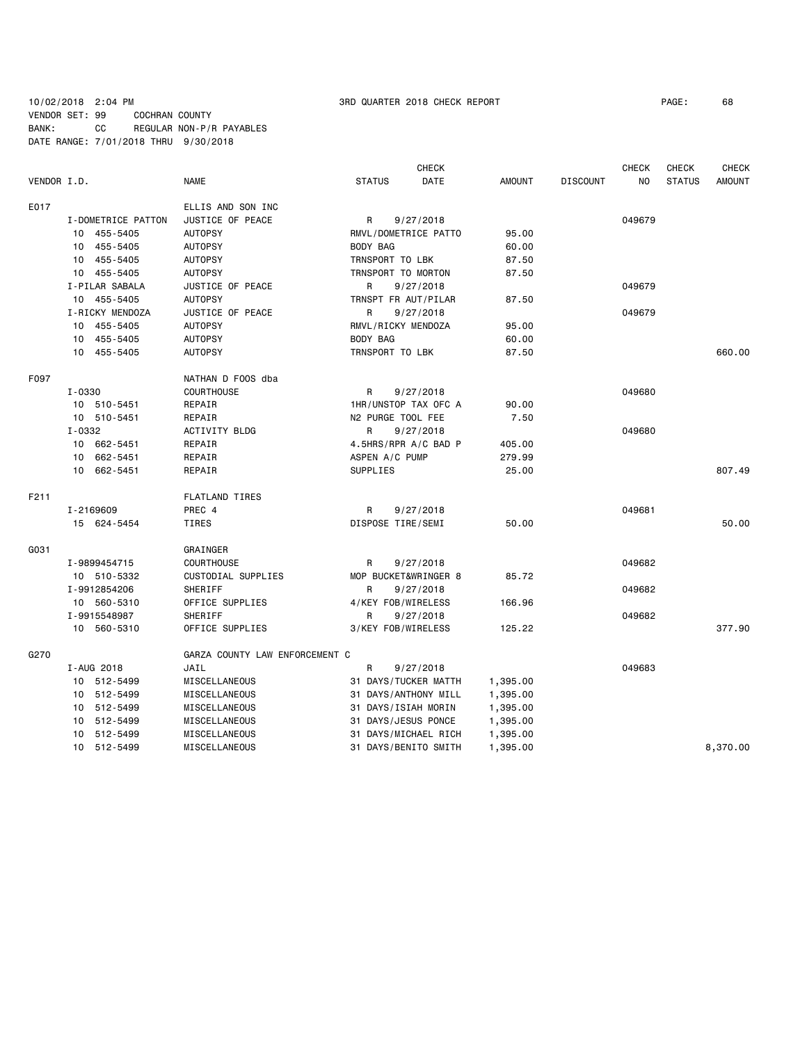10/02/2018 2:04 PM 3RD QUARTER 2018 CHECK REPORT PAGE: 68
VENDOR SET: 99 COCHRAN COUNTY
BANK: CC REGULAR NON-P/R PAYABLES
DATE RANGE: 7/01/2018 THRU 9/30/2018

| VENDOR I.D. | NAME | STATUS | CHECK DATE | AMOUNT | DISCOUNT | CHECK NO | CHECK STATUS | CHECK AMOUNT |
|---|---|---|---|---|---|---|---|---|
| E017 | ELLIS AND SON INC | | | | | | | |
| I-DOMETRICE PATTON | JUSTICE OF PEACE | R | 9/27/2018 | | | 049679 | | |
| 10 455-5405 | AUTOPSY | RMVL/DOMETRICE PATTO | | 95.00 | | | | |
| 10 455-5405 | AUTOPSY | BODY BAG | | 60.00 | | | | |
| 10 455-5405 | AUTOPSY | TRNSPORT TO LBK | | 87.50 | | | | |
| 10 455-5405 | AUTOPSY | TRNSPORT TO MORTON | | 87.50 | | | | |
| I-PILAR SABALA | JUSTICE OF PEACE | R | 9/27/2018 | | | 049679 | | |
| 10 455-5405 | AUTOPSY | TRNSPT FR AUT/PILAR | | 87.50 | | | | |
| I-RICKY MENDOZA | JUSTICE OF PEACE | R | 9/27/2018 | | | 049679 | | |
| 10 455-5405 | AUTOPSY | RMVL/RICKY MENDOZA | | 95.00 | | | | |
| 10 455-5405 | AUTOPSY | BODY BAG | | 60.00 | | | | |
| 10 455-5405 | AUTOPSY | TRNSPORT TO LBK | | 87.50 | | | | 660.00 |
| F097 | NATHAN D FOOS dba | | | | | | | |
| I-0330 | COURTHOUSE | R | 9/27/2018 | | | 049680 | | |
| 10 510-5451 | REPAIR | 1HR/UNSTOP TAX OFC A | | 90.00 | | | | |
| 10 510-5451 | REPAIR | N2 PURGE TOOL FEE | | 7.50 | | | | |
| I-0332 | ACTIVITY BLDG | R | 9/27/2018 | | | 049680 | | |
| 10 662-5451 | REPAIR | 4.5HRS/RPR A/C BAD P | | 405.00 | | | | |
| 10 662-5451 | REPAIR | ASPEN A/C PUMP | | 279.99 | | | | |
| 10 662-5451 | REPAIR | SUPPLIES | | 25.00 | | | | 807.49 |
| F211 | FLATLAND TIRES | | | | | | | |
| I-2169609 | PREC 4 | R | 9/27/2018 | | | 049681 | | |
| 15 624-5454 | TIRES | DISPOSE TIRE/SEMI | | 50.00 | | | | 50.00 |
| G031 | GRAINGER | | | | | | | |
| I-9899454715 | COURTHOUSE | R | 9/27/2018 | | | 049682 | | |
| 10 510-5332 | CUSTODIAL SUPPLIES | MOP BUCKET&WRINGER 8 | | 85.72 | | | | |
| I-9912854206 | SHERIFF | R | 9/27/2018 | | | 049682 | | |
| 10 560-5310 | OFFICE SUPPLIES | 4/KEY FOB/WIRELESS | | 166.96 | | | | |
| I-9915548987 | SHERIFF | R | 9/27/2018 | | | 049682 | | |
| 10 560-5310 | OFFICE SUPPLIES | 3/KEY FOB/WIRELESS | | 125.22 | | | | 377.90 |
| G270 | GARZA COUNTY LAW ENFORCEMENT C | | | | | | | |
| I-AUG 2018 | JAIL | R | 9/27/2018 | | | 049683 | | |
| 10 512-5499 | MISCELLANEOUS | 31 DAYS/TUCKER MATTH | | 1,395.00 | | | | |
| 10 512-5499 | MISCELLANEOUS | 31 DAYS/ANTHONY MILL | | 1,395.00 | | | | |
| 10 512-5499 | MISCELLANEOUS | 31 DAYS/ISIAH MORIN | | 1,395.00 | | | | |
| 10 512-5499 | MISCELLANEOUS | 31 DAYS/JESUS PONCE | | 1,395.00 | | | | |
| 10 512-5499 | MISCELLANEOUS | 31 DAYS/MICHAEL RICH | | 1,395.00 | | | | |
| 10 512-5499 | MISCELLANEOUS | 31 DAYS/BENITO SMITH | | 1,395.00 | | | | 8,370.00 |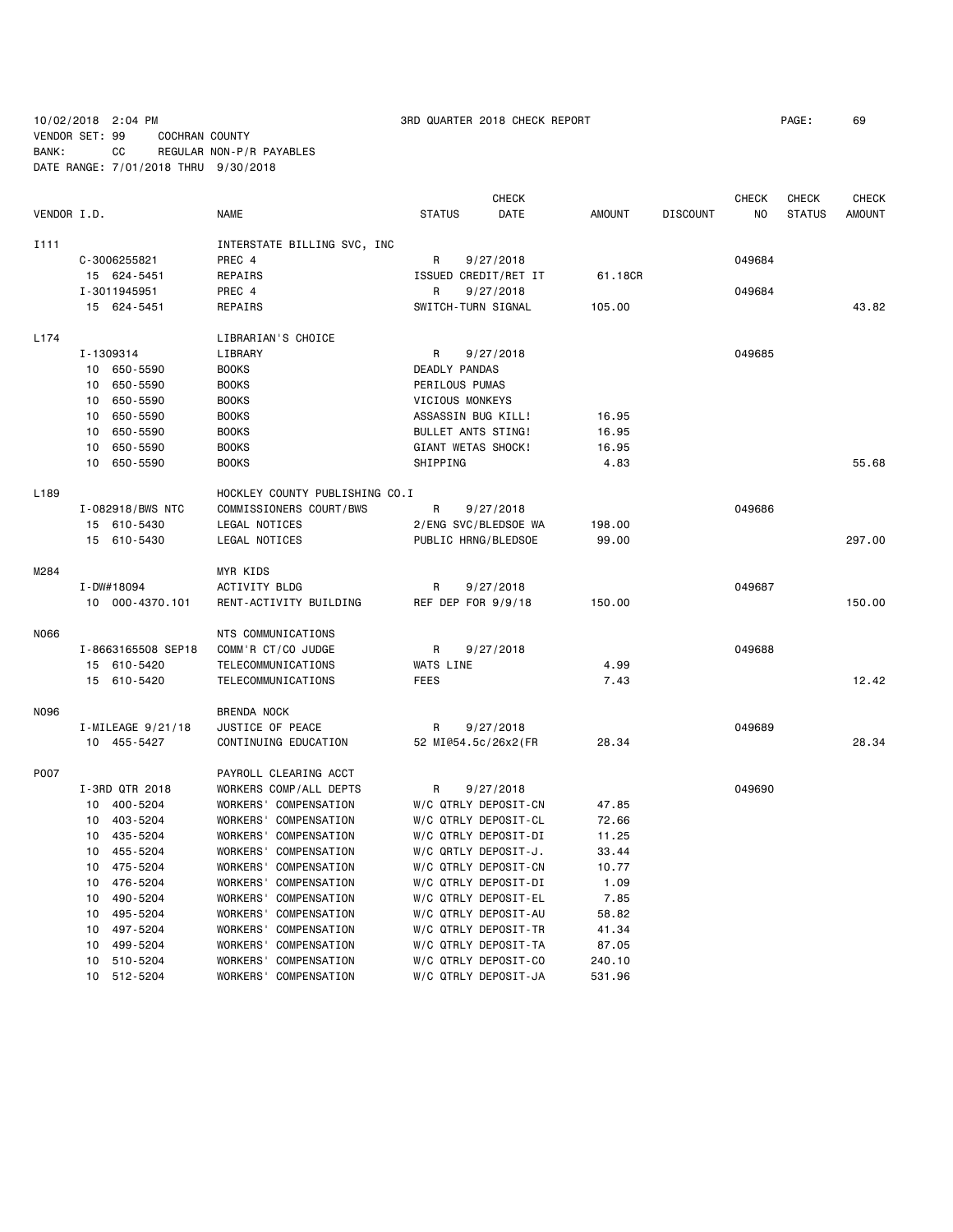10/02/2018 2:04 PM 3RD QUARTER 2018 CHECK REPORT PAGE: 69
VENDOR SET: 99 COCHRAN COUNTY
BANK: CC REGULAR NON-P/R PAYABLES
DATE RANGE: 7/01/2018 THRU 9/30/2018

| VENDOR I.D. | NAME | STATUS | CHECK DATE | AMOUNT | DISCOUNT | CHECK NO | CHECK STATUS | CHECK AMOUNT |
|---|---|---|---|---|---|---|---|---|
| I111 | INTERSTATE BILLING SVC, INC | | | | | | | |
| C-3006255821 | PREC 4 | R | 9/27/2018 | | | 049684 | | |
| 15 624-5451 | REPAIRS | ISSUED CREDIT/RET IT | | 61.18CR | | | | |
| I-3011945951 | PREC 4 | R | 9/27/2018 | | | 049684 | | |
| 15 624-5451 | REPAIRS | SWITCH-TURN SIGNAL | | 105.00 | | | | 43.82 |
| L174 | LIBRARIAN'S CHOICE | | | | | | | |
| I-1309314 | LIBRARY | R | 9/27/2018 | | | 049685 | | |
| 10 650-5590 | BOOKS | DEADLY PANDAS | | | | | | |
| 10 650-5590 | BOOKS | PERILOUS PUMAS | | | | | | |
| 10 650-5590 | BOOKS | VICIOUS MONKEYS | | | | | | |
| 10 650-5590 | BOOKS | ASSASSIN BUG KILL! | | 16.95 | | | | |
| 10 650-5590 | BOOKS | BULLET ANTS STING! | | 16.95 | | | | |
| 10 650-5590 | BOOKS | GIANT WETAS SHOCK! | | 16.95 | | | | |
| 10 650-5590 | BOOKS | SHIPPING | | 4.83 | | | | 55.68 |
| L189 | HOCKLEY COUNTY PUBLISHING CO.I | | | | | | | |
| I-082918/BWS NTC | COMMISSIONERS COURT/BWS | R | 9/27/2018 | | | 049686 | | |
| 15 610-5430 | LEGAL NOTICES | 2/ENG SVC/BLEDSOE WA | | 198.00 | | | | |
| 15 610-5430 | LEGAL NOTICES | PUBLIC HRNG/BLEDSOE | | 99.00 | | | | 297.00 |
| M284 | MYR KIDS | | | | | | | |
| I-DW#18094 | ACTIVITY BLDG | R | 9/27/2018 | | | 049687 | | |
| 10 000-4370.101 | RENT-ACTIVITY BUILDING | REF DEP FOR 9/9/18 | | 150.00 | | | | 150.00 |
| N066 | NTS COMMUNICATIONS | | | | | | | |
| I-8663165508 SEP18 | COMM'R CT/CO JUDGE | R | 9/27/2018 | | | 049688 | | |
| 15 610-5420 | TELECOMMUNICATIONS | WATS LINE | | 4.99 | | | | |
| 15 610-5420 | TELECOMMUNICATIONS | FEES | | 7.43 | | | | 12.42 |
| N096 | BRENDA NOCK | | | | | | | |
| I-MILEAGE 9/21/18 | JUSTICE OF PEACE | R | 9/27/2018 | | | 049689 | | |
| 10 455-5427 | CONTINUING EDUCATION | 52 MI@54.5c/26x2(FR | | 28.34 | | | | 28.34 |
| P007 | PAYROLL CLEARING ACCT | | | | | | | |
| I-3RD QTR 2018 | WORKERS COMP/ALL DEPTS | R | 9/27/2018 | | | 049690 | | |
| 10 400-5204 | WORKERS' COMPENSATION | W/C QTRLY DEPOSIT-CN | | 47.85 | | | | |
| 10 403-5204 | WORKERS' COMPENSATION | W/C QTRLY DEPOSIT-CL | | 72.66 | | | | |
| 10 435-5204 | WORKERS' COMPENSATION | W/C QTRLY DEPOSIT-DI | | 11.25 | | | | |
| 10 455-5204 | WORKERS' COMPENSATION | W/C QRTLY DEPOSIT-J. | | 33.44 | | | | |
| 10 475-5204 | WORKERS' COMPENSATION | W/C QTRLY DEPOSIT-CN | | 10.77 | | | | |
| 10 476-5204 | WORKERS' COMPENSATION | W/C QTRLY DEPOSIT-DI | | 1.09 | | | | |
| 10 490-5204 | WORKERS' COMPENSATION | W/C QTRLY DEPOSIT-EL | | 7.85 | | | | |
| 10 495-5204 | WORKERS' COMPENSATION | W/C QTRLY DEPOSIT-AU | | 58.82 | | | | |
| 10 497-5204 | WORKERS' COMPENSATION | W/C QTRLY DEPOSIT-TR | | 41.34 | | | | |
| 10 499-5204 | WORKERS' COMPENSATION | W/C QTRLY DEPOSIT-TA | | 87.05 | | | | |
| 10 510-5204 | WORKERS' COMPENSATION | W/C QTRLY DEPOSIT-CO | | 240.10 | | | | |
| 10 512-5204 | WORKERS' COMPENSATION | W/C QTRLY DEPOSIT-JA | | 531.96 | | | | |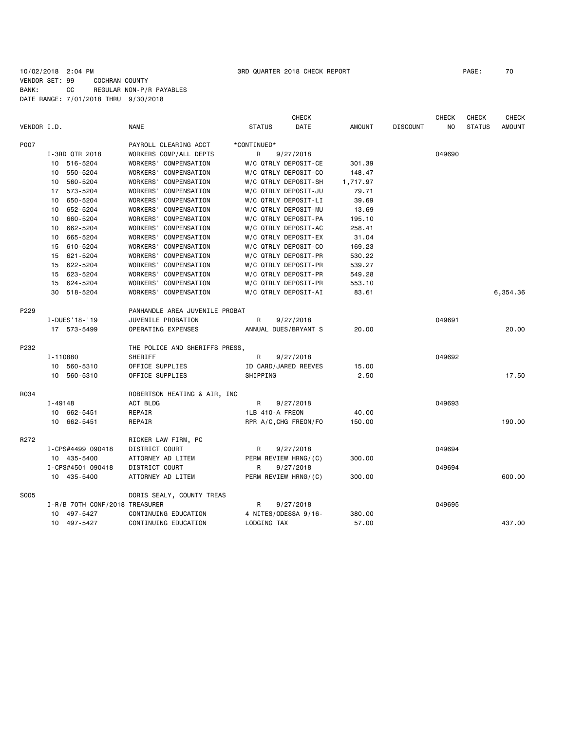10/02/2018 2:04 PM 3RD QUARTER 2018 CHECK REPORT PAGE: 70
VENDOR SET: 99 COCHRAN COUNTY
BANK: CC REGULAR NON-P/R PAYABLES
DATE RANGE: 7/01/2018 THRU 9/30/2018

| VENDOR I.D. | NAME | STATUS | CHECK DATE | AMOUNT | DISCOUNT | CHECK NO | CHECK STATUS | CHECK AMOUNT |
|---|---|---|---|---|---|---|---|---|
| P007 | PAYROLL CLEARING ACCT | *CONTINUED* | | | | | | |
| I-3RD QTR 2018 | WORKERS COMP/ALL DEPTS | R | 9/27/2018 | | | 049690 | | |
| 10 516-5204 | WORKERS' COMPENSATION | W/C QTRLY DEPOSIT-CE | | 301.39 | | | | |
| 10 550-5204 | WORKERS' COMPENSATION | W/C QTRLY DEPOSIT-CO | | 148.47 | | | | |
| 10 560-5204 | WORKERS' COMPENSATION | W/C QTRLY DEPOSIT-SH | | 1,717.97 | | | | |
| 17 573-5204 | WORKERS' COMPENSATION | W/C QTRLY DEPOSIT-JU | | 79.71 | | | | |
| 10 650-5204 | WORKERS' COMPENSATION | W/C QTRLY DEPOSIT-LI | | 39.69 | | | | |
| 10 652-5204 | WORKERS' COMPENSATION | W/C QTRLY DEPOSIT-MU | | 13.69 | | | | |
| 10 660-5204 | WORKERS' COMPENSATION | W/C QTRLY DEPOSIT-PA | | 195.10 | | | | |
| 10 662-5204 | WORKERS' COMPENSATION | W/C QTRLY DEPOSIT-AC | | 258.41 | | | | |
| 10 665-5204 | WORKERS' COMPENSATION | W/C QTRLY DEPOSIT-EX | | 31.04 | | | | |
| 15 610-5204 | WORKERS' COMPENSATION | W/C QTRLY DEPOSIT-CO | | 169.23 | | | | |
| 15 621-5204 | WORKERS' COMPENSATION | W/C QTRLY DEPOSIT-PR | | 530.22 | | | | |
| 15 622-5204 | WORKERS' COMPENSATION | W/C QTRLY DEPOSIT-PR | | 539.27 | | | | |
| 15 623-5204 | WORKERS' COMPENSATION | W/C QTRLY DEPOSIT-PR | | 549.28 | | | | |
| 15 624-5204 | WORKERS' COMPENSATION | W/C QTRLY DEPOSIT-PR | | 553.10 | | | | |
| 30 518-5204 | WORKERS' COMPENSATION | W/C QTRLY DEPOSIT-AI | | 83.61 | | | | 6,354.36 |
| P229 | PANHANDLE AREA JUVENILE PROBAT | | | | | | | |
| I-DUES'18-'19 | JUVENILE PROBATION | R | 9/27/2018 | | | 049691 | | |
| 17 573-5499 | OPERATING EXPENSES | ANNUAL DUES/BRYANT S | | 20.00 | | | | 20.00 |
| P232 | THE POLICE AND SHERIFFS PRESS, | | | | | | | |
| I-110880 | SHERIFF | R | 9/27/2018 | | | 049692 | | |
| 10 560-5310 | OFFICE SUPPLIES | ID CARD/JARED REEVES | | 15.00 | | | | |
| 10 560-5310 | OFFICE SUPPLIES | SHIPPING | | 2.50 | | | | 17.50 |
| R034 | ROBERTSON HEATING & AIR, INC | | | | | | | |
| I-49148 | ACT BLDG | R | 9/27/2018 | | | 049693 | | |
| 10 662-5451 | REPAIR | 1LB 410-A FREON | | 40.00 | | | | |
| 10 662-5451 | REPAIR | RPR A/C,CHG FREON/FO | | 150.00 | | | | 190.00 |
| R272 | RICKER LAW FIRM, PC | | | | | | | |
| I-CPS#4499 090418 | DISTRICT COURT | R | 9/27/2018 | | | 049694 | | |
| 10 435-5400 | ATTORNEY AD LITEM | PERM REVIEW HRNG/(C) | | 300.00 | | | | |
| I-CPS#4501 090418 | DISTRICT COURT | R | 9/27/2018 | | | 049694 | | |
| 10 435-5400 | ATTORNEY AD LITEM | PERM REVIEW HRNG/(C) | | 300.00 | | | | 600.00 |
| S005 | DORIS SEALY, COUNTY TREAS | | | | | | | |
| I-R/B 70TH CONF/2018 | TREASURER | R | 9/27/2018 | | | 049695 | | |
| 10 497-5427 | CONTINUING EDUCATION | 4 NITES/ODESSA 9/16- | | 380.00 | | | | |
| 10 497-5427 | CONTINUING EDUCATION | LODGING TAX | | 57.00 | | | | 437.00 |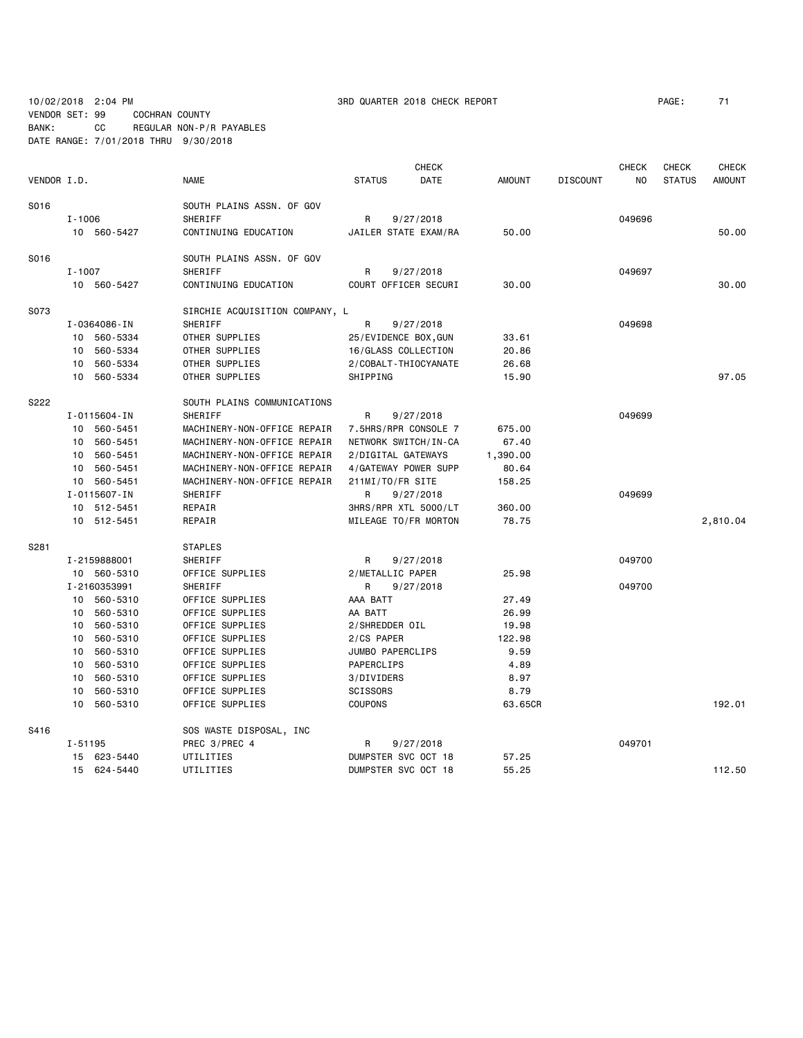10/02/2018 2:04 PM    3RD QUARTER 2018 CHECK REPORT

VENDOR SET: 99    COCHRAN COUNTY
BANK: CC    REGULAR NON-P/R PAYABLES
DATE RANGE: 7/01/2018 THRU 9/30/2018

| VENDOR I.D. | NAME | STATUS | CHECK DATE | AMOUNT | DISCOUNT | CHECK NO | CHECK STATUS | CHECK AMOUNT |
|---|---|---|---|---|---|---|---|---|
| S016 | SOUTH PLAINS ASSN. OF GOV | | | | | | | |
| I-1006 | SHERIFF | R | 9/27/2018 | | | 049696 | | |
| 10 560-5427 | CONTINUING EDUCATION | JAILER STATE EXAM/RA | | 50.00 | | | | 50.00 |
| S016 | SOUTH PLAINS ASSN. OF GOV | | | | | | | |
| I-1007 | SHERIFF | R | 9/27/2018 | | | 049697 | | |
| 10 560-5427 | CONTINUING EDUCATION | COURT OFFICER SECURI | | 30.00 | | | | 30.00 |
| S073 | SIRCHIE ACQUISITION COMPANY, L | | | | | | | |
| I-0364086-IN | SHERIFF | R | 9/27/2018 | | | 049698 | | |
| 10 560-5334 | OTHER SUPPLIES | 25/EVIDENCE BOX,GUN | | 33.61 | | | | |
| 10 560-5334 | OTHER SUPPLIES | 16/GLASS COLLECTION | | 20.86 | | | | |
| 10 560-5334 | OTHER SUPPLIES | 2/COBALT-THIOCYANATE | | 26.68 | | | | |
| 10 560-5334 | OTHER SUPPLIES | SHIPPING | | 15.90 | | | | 97.05 |
| S222 | SOUTH PLAINS COMMUNICATIONS | | | | | | | |
| I-0115604-IN | SHERIFF | R | 9/27/2018 | | | 049699 | | |
| 10 560-5451 | MACHINERY-NON-OFFICE REPAIR | 7.5HRS/RPR CONSOLE 7 | | 675.00 | | | | |
| 10 560-5451 | MACHINERY-NON-OFFICE REPAIR | NETWORK SWITCH/IN-CA | | 67.40 | | | | |
| 10 560-5451 | MACHINERY-NON-OFFICE REPAIR | 2/DIGITAL GATEWAYS | | 1,390.00 | | | | |
| 10 560-5451 | MACHINERY-NON-OFFICE REPAIR | 4/GATEWAY POWER SUPP | | 80.64 | | | | |
| 10 560-5451 | MACHINERY-NON-OFFICE REPAIR | 211MI/TO/FR SITE | | 158.25 | | | | |
| I-0115607-IN | SHERIFF | R | 9/27/2018 | | | 049699 | | |
| 10 512-5451 | REPAIR | 3HRS/RPR XTL 5000/LT | | 360.00 | | | | |
| 10 512-5451 | REPAIR | MILEAGE TO/FR MORTON | | 78.75 | | | | 2,810.04 |
| S281 | STAPLES | | | | | | | |
| I-2159888001 | SHERIFF | R | 9/27/2018 | | | 049700 | | |
| 10 560-5310 | OFFICE SUPPLIES | 2/METALLIC PAPER | | 25.98 | | | | |
| I-2160353991 | SHERIFF | R | 9/27/2018 | | | 049700 | | |
| 10 560-5310 | OFFICE SUPPLIES | AAA BATT | | 27.49 | | | | |
| 10 560-5310 | OFFICE SUPPLIES | AA BATT | | 26.99 | | | | |
| 10 560-5310 | OFFICE SUPPLIES | 2/SHREDDER OIL | | 19.98 | | | | |
| 10 560-5310 | OFFICE SUPPLIES | 2/CS PAPER | | 122.98 | | | | |
| 10 560-5310 | OFFICE SUPPLIES | JUMBO PAPERCLIPS | | 9.59 | | | | |
| 10 560-5310 | OFFICE SUPPLIES | PAPERCLIPS | | 4.89 | | | | |
| 10 560-5310 | OFFICE SUPPLIES | 3/DIVIDERS | | 8.97 | | | | |
| 10 560-5310 | OFFICE SUPPLIES | SCISSORS | | 8.79 | | | | |
| 10 560-5310 | OFFICE SUPPLIES | COUPONS | | 63.65CR | | | | 192.01 |
| S416 | SOS WASTE DISPOSAL, INC | | | | | | | |
| I-51195 | PREC 3/PREC 4 | R | 9/27/2018 | | | 049701 | | |
| 15 623-5440 | UTILITIES | DUMPSTER SVC OCT 18 | | 57.25 | | | | |
| 15 624-5440 | UTILITIES | DUMPSTER SVC OCT 18 | | 55.25 | | | | 112.50 |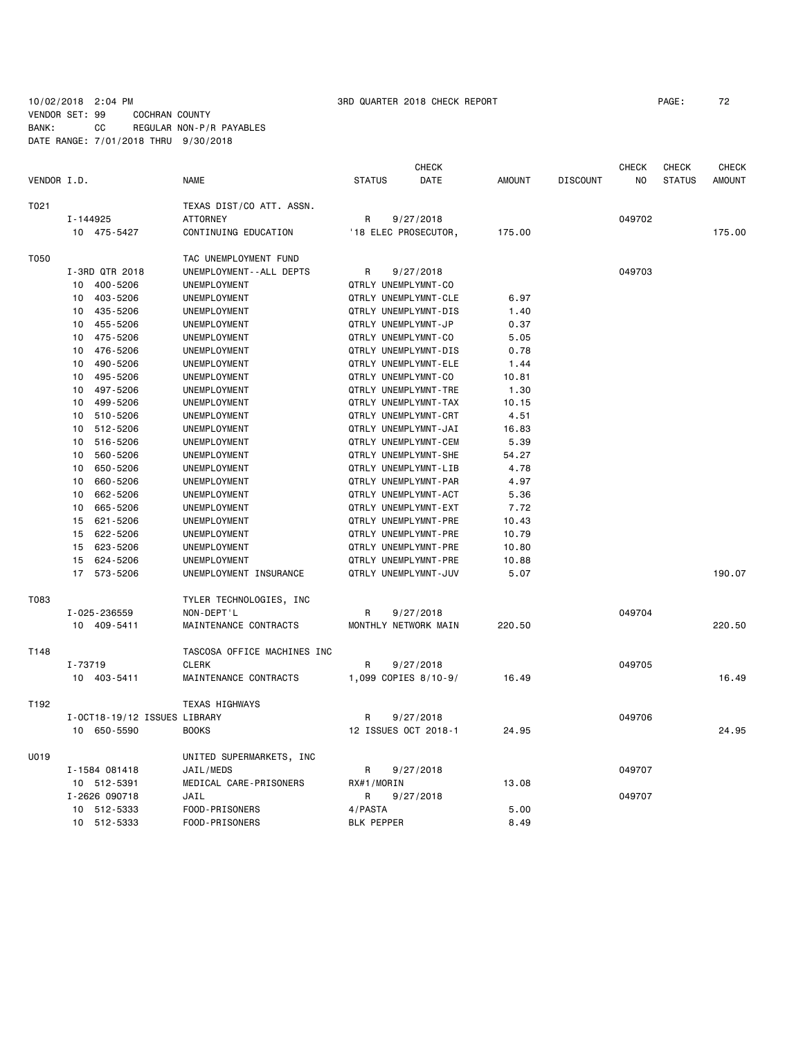10/02/2018 2:04 PM 3RD QUARTER 2018 CHECK REPORT PAGE: 72
VENDOR SET: 99 COCHRAN COUNTY
BANK: CC REGULAR NON-P/R PAYABLES
DATE RANGE: 7/01/2018 THRU 9/30/2018

| VENDOR I.D. | NAME | STATUS | CHECK DATE | AMOUNT | DISCOUNT | CHECK NO | CHECK STATUS | CHECK AMOUNT |
|---|---|---|---|---|---|---|---|---|
| T021 | TEXAS DIST/CO ATT. ASSN. | | | | | | | |
| I-144925 | ATTORNEY | R | 9/27/2018 | | | 049702 | | |
| 10 475-5427 | CONTINUING EDUCATION | '18 ELEC PROSECUTOR, | | 175.00 | | | | 175.00 |
| T050 | TAC UNEMPLOYMENT FUND | | | | | | | |
| I-3RD QTR 2018 | UNEMPLOYMENT--ALL DEPTS | R | 9/27/2018 | | | 049703 | | |
| 10 400-5206 | UNEMPLOYMENT | QTRLY UNEMPLYMNT-CO | | | | | | |
| 10 403-5206 | UNEMPLOYMENT | QTRLY UNEMPLYMNT-CLE | | 6.97 | | | | |
| 10 435-5206 | UNEMPLOYMENT | QTRLY UNEMPLYMNT-DIS | | 1.40 | | | | |
| 10 455-5206 | UNEMPLOYMENT | QTRLY UNEMPLYMNT-JP | | 0.37 | | | | |
| 10 475-5206 | UNEMPLOYMENT | QTRLY UNEMPLYMNT-CO | | 5.05 | | | | |
| 10 476-5206 | UNEMPLOYMENT | QTRLY UNEMPLYMNT-DIS | | 0.78 | | | | |
| 10 490-5206 | UNEMPLOYMENT | QTRLY UNEMPLYMNT-ELE | | 1.44 | | | | |
| 10 495-5206 | UNEMPLOYMENT | QTRLY UNEMPLYMNT-CO | | 10.81 | | | | |
| 10 497-5206 | UNEMPLOYMENT | QTRLY UNEMPLYMNT-TRE | | 1.30 | | | | |
| 10 499-5206 | UNEMPLOYMENT | QTRLY UNEMPLYMNT-TAX | | 10.15 | | | | |
| 10 510-5206 | UNEMPLOYMENT | QTRLY UNEMPLYMNT-CRT | | 4.51 | | | | |
| 10 512-5206 | UNEMPLOYMENT | QTRLY UNEMPLYMNT-JAI | | 16.83 | | | | |
| 10 516-5206 | UNEMPLOYMENT | QTRLY UNEMPLYMNT-CEM | | 5.39 | | | | |
| 10 560-5206 | UNEMPLOYMENT | QTRLY UNEMPLYMNT-SHE | | 54.27 | | | | |
| 10 650-5206 | UNEMPLOYMENT | QTRLY UNEMPLYMNT-LIB | | 4.78 | | | | |
| 10 660-5206 | UNEMPLOYMENT | QTRLY UNEMPLYMNT-PAR | | 4.97 | | | | |
| 10 662-5206 | UNEMPLOYMENT | QTRLY UNEMPLYMNT-ACT | | 5.36 | | | | |
| 10 665-5206 | UNEMPLOYMENT | QTRLY UNEMPLYMNT-EXT | | 7.72 | | | | |
| 15 621-5206 | UNEMPLOYMENT | QTRLY UNEMPLYMNT-PRE | | 10.43 | | | | |
| 15 622-5206 | UNEMPLOYMENT | QTRLY UNEMPLYMNT-PRE | | 10.79 | | | | |
| 15 623-5206 | UNEMPLOYMENT | QTRLY UNEMPLYMNT-PRE | | 10.80 | | | | |
| 15 624-5206 | UNEMPLOYMENT | QTRLY UNEMPLYMNT-PRE | | 10.88 | | | | |
| 17 573-5206 | UNEMPLOYMENT INSURANCE | QTRLY UNEMPLYMNT-JUV | | 5.07 | | | | 190.07 |
| T083 | TYLER TECHNOLOGIES, INC | | | | | | | |
| I-025-236559 | NON-DEPT'L | R | 9/27/2018 | | | 049704 | | |
| 10 409-5411 | MAINTENANCE CONTRACTS | MONTHLY NETWORK MAIN | | 220.50 | | | | 220.50 |
| T148 | TASCOSA OFFICE MACHINES INC | | | | | | | |
| I-73719 | CLERK | R | 9/27/2018 | | | 049705 | | |
| 10 403-5411 | MAINTENANCE CONTRACTS | 1,099 COPIES 8/10-9/ | | 16.49 | | | | 16.49 |
| T192 | TEXAS HIGHWAYS | | | | | | | |
| I-OCT18-19/12 ISSUES | LIBRARY | R | 9/27/2018 | | | 049706 | | |
| 10 650-5590 | BOOKS | 12 ISSUES OCT 2018-1 | | 24.95 | | | | 24.95 |
| U019 | UNITED SUPERMARKETS, INC | | | | | | | |
| I-1584 081418 | JAIL/MEDS | R | 9/27/2018 | | | 049707 | | |
| 10 512-5391 | MEDICAL CARE-PRISONERS | RX#1/MORIN | | 13.08 | | | | |
| I-2626 090718 | JAIL | R | 9/27/2018 | | | 049707 | | |
| 10 512-5333 | FOOD-PRISONERS | 4/PASTA | | 5.00 | | | | |
| 10 512-5333 | FOOD-PRISONERS | BLK PEPPER | | 8.49 | | | | |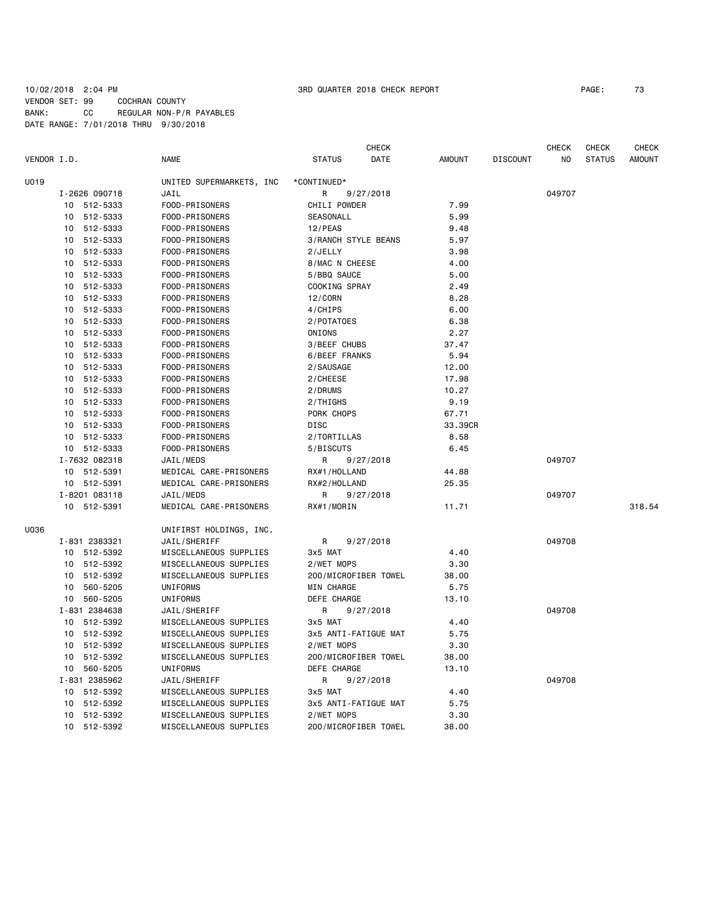10/02/2018 2:04 PM 3RD QUARTER 2018 CHECK REPORT

VENDOR SET: 99 COCHRAN COUNTY
BANK: CC REGULAR NON-P/R PAYABLES
DATE RANGE: 7/01/2018 THRU 9/30/2018

| VENDOR I.D. | NAME | STATUS | CHECK DATE | AMOUNT | DISCOUNT | CHECK NO | CHECK STATUS | CHECK AMOUNT |
|---|---|---|---|---|---|---|---|---|
| U019 | UNITED SUPERMARKETS, INC | *CONTINUED* | | | | | | |
| I-2626 090718 | JAIL | R | 9/27/2018 | | | 049707 | | |
| 10 512-5333 | FOOD-PRISONERS | CHILI POWDER | | 7.99 | | | | |
| 10 512-5333 | FOOD-PRISONERS | SEASONALL | | 5.99 | | | | |
| 10 512-5333 | FOOD-PRISONERS | 12/PEAS | | 9.48 | | | | |
| 10 512-5333 | FOOD-PRISONERS | 3/RANCH STYLE BEANS | | 5.97 | | | | |
| 10 512-5333 | FOOD-PRISONERS | 2/JELLY | | 3.98 | | | | |
| 10 512-5333 | FOOD-PRISONERS | 8/MAC N CHEESE | | 4.00 | | | | |
| 10 512-5333 | FOOD-PRISONERS | 5/BBQ SAUCE | | 5.00 | | | | |
| 10 512-5333 | FOOD-PRISONERS | COOKING SPRAY | | 2.49 | | | | |
| 10 512-5333 | FOOD-PRISONERS | 12/CORN | | 8.28 | | | | |
| 10 512-5333 | FOOD-PRISONERS | 4/CHIPS | | 6.00 | | | | |
| 10 512-5333 | FOOD-PRISONERS | 2/POTATOES | | 6.38 | | | | |
| 10 512-5333 | FOOD-PRISONERS | ONIONS | | 2.27 | | | | |
| 10 512-5333 | FOOD-PRISONERS | 3/BEEF CHUBS | | 37.47 | | | | |
| 10 512-5333 | FOOD-PRISONERS | 6/BEEF FRANKS | | 5.94 | | | | |
| 10 512-5333 | FOOD-PRISONERS | 2/SAUSAGE | | 12.00 | | | | |
| 10 512-5333 | FOOD-PRISONERS | 2/CHEESE | | 17.98 | | | | |
| 10 512-5333 | FOOD-PRISONERS | 2/DRUMS | | 10.27 | | | | |
| 10 512-5333 | FOOD-PRISONERS | 2/THIGHS | | 9.19 | | | | |
| 10 512-5333 | FOOD-PRISONERS | PORK CHOPS | | 67.71 | | | | |
| 10 512-5333 | FOOD-PRISONERS | DISC | | 33.39CR | | | | |
| 10 512-5333 | FOOD-PRISONERS | 2/TORTILLAS | | 8.58 | | | | |
| 10 512-5333 | FOOD-PRISONERS | 5/BISCUTS | | 6.45 | | | | |
| I-7632 082318 | JAIL/MEDS | R | 9/27/2018 | | | 049707 | | |
| 10 512-5391 | MEDICAL CARE-PRISONERS | RX#1/HOLLAND | | 44.88 | | | | |
| 10 512-5391 | MEDICAL CARE-PRISONERS | RX#2/HOLLAND | | 25.35 | | | | |
| I-8201 083118 | JAIL/MEDS | R | 9/27/2018 | | | 049707 | | |
| 10 512-5391 | MEDICAL CARE-PRISONERS | RX#1/MORIN | | 11.71 | | | | 318.54 |
| U036 | UNIFIRST HOLDINGS, INC. | | | | | | | |
| I-831 2383321 | JAIL/SHERIFF | R | 9/27/2018 | | | 049708 | | |
| 10 512-5392 | MISCELLANEOUS SUPPLIES | 3x5 MAT | | 4.40 | | | | |
| 10 512-5392 | MISCELLANEOUS SUPPLIES | 2/WET MOPS | | 3.30 | | | | |
| 10 512-5392 | MISCELLANEOUS SUPPLIES | 200/MICROFIBER TOWEL | | 38.00 | | | | |
| 10 560-5205 | UNIFORMS | MIN CHARGE | | 5.75 | | | | |
| 10 560-5205 | UNIFORMS | DEFE CHARGE | | 13.10 | | | | |
| I-831 2384638 | JAIL/SHERIFF | R | 9/27/2018 | | | 049708 | | |
| 10 512-5392 | MISCELLANEOUS SUPPLIES | 3x5 MAT | | 4.40 | | | | |
| 10 512-5392 | MISCELLANEOUS SUPPLIES | 3x5 ANTI-FATIGUE MAT | | 5.75 | | | | |
| 10 512-5392 | MISCELLANEOUS SUPPLIES | 2/WET MOPS | | 3.30 | | | | |
| 10 512-5392 | MISCELLANEOUS SUPPLIES | 200/MICROFIBER TOWEL | | 38.00 | | | | |
| 10 560-5205 | UNIFORMS | DEFE CHARGE | | 13.10 | | | | |
| I-831 2385962 | JAIL/SHERIFF | R | 9/27/2018 | | | 049708 | | |
| 10 512-5392 | MISCELLANEOUS SUPPLIES | 3x5 MAT | | 4.40 | | | | |
| 10 512-5392 | MISCELLANEOUS SUPPLIES | 3x5 ANTI-FATIGUE MAT | | 5.75 | | | | |
| 10 512-5392 | MISCELLANEOUS SUPPLIES | 2/WET MOPS | | 3.30 | | | | |
| 10 512-5392 | MISCELLANEOUS SUPPLIES | 200/MICROFIBER TOWEL | | 38.00 | | | | |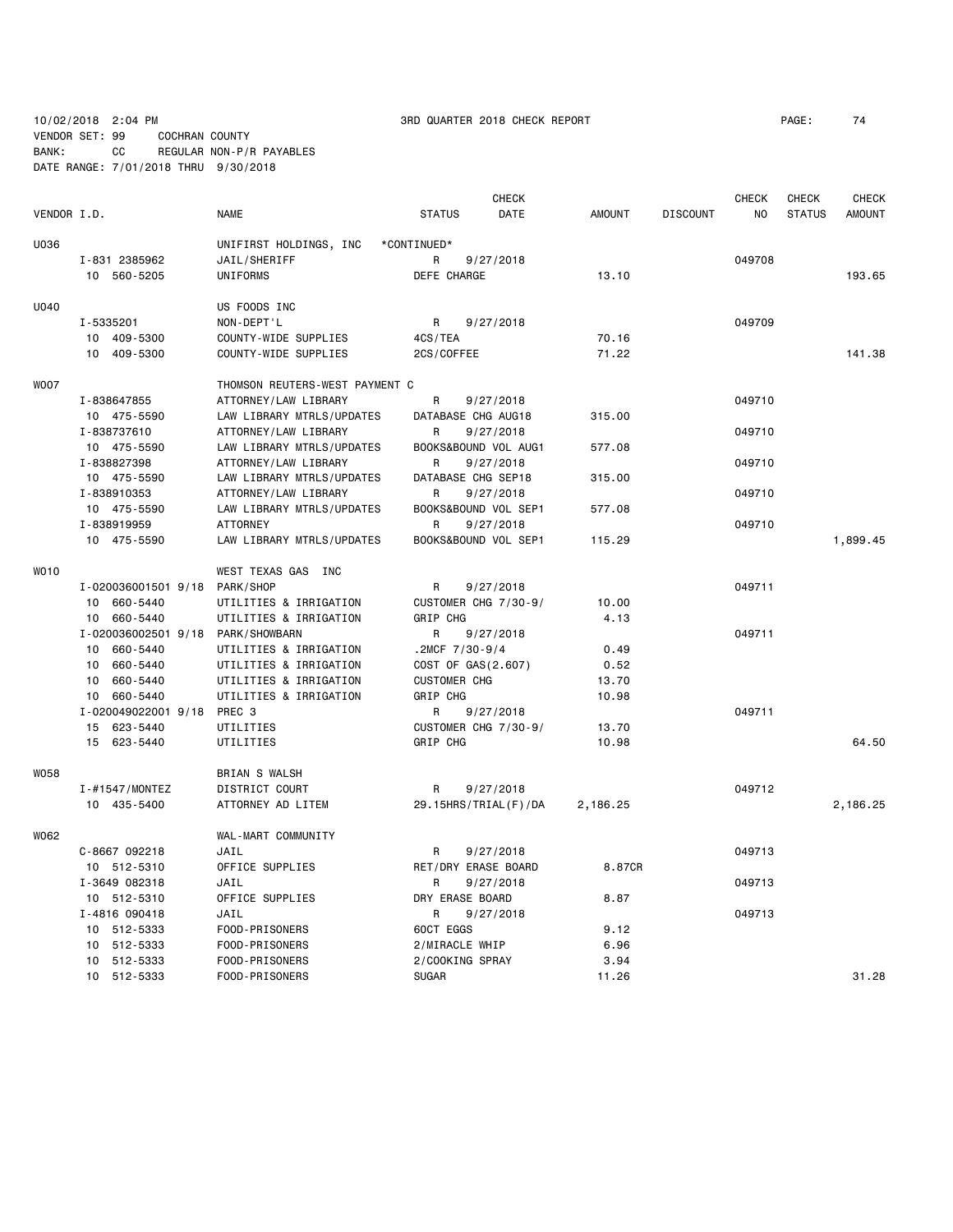10/02/2018 2:04 PM 3RD QUARTER 2018 CHECK REPORT PAGE: 74
VENDOR SET: 99 COCHRAN COUNTY
BANK: CC REGULAR NON-P/R PAYABLES
DATE RANGE: 7/01/2018 THRU 9/30/2018

| VENDOR I.D. | NAME | STATUS | CHECK DATE | AMOUNT | DISCOUNT | CHECK NO | CHECK STATUS | CHECK AMOUNT |
|---|---|---|---|---|---|---|---|---|
| U036 | UNIFIRST HOLDINGS, INC | *CONTINUED* | | | | | | |
| I-831 2385962 | JAIL/SHERIFF | R | 9/27/2018 | | | 049708 | | |
| 10 560-5205 | UNIFORMS | DEFE CHARGE | | 13.10 | | | | 193.65 |
| U040 | US FOODS INC | | | | | | | |
| I-5335201 | NON-DEPT'L | R | 9/27/2018 | | | 049709 | | |
| 10 409-5300 | COUNTY-WIDE SUPPLIES | 4CS/TEA | | 70.16 | | | | |
| 10 409-5300 | COUNTY-WIDE SUPPLIES | 2CS/COFFEE | | 71.22 | | | | 141.38 |
| W007 | THOMSON REUTERS-WEST PAYMENT C | | | | | | | |
| I-838647855 | ATTORNEY/LAW LIBRARY | R | 9/27/2018 | | | 049710 | | |
| 10 475-5590 | LAW LIBRARY MTRLS/UPDATES | DATABASE CHG AUG18 | | 315.00 | | | | |
| I-838737610 | ATTORNEY/LAW LIBRARY | R | 9/27/2018 | | | 049710 | | |
| 10 475-5590 | LAW LIBRARY MTRLS/UPDATES | BOOKS&BOUND VOL AUG1 | | 577.08 | | | | |
| I-838827398 | ATTORNEY/LAW LIBRARY | R | 9/27/2018 | | | 049710 | | |
| 10 475-5590 | LAW LIBRARY MTRLS/UPDATES | DATABASE CHG SEP18 | | 315.00 | | | | |
| I-838910353 | ATTORNEY/LAW LIBRARY | R | 9/27/2018 | | | 049710 | | |
| 10 475-5590 | LAW LIBRARY MTRLS/UPDATES | BOOKS&BOUND VOL SEP1 | | 577.08 | | | | |
| I-838919959 | ATTORNEY | R | 9/27/2018 | | | 049710 | | |
| 10 475-5590 | LAW LIBRARY MTRLS/UPDATES | BOOKS&BOUND VOL SEP1 | | 115.29 | | | | 1,899.45 |
| W010 | WEST TEXAS GAS INC | | | | | | | |
| I-020036001501 9/18 | PARK/SHOP | R | 9/27/2018 | | | 049711 | | |
| 10 660-5440 | UTILITIES & IRRIGATION | CUSTOMER CHG 7/30-9/ | | 10.00 | | | | |
| 10 660-5440 | UTILITIES & IRRIGATION | GRIP CHG | | 4.13 | | | | |
| I-020036002501 9/18 | PARK/SHOWBARN | R | 9/27/2018 | | | 049711 | | |
| 10 660-5440 | UTILITIES & IRRIGATION | .2MCF 7/30-9/4 | | 0.49 | | | | |
| 10 660-5440 | UTILITIES & IRRIGATION | COST OF GAS(2.607) | | 0.52 | | | | |
| 10 660-5440 | UTILITIES & IRRIGATION | CUSTOMER CHG | | 13.70 | | | | |
| 10 660-5440 | UTILITIES & IRRIGATION | GRIP CHG | | 10.98 | | | | |
| I-020049022001 9/18 | PREC 3 | R | 9/27/2018 | | | 049711 | | |
| 15 623-5440 | UTILITIES | CUSTOMER CHG 7/30-9/ | | 13.70 | | | | |
| 15 623-5440 | UTILITIES | GRIP CHG | | 10.98 | | | | 64.50 |
| W058 | BRIAN S WALSH | | | | | | | |
| I-#1547/MONTEZ | DISTRICT COURT | R | 9/27/2018 | | | 049712 | | |
| 10 435-5400 | ATTORNEY AD LITEM | 29.15HRS/TRIAL(F)/DA | | 2,186.25 | | | | 2,186.25 |
| W062 | WAL-MART COMMUNITY | | | | | | | |
| C-8667 092218 | JAIL | R | 9/27/2018 | | | 049713 | | |
| 10 512-5310 | OFFICE SUPPLIES | RET/DRY ERASE BOARD | | 8.87CR | | | | |
| I-3649 082318 | JAIL | R | 9/27/2018 | | | 049713 | | |
| 10 512-5310 | OFFICE SUPPLIES | DRY ERASE BOARD | | 8.87 | | | | |
| I-4816 090418 | JAIL | R | 9/27/2018 | | | 049713 | | |
| 10 512-5333 | FOOD-PRISONERS | 60CT EGGS | | 9.12 | | | | |
| 10 512-5333 | FOOD-PRISONERS | 2/MIRACLE WHIP | | 6.96 | | | | |
| 10 512-5333 | FOOD-PRISONERS | 2/COOKING SPRAY | | 3.94 | | | | |
| 10 512-5333 | FOOD-PRISONERS | SUGAR | | 11.26 | | | | 31.28 |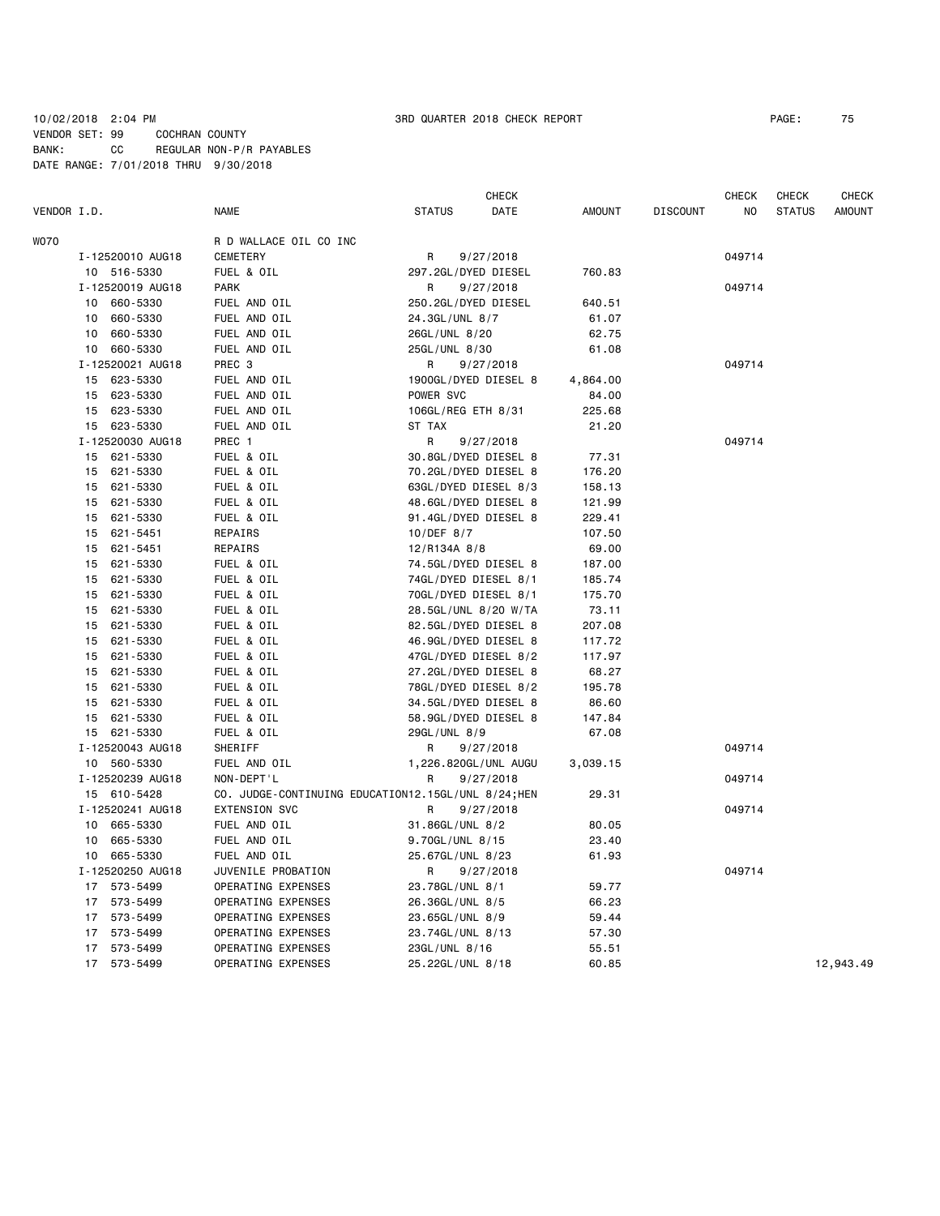10/02/2018 2:04 PM 3RD QUARTER 2018 CHECK REPORT PAGE: 75
VENDOR SET: 99 COCHRAN COUNTY
BANK: CC REGULAR NON-P/R PAYABLES
DATE RANGE: 7/01/2018 THRU 9/30/2018

| VENDOR I.D. | NAME | STATUS | CHECK DATE | AMOUNT | DISCOUNT | CHECK NO | CHECK STATUS | CHECK AMOUNT |
|---|---|---|---|---|---|---|---|---|
| W070 | R D WALLACE OIL CO INC | | | | | | | |
| I-12520010 AUG18 | CEMETERY | R | 9/27/2018 | | | 049714 | | |
| 10 516-5330 | FUEL & OIL | 297.2GL/DYED DIESEL | | 760.83 | | | | |
| I-12520019 AUG18 | PARK | R | 9/27/2018 | | | 049714 | | |
| 10 660-5330 | FUEL AND OIL | 250.2GL/DYED DIESEL | | 640.51 | | | | |
| 10 660-5330 | FUEL AND OIL | 24.3GL/UNL 8/7 | | 61.07 | | | | |
| 10 660-5330 | FUEL AND OIL | 26GL/UNL 8/20 | | 62.75 | | | | |
| 10 660-5330 | FUEL AND OIL | 25GL/UNL 8/30 | | 61.08 | | | | |
| I-12520021 AUG18 | PREC 3 | R | 9/27/2018 | | | 049714 | | |
| 15 623-5330 | FUEL AND OIL | 1900GL/DYED DIESEL 8 | | 4,864.00 | | | | |
| 15 623-5330 | FUEL AND OIL | POWER SVC | | 84.00 | | | | |
| 15 623-5330 | FUEL AND OIL | 106GL/REG ETH 8/31 | | 225.68 | | | | |
| 15 623-5330 | FUEL AND OIL | ST TAX | | 21.20 | | | | |
| I-12520030 AUG18 | PREC 1 | R | 9/27/2018 | | | 049714 | | |
| 15 621-5330 | FUEL & OIL | 30.8GL/DYED DIESEL 8 | | 77.31 | | | | |
| 15 621-5330 | FUEL & OIL | 70.2GL/DYED DIESEL 8 | | 176.20 | | | | |
| 15 621-5330 | FUEL & OIL | 63GL/DYED DIESEL 8/3 | | 158.13 | | | | |
| 15 621-5330 | FUEL & OIL | 48.6GL/DYED DIESEL 8 | | 121.99 | | | | |
| 15 621-5330 | FUEL & OIL | 91.4GL/DYED DIESEL 8 | | 229.41 | | | | |
| 15 621-5451 | REPAIRS | 10/DEF 8/7 | | 107.50 | | | | |
| 15 621-5451 | REPAIRS | 12/R134A 8/8 | | 69.00 | | | | |
| 15 621-5330 | FUEL & OIL | 74.5GL/DYED DIESEL 8 | | 187.00 | | | | |
| 15 621-5330 | FUEL & OIL | 74GL/DYED DIESEL 8/1 | | 185.74 | | | | |
| 15 621-5330 | FUEL & OIL | 70GL/DYED DIESEL 8/1 | | 175.70 | | | | |
| 15 621-5330 | FUEL & OIL | 28.5GL/UNL 8/20 W/TA | | 73.11 | | | | |
| 15 621-5330 | FUEL & OIL | 82.5GL/DYED DIESEL 8 | | 207.08 | | | | |
| 15 621-5330 | FUEL & OIL | 46.9GL/DYED DIESEL 8 | | 117.72 | | | | |
| 15 621-5330 | FUEL & OIL | 47GL/DYED DIESEL 8/2 | | 117.97 | | | | |
| 15 621-5330 | FUEL & OIL | 27.2GL/DYED DIESEL 8 | | 68.27 | | | | |
| 15 621-5330 | FUEL & OIL | 78GL/DYED DIESEL 8/2 | | 195.78 | | | | |
| 15 621-5330 | FUEL & OIL | 34.5GL/DYED DIESEL 8 | | 86.60 | | | | |
| 15 621-5330 | FUEL & OIL | 58.9GL/DYED DIESEL 8 | | 147.84 | | | | |
| 15 621-5330 | FUEL & OIL | 29GL/UNL 8/9 | | 67.08 | | | | |
| I-12520043 AUG18 | SHERIFF | R | 9/27/2018 | | | 049714 | | |
| 10 560-5330 | FUEL AND OIL | 1,226.820GL/UNL AUGU | | 3,039.15 | | | | |
| I-12520239 AUG18 | NON-DEPT'L | R | 9/27/2018 | | | 049714 | | |
| 15 610-5428 | CO. JUDGE-CONTINUING EDUCATION | 12.15GL/UNL 8/24;HEN | | 29.31 | | | | |
| I-12520241 AUG18 | EXTENSION SVC | R | 9/27/2018 | | | 049714 | | |
| 10 665-5330 | FUEL AND OIL | 31.86GL/UNL 8/2 | | 80.05 | | | | |
| 10 665-5330 | FUEL AND OIL | 9.70GL/UNL 8/15 | | 23.40 | | | | |
| 10 665-5330 | FUEL AND OIL | 25.67GL/UNL 8/23 | | 61.93 | | | | |
| I-12520250 AUG18 | JUVENILE PROBATION | R | 9/27/2018 | | | 049714 | | |
| 17 573-5499 | OPERATING EXPENSES | 23.78GL/UNL 8/1 | | 59.77 | | | | |
| 17 573-5499 | OPERATING EXPENSES | 26.36GL/UNL 8/5 | | 66.23 | | | | |
| 17 573-5499 | OPERATING EXPENSES | 23.65GL/UNL 8/9 | | 59.44 | | | | |
| 17 573-5499 | OPERATING EXPENSES | 23.74GL/UNL 8/13 | | 57.30 | | | | |
| 17 573-5499 | OPERATING EXPENSES | 23GL/UNL 8/16 | | 55.51 | | | | |
| 17 573-5499 | OPERATING EXPENSES | 25.22GL/UNL 8/18 | | 60.85 | | | | 12,943.49 |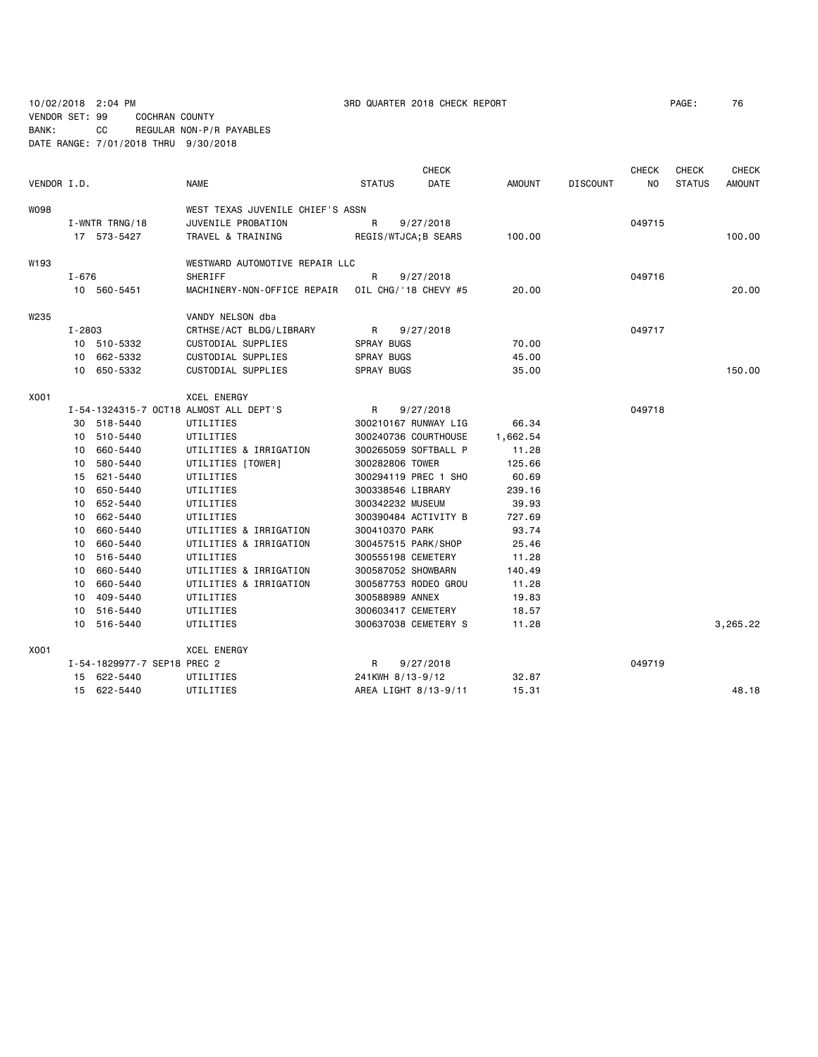10/02/2018 2:04 PM 3RD QUARTER 2018 CHECK REPORT PAGE: 76

VENDOR SET: 99 COCHRAN COUNTY

BANK: CC REGULAR NON-P/R PAYABLES

DATE RANGE: 7/01/2018 THRU 9/30/2018

| VENDOR I.D. | | NAME | STATUS | CHECK DATE | AMOUNT | DISCOUNT | CHECK NO | CHECK STATUS | CHECK AMOUNT |
|---|---|---|---|---|---|---|---|---|---|
| W098 | | WEST TEXAS JUVENILE CHIEF'S ASSN | | | | | | | |
| | I-WNTR TRNG/18 | JUVENILE PROBATION | R | 9/27/2018 | | | 049715 | | |
| | 17 573-5427 | TRAVEL & TRAINING | REGIS/WTJCA;B SEARS | | 100.00 | | | | 100.00 |
| W193 | | WESTWARD AUTOMOTIVE REPAIR LLC | | | | | | | |
| | I-676 | SHERIFF | R | 9/27/2018 | | | 049716 | | |
| | 10 560-5451 | MACHINERY-NON-OFFICE REPAIR | OIL CHG/'18 CHEVY #5 | | 20.00 | | | | 20.00 |
| W235 | | VANDY NELSON dba | | | | | | | |
| | I-2803 | CRTHSE/ACT BLDG/LIBRARY | R | 9/27/2018 | | | 049717 | | |
| | 10 510-5332 | CUSTODIAL SUPPLIES | SPRAY BUGS | | 70.00 | | | | |
| | 10 662-5332 | CUSTODIAL SUPPLIES | SPRAY BUGS | | 45.00 | | | | |
| | 10 650-5332 | CUSTODIAL SUPPLIES | SPRAY BUGS | | 35.00 | | | | 150.00 |
| X001 | | XCEL ENERGY | | | | | | | |
| | I-54-1324315-7 OCT18 | ALMOST ALL DEPT'S | R | 9/27/2018 | | | 049718 | | |
| | 30 518-5440 | UTILITIES | 300210167 RUNWAY LIG | | 66.34 | | | | |
| | 10 510-5440 | UTILITIES | 300240736 COURTHOUSE | | 1,662.54 | | | | |
| | 10 660-5440 | UTILITIES & IRRIGATION | 300265059 SOFTBALL P | | 11.28 | | | | |
| | 10 580-5440 | UTILITIES [TOWER] | 300282806 TOWER | | 125.66 | | | | |
| | 15 621-5440 | UTILITIES | 300294119 PREC 1 SHO | | 60.69 | | | | |
| | 10 650-5440 | UTILITIES | 300338546 LIBRARY | | 239.16 | | | | |
| | 10 652-5440 | UTILITIES | 300342232 MUSEUM | | 39.93 | | | | |
| | 10 662-5440 | UTILITIES | 300390484 ACTIVITY B | | 727.69 | | | | |
| | 10 660-5440 | UTILITIES & IRRIGATION | 300410370 PARK | | 93.74 | | | | |
| | 10 660-5440 | UTILITIES & IRRIGATION | 300457515 PARK/SHOP | | 25.46 | | | | |
| | 10 516-5440 | UTILITIES | 300555198 CEMETERY | | 11.28 | | | | |
| | 10 660-5440 | UTILITIES & IRRIGATION | 300587052 SHOWBARN | | 140.49 | | | | |
| | 10 660-5440 | UTILITIES & IRRIGATION | 300587753 RODEO GROU | | 11.28 | | | | |
| | 10 409-5440 | UTILITIES | 300588989 ANNEX | | 19.83 | | | | |
| | 10 516-5440 | UTILITIES | 300603417 CEMETERY | | 18.57 | | | | |
| | 10 516-5440 | UTILITIES | 300637038 CEMETERY S | | 11.28 | | | | 3,265.22 |
| X001 | | XCEL ENERGY | | | | | | | |
| | I-54-1829977-7 SEP18 | PREC 2 | R | 9/27/2018 | | | 049719 | | |
| | 15 622-5440 | UTILITIES | 241KWH 8/13-9/12 | | 32.87 | | | | |
| | 15 622-5440 | UTILITIES | AREA LIGHT 8/13-9/11 | | 15.31 | | | | 48.18 |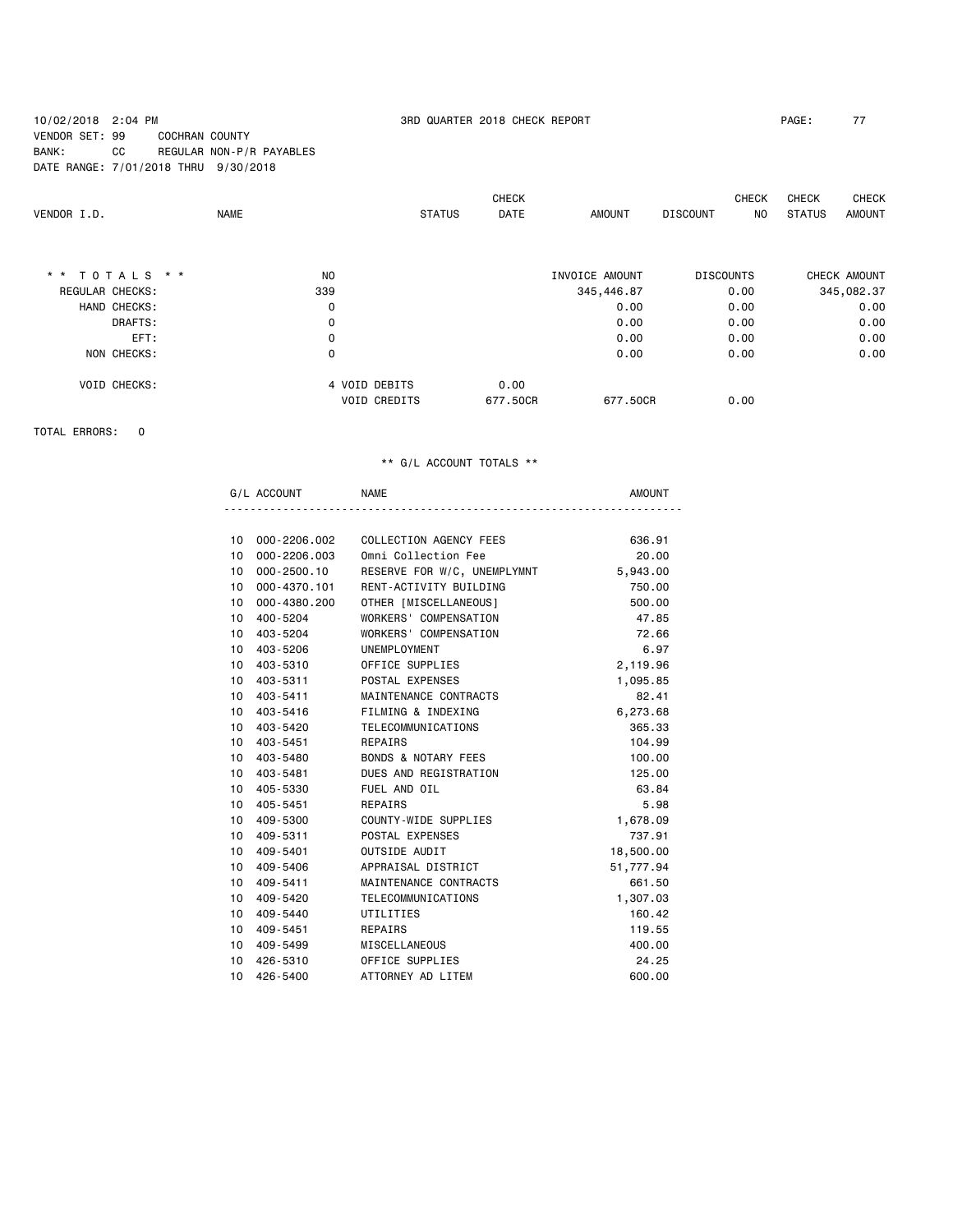10/02/2018 2:04 PM 3RD QUARTER 2018 CHECK REPORT PAGE: 77
VENDOR SET: 99 COCHRAN COUNTY
BANK: CC REGULAR NON-P/R PAYABLES
DATE RANGE: 7/01/2018 THRU 9/30/2018

| VENDOR I.D. | NAME | STATUS | CHECK DATE | AMOUNT | DISCOUNT | CHECK NO | CHECK STATUS | CHECK AMOUNT |
|---|---|---|---|---|---|---|---|---|

| * * T O T A L S * * | NO | | INVOICE AMOUNT | DISCOUNTS | CHECK AMOUNT |
|---|---|---|---|---|---|
| REGULAR CHECKS: | 339 | | 345,446.87 | 0.00 | 345,082.37 |
| HAND CHECKS: | 0 | | 0.00 | 0.00 | 0.00 |
| DRAFTS: | 0 | | 0.00 | 0.00 | 0.00 |
| EFT: | 0 | | 0.00 | 0.00 | 0.00 |
| NON CHECKS: | 0 | | 0.00 | 0.00 | 0.00 |
| VOID CHECKS: | 4 VOID DEBITS | 0.00 | | | |
| | VOID CREDITS | 677.50CR | 677.50CR | 0.00 | |

TOTAL ERRORS: 0

** G/L ACCOUNT TOTALS **

| | G/L ACCOUNT | NAME | AMOUNT |
|---|---|---|---|
| 10 | 000-2206.002 | COLLECTION AGENCY FEES | 636.91 |
| 10 | 000-2206.003 | Omni Collection Fee | 20.00 |
| 10 | 000-2500.10 | RESERVE FOR W/C, UNEMPLYMNT | 5,943.00 |
| 10 | 000-4370.101 | RENT-ACTIVITY BUILDING | 750.00 |
| 10 | 000-4380.200 | OTHER [MISCELLANEOUS] | 500.00 |
| 10 | 400-5204 | WORKERS' COMPENSATION | 47.85 |
| 10 | 403-5204 | WORKERS' COMPENSATION | 72.66 |
| 10 | 403-5206 | UNEMPLOYMENT | 6.97 |
| 10 | 403-5310 | OFFICE SUPPLIES | 2,119.96 |
| 10 | 403-5311 | POSTAL EXPENSES | 1,095.85 |
| 10 | 403-5411 | MAINTENANCE CONTRACTS | 82.41 |
| 10 | 403-5416 | FILMING & INDEXING | 6,273.68 |
| 10 | 403-5420 | TELECOMMUNICATIONS | 365.33 |
| 10 | 403-5451 | REPAIRS | 104.99 |
| 10 | 403-5480 | BONDS & NOTARY FEES | 100.00 |
| 10 | 403-5481 | DUES AND REGISTRATION | 125.00 |
| 10 | 405-5330 | FUEL AND OIL | 63.84 |
| 10 | 405-5451 | REPAIRS | 5.98 |
| 10 | 409-5300 | COUNTY-WIDE SUPPLIES | 1,678.09 |
| 10 | 409-5311 | POSTAL EXPENSES | 737.91 |
| 10 | 409-5401 | OUTSIDE AUDIT | 18,500.00 |
| 10 | 409-5406 | APPRAISAL DISTRICT | 51,777.94 |
| 10 | 409-5411 | MAINTENANCE CONTRACTS | 661.50 |
| 10 | 409-5420 | TELECOMMUNICATIONS | 1,307.03 |
| 10 | 409-5440 | UTILITIES | 160.42 |
| 10 | 409-5451 | REPAIRS | 119.55 |
| 10 | 409-5499 | MISCELLANEOUS | 400.00 |
| 10 | 426-5310 | OFFICE SUPPLIES | 24.25 |
| 10 | 426-5400 | ATTORNEY AD LITEM | 600.00 |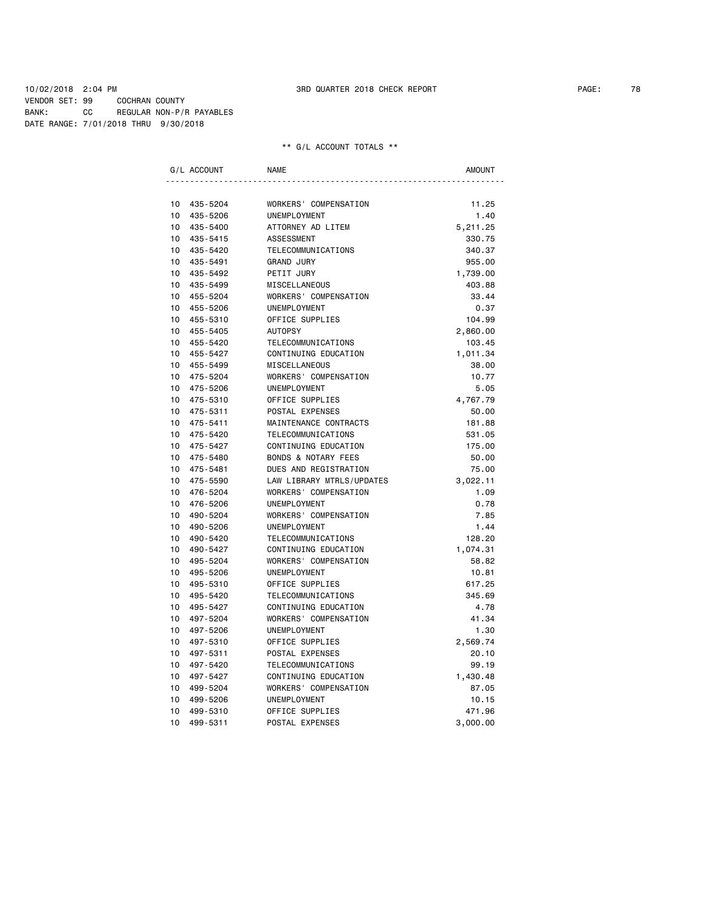10/02/2018 2:04 PM 3RD QUARTER 2018 CHECK REPORT

VENDOR SET: 99 COCHRAN COUNTY
BANK: CC REGULAR NON-P/R PAYABLES
DATE RANGE: 7/01/2018 THRU 9/30/2018

** G/L ACCOUNT TOTALS **

| G/L ACCOUNT | NAME | AMOUNT |
|---|---|---|
| 10 435-5204 | WORKERS' COMPENSATION | 11.25 |
| 10 435-5206 | UNEMPLOYMENT | 1.40 |
| 10 435-5400 | ATTORNEY AD LITEM | 5,211.25 |
| 10 435-5415 | ASSESSMENT | 330.75 |
| 10 435-5420 | TELECOMMUNICATIONS | 340.37 |
| 10 435-5491 | GRAND JURY | 955.00 |
| 10 435-5492 | PETIT JURY | 1,739.00 |
| 10 435-5499 | MISCELLANEOUS | 403.88 |
| 10 455-5204 | WORKERS' COMPENSATION | 33.44 |
| 10 455-5206 | UNEMPLOYMENT | 0.37 |
| 10 455-5310 | OFFICE SUPPLIES | 104.99 |
| 10 455-5405 | AUTOPSY | 2,860.00 |
| 10 455-5420 | TELECOMMUNICATIONS | 103.45 |
| 10 455-5427 | CONTINUING EDUCATION | 1,011.34 |
| 10 455-5499 | MISCELLANEOUS | 38.00 |
| 10 475-5204 | WORKERS' COMPENSATION | 10.77 |
| 10 475-5206 | UNEMPLOYMENT | 5.05 |
| 10 475-5310 | OFFICE SUPPLIES | 4,767.79 |
| 10 475-5311 | POSTAL EXPENSES | 50.00 |
| 10 475-5411 | MAINTENANCE CONTRACTS | 181.88 |
| 10 475-5420 | TELECOMMUNICATIONS | 531.05 |
| 10 475-5427 | CONTINUING EDUCATION | 175.00 |
| 10 475-5480 | BONDS & NOTARY FEES | 50.00 |
| 10 475-5481 | DUES AND REGISTRATION | 75.00 |
| 10 475-5590 | LAW LIBRARY MTRLS/UPDATES | 3,022.11 |
| 10 476-5204 | WORKERS' COMPENSATION | 1.09 |
| 10 476-5206 | UNEMPLOYMENT | 0.78 |
| 10 490-5204 | WORKERS' COMPENSATION | 7.85 |
| 10 490-5206 | UNEMPLOYMENT | 1.44 |
| 10 490-5420 | TELECOMMUNICATIONS | 128.20 |
| 10 490-5427 | CONTINUING EDUCATION | 1,074.31 |
| 10 495-5204 | WORKERS' COMPENSATION | 58.82 |
| 10 495-5206 | UNEMPLOYMENT | 10.81 |
| 10 495-5310 | OFFICE SUPPLIES | 617.25 |
| 10 495-5420 | TELECOMMUNICATIONS | 345.69 |
| 10 495-5427 | CONTINUING EDUCATION | 4.78 |
| 10 497-5204 | WORKERS' COMPENSATION | 41.34 |
| 10 497-5206 | UNEMPLOYMENT | 1.30 |
| 10 497-5310 | OFFICE SUPPLIES | 2,569.74 |
| 10 497-5311 | POSTAL EXPENSES | 20.10 |
| 10 497-5420 | TELECOMMUNICATIONS | 99.19 |
| 10 497-5427 | CONTINUING EDUCATION | 1,430.48 |
| 10 499-5204 | WORKERS' COMPENSATION | 87.05 |
| 10 499-5206 | UNEMPLOYMENT | 10.15 |
| 10 499-5310 | OFFICE SUPPLIES | 471.96 |
| 10 499-5311 | POSTAL EXPENSES | 3,000.00 |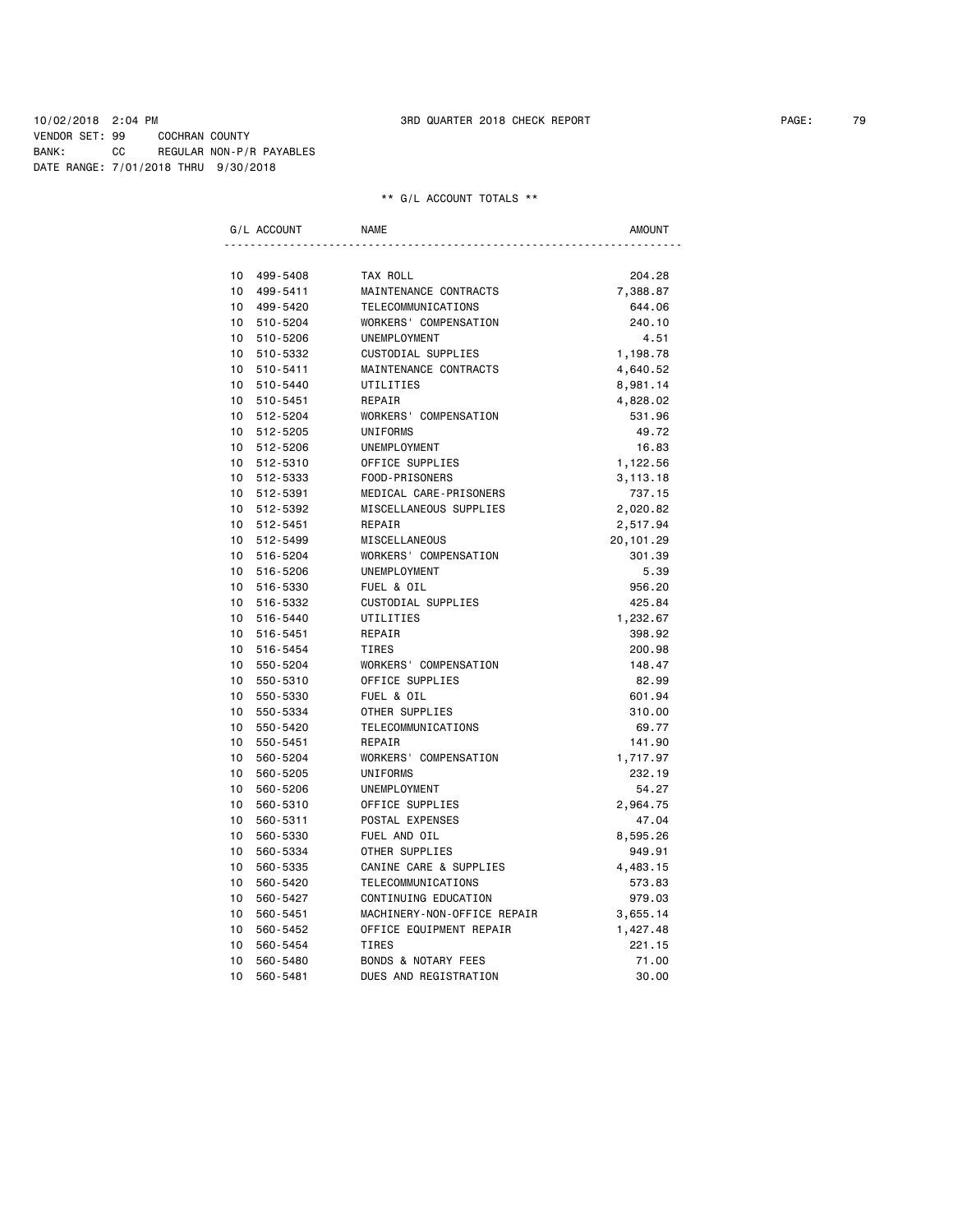10/02/2018 2:04 PM 3RD QUARTER 2018 CHECK REPORT

VENDOR SET: 99 COCHRAN COUNTY
BANK: CC REGULAR NON-P/R PAYABLES
DATE RANGE: 7/01/2018 THRU 9/30/2018

** G/L ACCOUNT TOTALS **

| G/L ACCOUNT | NAME | AMOUNT |
|---|---|---|
| 10 499-5408 | TAX ROLL | 204.28 |
| 10 499-5411 | MAINTENANCE CONTRACTS | 7,388.87 |
| 10 499-5420 | TELECOMMUNICATIONS | 644.06 |
| 10 510-5204 | WORKERS' COMPENSATION | 240.10 |
| 10 510-5206 | UNEMPLOYMENT | 4.51 |
| 10 510-5332 | CUSTODIAL SUPPLIES | 1,198.78 |
| 10 510-5411 | MAINTENANCE CONTRACTS | 4,640.52 |
| 10 510-5440 | UTILITIES | 8,981.14 |
| 10 510-5451 | REPAIR | 4,828.02 |
| 10 512-5204 | WORKERS' COMPENSATION | 531.96 |
| 10 512-5205 | UNIFORMS | 49.72 |
| 10 512-5206 | UNEMPLOYMENT | 16.83 |
| 10 512-5310 | OFFICE SUPPLIES | 1,122.56 |
| 10 512-5333 | FOOD-PRISONERS | 3,113.18 |
| 10 512-5391 | MEDICAL CARE-PRISONERS | 737.15 |
| 10 512-5392 | MISCELLANEOUS SUPPLIES | 2,020.82 |
| 10 512-5451 | REPAIR | 2,517.94 |
| 10 512-5499 | MISCELLANEOUS | 20,101.29 |
| 10 516-5204 | WORKERS' COMPENSATION | 301.39 |
| 10 516-5206 | UNEMPLOYMENT | 5.39 |
| 10 516-5330 | FUEL & OIL | 956.20 |
| 10 516-5332 | CUSTODIAL SUPPLIES | 425.84 |
| 10 516-5440 | UTILITIES | 1,232.67 |
| 10 516-5451 | REPAIR | 398.92 |
| 10 516-5454 | TIRES | 200.98 |
| 10 550-5204 | WORKERS' COMPENSATION | 148.47 |
| 10 550-5310 | OFFICE SUPPLIES | 82.99 |
| 10 550-5330 | FUEL & OIL | 601.94 |
| 10 550-5334 | OTHER SUPPLIES | 310.00 |
| 10 550-5420 | TELECOMMUNICATIONS | 69.77 |
| 10 550-5451 | REPAIR | 141.90 |
| 10 560-5204 | WORKERS' COMPENSATION | 1,717.97 |
| 10 560-5205 | UNIFORMS | 232.19 |
| 10 560-5206 | UNEMPLOYMENT | 54.27 |
| 10 560-5310 | OFFICE SUPPLIES | 2,964.75 |
| 10 560-5311 | POSTAL EXPENSES | 47.04 |
| 10 560-5330 | FUEL AND OIL | 8,595.26 |
| 10 560-5334 | OTHER SUPPLIES | 949.91 |
| 10 560-5335 | CANINE CARE & SUPPLIES | 4,483.15 |
| 10 560-5420 | TELECOMMUNICATIONS | 573.83 |
| 10 560-5427 | CONTINUING EDUCATION | 979.03 |
| 10 560-5451 | MACHINERY-NON-OFFICE REPAIR | 3,655.14 |
| 10 560-5452 | OFFICE EQUIPMENT REPAIR | 1,427.48 |
| 10 560-5454 | TIRES | 221.15 |
| 10 560-5480 | BONDS & NOTARY FEES | 71.00 |
| 10 560-5481 | DUES AND REGISTRATION | 30.00 |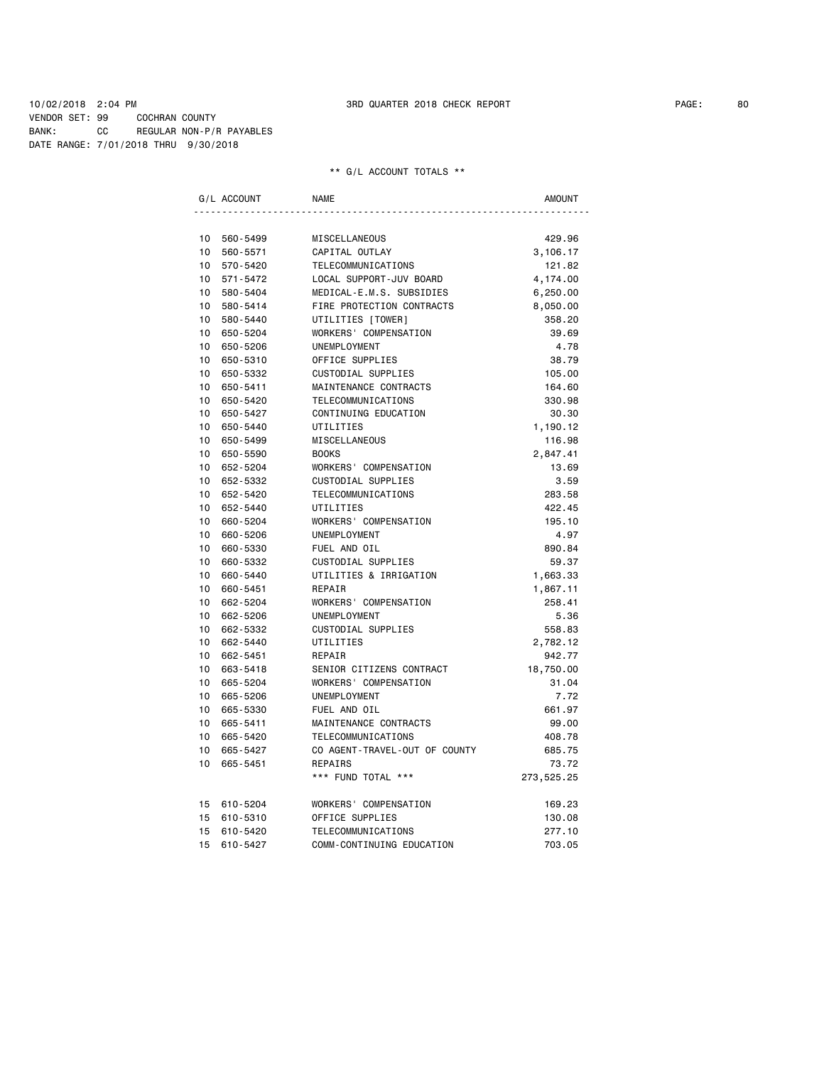10/02/2018 2:04 PM 3RD QUARTER 2018 CHECK REPORT

VENDOR SET: 99 COCHRAN COUNTY
BANK: CC REGULAR NON-P/R PAYABLES
DATE RANGE: 7/01/2018 THRU 9/30/2018

** G/L ACCOUNT TOTALS **

| G/L ACCOUNT | | NAME | AMOUNT |
|---|---|---|---|
| 10 | 560-5499 | MISCELLANEOUS | 429.96 |
| 10 | 560-5571 | CAPITAL OUTLAY | 3,106.17 |
| 10 | 570-5420 | TELECOMMUNICATIONS | 121.82 |
| 10 | 571-5472 | LOCAL SUPPORT-JUV BOARD | 4,174.00 |
| 10 | 580-5404 | MEDICAL-E.M.S. SUBSIDIES | 6,250.00 |
| 10 | 580-5414 | FIRE PROTECTION CONTRACTS | 8,050.00 |
| 10 | 580-5440 | UTILITIES [TOWER] | 358.20 |
| 10 | 650-5204 | WORKERS' COMPENSATION | 39.69 |
| 10 | 650-5206 | UNEMPLOYMENT | 4.78 |
| 10 | 650-5310 | OFFICE SUPPLIES | 38.79 |
| 10 | 650-5332 | CUSTODIAL SUPPLIES | 105.00 |
| 10 | 650-5411 | MAINTENANCE CONTRACTS | 164.60 |
| 10 | 650-5420 | TELECOMMUNICATIONS | 330.98 |
| 10 | 650-5427 | CONTINUING EDUCATION | 30.30 |
| 10 | 650-5440 | UTILITIES | 1,190.12 |
| 10 | 650-5499 | MISCELLANEOUS | 116.98 |
| 10 | 650-5590 | BOOKS | 2,847.41 |
| 10 | 652-5204 | WORKERS' COMPENSATION | 13.69 |
| 10 | 652-5332 | CUSTODIAL SUPPLIES | 3.59 |
| 10 | 652-5420 | TELECOMMUNICATIONS | 283.58 |
| 10 | 652-5440 | UTILITIES | 422.45 |
| 10 | 660-5204 | WORKERS' COMPENSATION | 195.10 |
| 10 | 660-5206 | UNEMPLOYMENT | 4.97 |
| 10 | 660-5330 | FUEL AND OIL | 890.84 |
| 10 | 660-5332 | CUSTODIAL SUPPLIES | 59.37 |
| 10 | 660-5440 | UTILITIES & IRRIGATION | 1,663.33 |
| 10 | 660-5451 | REPAIR | 1,867.11 |
| 10 | 662-5204 | WORKERS' COMPENSATION | 258.41 |
| 10 | 662-5206 | UNEMPLOYMENT | 5.36 |
| 10 | 662-5332 | CUSTODIAL SUPPLIES | 558.83 |
| 10 | 662-5440 | UTILITIES | 2,782.12 |
| 10 | 662-5451 | REPAIR | 942.77 |
| 10 | 663-5418 | SENIOR CITIZENS CONTRACT | 18,750.00 |
| 10 | 665-5204 | WORKERS' COMPENSATION | 31.04 |
| 10 | 665-5206 | UNEMPLOYMENT | 7.72 |
| 10 | 665-5330 | FUEL AND OIL | 661.97 |
| 10 | 665-5411 | MAINTENANCE CONTRACTS | 99.00 |
| 10 | 665-5420 | TELECOMMUNICATIONS | 408.78 |
| 10 | 665-5427 | CO AGENT-TRAVEL-OUT OF COUNTY | 685.75 |
| 10 | 665-5451 | REPAIRS | 73.72 |
| | | *** FUND TOTAL *** | 273,525.25 |
| 15 | 610-5204 | WORKERS' COMPENSATION | 169.23 |
| 15 | 610-5310 | OFFICE SUPPLIES | 130.08 |
| 15 | 610-5420 | TELECOMMUNICATIONS | 277.10 |
| 15 | 610-5427 | COMM-CONTINUING EDUCATION | 703.05 |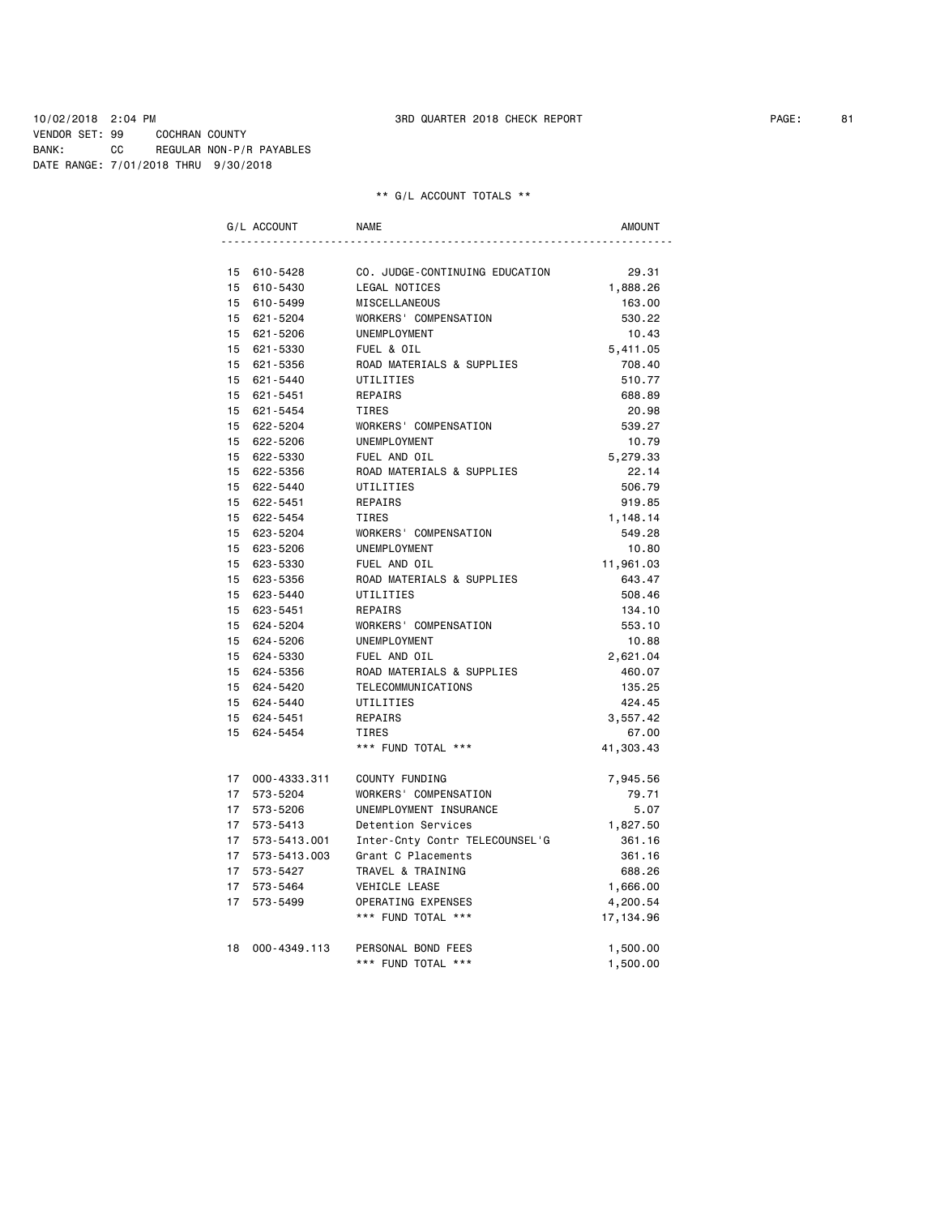10/02/2018 2:04 PM 3RD QUARTER 2018 CHECK REPORT

VENDOR SET: 99 COCHRAN COUNTY
BANK: CC REGULAR NON-P/R PAYABLES
DATE RANGE: 7/01/2018 THRU 9/30/2018

** G/L ACCOUNT TOTALS **

| G/L ACCOUNT | | NAME | AMOUNT |
|---|---|---|---|
| 15 | 610-5428 | CO. JUDGE-CONTINUING EDUCATION | 29.31 |
| 15 | 610-5430 | LEGAL NOTICES | 1,888.26 |
| 15 | 610-5499 | MISCELLANEOUS | 163.00 |
| 15 | 621-5204 | WORKERS' COMPENSATION | 530.22 |
| 15 | 621-5206 | UNEMPLOYMENT | 10.43 |
| 15 | 621-5330 | FUEL & OIL | 5,411.05 |
| 15 | 621-5356 | ROAD MATERIALS & SUPPLIES | 708.40 |
| 15 | 621-5440 | UTILITIES | 510.77 |
| 15 | 621-5451 | REPAIRS | 688.89 |
| 15 | 621-5454 | TIRES | 20.98 |
| 15 | 622-5204 | WORKERS' COMPENSATION | 539.27 |
| 15 | 622-5206 | UNEMPLOYMENT | 10.79 |
| 15 | 622-5330 | FUEL AND OIL | 5,279.33 |
| 15 | 622-5356 | ROAD MATERIALS & SUPPLIES | 22.14 |
| 15 | 622-5440 | UTILITIES | 506.79 |
| 15 | 622-5451 | REPAIRS | 919.85 |
| 15 | 622-5454 | TIRES | 1,148.14 |
| 15 | 623-5204 | WORKERS' COMPENSATION | 549.28 |
| 15 | 623-5206 | UNEMPLOYMENT | 10.80 |
| 15 | 623-5330 | FUEL AND OIL | 11,961.03 |
| 15 | 623-5356 | ROAD MATERIALS & SUPPLIES | 643.47 |
| 15 | 623-5440 | UTILITIES | 508.46 |
| 15 | 623-5451 | REPAIRS | 134.10 |
| 15 | 624-5204 | WORKERS' COMPENSATION | 553.10 |
| 15 | 624-5206 | UNEMPLOYMENT | 10.88 |
| 15 | 624-5330 | FUEL AND OIL | 2,621.04 |
| 15 | 624-5356 | ROAD MATERIALS & SUPPLIES | 460.07 |
| 15 | 624-5420 | TELECOMMUNICATIONS | 135.25 |
| 15 | 624-5440 | UTILITIES | 424.45 |
| 15 | 624-5451 | REPAIRS | 3,557.42 |
| 15 | 624-5454 | TIRES | 67.00 |
| | | *** FUND TOTAL *** | 41,303.43 |
| 17 | 000-4333.311 | COUNTY FUNDING | 7,945.56 |
| 17 | 573-5204 | WORKERS' COMPENSATION | 79.71 |
| 17 | 573-5206 | UNEMPLOYMENT INSURANCE | 5.07 |
| 17 | 573-5413 | Detention Services | 1,827.50 |
| 17 | 573-5413.001 | Inter-Cnty Contr TELECOUNSEL'G | 361.16 |
| 17 | 573-5413.003 | Grant C Placements | 361.16 |
| 17 | 573-5427 | TRAVEL & TRAINING | 688.26 |
| 17 | 573-5464 | VEHICLE LEASE | 1,666.00 |
| 17 | 573-5499 | OPERATING EXPENSES | 4,200.54 |
| | | *** FUND TOTAL *** | 17,134.96 |
| 18 | 000-4349.113 | PERSONAL BOND FEES | 1,500.00 |
| | | *** FUND TOTAL *** | 1,500.00 |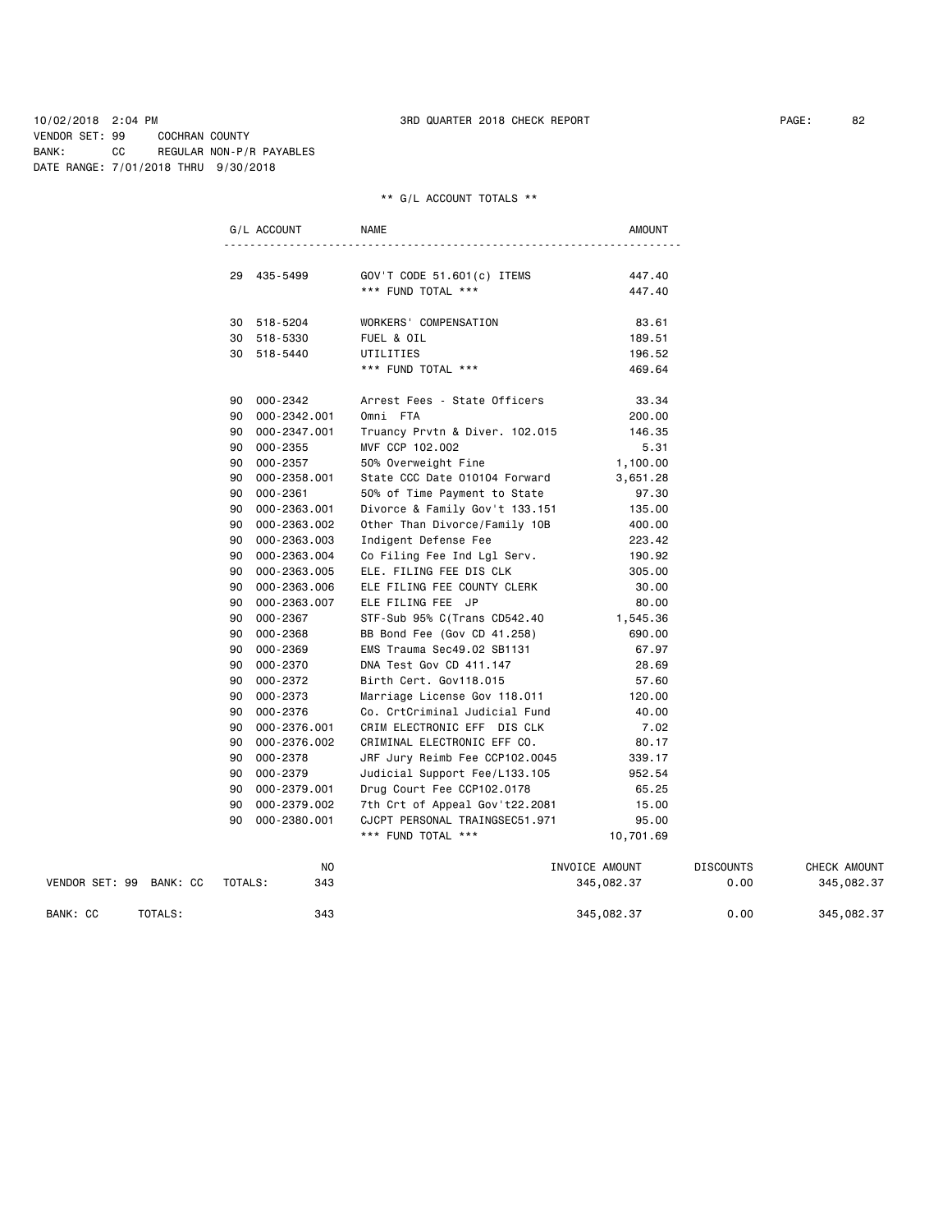10/02/2018 2:04 PM 3RD QUARTER 2018 CHECK REPORT

VENDOR SET: 99 COCHRAN COUNTY
BANK: CC REGULAR NON-P/R PAYABLES
DATE RANGE: 7/01/2018 THRU 9/30/2018

** G/L ACCOUNT TOTALS **

| G/L ACCOUNT | | NAME | AMOUNT |
|---|---|---|---|
| 29 | 435-5499 | GOV'T CODE 51.601(c) ITEMS | 447.40 |
| | | *** FUND TOTAL *** | 447.40 |
| 30 | 518-5204 | WORKERS' COMPENSATION | 83.61 |
| 30 | 518-5330 | FUEL & OIL | 189.51 |
| 30 | 518-5440 | UTILITIES | 196.52 |
| | | *** FUND TOTAL *** | 469.64 |
| 90 | 000-2342 | Arrest Fees - State Officers | 33.34 |
| 90 | 000-2342.001 | Omni FTA | 200.00 |
| 90 | 000-2347.001 | Truancy Prvtn & Diver. 102.015 | 146.35 |
| 90 | 000-2355 | MVF CCP 102.002 | 5.31 |
| 90 | 000-2357 | 50% Overweight Fine | 1,100.00 |
| 90 | 000-2358.001 | State CCC Date 010104 Forward | 3,651.28 |
| 90 | 000-2361 | 50% of Time Payment to State | 97.30 |
| 90 | 000-2363.001 | Divorce & Family Gov't 133.151 | 135.00 |
| 90 | 000-2363.002 | Other Than Divorce/Family 10B | 400.00 |
| 90 | 000-2363.003 | Indigent Defense Fee | 223.42 |
| 90 | 000-2363.004 | Co Filing Fee Ind Lgl Serv. | 190.92 |
| 90 | 000-2363.005 | ELE. FILING FEE DIS CLK | 305.00 |
| 90 | 000-2363.006 | ELE FILING FEE COUNTY CLERK | 30.00 |
| 90 | 000-2363.007 | ELE FILING FEE JP | 80.00 |
| 90 | 000-2367 | STF-Sub 95% C(Trans CD542.40 | 1,545.36 |
| 90 | 000-2368 | BB Bond Fee (Gov CD 41.258) | 690.00 |
| 90 | 000-2369 | EMS Trauma Sec49.02 SB1131 | 67.97 |
| 90 | 000-2370 | DNA Test Gov CD 411.147 | 28.69 |
| 90 | 000-2372 | Birth Cert. Gov118.015 | 57.60 |
| 90 | 000-2373 | Marriage License Gov 118.011 | 120.00 |
| 90 | 000-2376 | Co. CrtCriminal Judicial Fund | 40.00 |
| 90 | 000-2376.001 | CRIM ELECTRONIC EFF DIS CLK | 7.02 |
| 90 | 000-2376.002 | CRIMINAL ELECTRONIC EFF CO. | 80.17 |
| 90 | 000-2378 | JRF Jury Reimb Fee CCP102.0045 | 339.17 |
| 90 | 000-2379 | Judicial Support Fee/L133.105 | 952.54 |
| 90 | 000-2379.001 | Drug Court Fee CCP102.0178 | 65.25 |
| 90 | 000-2379.002 | 7th Crt of Appeal Gov't22.2081 | 15.00 |
| 90 | 000-2380.001 | CJCPT PERSONAL TRAINGSEC51.971 | 95.00 |
| | | *** FUND TOTAL *** | 10,701.69 |

| | | NO | INVOICE AMOUNT | DISCOUNTS | CHECK AMOUNT |
|---|---|---|---|---|---|
| VENDOR SET: 99 BANK: CC | TOTALS: | 343 | 345,082.37 | 0.00 | 345,082.37 |
| BANK: CC | TOTALS: | 343 | 345,082.37 | 0.00 | 345,082.37 |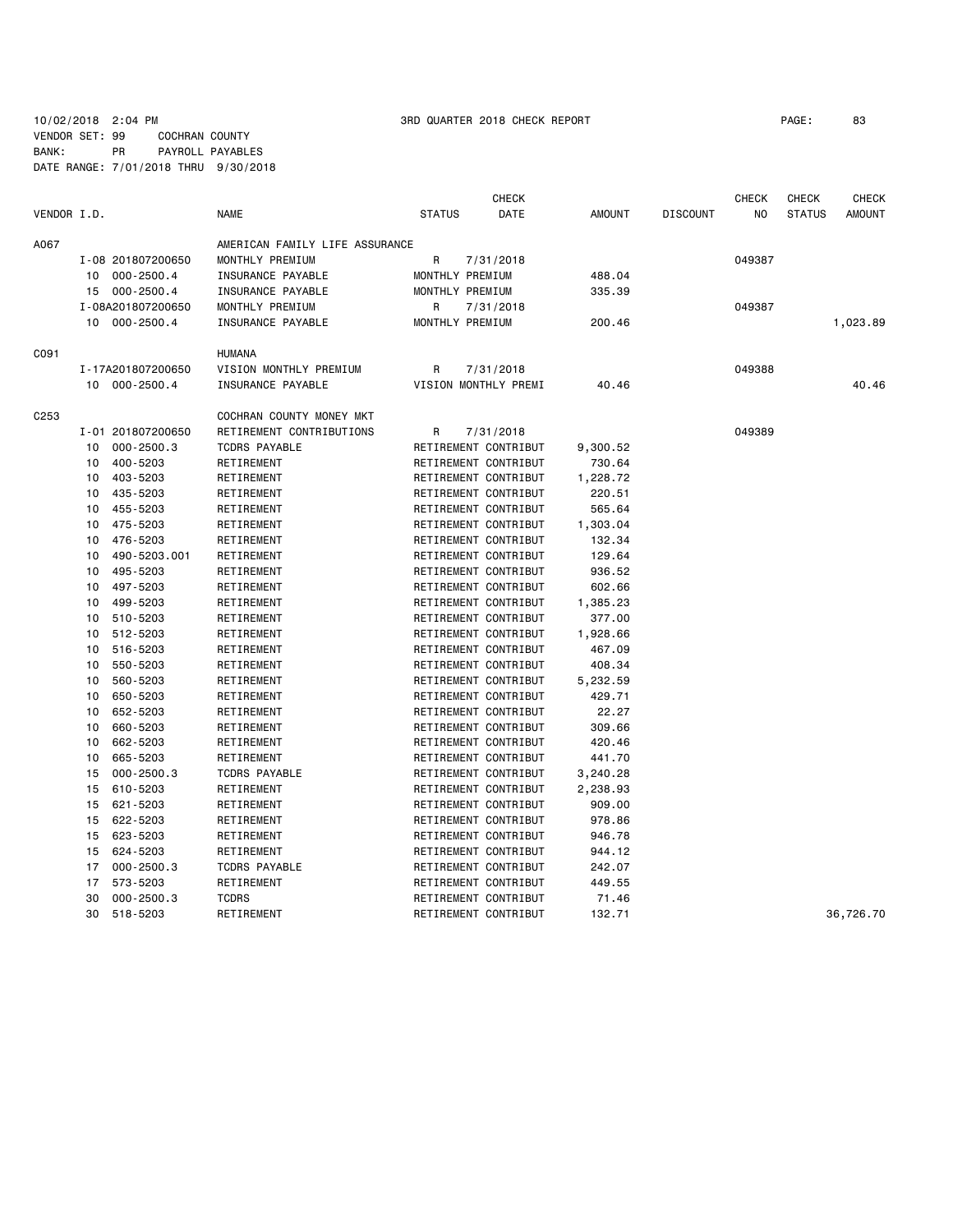10/02/2018 2:04 PM 3RD QUARTER 2018 CHECK REPORT

VENDOR SET: 99 COCHRAN COUNTY
BANK: PR PAYROLL PAYABLES
DATE RANGE: 7/01/2018 THRU 9/30/2018

| VENDOR I.D. | | NAME | STATUS | CHECK DATE | AMOUNT | DISCOUNT | CHECK NO | CHECK STATUS | CHECK AMOUNT |
|---|---|---|---|---|---|---|---|---|---|
| A067 | | AMERICAN FAMILY LIFE ASSURANCE | | | | | | | |
| | I-08 201807200650 | MONTHLY PREMIUM | R | 7/31/2018 | | | 049387 | | |
| | 10 000-2500.4 | INSURANCE PAYABLE | MONTHLY PREMIUM | | 488.04 | | | | |
| | 15 000-2500.4 | INSURANCE PAYABLE | MONTHLY PREMIUM | | 335.39 | | | | |
| | I-08A201807200650 | MONTHLY PREMIUM | R | 7/31/2018 | | | 049387 | | |
| | 10 000-2500.4 | INSURANCE PAYABLE | MONTHLY PREMIUM | | 200.46 | | | | 1,023.89 |
| C091 | | HUMANA | | | | | | | |
| | I-17A201807200650 | VISION MONTHLY PREMIUM | R | 7/31/2018 | | | 049388 | | |
| | 10 000-2500.4 | INSURANCE PAYABLE | VISION MONTHLY PREMI | | 40.46 | | | | 40.46 |
| C253 | | COCHRAN COUNTY MONEY MKT | | | | | | | |
| | I-01 201807200650 | RETIREMENT CONTRIBUTIONS | R | 7/31/2018 | | | 049389 | | |
| | 10 000-2500.3 | TCDRS PAYABLE | RETIREMENT CONTRIBUT | | 9,300.52 | | | | |
| | 10 400-5203 | RETIREMENT | RETIREMENT CONTRIBUT | | 730.64 | | | | |
| | 10 403-5203 | RETIREMENT | RETIREMENT CONTRIBUT | | 1,228.72 | | | | |
| | 10 435-5203 | RETIREMENT | RETIREMENT CONTRIBUT | | 220.51 | | | | |
| | 10 455-5203 | RETIREMENT | RETIREMENT CONTRIBUT | | 565.64 | | | | |
| | 10 475-5203 | RETIREMENT | RETIREMENT CONTRIBUT | | 1,303.04 | | | | |
| | 10 476-5203 | RETIREMENT | RETIREMENT CONTRIBUT | | 132.34 | | | | |
| | 10 490-5203.001 | RETIREMENT | RETIREMENT CONTRIBUT | | 129.64 | | | | |
| | 10 495-5203 | RETIREMENT | RETIREMENT CONTRIBUT | | 936.52 | | | | |
| | 10 497-5203 | RETIREMENT | RETIREMENT CONTRIBUT | | 602.66 | | | | |
| | 10 499-5203 | RETIREMENT | RETIREMENT CONTRIBUT | | 1,385.23 | | | | |
| | 10 510-5203 | RETIREMENT | RETIREMENT CONTRIBUT | | 377.00 | | | | |
| | 10 512-5203 | RETIREMENT | RETIREMENT CONTRIBUT | | 1,928.66 | | | | |
| | 10 516-5203 | RETIREMENT | RETIREMENT CONTRIBUT | | 467.09 | | | | |
| | 10 550-5203 | RETIREMENT | RETIREMENT CONTRIBUT | | 408.34 | | | | |
| | 10 560-5203 | RETIREMENT | RETIREMENT CONTRIBUT | | 5,232.59 | | | | |
| | 10 650-5203 | RETIREMENT | RETIREMENT CONTRIBUT | | 429.71 | | | | |
| | 10 652-5203 | RETIREMENT | RETIREMENT CONTRIBUT | | 22.27 | | | | |
| | 10 660-5203 | RETIREMENT | RETIREMENT CONTRIBUT | | 309.66 | | | | |
| | 10 662-5203 | RETIREMENT | RETIREMENT CONTRIBUT | | 420.46 | | | | |
| | 10 665-5203 | RETIREMENT | RETIREMENT CONTRIBUT | | 441.70 | | | | |
| | 15 000-2500.3 | TCDRS PAYABLE | RETIREMENT CONTRIBUT | | 3,240.28 | | | | |
| | 15 610-5203 | RETIREMENT | RETIREMENT CONTRIBUT | | 2,238.93 | | | | |
| | 15 621-5203 | RETIREMENT | RETIREMENT CONTRIBUT | | 909.00 | | | | |
| | 15 622-5203 | RETIREMENT | RETIREMENT CONTRIBUT | | 978.86 | | | | |
| | 15 623-5203 | RETIREMENT | RETIREMENT CONTRIBUT | | 946.78 | | | | |
| | 15 624-5203 | RETIREMENT | RETIREMENT CONTRIBUT | | 944.12 | | | | |
| | 17 000-2500.3 | TCDRS PAYABLE | RETIREMENT CONTRIBUT | | 242.07 | | | | |
| | 17 573-5203 | RETIREMENT | RETIREMENT CONTRIBUT | | 449.55 | | | | |
| | 30 000-2500.3 | TCDRS | RETIREMENT CONTRIBUT | | 71.46 | | | | |
| | 30 518-5203 | RETIREMENT | RETIREMENT CONTRIBUT | | 132.71 | | | | 36,726.70 |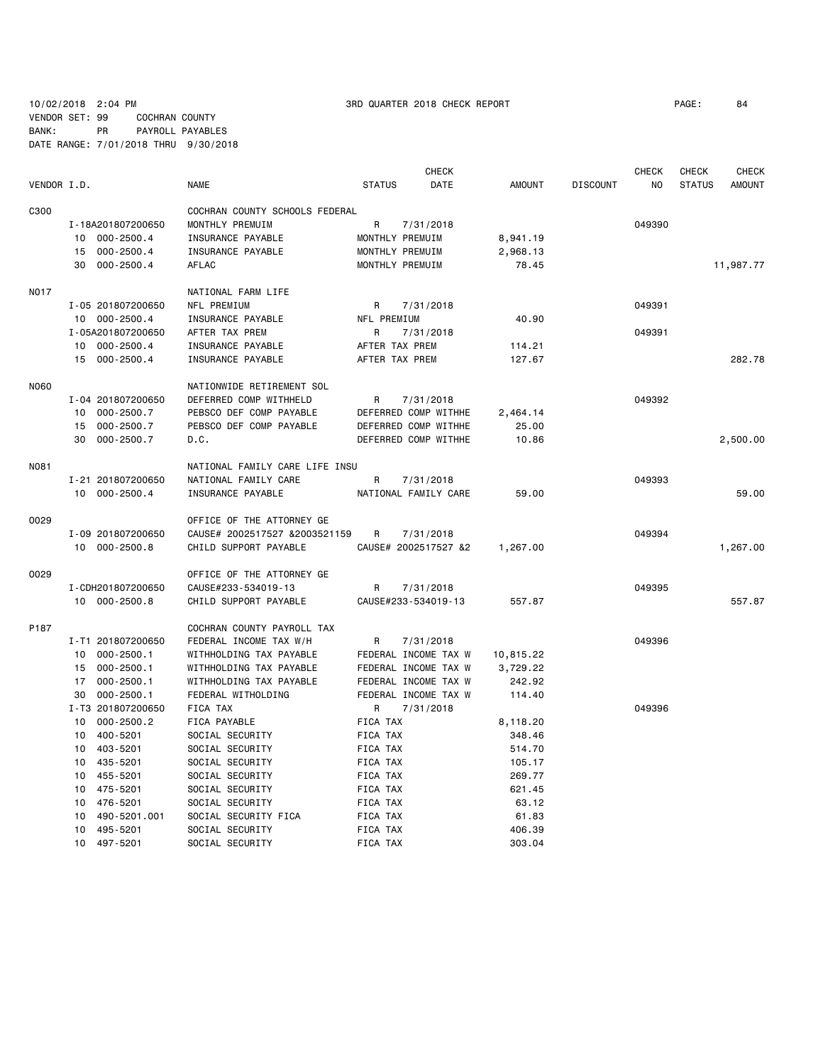10/02/2018 2:04 PM 3RD QUARTER 2018 CHECK REPORT

VENDOR SET: 99 COCHRAN COUNTY
BANK: PR PAYROLL PAYABLES
DATE RANGE: 7/01/2018 THRU 9/30/2018

| VENDOR I.D. | | NAME | STATUS | CHECK DATE | AMOUNT | DISCOUNT | CHECK NO | CHECK STATUS | CHECK AMOUNT |
|---|---|---|---|---|---|---|---|---|---|
| C300 | | COCHRAN COUNTY SCHOOLS FEDERAL | | | | | | | |
| | I-18A201807200650 | MONTHLY PREMUIM | R | 7/31/2018 | | | 049390 | | |
| | 10 000-2500.4 | INSURANCE PAYABLE | MONTHLY PREMUIM | | 8,941.19 | | | | |
| | 15 000-2500.4 | INSURANCE PAYABLE | MONTHLY PREMUIM | | 2,968.13 | | | | |
| | 30 000-2500.4 | AFLAC | MONTHLY PREMUIM | | 78.45 | | | | 11,987.77 |
| N017 | | NATIONAL FARM LIFE | | | | | | | |
| | I-05 201807200650 | NFL PREMIUM | R | 7/31/2018 | | | 049391 | | |
| | 10 000-2500.4 | INSURANCE PAYABLE | NFL PREMIUM | | 40.90 | | | | |
| | I-05A201807200650 | AFTER TAX PREM | R | 7/31/2018 | | | 049391 | | |
| | 10 000-2500.4 | INSURANCE PAYABLE | AFTER TAX PREM | | 114.21 | | | | |
| | 15 000-2500.4 | INSURANCE PAYABLE | AFTER TAX PREM | | 127.67 | | | | 282.78 |
| N060 | | NATIONWIDE RETIREMENT SOL | | | | | | | |
| | I-04 201807200650 | DEFERRED COMP WITHHELD | R | 7/31/2018 | | | 049392 | | |
| | 10 000-2500.7 | PEBSCO DEF COMP PAYABLE | DEFERRED COMP WITHHE | | 2,464.14 | | | | |
| | 15 000-2500.7 | PEBSCO DEF COMP PAYABLE | DEFERRED COMP WITHHE | | 25.00 | | | | |
| | 30 000-2500.7 | D.C. | DEFERRED COMP WITHHE | | 10.86 | | | | 2,500.00 |
| N081 | | NATIONAL FAMILY CARE LIFE INSU | | | | | | | |
| | I-21 201807200650 | NATIONAL FAMILY CARE | R | 7/31/2018 | | | 049393 | | |
| | 10 000-2500.4 | INSURANCE PAYABLE | NATIONAL FAMILY CARE | | 59.00 | | | | 59.00 |
| O029 | | OFFICE OF THE ATTORNEY GE | | | | | | | |
| | I-09 201807200650 | CAUSE# 2002517527 &2003521159 | R | 7/31/2018 | | | 049394 | | |
| | 10 000-2500.8 | CHILD SUPPORT PAYABLE | CAUSE# 2002517527 &2 | | 1,267.00 | | | | 1,267.00 |
| O029 | | OFFICE OF THE ATTORNEY GE | | | | | | | |
| | I-CDH201807200650 | CAUSE#233-534019-13 | R | 7/31/2018 | | | 049395 | | |
| | 10 000-2500.8 | CHILD SUPPORT PAYABLE | CAUSE#233-534019-13 | | 557.87 | | | | 557.87 |
| P187 | | COCHRAN COUNTY PAYROLL TAX | | | | | | | |
| | I-T1 201807200650 | FEDERAL INCOME TAX W/H | R | 7/31/2018 | | | 049396 | | |
| | 10 000-2500.1 | WITHHOLDING TAX PAYABLE | FEDERAL INCOME TAX W | | 10,815.22 | | | | |
| | 15 000-2500.1 | WITHHOLDING TAX PAYABLE | FEDERAL INCOME TAX W | | 3,729.22 | | | | |
| | 17 000-2500.1 | WITHHOLDING TAX PAYABLE | FEDERAL INCOME TAX W | | 242.92 | | | | |
| | 30 000-2500.1 | FEDERAL WITHOLDING | FEDERAL INCOME TAX W | | 114.40 | | | | |
| | I-T3 201807200650 | FICA TAX | R | 7/31/2018 | | | 049396 | | |
| | 10 000-2500.2 | FICA PAYABLE | FICA TAX | | 8,118.20 | | | | |
| | 10 400-5201 | SOCIAL SECURITY | FICA TAX | | 348.46 | | | | |
| | 10 403-5201 | SOCIAL SECURITY | FICA TAX | | 514.70 | | | | |
| | 10 435-5201 | SOCIAL SECURITY | FICA TAX | | 105.17 | | | | |
| | 10 455-5201 | SOCIAL SECURITY | FICA TAX | | 269.77 | | | | |
| | 10 475-5201 | SOCIAL SECURITY | FICA TAX | | 621.45 | | | | |
| | 10 476-5201 | SOCIAL SECURITY | FICA TAX | | 63.12 | | | | |
| | 10 490-5201.001 | SOCIAL SECURITY FICA | FICA TAX | | 61.83 | | | | |
| | 10 495-5201 | SOCIAL SECURITY | FICA TAX | | 406.39 | | | | |
| | 10 497-5201 | SOCIAL SECURITY | FICA TAX | | 303.04 | | | | |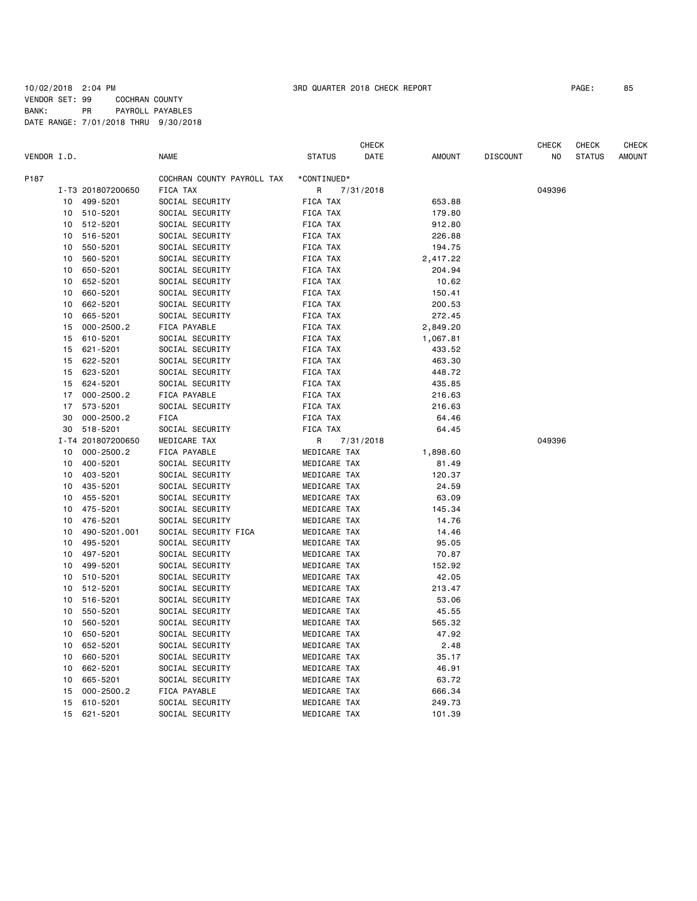10/02/2018 2:04 PM 3RD QUARTER 2018 CHECK REPORT

VENDOR SET: 99 COCHRAN COUNTY
BANK: PR PAYROLL PAYABLES
DATE RANGE: 7/01/2018 THRU 9/30/2018

| VENDOR I.D. | | NAME | STATUS | CHECK DATE | AMOUNT | DISCOUNT | CHECK NO | CHECK STATUS | CHECK AMOUNT |
|---|---|---|---|---|---|---|---|---|---|
| P187 | | COCHRAN COUNTY PAYROLL TAX | *CONTINUED* | | | | | | |
| | I-T3 201807200650 | FICA TAX | R | 7/31/2018 | | | 049396 | | |
| 10 | 499-5201 | SOCIAL SECURITY | FICA TAX | | 653.88 | | | | |
| 10 | 510-5201 | SOCIAL SECURITY | FICA TAX | | 179.80 | | | | |
| 10 | 512-5201 | SOCIAL SECURITY | FICA TAX | | 912.80 | | | | |
| 10 | 516-5201 | SOCIAL SECURITY | FICA TAX | | 226.88 | | | | |
| 10 | 550-5201 | SOCIAL SECURITY | FICA TAX | | 194.75 | | | | |
| 10 | 560-5201 | SOCIAL SECURITY | FICA TAX | | 2,417.22 | | | | |
| 10 | 650-5201 | SOCIAL SECURITY | FICA TAX | | 204.94 | | | | |
| 10 | 652-5201 | SOCIAL SECURITY | FICA TAX | | 10.62 | | | | |
| 10 | 660-5201 | SOCIAL SECURITY | FICA TAX | | 150.41 | | | | |
| 10 | 662-5201 | SOCIAL SECURITY | FICA TAX | | 200.53 | | | | |
| 10 | 665-5201 | SOCIAL SECURITY | FICA TAX | | 272.45 | | | | |
| 15 | 000-2500.2 | FICA PAYABLE | FICA TAX | | 2,849.20 | | | | |
| 15 | 610-5201 | SOCIAL SECURITY | FICA TAX | | 1,067.81 | | | | |
| 15 | 621-5201 | SOCIAL SECURITY | FICA TAX | | 433.52 | | | | |
| 15 | 622-5201 | SOCIAL SECURITY | FICA TAX | | 463.30 | | | | |
| 15 | 623-5201 | SOCIAL SECURITY | FICA TAX | | 448.72 | | | | |
| 15 | 624-5201 | SOCIAL SECURITY | FICA TAX | | 435.85 | | | | |
| 17 | 000-2500.2 | FICA PAYABLE | FICA TAX | | 216.63 | | | | |
| 17 | 573-5201 | SOCIAL SECURITY | FICA TAX | | 216.63 | | | | |
| 30 | 000-2500.2 | FICA | FICA TAX | | 64.46 | | | | |
| 30 | 518-5201 | SOCIAL SECURITY | FICA TAX | | 64.45 | | | | |
| | I-T4 201807200650 | MEDICARE TAX | R | 7/31/2018 | | | 049396 | | |
| 10 | 000-2500.2 | FICA PAYABLE | MEDICARE TAX | | 1,898.60 | | | | |
| 10 | 400-5201 | SOCIAL SECURITY | MEDICARE TAX | | 81.49 | | | | |
| 10 | 403-5201 | SOCIAL SECURITY | MEDICARE TAX | | 120.37 | | | | |
| 10 | 435-5201 | SOCIAL SECURITY | MEDICARE TAX | | 24.59 | | | | |
| 10 | 455-5201 | SOCIAL SECURITY | MEDICARE TAX | | 63.09 | | | | |
| 10 | 475-5201 | SOCIAL SECURITY | MEDICARE TAX | | 145.34 | | | | |
| 10 | 476-5201 | SOCIAL SECURITY | MEDICARE TAX | | 14.76 | | | | |
| 10 | 490-5201.001 | SOCIAL SECURITY FICA | MEDICARE TAX | | 14.46 | | | | |
| 10 | 495-5201 | SOCIAL SECURITY | MEDICARE TAX | | 95.05 | | | | |
| 10 | 497-5201 | SOCIAL SECURITY | MEDICARE TAX | | 70.87 | | | | |
| 10 | 499-5201 | SOCIAL SECURITY | MEDICARE TAX | | 152.92 | | | | |
| 10 | 510-5201 | SOCIAL SECURITY | MEDICARE TAX | | 42.05 | | | | |
| 10 | 512-5201 | SOCIAL SECURITY | MEDICARE TAX | | 213.47 | | | | |
| 10 | 516-5201 | SOCIAL SECURITY | MEDICARE TAX | | 53.06 | | | | |
| 10 | 550-5201 | SOCIAL SECURITY | MEDICARE TAX | | 45.55 | | | | |
| 10 | 560-5201 | SOCIAL SECURITY | MEDICARE TAX | | 565.32 | | | | |
| 10 | 650-5201 | SOCIAL SECURITY | MEDICARE TAX | | 47.92 | | | | |
| 10 | 652-5201 | SOCIAL SECURITY | MEDICARE TAX | | 2.48 | | | | |
| 10 | 660-5201 | SOCIAL SECURITY | MEDICARE TAX | | 35.17 | | | | |
| 10 | 662-5201 | SOCIAL SECURITY | MEDICARE TAX | | 46.91 | | | | |
| 10 | 665-5201 | SOCIAL SECURITY | MEDICARE TAX | | 63.72 | | | | |
| 15 | 000-2500.2 | FICA PAYABLE | MEDICARE TAX | | 666.34 | | | | |
| 15 | 610-5201 | SOCIAL SECURITY | MEDICARE TAX | | 249.73 | | | | |
| 15 | 621-5201 | SOCIAL SECURITY | MEDICARE TAX | | 101.39 | | | | |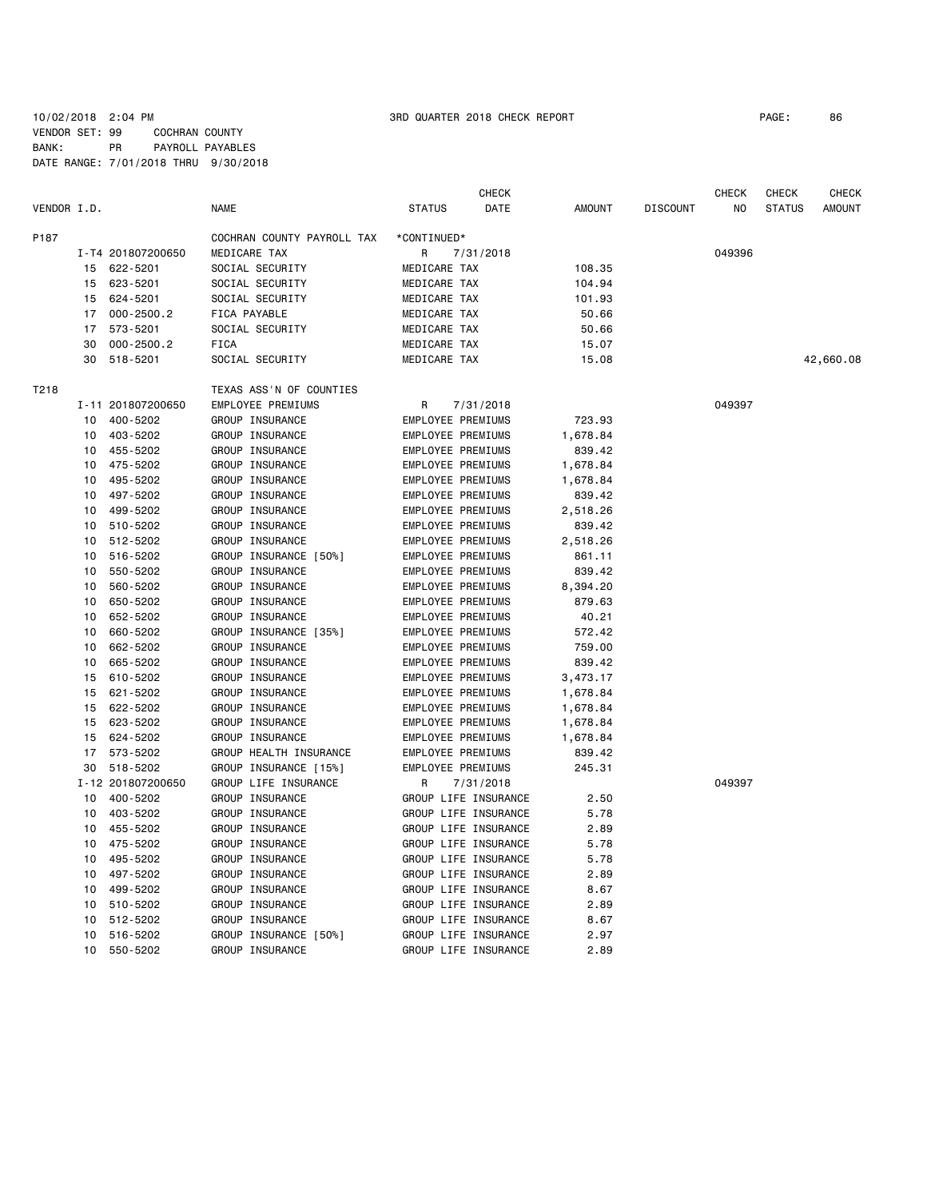10/02/2018 2:04 PM 3RD QUARTER 2018 CHECK REPORT PAGE: 86
VENDOR SET: 99 COCHRAN COUNTY
BANK: PR PAYROLL PAYABLES
DATE RANGE: 7/01/2018 THRU 9/30/2018

| VENDOR I.D. | | NAME | STATUS | CHECK DATE | AMOUNT | DISCOUNT | CHECK NO | CHECK STATUS | CHECK AMOUNT |
|---|---|---|---|---|---|---|---|---|---|
| P187 | | COCHRAN COUNTY PAYROLL TAX | *CONTINUED* | | | | | | |
| | I-T4 201807200650 | MEDICARE TAX | R | 7/31/2018 | | | 049396 | | |
| 15 | 622-5201 | SOCIAL SECURITY | MEDICARE TAX | | 108.35 | | | | |
| 15 | 623-5201 | SOCIAL SECURITY | MEDICARE TAX | | 104.94 | | | | |
| 15 | 624-5201 | SOCIAL SECURITY | MEDICARE TAX | | 101.93 | | | | |
| 17 | 000-2500.2 | FICA PAYABLE | MEDICARE TAX | | 50.66 | | | | |
| 17 | 573-5201 | SOCIAL SECURITY | MEDICARE TAX | | 50.66 | | | | |
| 30 | 000-2500.2 | FICA | MEDICARE TAX | | 15.07 | | | | |
| 30 | 518-5201 | SOCIAL SECURITY | MEDICARE TAX | | 15.08 | | | | 42,660.08 |
| T218 | | TEXAS ASS'N OF COUNTIES | | | | | | | |
| | I-11 201807200650 | EMPLOYEE PREMIUMS | R | 7/31/2018 | | | 049397 | | |
| 10 | 400-5202 | GROUP INSURANCE | EMPLOYEE PREMIUMS | | 723.93 | | | | |
| 10 | 403-5202 | GROUP INSURANCE | EMPLOYEE PREMIUMS | | 1,678.84 | | | | |
| 10 | 455-5202 | GROUP INSURANCE | EMPLOYEE PREMIUMS | | 839.42 | | | | |
| 10 | 475-5202 | GROUP INSURANCE | EMPLOYEE PREMIUMS | | 1,678.84 | | | | |
| 10 | 495-5202 | GROUP INSURANCE | EMPLOYEE PREMIUMS | | 1,678.84 | | | | |
| 10 | 497-5202 | GROUP INSURANCE | EMPLOYEE PREMIUMS | | 839.42 | | | | |
| 10 | 499-5202 | GROUP INSURANCE | EMPLOYEE PREMIUMS | | 2,518.26 | | | | |
| 10 | 510-5202 | GROUP INSURANCE | EMPLOYEE PREMIUMS | | 839.42 | | | | |
| 10 | 512-5202 | GROUP INSURANCE | EMPLOYEE PREMIUMS | | 2,518.26 | | | | |
| 10 | 516-5202 | GROUP INSURANCE [50%] | EMPLOYEE PREMIUMS | | 861.11 | | | | |
| 10 | 550-5202 | GROUP INSURANCE | EMPLOYEE PREMIUMS | | 839.42 | | | | |
| 10 | 560-5202 | GROUP INSURANCE | EMPLOYEE PREMIUMS | | 8,394.20 | | | | |
| 10 | 650-5202 | GROUP INSURANCE | EMPLOYEE PREMIUMS | | 879.63 | | | | |
| 10 | 652-5202 | GROUP INSURANCE | EMPLOYEE PREMIUMS | | 40.21 | | | | |
| 10 | 660-5202 | GROUP INSURANCE [35%] | EMPLOYEE PREMIUMS | | 572.42 | | | | |
| 10 | 662-5202 | GROUP INSURANCE | EMPLOYEE PREMIUMS | | 759.00 | | | | |
| 10 | 665-5202 | GROUP INSURANCE | EMPLOYEE PREMIUMS | | 839.42 | | | | |
| 15 | 610-5202 | GROUP INSURANCE | EMPLOYEE PREMIUMS | | 3,473.17 | | | | |
| 15 | 621-5202 | GROUP INSURANCE | EMPLOYEE PREMIUMS | | 1,678.84 | | | | |
| 15 | 622-5202 | GROUP INSURANCE | EMPLOYEE PREMIUMS | | 1,678.84 | | | | |
| 15 | 623-5202 | GROUP INSURANCE | EMPLOYEE PREMIUMS | | 1,678.84 | | | | |
| 15 | 624-5202 | GROUP INSURANCE | EMPLOYEE PREMIUMS | | 1,678.84 | | | | |
| 17 | 573-5202 | GROUP HEALTH INSURANCE | EMPLOYEE PREMIUMS | | 839.42 | | | | |
| 30 | 518-5202 | GROUP INSURANCE [15%] | EMPLOYEE PREMIUMS | | 245.31 | | | | |
| | I-12 201807200650 | GROUP LIFE INSURANCE | R | 7/31/2018 | | | 049397 | | |
| 10 | 400-5202 | GROUP INSURANCE | GROUP LIFE INSURANCE | | 2.50 | | | | |
| 10 | 403-5202 | GROUP INSURANCE | GROUP LIFE INSURANCE | | 5.78 | | | | |
| 10 | 455-5202 | GROUP INSURANCE | GROUP LIFE INSURANCE | | 2.89 | | | | |
| 10 | 475-5202 | GROUP INSURANCE | GROUP LIFE INSURANCE | | 5.78 | | | | |
| 10 | 495-5202 | GROUP INSURANCE | GROUP LIFE INSURANCE | | 5.78 | | | | |
| 10 | 497-5202 | GROUP INSURANCE | GROUP LIFE INSURANCE | | 2.89 | | | | |
| 10 | 499-5202 | GROUP INSURANCE | GROUP LIFE INSURANCE | | 8.67 | | | | |
| 10 | 510-5202 | GROUP INSURANCE | GROUP LIFE INSURANCE | | 2.89 | | | | |
| 10 | 512-5202 | GROUP INSURANCE | GROUP LIFE INSURANCE | | 8.67 | | | | |
| 10 | 516-5202 | GROUP INSURANCE [50%] | GROUP LIFE INSURANCE | | 2.97 | | | | |
| 10 | 550-5202 | GROUP INSURANCE | GROUP LIFE INSURANCE | | 2.89 | | | | |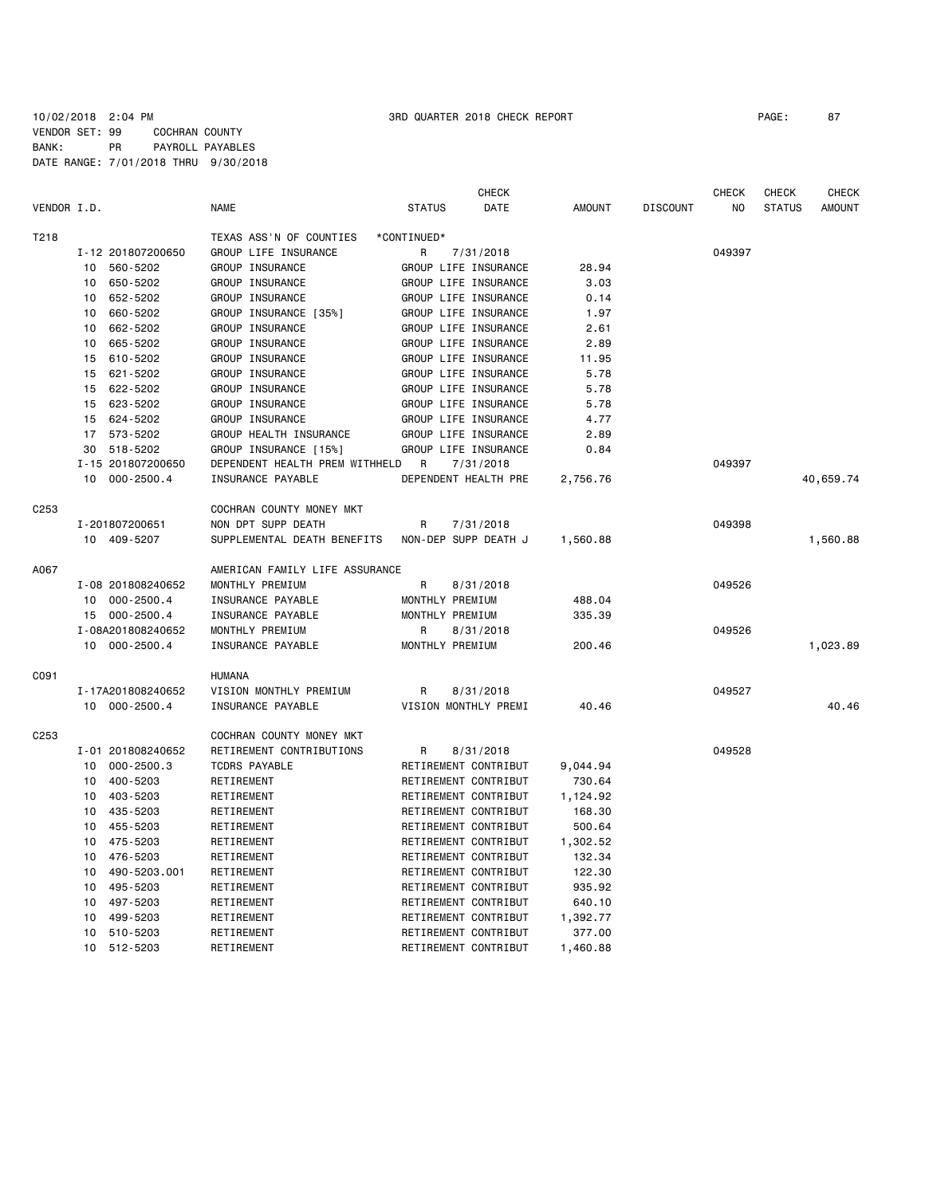10/02/2018 2:04 PM　　　3RD QUARTER 2018 CHECK REPORT　　　PAGE: 87

VENDOR SET: 99　COCHRAN COUNTY
BANK: PR　PAYROLL PAYABLES
DATE RANGE: 7/01/2018 THRU 9/30/2018

| VENDOR I.D. | | NAME | STATUS | CHECK DATE | AMOUNT | DISCOUNT | CHECK NO | CHECK STATUS | CHECK AMOUNT |
|---|---|---|---|---|---|---|---|---|---|
| T218 | | TEXAS ASS'N OF COUNTIES | *CONTINUED* | | | | | | |
| | I-12 201807200650 | GROUP LIFE INSURANCE | R | 7/31/2018 | | | 049397 | | |
| | 10 560-5202 | GROUP INSURANCE | GROUP LIFE INSURANCE | | 28.94 | | | | |
| | 10 650-5202 | GROUP INSURANCE | GROUP LIFE INSURANCE | | 3.03 | | | | |
| | 10 652-5202 | GROUP INSURANCE | GROUP LIFE INSURANCE | | 0.14 | | | | |
| | 10 660-5202 | GROUP INSURANCE [35%] | GROUP LIFE INSURANCE | | 1.97 | | | | |
| | 10 662-5202 | GROUP INSURANCE | GROUP LIFE INSURANCE | | 2.61 | | | | |
| | 10 665-5202 | GROUP INSURANCE | GROUP LIFE INSURANCE | | 2.89 | | | | |
| | 15 610-5202 | GROUP INSURANCE | GROUP LIFE INSURANCE | | 11.95 | | | | |
| | 15 621-5202 | GROUP INSURANCE | GROUP LIFE INSURANCE | | 5.78 | | | | |
| | 15 622-5202 | GROUP INSURANCE | GROUP LIFE INSURANCE | | 5.78 | | | | |
| | 15 623-5202 | GROUP INSURANCE | GROUP LIFE INSURANCE | | 5.78 | | | | |
| | 15 624-5202 | GROUP INSURANCE | GROUP LIFE INSURANCE | | 4.77 | | | | |
| | 17 573-5202 | GROUP HEALTH INSURANCE | GROUP LIFE INSURANCE | | 2.89 | | | | |
| | 30 518-5202 | GROUP INSURANCE [15%] | GROUP LIFE INSURANCE | | 0.84 | | | | |
| | I-15 201807200650 | DEPENDENT HEALTH PREM WITHHELD | R | 7/31/2018 | | | 049397 | | |
| | 10 000-2500.4 | INSURANCE PAYABLE | DEPENDENT HEALTH PRE | | 2,756.76 | | | | 40,659.74 |
| C253 | | COCHRAN COUNTY MONEY MKT | | | | | | | |
| | I-201807200651 | NON DPT SUPP DEATH | R | 7/31/2018 | | | 049398 | | |
| | 10 409-5207 | SUPPLEMENTAL DEATH BENEFITS | NON-DEP SUPP DEATH J | | 1,560.88 | | | | 1,560.88 |
| A067 | | AMERICAN FAMILY LIFE ASSURANCE | | | | | | | |
| | I-08 201808240652 | MONTHLY PREMIUM | R | 8/31/2018 | | | 049526 | | |
| | 10 000-2500.4 | INSURANCE PAYABLE | MONTHLY PREMIUM | | 488.04 | | | | |
| | 15 000-2500.4 | INSURANCE PAYABLE | MONTHLY PREMIUM | | 335.39 | | | | |
| | I-08A201808240652 | MONTHLY PREMIUM | R | 8/31/2018 | | | 049526 | | |
| | 10 000-2500.4 | INSURANCE PAYABLE | MONTHLY PREMIUM | | 200.46 | | | | 1,023.89 |
| C091 | | HUMANA | | | | | | | |
| | I-17A201808240652 | VISION MONTHLY PREMIUM | R | 8/31/2018 | | | 049527 | | |
| | 10 000-2500.4 | INSURANCE PAYABLE | VISION MONTHLY PREMI | | 40.46 | | | | 40.46 |
| C253 | | COCHRAN COUNTY MONEY MKT | | | | | | | |
| | I-01 201808240652 | RETIREMENT CONTRIBUTIONS | R | 8/31/2018 | | | 049528 | | |
| | 10 000-2500.3 | TCDRS PAYABLE | RETIREMENT CONTRIBUT | | 9,044.94 | | | | |
| | 10 400-5203 | RETIREMENT | RETIREMENT CONTRIBUT | | 730.64 | | | | |
| | 10 403-5203 | RETIREMENT | RETIREMENT CONTRIBUT | | 1,124.92 | | | | |
| | 10 435-5203 | RETIREMENT | RETIREMENT CONTRIBUT | | 168.30 | | | | |
| | 10 455-5203 | RETIREMENT | RETIREMENT CONTRIBUT | | 500.64 | | | | |
| | 10 475-5203 | RETIREMENT | RETIREMENT CONTRIBUT | | 1,302.52 | | | | |
| | 10 476-5203 | RETIREMENT | RETIREMENT CONTRIBUT | | 132.34 | | | | |
| | 10 490-5203.001 | RETIREMENT | RETIREMENT CONTRIBUT | | 122.30 | | | | |
| | 10 495-5203 | RETIREMENT | RETIREMENT CONTRIBUT | | 935.92 | | | | |
| | 10 497-5203 | RETIREMENT | RETIREMENT CONTRIBUT | | 640.10 | | | | |
| | 10 499-5203 | RETIREMENT | RETIREMENT CONTRIBUT | | 1,392.77 | | | | |
| | 10 510-5203 | RETIREMENT | RETIREMENT CONTRIBUT | | 377.00 | | | | |
| | 10 512-5203 | RETIREMENT | RETIREMENT CONTRIBUT | | 1,460.88 | | | | |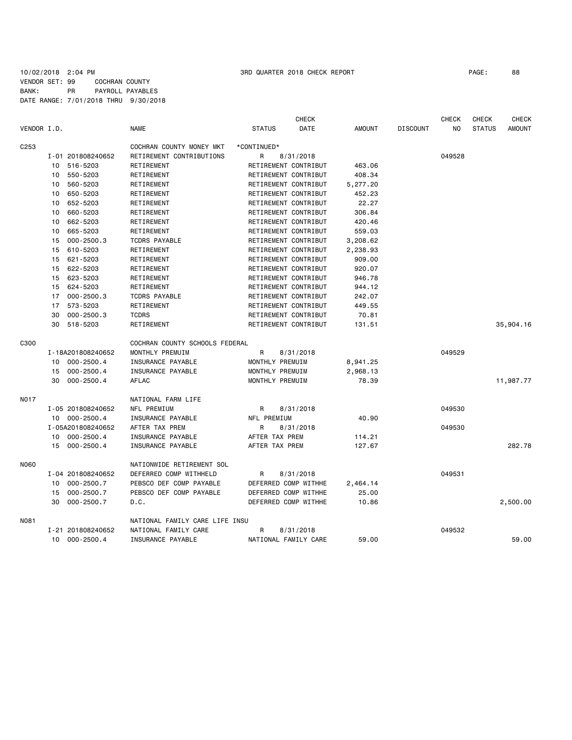10/02/2018 2:04 PM　　3RD QUARTER 2018 CHECK REPORT　　PAGE: 88

VENDOR SET: 99　COCHRAN COUNTY
BANK: PR　PAYROLL PAYABLES
DATE RANGE: 7/01/2018 THRU 9/30/2018

| VENDOR I.D. | | NAME | STATUS | CHECK DATE | AMOUNT | DISCOUNT | CHECK NO | CHECK STATUS | CHECK AMOUNT |
|---|---|---|---|---|---|---|---|---|---|
| C253 | | COCHRAN COUNTY MONEY MKT | *CONTINUED* | | | | | | |
| | I-01 201808240652 | RETIREMENT CONTRIBUTIONS | R | 8/31/2018 | | | 049528 | | |
| | 10 516-5203 | RETIREMENT | RETIREMENT CONTRIBUT | | 463.06 | | | | |
| | 10 550-5203 | RETIREMENT | RETIREMENT CONTRIBUT | | 408.34 | | | | |
| | 10 560-5203 | RETIREMENT | RETIREMENT CONTRIBUT | | 5,277.20 | | | | |
| | 10 650-5203 | RETIREMENT | RETIREMENT CONTRIBUT | | 452.23 | | | | |
| | 10 652-5203 | RETIREMENT | RETIREMENT CONTRIBUT | | 22.27 | | | | |
| | 10 660-5203 | RETIREMENT | RETIREMENT CONTRIBUT | | 306.84 | | | | |
| | 10 662-5203 | RETIREMENT | RETIREMENT CONTRIBUT | | 420.46 | | | | |
| | 10 665-5203 | RETIREMENT | RETIREMENT CONTRIBUT | | 559.03 | | | | |
| | 15 000-2500.3 | TCDRS PAYABLE | RETIREMENT CONTRIBUT | | 3,208.62 | | | | |
| | 15 610-5203 | RETIREMENT | RETIREMENT CONTRIBUT | | 2,238.93 | | | | |
| | 15 621-5203 | RETIREMENT | RETIREMENT CONTRIBUT | | 909.00 | | | | |
| | 15 622-5203 | RETIREMENT | RETIREMENT CONTRIBUT | | 920.07 | | | | |
| | 15 623-5203 | RETIREMENT | RETIREMENT CONTRIBUT | | 946.78 | | | | |
| | 15 624-5203 | RETIREMENT | RETIREMENT CONTRIBUT | | 944.12 | | | | |
| | 17 000-2500.3 | TCDRS PAYABLE | RETIREMENT CONTRIBUT | | 242.07 | | | | |
| | 17 573-5203 | RETIREMENT | RETIREMENT CONTRIBUT | | 449.55 | | | | |
| | 30 000-2500.3 | TCDRS | RETIREMENT CONTRIBUT | | 70.81 | | | | |
| | 30 518-5203 | RETIREMENT | RETIREMENT CONTRIBUT | | 131.51 | | | | 35,904.16 |
| C300 | | COCHRAN COUNTY SCHOOLS FEDERAL | | | | | | | |
| | I-18A201808240652 | MONTHLY PREMUIM | R | 8/31/2018 | | | 049529 | | |
| | 10 000-2500.4 | INSURANCE PAYABLE | MONTHLY PREMUIM | | 8,941.25 | | | | |
| | 15 000-2500.4 | INSURANCE PAYABLE | MONTHLY PREMUIM | | 2,968.13 | | | | |
| | 30 000-2500.4 | AFLAC | MONTHLY PREMUIM | | 78.39 | | | | 11,987.77 |
| N017 | | NATIONAL FARM LIFE | | | | | | | |
| | I-05 201808240652 | NFL PREMIUM | R | 8/31/2018 | | | 049530 | | |
| | 10 000-2500.4 | INSURANCE PAYABLE | NFL PREMIUM | | 40.90 | | | | |
| | I-05A201808240652 | AFTER TAX PREM | R | 8/31/2018 | | | 049530 | | |
| | 10 000-2500.4 | INSURANCE PAYABLE | AFTER TAX PREM | | 114.21 | | | | |
| | 15 000-2500.4 | INSURANCE PAYABLE | AFTER TAX PREM | | 127.67 | | | | 282.78 |
| N060 | | NATIONWIDE RETIREMENT SOL | | | | | | | |
| | I-04 201808240652 | DEFERRED COMP WITHHELD | R | 8/31/2018 | | | 049531 | | |
| | 10 000-2500.7 | PEBSCO DEF COMP PAYABLE | DEFERRED COMP WITHHE | | 2,464.14 | | | | |
| | 15 000-2500.7 | PEBSCO DEF COMP PAYABLE | DEFERRED COMP WITHHE | | 25.00 | | | | |
| | 30 000-2500.7 | D.C. | DEFERRED COMP WITHHE | | 10.86 | | | | 2,500.00 |
| N081 | | NATIONAL FAMILY CARE LIFE INSU | | | | | | | |
| | I-21 201808240652 | NATIONAL FAMILY CARE | R | 8/31/2018 | | | 049532 | | |
| | 10 000-2500.4 | INSURANCE PAYABLE | NATIONAL FAMILY CARE | | 59.00 | | | | 59.00 |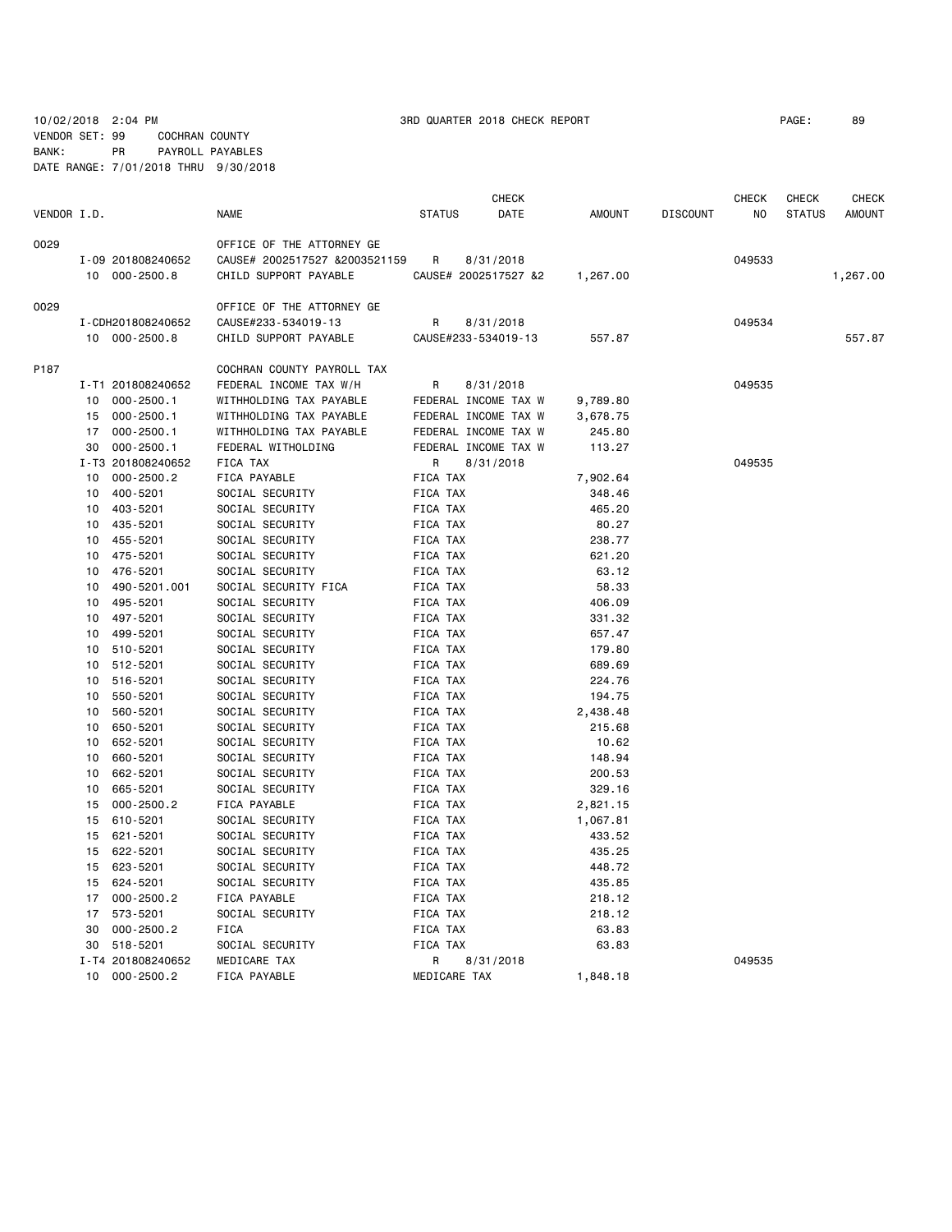10/02/2018 2:04 PM 3RD QUARTER 2018 CHECK REPORT PAGE: 89

VENDOR SET: 99 COCHRAN COUNTY
BANK: PR PAYROLL PAYABLES
DATE RANGE: 7/01/2018 THRU 9/30/2018

| VENDOR I.D. | | NAME | STATUS | CHECK DATE | AMOUNT | DISCOUNT | CHECK NO | CHECK STATUS | CHECK AMOUNT |
|---|---|---|---|---|---|---|---|---|---|
| 0029 | | OFFICE OF THE ATTORNEY GE | | | | | | | |
| | I-09 201808240652 | CAUSE# 2002517527 &2003521159 | R | 8/31/2018 | | | 049533 | | |
| | 10 000-2500.8 | CHILD SUPPORT PAYABLE | CAUSE# 2002517527 &2 | | 1,267.00 | | | | 1,267.00 |
| 0029 | | OFFICE OF THE ATTORNEY GE | | | | | | | |
| | I-CDH201808240652 | CAUSE#233-534019-13 | R | 8/31/2018 | | | 049534 | | |
| | 10 000-2500.8 | CHILD SUPPORT PAYABLE | CAUSE#233-534019-13 | | 557.87 | | | | 557.87 |
| P187 | | COCHRAN COUNTY PAYROLL TAX | | | | | | | |
| | I-T1 201808240652 | FEDERAL INCOME TAX W/H | R | 8/31/2018 | | | 049535 | | |
| | 10 000-2500.1 | WITHHOLDING TAX PAYABLE | FEDERAL INCOME TAX W | | 9,789.80 | | | | |
| | 15 000-2500.1 | WITHHOLDING TAX PAYABLE | FEDERAL INCOME TAX W | | 3,678.75 | | | | |
| | 17 000-2500.1 | WITHHOLDING TAX PAYABLE | FEDERAL INCOME TAX W | | 245.80 | | | | |
| | 30 000-2500.1 | FEDERAL WITHOLDING | FEDERAL INCOME TAX W | | 113.27 | | | | |
| | I-T3 201808240652 | FICA TAX | R | 8/31/2018 | | | 049535 | | |
| | 10 000-2500.2 | FICA PAYABLE | FICA TAX | | 7,902.64 | | | | |
| | 10 400-5201 | SOCIAL SECURITY | FICA TAX | | 348.46 | | | | |
| | 10 403-5201 | SOCIAL SECURITY | FICA TAX | | 465.20 | | | | |
| | 10 435-5201 | SOCIAL SECURITY | FICA TAX | | 80.27 | | | | |
| | 10 455-5201 | SOCIAL SECURITY | FICA TAX | | 238.77 | | | | |
| | 10 475-5201 | SOCIAL SECURITY | FICA TAX | | 621.20 | | | | |
| | 10 476-5201 | SOCIAL SECURITY | FICA TAX | | 63.12 | | | | |
| | 10 490-5201.001 | SOCIAL SECURITY FICA | FICA TAX | | 58.33 | | | | |
| | 10 495-5201 | SOCIAL SECURITY | FICA TAX | | 406.09 | | | | |
| | 10 497-5201 | SOCIAL SECURITY | FICA TAX | | 331.32 | | | | |
| | 10 499-5201 | SOCIAL SECURITY | FICA TAX | | 657.47 | | | | |
| | 10 510-5201 | SOCIAL SECURITY | FICA TAX | | 179.80 | | | | |
| | 10 512-5201 | SOCIAL SECURITY | FICA TAX | | 689.69 | | | | |
| | 10 516-5201 | SOCIAL SECURITY | FICA TAX | | 224.76 | | | | |
| | 10 550-5201 | SOCIAL SECURITY | FICA TAX | | 194.75 | | | | |
| | 10 560-5201 | SOCIAL SECURITY | FICA TAX | | 2,438.48 | | | | |
| | 10 650-5201 | SOCIAL SECURITY | FICA TAX | | 215.68 | | | | |
| | 10 652-5201 | SOCIAL SECURITY | FICA TAX | | 10.62 | | | | |
| | 10 660-5201 | SOCIAL SECURITY | FICA TAX | | 148.94 | | | | |
| | 10 662-5201 | SOCIAL SECURITY | FICA TAX | | 200.53 | | | | |
| | 10 665-5201 | SOCIAL SECURITY | FICA TAX | | 329.16 | | | | |
| | 15 000-2500.2 | FICA PAYABLE | FICA TAX | | 2,821.15 | | | | |
| | 15 610-5201 | SOCIAL SECURITY | FICA TAX | | 1,067.81 | | | | |
| | 15 621-5201 | SOCIAL SECURITY | FICA TAX | | 433.52 | | | | |
| | 15 622-5201 | SOCIAL SECURITY | FICA TAX | | 435.25 | | | | |
| | 15 623-5201 | SOCIAL SECURITY | FICA TAX | | 448.72 | | | | |
| | 15 624-5201 | SOCIAL SECURITY | FICA TAX | | 435.85 | | | | |
| | 17 000-2500.2 | FICA PAYABLE | FICA TAX | | 218.12 | | | | |
| | 17 573-5201 | SOCIAL SECURITY | FICA TAX | | 218.12 | | | | |
| | 30 000-2500.2 | FICA | FICA TAX | | 63.83 | | | | |
| | 30 518-5201 | SOCIAL SECURITY | FICA TAX | | 63.83 | | | | |
| | I-T4 201808240652 | MEDICARE TAX | R | 8/31/2018 | | | 049535 | | |
| | 10 000-2500.2 | FICA PAYABLE | MEDICARE TAX | | 1,848.18 | | | | |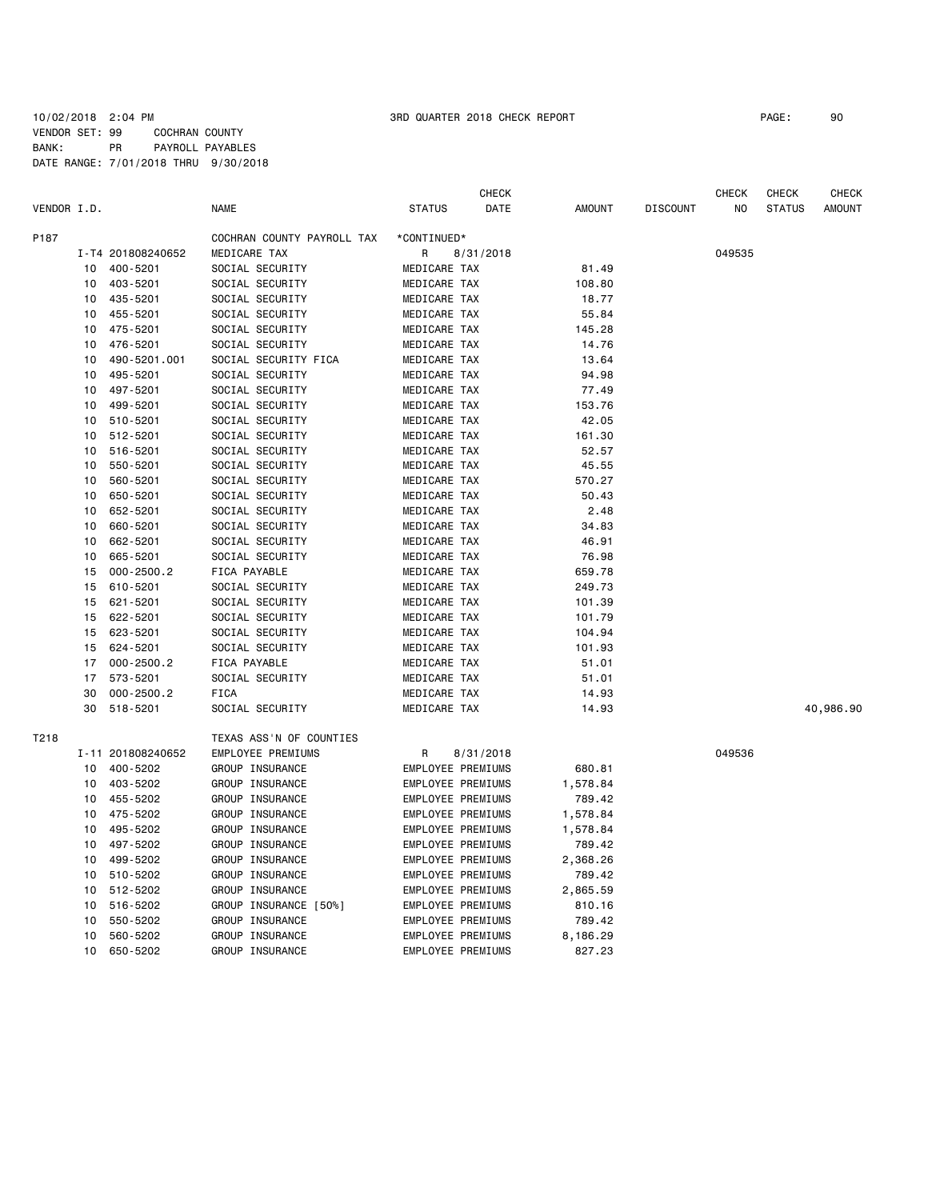10/02/2018 2:04 PM 3RD QUARTER 2018 CHECK REPORT

VENDOR SET: 99 COCHRAN COUNTY
BANK: PR PAYROLL PAYABLES
DATE RANGE: 7/01/2018 THRU 9/30/2018

| VENDOR I.D. | | NAME | STATUS | CHECK DATE | AMOUNT | DISCOUNT | CHECK NO | CHECK STATUS | CHECK AMOUNT |
|---|---|---|---|---|---|---|---|---|---|
| P187 | | COCHRAN COUNTY PAYROLL TAX | *CONTINUED* | | | | | | |
| | I-T4 201808240652 | MEDICARE TAX | R | 8/31/2018 | | | 049535 | | |
| 10 | 400-5201 | SOCIAL SECURITY | MEDICARE TAX | | 81.49 | | | | |
| 10 | 403-5201 | SOCIAL SECURITY | MEDICARE TAX | | 108.80 | | | | |
| 10 | 435-5201 | SOCIAL SECURITY | MEDICARE TAX | | 18.77 | | | | |
| 10 | 455-5201 | SOCIAL SECURITY | MEDICARE TAX | | 55.84 | | | | |
| 10 | 475-5201 | SOCIAL SECURITY | MEDICARE TAX | | 145.28 | | | | |
| 10 | 476-5201 | SOCIAL SECURITY | MEDICARE TAX | | 14.76 | | | | |
| 10 | 490-5201.001 | SOCIAL SECURITY FICA | MEDICARE TAX | | 13.64 | | | | |
| 10 | 495-5201 | SOCIAL SECURITY | MEDICARE TAX | | 94.98 | | | | |
| 10 | 497-5201 | SOCIAL SECURITY | MEDICARE TAX | | 77.49 | | | | |
| 10 | 499-5201 | SOCIAL SECURITY | MEDICARE TAX | | 153.76 | | | | |
| 10 | 510-5201 | SOCIAL SECURITY | MEDICARE TAX | | 42.05 | | | | |
| 10 | 512-5201 | SOCIAL SECURITY | MEDICARE TAX | | 161.30 | | | | |
| 10 | 516-5201 | SOCIAL SECURITY | MEDICARE TAX | | 52.57 | | | | |
| 10 | 550-5201 | SOCIAL SECURITY | MEDICARE TAX | | 45.55 | | | | |
| 10 | 560-5201 | SOCIAL SECURITY | MEDICARE TAX | | 570.27 | | | | |
| 10 | 650-5201 | SOCIAL SECURITY | MEDICARE TAX | | 50.43 | | | | |
| 10 | 652-5201 | SOCIAL SECURITY | MEDICARE TAX | | 2.48 | | | | |
| 10 | 660-5201 | SOCIAL SECURITY | MEDICARE TAX | | 34.83 | | | | |
| 10 | 662-5201 | SOCIAL SECURITY | MEDICARE TAX | | 46.91 | | | | |
| 10 | 665-5201 | SOCIAL SECURITY | MEDICARE TAX | | 76.98 | | | | |
| 15 | 000-2500.2 | FICA PAYABLE | MEDICARE TAX | | 659.78 | | | | |
| 15 | 610-5201 | SOCIAL SECURITY | MEDICARE TAX | | 249.73 | | | | |
| 15 | 621-5201 | SOCIAL SECURITY | MEDICARE TAX | | 101.39 | | | | |
| 15 | 622-5201 | SOCIAL SECURITY | MEDICARE TAX | | 101.79 | | | | |
| 15 | 623-5201 | SOCIAL SECURITY | MEDICARE TAX | | 104.94 | | | | |
| 15 | 624-5201 | SOCIAL SECURITY | MEDICARE TAX | | 101.93 | | | | |
| 17 | 000-2500.2 | FICA PAYABLE | MEDICARE TAX | | 51.01 | | | | |
| 17 | 573-5201 | SOCIAL SECURITY | MEDICARE TAX | | 51.01 | | | | |
| 30 | 000-2500.2 | FICA | MEDICARE TAX | | 14.93 | | | | |
| 30 | 518-5201 | SOCIAL SECURITY | MEDICARE TAX | | 14.93 | | | | 40,986.90 |
| T218 | | TEXAS ASS'N OF COUNTIES | | | | | | | |
| | I-11 201808240652 | EMPLOYEE PREMIUMS | R | 8/31/2018 | | | 049536 | | |
| 10 | 400-5202 | GROUP INSURANCE | EMPLOYEE PREMIUMS | | 680.81 | | | | |
| 10 | 403-5202 | GROUP INSURANCE | EMPLOYEE PREMIUMS | | 1,578.84 | | | | |
| 10 | 455-5202 | GROUP INSURANCE | EMPLOYEE PREMIUMS | | 789.42 | | | | |
| 10 | 475-5202 | GROUP INSURANCE | EMPLOYEE PREMIUMS | | 1,578.84 | | | | |
| 10 | 495-5202 | GROUP INSURANCE | EMPLOYEE PREMIUMS | | 1,578.84 | | | | |
| 10 | 497-5202 | GROUP INSURANCE | EMPLOYEE PREMIUMS | | 789.42 | | | | |
| 10 | 499-5202 | GROUP INSURANCE | EMPLOYEE PREMIUMS | | 2,368.26 | | | | |
| 10 | 510-5202 | GROUP INSURANCE | EMPLOYEE PREMIUMS | | 789.42 | | | | |
| 10 | 512-5202 | GROUP INSURANCE | EMPLOYEE PREMIUMS | | 2,865.59 | | | | |
| 10 | 516-5202 | GROUP INSURANCE [50%] | EMPLOYEE PREMIUMS | | 810.16 | | | | |
| 10 | 550-5202 | GROUP INSURANCE | EMPLOYEE PREMIUMS | | 789.42 | | | | |
| 10 | 560-5202 | GROUP INSURANCE | EMPLOYEE PREMIUMS | | 8,186.29 | | | | |
| 10 | 650-5202 | GROUP INSURANCE | EMPLOYEE PREMIUMS | | 827.23 | | | | |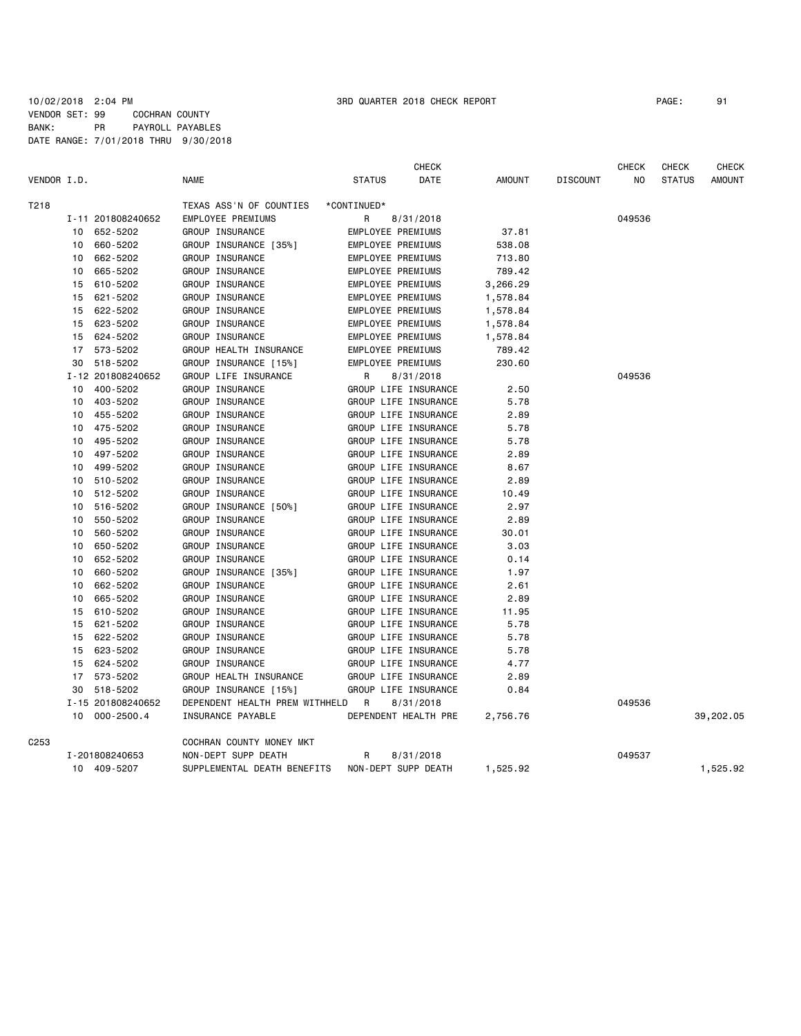10/02/2018 2:04 PM 3RD QUARTER 2018 CHECK REPORT

VENDOR SET: 99 COCHRAN COUNTY
BANK: PR PAYROLL PAYABLES
DATE RANGE: 7/01/2018 THRU 9/30/2018

| VENDOR I.D. | | NAME | STATUS | CHECK DATE | AMOUNT | DISCOUNT | CHECK NO | CHECK STATUS | CHECK AMOUNT |
|---|---|---|---|---|---|---|---|---|---|
| T218 | | TEXAS ASS'N OF COUNTIES | *CONTINUED* | | | | | | |
| | I-11 201808240652 | EMPLOYEE PREMIUMS | R | 8/31/2018 | | | 049536 | | |
| | 10 652-5202 | GROUP INSURANCE | EMPLOYEE PREMIUMS | | 37.81 | | | | |
| | 10 660-5202 | GROUP INSURANCE [35%] | EMPLOYEE PREMIUMS | | 538.08 | | | | |
| | 10 662-5202 | GROUP INSURANCE | EMPLOYEE PREMIUMS | | 713.80 | | | | |
| | 10 665-5202 | GROUP INSURANCE | EMPLOYEE PREMIUMS | | 789.42 | | | | |
| | 15 610-5202 | GROUP INSURANCE | EMPLOYEE PREMIUMS | | 3,266.29 | | | | |
| | 15 621-5202 | GROUP INSURANCE | EMPLOYEE PREMIUMS | | 1,578.84 | | | | |
| | 15 622-5202 | GROUP INSURANCE | EMPLOYEE PREMIUMS | | 1,578.84 | | | | |
| | 15 623-5202 | GROUP INSURANCE | EMPLOYEE PREMIUMS | | 1,578.84 | | | | |
| | 15 624-5202 | GROUP INSURANCE | EMPLOYEE PREMIUMS | | 1,578.84 | | | | |
| | 17 573-5202 | GROUP HEALTH INSURANCE | EMPLOYEE PREMIUMS | | 789.42 | | | | |
| | 30 518-5202 | GROUP INSURANCE [15%] | EMPLOYEE PREMIUMS | | 230.60 | | | | |
| | I-12 201808240652 | GROUP LIFE INSURANCE | R | 8/31/2018 | | | 049536 | | |
| | 10 400-5202 | GROUP INSURANCE | GROUP LIFE INSURANCE | | 2.50 | | | | |
| | 10 403-5202 | GROUP INSURANCE | GROUP LIFE INSURANCE | | 5.78 | | | | |
| | 10 455-5202 | GROUP INSURANCE | GROUP LIFE INSURANCE | | 2.89 | | | | |
| | 10 475-5202 | GROUP INSURANCE | GROUP LIFE INSURANCE | | 5.78 | | | | |
| | 10 495-5202 | GROUP INSURANCE | GROUP LIFE INSURANCE | | 5.78 | | | | |
| | 10 497-5202 | GROUP INSURANCE | GROUP LIFE INSURANCE | | 2.89 | | | | |
| | 10 499-5202 | GROUP INSURANCE | GROUP LIFE INSURANCE | | 8.67 | | | | |
| | 10 510-5202 | GROUP INSURANCE | GROUP LIFE INSURANCE | | 2.89 | | | | |
| | 10 512-5202 | GROUP INSURANCE | GROUP LIFE INSURANCE | | 10.49 | | | | |
| | 10 516-5202 | GROUP INSURANCE [50%] | GROUP LIFE INSURANCE | | 2.97 | | | | |
| | 10 550-5202 | GROUP INSURANCE | GROUP LIFE INSURANCE | | 2.89 | | | | |
| | 10 560-5202 | GROUP INSURANCE | GROUP LIFE INSURANCE | | 30.01 | | | | |
| | 10 650-5202 | GROUP INSURANCE | GROUP LIFE INSURANCE | | 3.03 | | | | |
| | 10 652-5202 | GROUP INSURANCE | GROUP LIFE INSURANCE | | 0.14 | | | | |
| | 10 660-5202 | GROUP INSURANCE [35%] | GROUP LIFE INSURANCE | | 1.97 | | | | |
| | 10 662-5202 | GROUP INSURANCE | GROUP LIFE INSURANCE | | 2.61 | | | | |
| | 10 665-5202 | GROUP INSURANCE | GROUP LIFE INSURANCE | | 2.89 | | | | |
| | 15 610-5202 | GROUP INSURANCE | GROUP LIFE INSURANCE | | 11.95 | | | | |
| | 15 621-5202 | GROUP INSURANCE | GROUP LIFE INSURANCE | | 5.78 | | | | |
| | 15 622-5202 | GROUP INSURANCE | GROUP LIFE INSURANCE | | 5.78 | | | | |
| | 15 623-5202 | GROUP INSURANCE | GROUP LIFE INSURANCE | | 5.78 | | | | |
| | 15 624-5202 | GROUP INSURANCE | GROUP LIFE INSURANCE | | 4.77 | | | | |
| | 17 573-5202 | GROUP HEALTH INSURANCE | GROUP LIFE INSURANCE | | 2.89 | | | | |
| | 30 518-5202 | GROUP INSURANCE [15%] | GROUP LIFE INSURANCE | | 0.84 | | | | |
| | I-15 201808240652 | DEPENDENT HEALTH PREM WITHHELD | R | 8/31/2018 | | | 049536 | | |
| | 10 000-2500.4 | INSURANCE PAYABLE | DEPENDENT HEALTH PRE | | 2,756.76 | | | | 39,202.05 |
| C253 | | COCHRAN COUNTY MONEY MKT | | | | | | | |
| | I-201808240653 | NON-DEPT SUPP DEATH | R | 8/31/2018 | | | 049537 | | |
| | 10 409-5207 | SUPPLEMENTAL DEATH BENEFITS | NON-DEPT SUPP DEATH | | 1,525.92 | | | | 1,525.92 |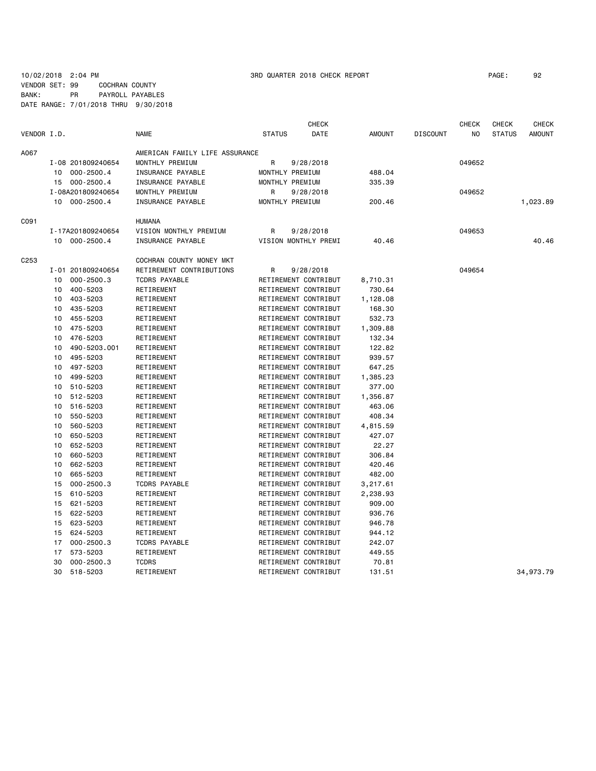10/02/2018 2:04 PM 3RD QUARTER 2018 CHECK REPORT

VENDOR SET: 99 COCHRAN COUNTY
BANK: PR PAYROLL PAYABLES
DATE RANGE: 7/01/2018 THRU 9/30/2018

| VENDOR I.D. | | NAME | STATUS | CHECK DATE | AMOUNT | DISCOUNT | CHECK NO | CHECK STATUS | CHECK AMOUNT |
|---|---|---|---|---|---|---|---|---|---|
| A067 | | AMERICAN FAMILY LIFE ASSURANCE | | | | | | | |
| | I-08 201809240654 | MONTHLY PREMIUM | R | 9/28/2018 | | | 049652 | | |
| | 10 000-2500.4 | INSURANCE PAYABLE | MONTHLY PREMIUM | | 488.04 | | | | |
| | 15 000-2500.4 | INSURANCE PAYABLE | MONTHLY PREMIUM | | 335.39 | | | | |
| | I-08A201809240654 | MONTHLY PREMIUM | R | 9/28/2018 | | | 049652 | | |
| | 10 000-2500.4 | INSURANCE PAYABLE | MONTHLY PREMIUM | | 200.46 | | | | 1,023.89 |
| C091 | | HUMANA | | | | | | | |
| | I-17A201809240654 | VISION MONTHLY PREMIUM | R | 9/28/2018 | | | 049653 | | |
| | 10 000-2500.4 | INSURANCE PAYABLE | VISION MONTHLY PREMI | | 40.46 | | | | 40.46 |
| C253 | | COCHRAN COUNTY MONEY MKT | | | | | | | |
| | I-01 201809240654 | RETIREMENT CONTRIBUTIONS | R | 9/28/2018 | | | 049654 | | |
| | 10 000-2500.3 | TCDRS PAYABLE | RETIREMENT CONTRIBUT | | 8,710.31 | | | | |
| | 10 400-5203 | RETIREMENT | RETIREMENT CONTRIBUT | | 730.64 | | | | |
| | 10 403-5203 | RETIREMENT | RETIREMENT CONTRIBUT | | 1,128.08 | | | | |
| | 10 435-5203 | RETIREMENT | RETIREMENT CONTRIBUT | | 168.30 | | | | |
| | 10 455-5203 | RETIREMENT | RETIREMENT CONTRIBUT | | 532.73 | | | | |
| | 10 475-5203 | RETIREMENT | RETIREMENT CONTRIBUT | | 1,309.88 | | | | |
| | 10 476-5203 | RETIREMENT | RETIREMENT CONTRIBUT | | 132.34 | | | | |
| | 10 490-5203.001 | RETIREMENT | RETIREMENT CONTRIBUT | | 122.82 | | | | |
| | 10 495-5203 | RETIREMENT | RETIREMENT CONTRIBUT | | 939.57 | | | | |
| | 10 497-5203 | RETIREMENT | RETIREMENT CONTRIBUT | | 647.25 | | | | |
| | 10 499-5203 | RETIREMENT | RETIREMENT CONTRIBUT | | 1,385.23 | | | | |
| | 10 510-5203 | RETIREMENT | RETIREMENT CONTRIBUT | | 377.00 | | | | |
| | 10 512-5203 | RETIREMENT | RETIREMENT CONTRIBUT | | 1,356.87 | | | | |
| | 10 516-5203 | RETIREMENT | RETIREMENT CONTRIBUT | | 463.06 | | | | |
| | 10 550-5203 | RETIREMENT | RETIREMENT CONTRIBUT | | 408.34 | | | | |
| | 10 560-5203 | RETIREMENT | RETIREMENT CONTRIBUT | | 4,815.59 | | | | |
| | 10 650-5203 | RETIREMENT | RETIREMENT CONTRIBUT | | 427.07 | | | | |
| | 10 652-5203 | RETIREMENT | RETIREMENT CONTRIBUT | | 22.27 | | | | |
| | 10 660-5203 | RETIREMENT | RETIREMENT CONTRIBUT | | 306.84 | | | | |
| | 10 662-5203 | RETIREMENT | RETIREMENT CONTRIBUT | | 420.46 | | | | |
| | 10 665-5203 | RETIREMENT | RETIREMENT CONTRIBUT | | 482.00 | | | | |
| | 15 000-2500.3 | TCDRS PAYABLE | RETIREMENT CONTRIBUT | | 3,217.61 | | | | |
| | 15 610-5203 | RETIREMENT | RETIREMENT CONTRIBUT | | 2,238.93 | | | | |
| | 15 621-5203 | RETIREMENT | RETIREMENT CONTRIBUT | | 909.00 | | | | |
| | 15 622-5203 | RETIREMENT | RETIREMENT CONTRIBUT | | 936.76 | | | | |
| | 15 623-5203 | RETIREMENT | RETIREMENT CONTRIBUT | | 946.78 | | | | |
| | 15 624-5203 | RETIREMENT | RETIREMENT CONTRIBUT | | 944.12 | | | | |
| | 17 000-2500.3 | TCDRS PAYABLE | RETIREMENT CONTRIBUT | | 242.07 | | | | |
| | 17 573-5203 | RETIREMENT | RETIREMENT CONTRIBUT | | 449.55 | | | | |
| | 30 000-2500.3 | TCDRS | RETIREMENT CONTRIBUT | | 70.81 | | | | |
| | 30 518-5203 | RETIREMENT | RETIREMENT CONTRIBUT | | 131.51 | | | | 34,973.79 |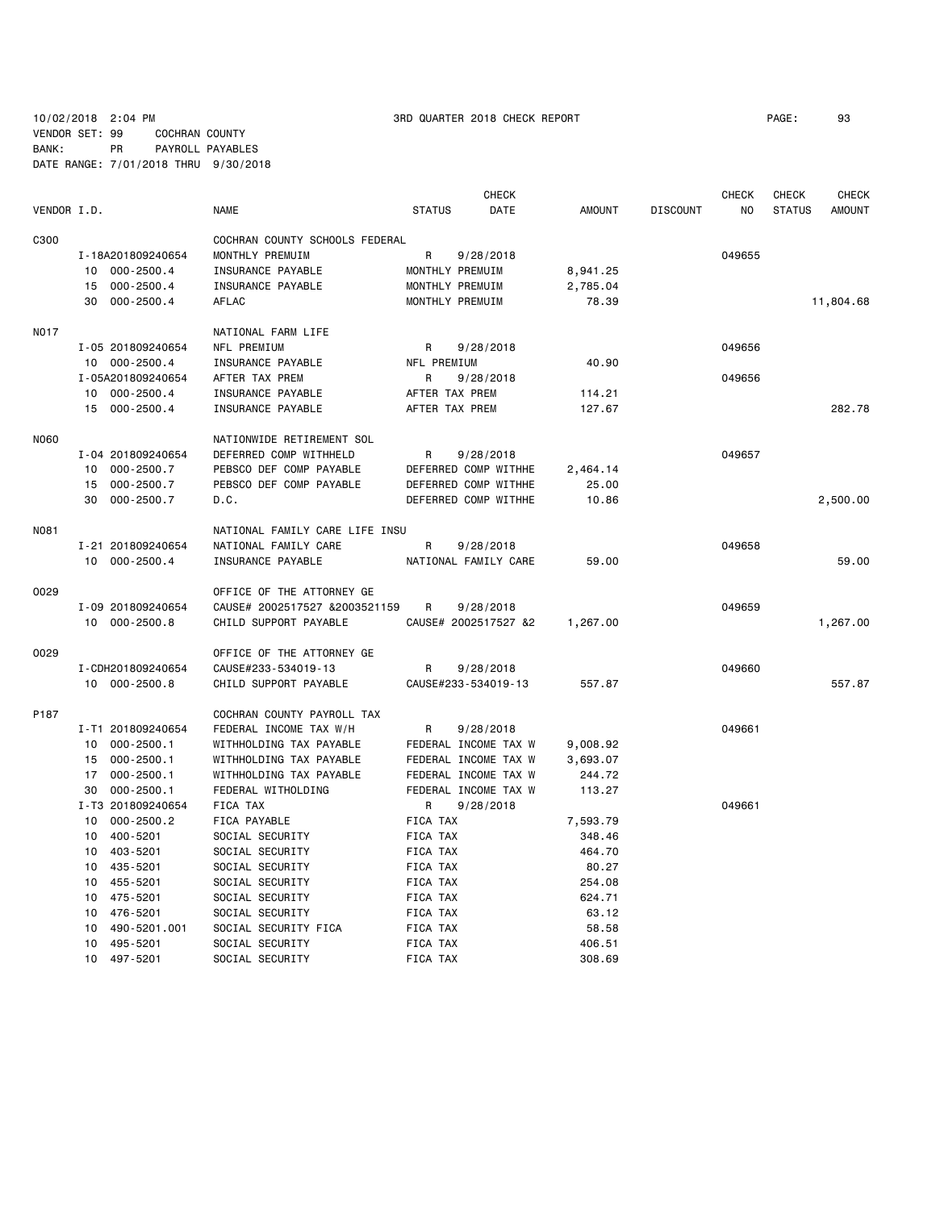10/02/2018 2:04 PM 3RD QUARTER 2018 CHECK REPORT

VENDOR SET: 99 COCHRAN COUNTY
BANK: PR PAYROLL PAYABLES
DATE RANGE: 7/01/2018 THRU 9/30/2018

| VENDOR I.D. | | NAME | STATUS | CHECK DATE | AMOUNT | DISCOUNT | CHECK NO | CHECK STATUS | CHECK AMOUNT |
|---|---|---|---|---|---|---|---|---|---|
| C300 | | COCHRAN COUNTY SCHOOLS FEDERAL | | | | | | | |
| | I-18A201809240654 | MONTHLY PREMUIM | R | 9/28/2018 | | | 049655 | | |
| | 10 000-2500.4 | INSURANCE PAYABLE | MONTHLY PREMUIM | | 8,941.25 | | | | |
| | 15 000-2500.4 | INSURANCE PAYABLE | MONTHLY PREMUIM | | 2,785.04 | | | | |
| | 30 000-2500.4 | AFLAC | MONTHLY PREMUIM | | 78.39 | | | | 11,804.68 |
| N017 | | NATIONAL FARM LIFE | | | | | | | |
| | I-05 201809240654 | NFL PREMIUM | R | 9/28/2018 | | | 049656 | | |
| | 10 000-2500.4 | INSURANCE PAYABLE | NFL PREMIUM | | 40.90 | | | | |
| | I-05A201809240654 | AFTER TAX PREM | R | 9/28/2018 | | | 049656 | | |
| | 10 000-2500.4 | INSURANCE PAYABLE | AFTER TAX PREM | | 114.21 | | | | |
| | 15 000-2500.4 | INSURANCE PAYABLE | AFTER TAX PREM | | 127.67 | | | | 282.78 |
| N060 | | NATIONWIDE RETIREMENT SOL | | | | | | | |
| | I-04 201809240654 | DEFERRED COMP WITHHELD | R | 9/28/2018 | | | 049657 | | |
| | 10 000-2500.7 | PEBSCO DEF COMP PAYABLE | DEFERRED COMP WITHHE | | 2,464.14 | | | | |
| | 15 000-2500.7 | PEBSCO DEF COMP PAYABLE | DEFERRED COMP WITHHE | | 25.00 | | | | |
| | 30 000-2500.7 | D.C. | DEFERRED COMP WITHHE | | 10.86 | | | | 2,500.00 |
| N081 | | NATIONAL FAMILY CARE LIFE INSU | | | | | | | |
| | I-21 201809240654 | NATIONAL FAMILY CARE | R | 9/28/2018 | | | 049658 | | |
| | 10 000-2500.4 | INSURANCE PAYABLE | NATIONAL FAMILY CARE | | 59.00 | | | | 59.00 |
| O029 | | OFFICE OF THE ATTORNEY GE | | | | | | | |
| | I-09 201809240654 | CAUSE# 2002517527 &2003521159 | R | 9/28/2018 | | | 049659 | | |
| | 10 000-2500.8 | CHILD SUPPORT PAYABLE | CAUSE# 2002517527 &2 | | 1,267.00 | | | | 1,267.00 |
| O029 | | OFFICE OF THE ATTORNEY GE | | | | | | | |
| | I-CDH201809240654 | CAUSE#233-534019-13 | R | 9/28/2018 | | | 049660 | | |
| | 10 000-2500.8 | CHILD SUPPORT PAYABLE | CAUSE#233-534019-13 | | 557.87 | | | | 557.87 |
| P187 | | COCHRAN COUNTY PAYROLL TAX | | | | | | | |
| | I-T1 201809240654 | FEDERAL INCOME TAX W/H | R | 9/28/2018 | | | 049661 | | |
| | 10 000-2500.1 | WITHHOLDING TAX PAYABLE | FEDERAL INCOME TAX W | | 9,008.92 | | | | |
| | 15 000-2500.1 | WITHHOLDING TAX PAYABLE | FEDERAL INCOME TAX W | | 3,693.07 | | | | |
| | 17 000-2500.1 | WITHHOLDING TAX PAYABLE | FEDERAL INCOME TAX W | | 244.72 | | | | |
| | 30 000-2500.1 | FEDERAL WITHOLDING | FEDERAL INCOME TAX W | | 113.27 | | | | |
| | I-T3 201809240654 | FICA TAX | R | 9/28/2018 | | | 049661 | | |
| | 10 000-2500.2 | FICA PAYABLE | FICA TAX | | 7,593.79 | | | | |
| | 10 400-5201 | SOCIAL SECURITY | FICA TAX | | 348.46 | | | | |
| | 10 403-5201 | SOCIAL SECURITY | FICA TAX | | 464.70 | | | | |
| | 10 435-5201 | SOCIAL SECURITY | FICA TAX | | 80.27 | | | | |
| | 10 455-5201 | SOCIAL SECURITY | FICA TAX | | 254.08 | | | | |
| | 10 475-5201 | SOCIAL SECURITY | FICA TAX | | 624.71 | | | | |
| | 10 476-5201 | SOCIAL SECURITY | FICA TAX | | 63.12 | | | | |
| | 10 490-5201.001 | SOCIAL SECURITY FICA | FICA TAX | | 58.58 | | | | |
| | 10 495-5201 | SOCIAL SECURITY | FICA TAX | | 406.51 | | | | |
| | 10 497-5201 | SOCIAL SECURITY | FICA TAX | | 308.69 | | | | |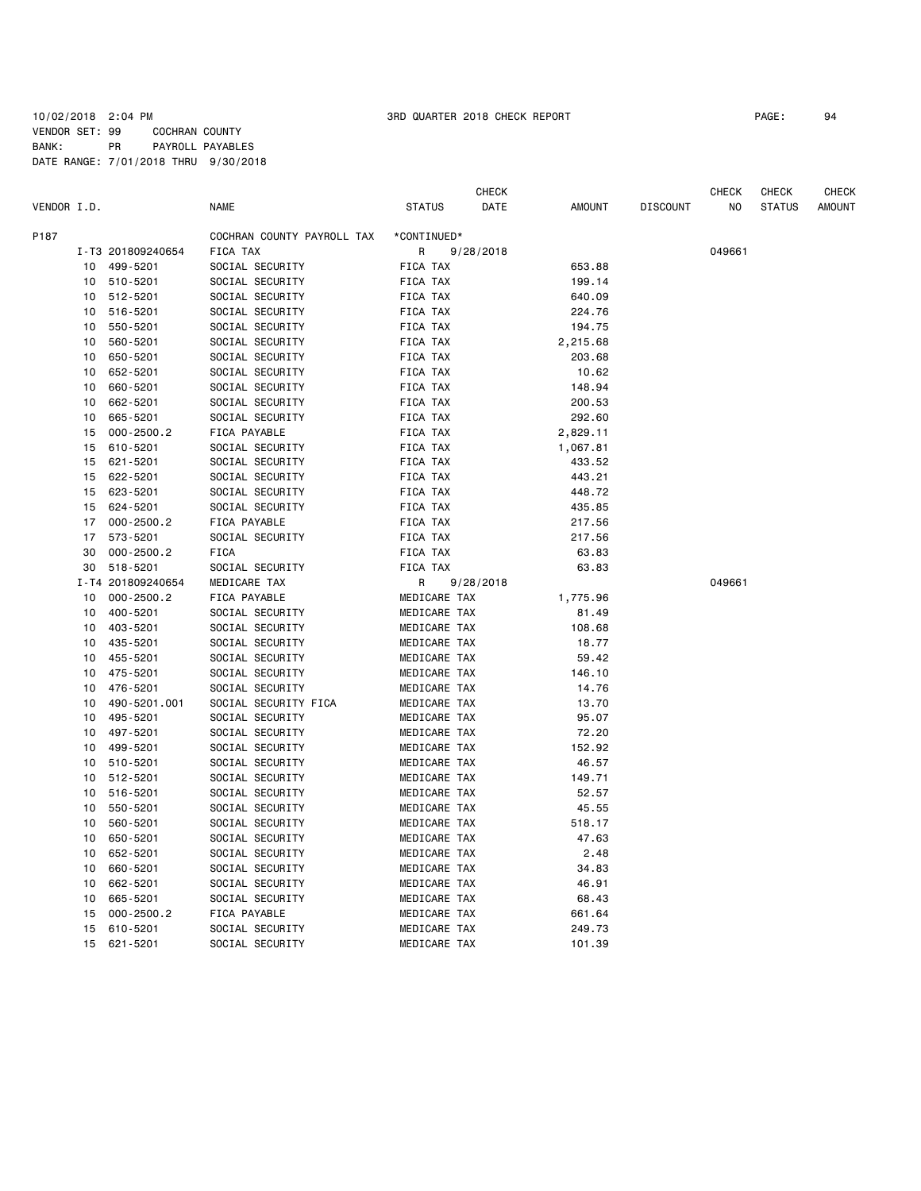10/02/2018 2:04 PM 3RD QUARTER 2018 CHECK REPORT PAGE: 94

VENDOR SET: 99 COCHRAN COUNTY
BANK: PR PAYROLL PAYABLES
DATE RANGE: 7/01/2018 THRU 9/30/2018

| VENDOR I.D. | | NAME | STATUS | CHECK DATE | AMOUNT | DISCOUNT | CHECK NO | CHECK STATUS | CHECK AMOUNT |
|---|---|---|---|---|---|---|---|---|---|
| P187 | | COCHRAN COUNTY PAYROLL TAX | *CONTINUED* | | | | | | |
| | I-T3 201809240654 | FICA TAX | R | 9/28/2018 | | | 049661 | | |
| | 10 499-5201 | SOCIAL SECURITY | FICA TAX | | 653.88 | | | | |
| | 10 510-5201 | SOCIAL SECURITY | FICA TAX | | 199.14 | | | | |
| | 10 512-5201 | SOCIAL SECURITY | FICA TAX | | 640.09 | | | | |
| | 10 516-5201 | SOCIAL SECURITY | FICA TAX | | 224.76 | | | | |
| | 10 550-5201 | SOCIAL SECURITY | FICA TAX | | 194.75 | | | | |
| | 10 560-5201 | SOCIAL SECURITY | FICA TAX | | 2,215.68 | | | | |
| | 10 650-5201 | SOCIAL SECURITY | FICA TAX | | 203.68 | | | | |
| | 10 652-5201 | SOCIAL SECURITY | FICA TAX | | 10.62 | | | | |
| | 10 660-5201 | SOCIAL SECURITY | FICA TAX | | 148.94 | | | | |
| | 10 662-5201 | SOCIAL SECURITY | FICA TAX | | 200.53 | | | | |
| | 10 665-5201 | SOCIAL SECURITY | FICA TAX | | 292.60 | | | | |
| | 15 000-2500.2 | FICA PAYABLE | FICA TAX | | 2,829.11 | | | | |
| | 15 610-5201 | SOCIAL SECURITY | FICA TAX | | 1,067.81 | | | | |
| | 15 621-5201 | SOCIAL SECURITY | FICA TAX | | 433.52 | | | | |
| | 15 622-5201 | SOCIAL SECURITY | FICA TAX | | 443.21 | | | | |
| | 15 623-5201 | SOCIAL SECURITY | FICA TAX | | 448.72 | | | | |
| | 15 624-5201 | SOCIAL SECURITY | FICA TAX | | 435.85 | | | | |
| | 17 000-2500.2 | FICA PAYABLE | FICA TAX | | 217.56 | | | | |
| | 17 573-5201 | SOCIAL SECURITY | FICA TAX | | 217.56 | | | | |
| | 30 000-2500.2 | FICA | FICA TAX | | 63.83 | | | | |
| | 30 518-5201 | SOCIAL SECURITY | FICA TAX | | 63.83 | | | | |
| | I-T4 201809240654 | MEDICARE TAX | R | 9/28/2018 | | | 049661 | | |
| | 10 000-2500.2 | FICA PAYABLE | MEDICARE TAX | | 1,775.96 | | | | |
| | 10 400-5201 | SOCIAL SECURITY | MEDICARE TAX | | 81.49 | | | | |
| | 10 403-5201 | SOCIAL SECURITY | MEDICARE TAX | | 108.68 | | | | |
| | 10 435-5201 | SOCIAL SECURITY | MEDICARE TAX | | 18.77 | | | | |
| | 10 455-5201 | SOCIAL SECURITY | MEDICARE TAX | | 59.42 | | | | |
| | 10 475-5201 | SOCIAL SECURITY | MEDICARE TAX | | 146.10 | | | | |
| | 10 476-5201 | SOCIAL SECURITY | MEDICARE TAX | | 14.76 | | | | |
| | 10 490-5201.001 | SOCIAL SECURITY FICA | MEDICARE TAX | | 13.70 | | | | |
| | 10 495-5201 | SOCIAL SECURITY | MEDICARE TAX | | 95.07 | | | | |
| | 10 497-5201 | SOCIAL SECURITY | MEDICARE TAX | | 72.20 | | | | |
| | 10 499-5201 | SOCIAL SECURITY | MEDICARE TAX | | 152.92 | | | | |
| | 10 510-5201 | SOCIAL SECURITY | MEDICARE TAX | | 46.57 | | | | |
| | 10 512-5201 | SOCIAL SECURITY | MEDICARE TAX | | 149.71 | | | | |
| | 10 516-5201 | SOCIAL SECURITY | MEDICARE TAX | | 52.57 | | | | |
| | 10 550-5201 | SOCIAL SECURITY | MEDICARE TAX | | 45.55 | | | | |
| | 10 560-5201 | SOCIAL SECURITY | MEDICARE TAX | | 518.17 | | | | |
| | 10 650-5201 | SOCIAL SECURITY | MEDICARE TAX | | 47.63 | | | | |
| | 10 652-5201 | SOCIAL SECURITY | MEDICARE TAX | | 2.48 | | | | |
| | 10 660-5201 | SOCIAL SECURITY | MEDICARE TAX | | 34.83 | | | | |
| | 10 662-5201 | SOCIAL SECURITY | MEDICARE TAX | | 46.91 | | | | |
| | 10 665-5201 | SOCIAL SECURITY | MEDICARE TAX | | 68.43 | | | | |
| | 15 000-2500.2 | FICA PAYABLE | MEDICARE TAX | | 661.64 | | | | |
| | 15 610-5201 | SOCIAL SECURITY | MEDICARE TAX | | 249.73 | | | | |
| | 15 621-5201 | SOCIAL SECURITY | MEDICARE TAX | | 101.39 | | | | |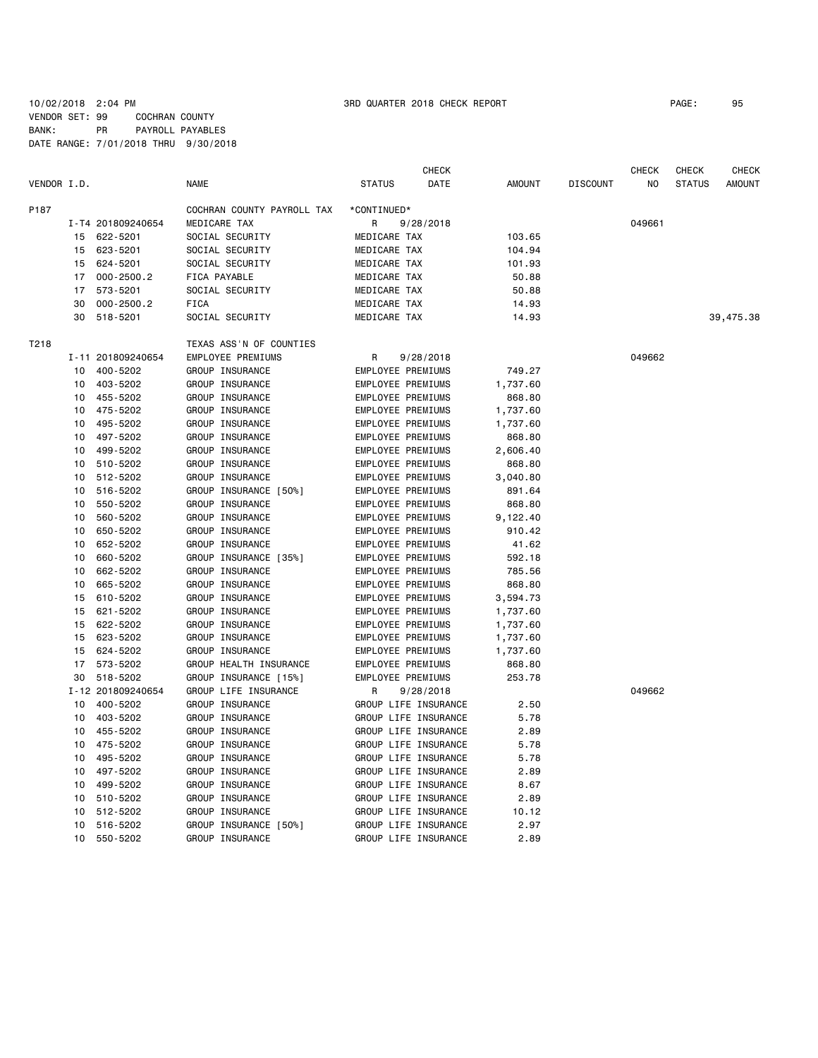10/02/2018 2:04 PM 3RD QUARTER 2018 CHECK REPORT PAGE: 95
VENDOR SET: 99 COCHRAN COUNTY
BANK: PR PAYROLL PAYABLES
DATE RANGE: 7/01/2018 THRU 9/30/2018

| VENDOR I.D. | | NAME | STATUS | CHECK DATE | AMOUNT | DISCOUNT | CHECK NO | CHECK STATUS | CHECK AMOUNT |
|---|---|---|---|---|---|---|---|---|---|
| P187 | | COCHRAN COUNTY PAYROLL TAX | *CONTINUED* | | | | | | |
| | I-T4 201809240654 | MEDICARE TAX | R | 9/28/2018 | | | 049661 | | |
| | 15 622-5201 | SOCIAL SECURITY | MEDICARE TAX | | 103.65 | | | | |
| | 15 623-5201 | SOCIAL SECURITY | MEDICARE TAX | | 104.94 | | | | |
| | 15 624-5201 | SOCIAL SECURITY | MEDICARE TAX | | 101.93 | | | | |
| | 17 000-2500.2 | FICA PAYABLE | MEDICARE TAX | | 50.88 | | | | |
| | 17 573-5201 | SOCIAL SECURITY | MEDICARE TAX | | 50.88 | | | | |
| | 30 000-2500.2 | FICA | MEDICARE TAX | | 14.93 | | | | |
| | 30 518-5201 | SOCIAL SECURITY | MEDICARE TAX | | 14.93 | | | | 39,475.38 |
| T218 | | TEXAS ASS'N OF COUNTIES | | | | | | | |
| | I-11 201809240654 | EMPLOYEE PREMIUMS | R | 9/28/2018 | | | 049662 | | |
| | 10 400-5202 | GROUP INSURANCE | EMPLOYEE PREMIUMS | | 749.27 | | | | |
| | 10 403-5202 | GROUP INSURANCE | EMPLOYEE PREMIUMS | | 1,737.60 | | | | |
| | 10 455-5202 | GROUP INSURANCE | EMPLOYEE PREMIUMS | | 868.80 | | | | |
| | 10 475-5202 | GROUP INSURANCE | EMPLOYEE PREMIUMS | | 1,737.60 | | | | |
| | 10 495-5202 | GROUP INSURANCE | EMPLOYEE PREMIUMS | | 1,737.60 | | | | |
| | 10 497-5202 | GROUP INSURANCE | EMPLOYEE PREMIUMS | | 868.80 | | | | |
| | 10 499-5202 | GROUP INSURANCE | EMPLOYEE PREMIUMS | | 2,606.40 | | | | |
| | 10 510-5202 | GROUP INSURANCE | EMPLOYEE PREMIUMS | | 868.80 | | | | |
| | 10 512-5202 | GROUP INSURANCE | EMPLOYEE PREMIUMS | | 3,040.80 | | | | |
| | 10 516-5202 | GROUP INSURANCE [50%] | EMPLOYEE PREMIUMS | | 891.64 | | | | |
| | 10 550-5202 | GROUP INSURANCE | EMPLOYEE PREMIUMS | | 868.80 | | | | |
| | 10 560-5202 | GROUP INSURANCE | EMPLOYEE PREMIUMS | | 9,122.40 | | | | |
| | 10 650-5202 | GROUP INSURANCE | EMPLOYEE PREMIUMS | | 910.42 | | | | |
| | 10 652-5202 | GROUP INSURANCE | EMPLOYEE PREMIUMS | | 41.62 | | | | |
| | 10 660-5202 | GROUP INSURANCE [35%] | EMPLOYEE PREMIUMS | | 592.18 | | | | |
| | 10 662-5202 | GROUP INSURANCE | EMPLOYEE PREMIUMS | | 785.56 | | | | |
| | 10 665-5202 | GROUP INSURANCE | EMPLOYEE PREMIUMS | | 868.80 | | | | |
| | 15 610-5202 | GROUP INSURANCE | EMPLOYEE PREMIUMS | | 3,594.73 | | | | |
| | 15 621-5202 | GROUP INSURANCE | EMPLOYEE PREMIUMS | | 1,737.60 | | | | |
| | 15 622-5202 | GROUP INSURANCE | EMPLOYEE PREMIUMS | | 1,737.60 | | | | |
| | 15 623-5202 | GROUP INSURANCE | EMPLOYEE PREMIUMS | | 1,737.60 | | | | |
| | 15 624-5202 | GROUP INSURANCE | EMPLOYEE PREMIUMS | | 1,737.60 | | | | |
| | 17 573-5202 | GROUP HEALTH INSURANCE | EMPLOYEE PREMIUMS | | 868.80 | | | | |
| | 30 518-5202 | GROUP INSURANCE [15%] | EMPLOYEE PREMIUMS | | 253.78 | | | | |
| | I-12 201809240654 | GROUP LIFE INSURANCE | R | 9/28/2018 | | | 049662 | | |
| | 10 400-5202 | GROUP INSURANCE | GROUP LIFE INSURANCE | | 2.50 | | | | |
| | 10 403-5202 | GROUP INSURANCE | GROUP LIFE INSURANCE | | 5.78 | | | | |
| | 10 455-5202 | GROUP INSURANCE | GROUP LIFE INSURANCE | | 2.89 | | | | |
| | 10 475-5202 | GROUP INSURANCE | GROUP LIFE INSURANCE | | 5.78 | | | | |
| | 10 495-5202 | GROUP INSURANCE | GROUP LIFE INSURANCE | | 5.78 | | | | |
| | 10 497-5202 | GROUP INSURANCE | GROUP LIFE INSURANCE | | 2.89 | | | | |
| | 10 499-5202 | GROUP INSURANCE | GROUP LIFE INSURANCE | | 8.67 | | | | |
| | 10 510-5202 | GROUP INSURANCE | GROUP LIFE INSURANCE | | 2.89 | | | | |
| | 10 512-5202 | GROUP INSURANCE | GROUP LIFE INSURANCE | | 10.12 | | | | |
| | 10 516-5202 | GROUP INSURANCE [50%] | GROUP LIFE INSURANCE | | 2.97 | | | | |
| | 10 550-5202 | GROUP INSURANCE | GROUP LIFE INSURANCE | | 2.89 | | | | |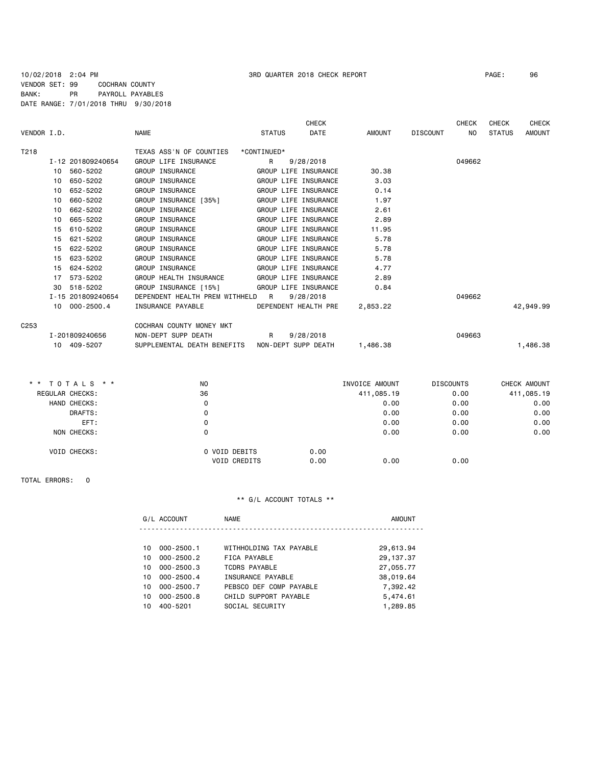10/02/2018 2:04 PM 3RD QUARTER 2018 CHECK REPORT

VENDOR SET: 99 COCHRAN COUNTY
BANK: PR PAYROLL PAYABLES
DATE RANGE: 7/01/2018 THRU 9/30/2018

| VENDOR I.D. | | NAME | STATUS | CHECK DATE | AMOUNT | DISCOUNT | CHECK NO | CHECK STATUS | CHECK AMOUNT |
|---|---|---|---|---|---|---|---|---|---|
| T218 | | TEXAS ASS'N OF COUNTIES | \*CONTINUED\* | | | | | | |
| | I-12 201809240654 | GROUP LIFE INSURANCE | R | 9/28/2018 | | | 049662 | | |
| | 10 560-5202 | GROUP INSURANCE | GROUP LIFE INSURANCE | | 30.38 | | | | |
| | 10 650-5202 | GROUP INSURANCE | GROUP LIFE INSURANCE | | 3.03 | | | | |
| | 10 652-5202 | GROUP INSURANCE | GROUP LIFE INSURANCE | | 0.14 | | | | |
| | 10 660-5202 | GROUP INSURANCE [35%] | GROUP LIFE INSURANCE | | 1.97 | | | | |
| | 10 662-5202 | GROUP INSURANCE | GROUP LIFE INSURANCE | | 2.61 | | | | |
| | 10 665-5202 | GROUP INSURANCE | GROUP LIFE INSURANCE | | 2.89 | | | | |
| | 15 610-5202 | GROUP INSURANCE | GROUP LIFE INSURANCE | | 11.95 | | | | |
| | 15 621-5202 | GROUP INSURANCE | GROUP LIFE INSURANCE | | 5.78 | | | | |
| | 15 622-5202 | GROUP INSURANCE | GROUP LIFE INSURANCE | | 5.78 | | | | |
| | 15 623-5202 | GROUP INSURANCE | GROUP LIFE INSURANCE | | 5.78 | | | | |
| | 15 624-5202 | GROUP INSURANCE | GROUP LIFE INSURANCE | | 4.77 | | | | |
| | 17 573-5202 | GROUP HEALTH INSURANCE | GROUP LIFE INSURANCE | | 2.89 | | | | |
| | 30 518-5202 | GROUP INSURANCE [15%] | GROUP LIFE INSURANCE | | 0.84 | | | | |
| | I-15 201809240654 | DEPENDENT HEALTH PREM WITHHELD | R | 9/28/2018 | | | 049662 | | |
| | 10 000-2500.4 | INSURANCE PAYABLE | DEPENDENT HEALTH PRE | | 2,853.22 | | | | 42,949.99 |
| C253 | | COCHRAN COUNTY MONEY MKT | | | | | | | |
| | I-201809240656 | NON-DEPT SUPP DEATH | R | 9/28/2018 | | | 049663 | | |
| | 10 409-5207 | SUPPLEMENTAL DEATH BENEFITS | NON-DEPT SUPP DEATH | | 1,486.38 | | | | 1,486.38 |

| \* \* TOTALS \* \* | NO | | INVOICE AMOUNT | DISCOUNTS | CHECK AMOUNT |
|---|---|---|---|---|---|
| REGULAR CHECKS: | 36 | | 411,085.19 | 0.00 | 411,085.19 |
| HAND CHECKS: | 0 | | 0.00 | 0.00 | 0.00 |
| DRAFTS: | 0 | | 0.00 | 0.00 | 0.00 |
| EFT: | 0 | | 0.00 | 0.00 | 0.00 |
| NON CHECKS: | 0 | | 0.00 | 0.00 | 0.00 |
| VOID CHECKS: | 0 VOID DEBITS | 0.00 | | | |
| | VOID CREDITS | 0.00 | 0.00 | 0.00 | |

TOTAL ERRORS: 0

\*\* G/L ACCOUNT TOTALS \*\*

| G/L ACCOUNT | NAME | AMOUNT |
|---|---|---|
| 10 000-2500.1 | WITHHOLDING TAX PAYABLE | 29,613.94 |
| 10 000-2500.2 | FICA PAYABLE | 29,137.37 |
| 10 000-2500.3 | TCDRS PAYABLE | 27,055.77 |
| 10 000-2500.4 | INSURANCE PAYABLE | 38,019.64 |
| 10 000-2500.7 | PEBSCO DEF COMP PAYABLE | 7,392.42 |
| 10 000-2500.8 | CHILD SUPPORT PAYABLE | 5,474.61 |
| 10 400-5201 | SOCIAL SECURITY | 1,289.85 |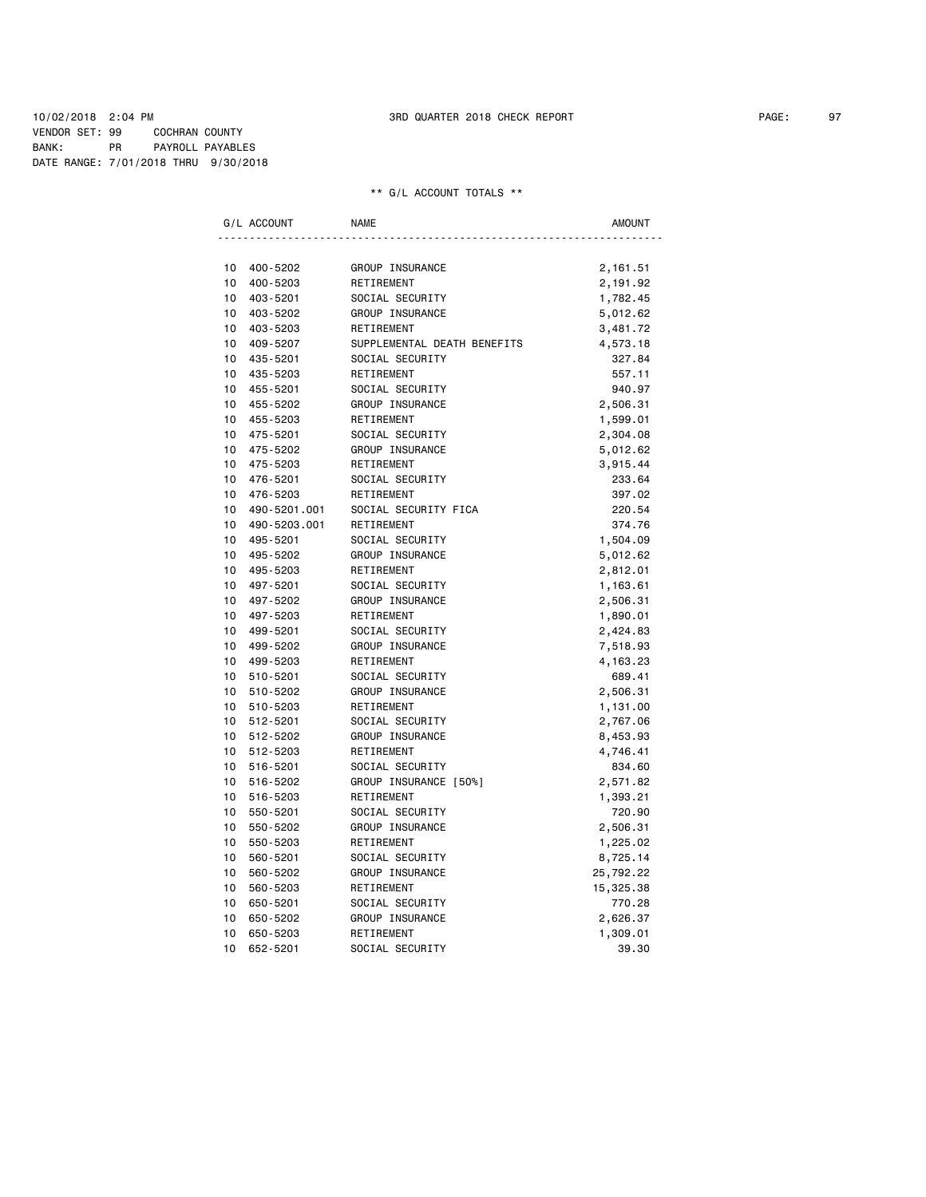10/02/2018 2:04 PM 3RD QUARTER 2018 CHECK REPORT

VENDOR SET: 99 COCHRAN COUNTY
BANK: PR PAYROLL PAYABLES
DATE RANGE: 7/01/2018 THRU 9/30/2018

** G/L ACCOUNT TOTALS **

| G/L ACCOUNT | | NAME | AMOUNT |
|---|---|---|---|
| 10 | 400-5202 | GROUP INSURANCE | 2,161.51 |
| 10 | 400-5203 | RETIREMENT | 2,191.92 |
| 10 | 403-5201 | SOCIAL SECURITY | 1,782.45 |
| 10 | 403-5202 | GROUP INSURANCE | 5,012.62 |
| 10 | 403-5203 | RETIREMENT | 3,481.72 |
| 10 | 409-5207 | SUPPLEMENTAL DEATH BENEFITS | 4,573.18 |
| 10 | 435-5201 | SOCIAL SECURITY | 327.84 |
| 10 | 435-5203 | RETIREMENT | 557.11 |
| 10 | 455-5201 | SOCIAL SECURITY | 940.97 |
| 10 | 455-5202 | GROUP INSURANCE | 2,506.31 |
| 10 | 455-5203 | RETIREMENT | 1,599.01 |
| 10 | 475-5201 | SOCIAL SECURITY | 2,304.08 |
| 10 | 475-5202 | GROUP INSURANCE | 5,012.62 |
| 10 | 475-5203 | RETIREMENT | 3,915.44 |
| 10 | 476-5201 | SOCIAL SECURITY | 233.64 |
| 10 | 476-5203 | RETIREMENT | 397.02 |
| 10 | 490-5201.001 | SOCIAL SECURITY FICA | 220.54 |
| 10 | 490-5203.001 | RETIREMENT | 374.76 |
| 10 | 495-5201 | SOCIAL SECURITY | 1,504.09 |
| 10 | 495-5202 | GROUP INSURANCE | 5,012.62 |
| 10 | 495-5203 | RETIREMENT | 2,812.01 |
| 10 | 497-5201 | SOCIAL SECURITY | 1,163.61 |
| 10 | 497-5202 | GROUP INSURANCE | 2,506.31 |
| 10 | 497-5203 | RETIREMENT | 1,890.01 |
| 10 | 499-5201 | SOCIAL SECURITY | 2,424.83 |
| 10 | 499-5202 | GROUP INSURANCE | 7,518.93 |
| 10 | 499-5203 | RETIREMENT | 4,163.23 |
| 10 | 510-5201 | SOCIAL SECURITY | 689.41 |
| 10 | 510-5202 | GROUP INSURANCE | 2,506.31 |
| 10 | 510-5203 | RETIREMENT | 1,131.00 |
| 10 | 512-5201 | SOCIAL SECURITY | 2,767.06 |
| 10 | 512-5202 | GROUP INSURANCE | 8,453.93 |
| 10 | 512-5203 | RETIREMENT | 4,746.41 |
| 10 | 516-5201 | SOCIAL SECURITY | 834.60 |
| 10 | 516-5202 | GROUP INSURANCE [50%] | 2,571.82 |
| 10 | 516-5203 | RETIREMENT | 1,393.21 |
| 10 | 550-5201 | SOCIAL SECURITY | 720.90 |
| 10 | 550-5202 | GROUP INSURANCE | 2,506.31 |
| 10 | 550-5203 | RETIREMENT | 1,225.02 |
| 10 | 560-5201 | SOCIAL SECURITY | 8,725.14 |
| 10 | 560-5202 | GROUP INSURANCE | 25,792.22 |
| 10 | 560-5203 | RETIREMENT | 15,325.38 |
| 10 | 650-5201 | SOCIAL SECURITY | 770.28 |
| 10 | 650-5202 | GROUP INSURANCE | 2,626.37 |
| 10 | 650-5203 | RETIREMENT | 1,309.01 |
| 10 | 652-5201 | SOCIAL SECURITY | 39.30 |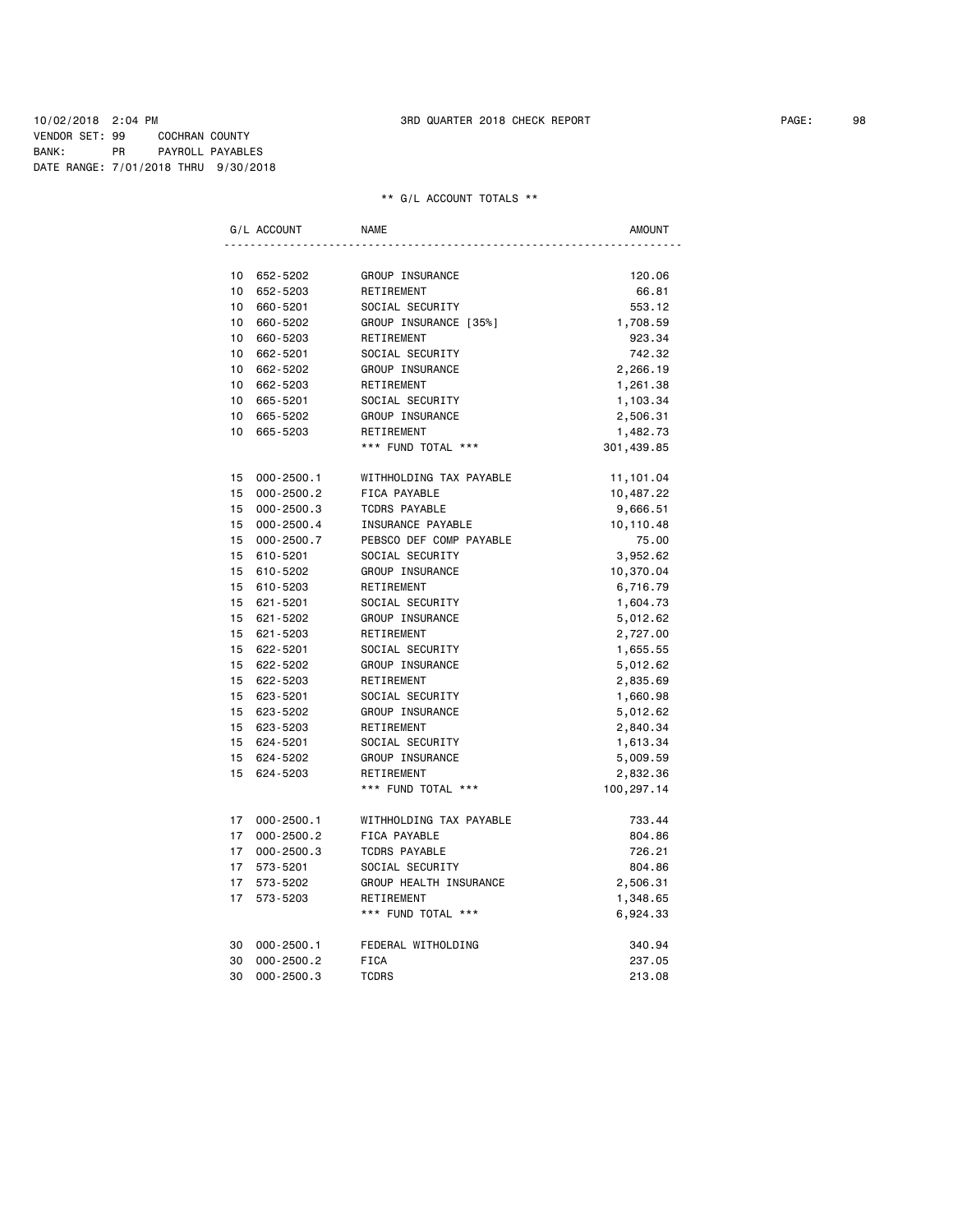10/02/2018 2:04 PM 3RD QUARTER 2018 CHECK REPORT

VENDOR SET: 99 COCHRAN COUNTY
BANK: PR PAYROLL PAYABLES
DATE RANGE: 7/01/2018 THRU 9/30/2018

** G/L ACCOUNT TOTALS **

| G/L ACCOUNT | | NAME | AMOUNT |
|---|---|---|---|
| 10 | 652-5202 | GROUP INSURANCE | 120.06 |
| 10 | 652-5203 | RETIREMENT | 66.81 |
| 10 | 660-5201 | SOCIAL SECURITY | 553.12 |
| 10 | 660-5202 | GROUP INSURANCE [35%] | 1,708.59 |
| 10 | 660-5203 | RETIREMENT | 923.34 |
| 10 | 662-5201 | SOCIAL SECURITY | 742.32 |
| 10 | 662-5202 | GROUP INSURANCE | 2,266.19 |
| 10 | 662-5203 | RETIREMENT | 1,261.38 |
| 10 | 665-5201 | SOCIAL SECURITY | 1,103.34 |
| 10 | 665-5202 | GROUP INSURANCE | 2,506.31 |
| 10 | 665-5203 | RETIREMENT | 1,482.73 |
| | | *** FUND TOTAL *** | 301,439.85 |
| 15 | 000-2500.1 | WITHHOLDING TAX PAYABLE | 11,101.04 |
| 15 | 000-2500.2 | FICA PAYABLE | 10,487.22 |
| 15 | 000-2500.3 | TCDRS PAYABLE | 9,666.51 |
| 15 | 000-2500.4 | INSURANCE PAYABLE | 10,110.48 |
| 15 | 000-2500.7 | PEBSCO DEF COMP PAYABLE | 75.00 |
| 15 | 610-5201 | SOCIAL SECURITY | 3,952.62 |
| 15 | 610-5202 | GROUP INSURANCE | 10,370.04 |
| 15 | 610-5203 | RETIREMENT | 6,716.79 |
| 15 | 621-5201 | SOCIAL SECURITY | 1,604.73 |
| 15 | 621-5202 | GROUP INSURANCE | 5,012.62 |
| 15 | 621-5203 | RETIREMENT | 2,727.00 |
| 15 | 622-5201 | SOCIAL SECURITY | 1,655.55 |
| 15 | 622-5202 | GROUP INSURANCE | 5,012.62 |
| 15 | 622-5203 | RETIREMENT | 2,835.69 |
| 15 | 623-5201 | SOCIAL SECURITY | 1,660.98 |
| 15 | 623-5202 | GROUP INSURANCE | 5,012.62 |
| 15 | 623-5203 | RETIREMENT | 2,840.34 |
| 15 | 624-5201 | SOCIAL SECURITY | 1,613.34 |
| 15 | 624-5202 | GROUP INSURANCE | 5,009.59 |
| 15 | 624-5203 | RETIREMENT | 2,832.36 |
| | | *** FUND TOTAL *** | 100,297.14 |
| 17 | 000-2500.1 | WITHHOLDING TAX PAYABLE | 733.44 |
| 17 | 000-2500.2 | FICA PAYABLE | 804.86 |
| 17 | 000-2500.3 | TCDRS PAYABLE | 726.21 |
| 17 | 573-5201 | SOCIAL SECURITY | 804.86 |
| 17 | 573-5202 | GROUP HEALTH INSURANCE | 2,506.31 |
| 17 | 573-5203 | RETIREMENT | 1,348.65 |
| | | *** FUND TOTAL *** | 6,924.33 |
| 30 | 000-2500.1 | FEDERAL WITHOLDING | 340.94 |
| 30 | 000-2500.2 | FICA | 237.05 |
| 30 | 000-2500.3 | TCDRS | 213.08 |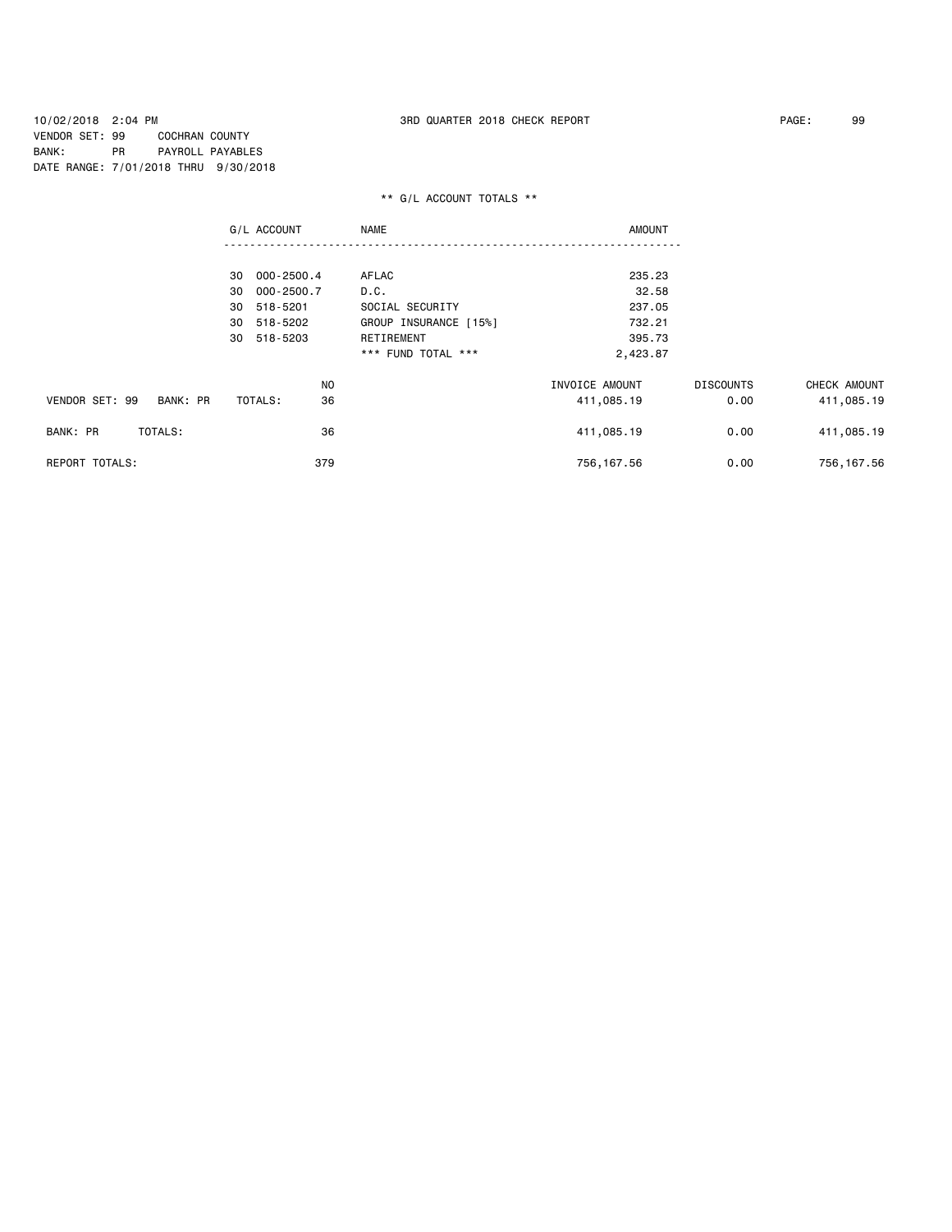10/02/2018 2:04 PM 3RD QUARTER 2018 CHECK REPORT

VENDOR SET: 99 COCHRAN COUNTY
BANK: PR PAYROLL PAYABLES
DATE RANGE: 7/01/2018 THRU 9/30/2018

** G/L ACCOUNT TOTALS **

| G/L ACCOUNT | NAME | AMOUNT |
|---|---|---|
| 30 000-2500.4 | AFLAC | 235.23 |
| 30 000-2500.7 | D.C. | 32.58 |
| 30 518-5201 | SOCIAL SECURITY | 237.05 |
| 30 518-5202 | GROUP INSURANCE [15%] | 732.21 |
| 30 518-5203 | RETIREMENT | 395.73 |
| | *** FUND TOTAL *** | 2,423.87 |

| | NO | INVOICE AMOUNT | DISCOUNTS | CHECK AMOUNT |
|---|---|---|---|---|
| VENDOR SET: 99 BANK: PR TOTALS: | 36 | 411,085.19 | 0.00 | 411,085.19 |
| BANK: PR TOTALS: | 36 | 411,085.19 | 0.00 | 411,085.19 |
| REPORT TOTALS: | 379 | 756,167.56 | 0.00 | 756,167.56 |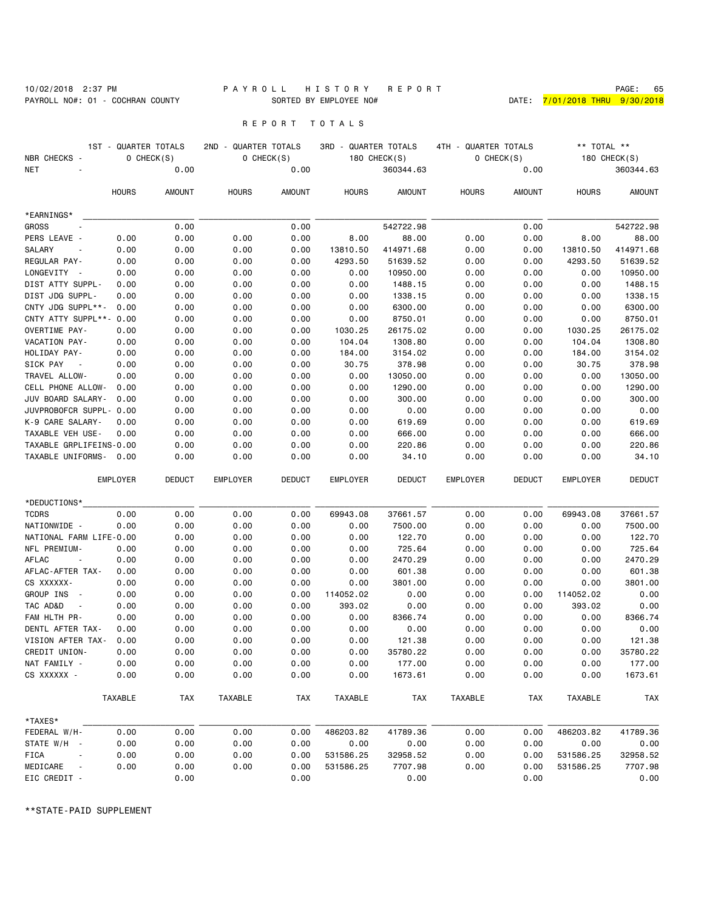10/02/2018 2:37 PM PAYROLL HISTORY REPORT

PAYROLL NO#: 01 - COCHRAN COUNTY SORTED BY EMPLOYEE NO# DATE: 7/01/2018 THRU 9/30/2018

# REPORT TOTALS

| | 1ST - QUARTER TOTALS | | 2ND - QUARTER TOTALS | | 3RD - QUARTER TOTALS | | 4TH - QUARTER TOTALS | | ** TOTAL ** | |
|---|---|---|---|---|---|---|---|---|---|---|
| NBR CHECKS - | 0 CHECK(S) | | 0 CHECK(S) | | 180 CHECK(S) | | 0 CHECK(S) | | 180 CHECK(S) | |
| NET - | | 0.00 | | 0.00 | | 360344.63 | | 0.00 | | 360344.63 |
| | HOURS | AMOUNT | HOURS | AMOUNT | HOURS | AMOUNT | HOURS | AMOUNT | HOURS | AMOUNT |
| *EARNINGS* | | | | | | | | | | |
| GROSS - | | 0.00 | | 0.00 | | 542722.98 | | 0.00 | | 542722.98 |
| PERS LEAVE - | 0.00 | 0.00 | 0.00 | 0.00 | 8.00 | 88.00 | 0.00 | 0.00 | 8.00 | 88.00 |
| SALARY - | 0.00 | 0.00 | 0.00 | 0.00 | 13810.50 | 414971.68 | 0.00 | 0.00 | 13810.50 | 414971.68 |
| REGULAR PAY- | 0.00 | 0.00 | 0.00 | 0.00 | 4293.50 | 51639.52 | 0.00 | 0.00 | 4293.50 | 51639.52 |
| LONGEVITY - | 0.00 | 0.00 | 0.00 | 0.00 | 0.00 | 10950.00 | 0.00 | 0.00 | 0.00 | 10950.00 |
| DIST ATTY SUPPL- | 0.00 | 0.00 | 0.00 | 0.00 | 0.00 | 1488.15 | 0.00 | 0.00 | 0.00 | 1488.15 |
| DIST JDG SUPPL- | 0.00 | 0.00 | 0.00 | 0.00 | 0.00 | 1338.15 | 0.00 | 0.00 | 0.00 | 1338.15 |
| CNTY JDG SUPPL**- | 0.00 | 0.00 | 0.00 | 0.00 | 0.00 | 6300.00 | 0.00 | 0.00 | 0.00 | 6300.00 |
| CNTY ATTY SUPPL**- | 0.00 | 0.00 | 0.00 | 0.00 | 0.00 | 8750.01 | 0.00 | 0.00 | 0.00 | 8750.01 |
| OVERTIME PAY- | 0.00 | 0.00 | 0.00 | 0.00 | 1030.25 | 26175.02 | 0.00 | 0.00 | 1030.25 | 26175.02 |
| VACATION PAY- | 0.00 | 0.00 | 0.00 | 0.00 | 104.04 | 1308.80 | 0.00 | 0.00 | 104.04 | 1308.80 |
| HOLIDAY PAY- | 0.00 | 0.00 | 0.00 | 0.00 | 184.00 | 3154.02 | 0.00 | 0.00 | 184.00 | 3154.02 |
| SICK PAY - | 0.00 | 0.00 | 0.00 | 0.00 | 30.75 | 378.98 | 0.00 | 0.00 | 30.75 | 378.98 |
| TRAVEL ALLOW- | 0.00 | 0.00 | 0.00 | 0.00 | 0.00 | 13050.00 | 0.00 | 0.00 | 0.00 | 13050.00 |
| CELL PHONE ALLOW- | 0.00 | 0.00 | 0.00 | 0.00 | 0.00 | 1290.00 | 0.00 | 0.00 | 0.00 | 1290.00 |
| JUV BOARD SALARY- | 0.00 | 0.00 | 0.00 | 0.00 | 0.00 | 300.00 | 0.00 | 0.00 | 0.00 | 300.00 |
| JUVPROBOFCR SUPPL- | 0.00 | 0.00 | 0.00 | 0.00 | 0.00 | 0.00 | 0.00 | 0.00 | 0.00 | 0.00 |
| K-9 CARE SALARY- | 0.00 | 0.00 | 0.00 | 0.00 | 0.00 | 619.69 | 0.00 | 0.00 | 0.00 | 619.69 |
| TAXABLE VEH USE- | 0.00 | 0.00 | 0.00 | 0.00 | 0.00 | 666.00 | 0.00 | 0.00 | 0.00 | 666.00 |
| TAXABLE GRPLIFEINS- | 0.00 | 0.00 | 0.00 | 0.00 | 0.00 | 220.86 | 0.00 | 0.00 | 0.00 | 220.86 |
| TAXABLE UNIFORMS- | 0.00 | 0.00 | 0.00 | 0.00 | 0.00 | 34.10 | 0.00 | 0.00 | 0.00 | 34.10 |
| | EMPLOYER | DEDUCT | EMPLOYER | DEDUCT | EMPLOYER | DEDUCT | EMPLOYER | DEDUCT | EMPLOYER | DEDUCT |
| *DEDUCTIONS* | | | | | | | | | | |
| TCDRS | 0.00 | 0.00 | 0.00 | 0.00 | 69943.08 | 37661.57 | 0.00 | 0.00 | 69943.08 | 37661.57 |
| NATIONWIDE - | 0.00 | 0.00 | 0.00 | 0.00 | 0.00 | 7500.00 | 0.00 | 0.00 | 0.00 | 7500.00 |
| NATIONAL FARM LIFE- | 0.00 | 0.00 | 0.00 | 0.00 | 0.00 | 122.70 | 0.00 | 0.00 | 0.00 | 122.70 |
| NFL PREMIUM- | 0.00 | 0.00 | 0.00 | 0.00 | 0.00 | 725.64 | 0.00 | 0.00 | 0.00 | 725.64 |
| AFLAC - | 0.00 | 0.00 | 0.00 | 0.00 | 0.00 | 2470.29 | 0.00 | 0.00 | 0.00 | 2470.29 |
| AFLAC-AFTER TAX- | 0.00 | 0.00 | 0.00 | 0.00 | 0.00 | 601.38 | 0.00 | 0.00 | 0.00 | 601.38 |
| CS XXXXXX- | 0.00 | 0.00 | 0.00 | 0.00 | 0.00 | 3801.00 | 0.00 | 0.00 | 0.00 | 3801.00 |
| GROUP INS - | 0.00 | 0.00 | 0.00 | 0.00 | 114052.02 | 0.00 | 0.00 | 0.00 | 114052.02 | 0.00 |
| TAC AD&D - | 0.00 | 0.00 | 0.00 | 0.00 | 393.02 | 0.00 | 0.00 | 0.00 | 393.02 | 0.00 |
| FAM HLTH PR- | 0.00 | 0.00 | 0.00 | 0.00 | 0.00 | 8366.74 | 0.00 | 0.00 | 0.00 | 8366.74 |
| DENTL AFTER TAX- | 0.00 | 0.00 | 0.00 | 0.00 | 0.00 | 0.00 | 0.00 | 0.00 | 0.00 | 0.00 |
| VISION AFTER TAX- | 0.00 | 0.00 | 0.00 | 0.00 | 0.00 | 121.38 | 0.00 | 0.00 | 0.00 | 121.38 |
| CREDIT UNION- | 0.00 | 0.00 | 0.00 | 0.00 | 0.00 | 35780.22 | 0.00 | 0.00 | 0.00 | 35780.22 |
| NAT FAMILY - | 0.00 | 0.00 | 0.00 | 0.00 | 0.00 | 177.00 | 0.00 | 0.00 | 0.00 | 177.00 |
| CS XXXXXX - | 0.00 | 0.00 | 0.00 | 0.00 | 0.00 | 1673.61 | 0.00 | 0.00 | 0.00 | 1673.61 |
| | TAXABLE | TAX | TAXABLE | TAX | TAXABLE | TAX | TAXABLE | TAX | TAXABLE | TAX |
| *TAXES* | | | | | | | | | | |
| FEDERAL W/H- | 0.00 | 0.00 | 0.00 | 0.00 | 486203.82 | 41789.36 | 0.00 | 0.00 | 486203.82 | 41789.36 |
| STATE W/H - | 0.00 | 0.00 | 0.00 | 0.00 | 0.00 | 0.00 | 0.00 | 0.00 | 0.00 | 0.00 |
| FICA - | 0.00 | 0.00 | 0.00 | 0.00 | 531586.25 | 32958.52 | 0.00 | 0.00 | 531586.25 | 32958.52 |
| MEDICARE - | 0.00 | 0.00 | 0.00 | 0.00 | 531586.25 | 7707.98 | 0.00 | 0.00 | 531586.25 | 7707.98 |
| EIC CREDIT - | | 0.00 | | 0.00 | | 0.00 | | 0.00 | | 0.00 |

**STATE-PAID SUPPLEMENT